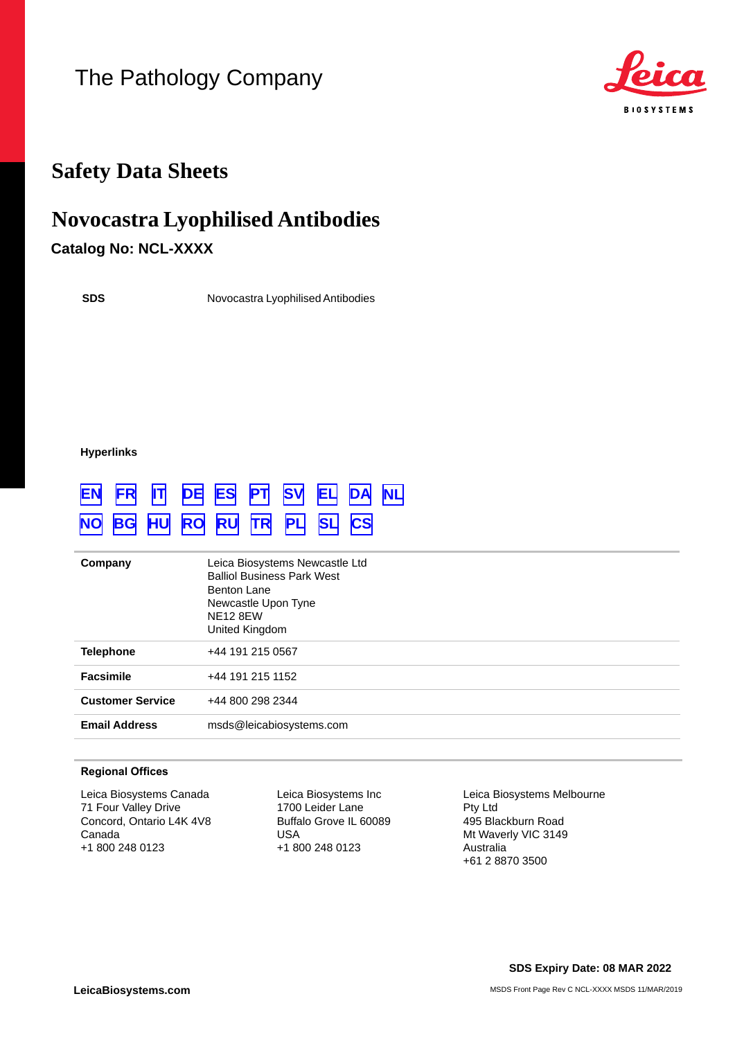The Pathology Company

Leica BIOSYSTEMS

# Safety Data Sheets

## Novocastra Lyophilised Antibodies

**Catalog No: NCL-XXXX**

| | |
|---|---|
| **SDS** | Novocastra Lyophilised Antibodies |

**Hyperlinks**

EN FR IT DE ES PT SV EL DA NL

NO BG HU RO RU TR PL SL CS

| | |
|---|---|
| **Company** | Leica Biosystems Newcastle Ltd<br>Balliol Business Park West<br>Benton Lane<br>Newcastle Upon Tyne<br>NE12 8EW<br>United Kingdom |
| **Telephone** | +44 191 215 0567 |
| **Facsimile** | +44 191 215 1152 |
| **Customer Service** | +44 800 298 2344 |
| **Email Address** | msds@leicabiosystems.com |

**Regional Offices**

Leica Biosystems Canada
71 Four Valley Drive
Concord, Ontario L4K 4V8
Canada
+1 800 248 0123

Leica Biosystems Inc
1700 Leider Lane
Buffalo Grove IL 60089
USA
+1 800 248 0123

Leica Biosystems Melbourne Pty Ltd
495 Blackburn Road
Mt Waverly VIC 3149
Australia
+61 2 8870 3500

**SDS Expiry Date: 08 MAR 2022**

**LeicaBiosystems.com**

MSDS Front Page Rev C NCL-XXXX MSDS 11/MAR/2019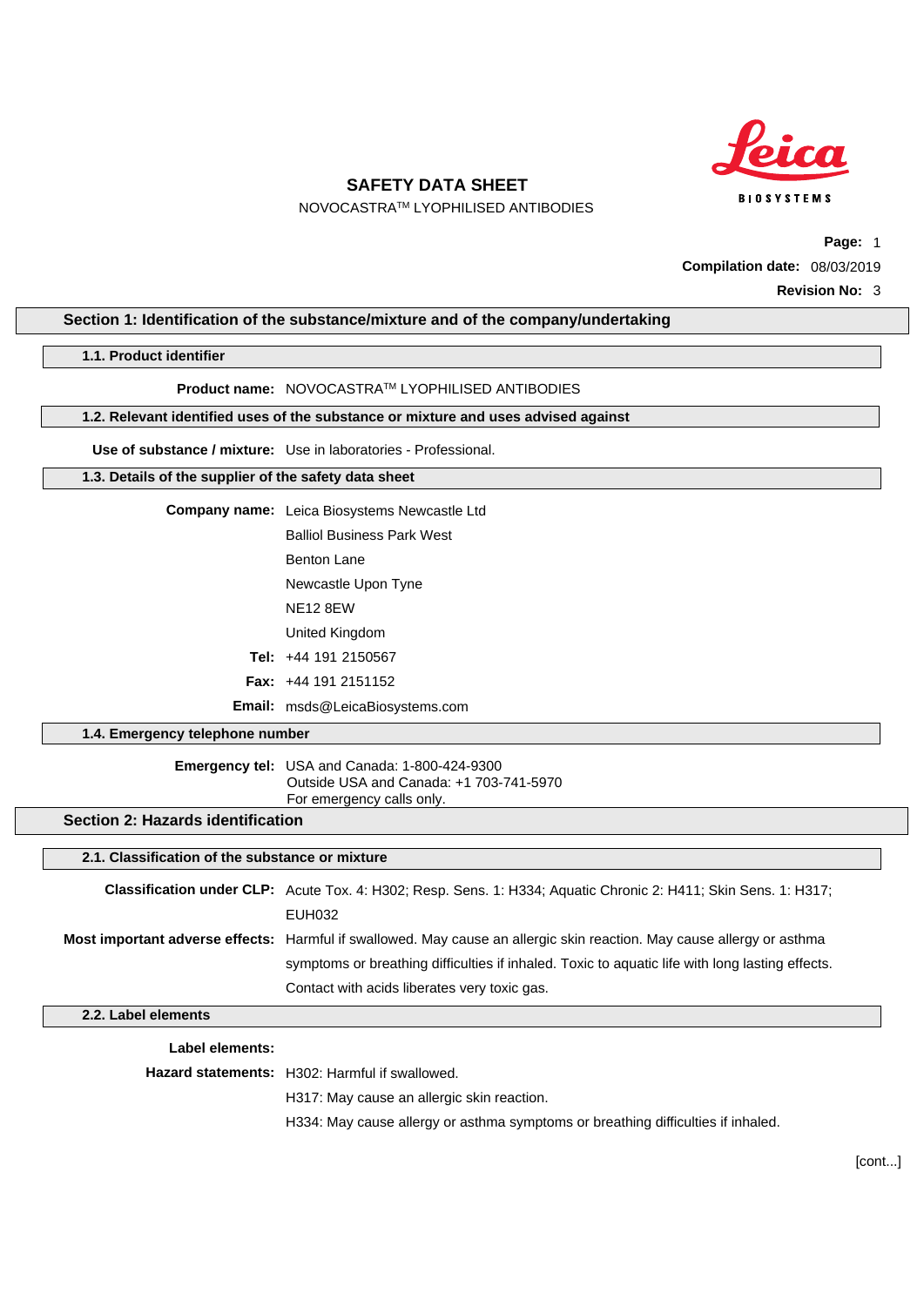# SAFETY DATA SHEET

NOVOCASTRA[TM] LYOPHILISED ANTIBODIES

**Page:** 1

**Compilation date:** 08/03/2019

**Revision No:** 3

## Section 1: Identification of the substance/mixture and of the company/undertaking

### 1.1. Product identifier

**Product name:** NOVOCASTRA[TM] LYOPHILISED ANTIBODIES

### 1.2. Relevant identified uses of the substance or mixture and uses advised against

**Use of substance / mixture:** Use in laboratories - Professional.

### 1.3. Details of the supplier of the safety data sheet

**Company name:** Leica Biosystems Newcastle Ltd

Balliol Business Park West

Benton Lane

Newcastle Upon Tyne

NE12 8EW

United Kingdom

**Tel:** +44 191 2150567

**Fax:** +44 191 2151152

**Email:** msds@LeicaBiosystems.com

### 1.4. Emergency telephone number

**Emergency tel:** USA and Canada: 1-800-424-9300
Outside USA and Canada: +1 703-741-5970
For emergency calls only.

## Section 2: Hazards identification

### 2.1. Classification of the substance or mixture

**Classification under CLP:** Acute Tox. 4: H302; Resp. Sens. 1: H334; Aquatic Chronic 2: H411; Skin Sens. 1: H317; EUH032

**Most important adverse effects:** Harmful if swallowed. May cause an allergic skin reaction. May cause allergy or asthma symptoms or breathing difficulties if inhaled. Toxic to aquatic life with long lasting effects. Contact with acids liberates very toxic gas.

### 2.2. Label elements

**Label elements:**

**Hazard statements:** H302: Harmful if swallowed.

H317: May cause an allergic skin reaction.

H334: May cause allergy or asthma symptoms or breathing difficulties if inhaled.

[cont...]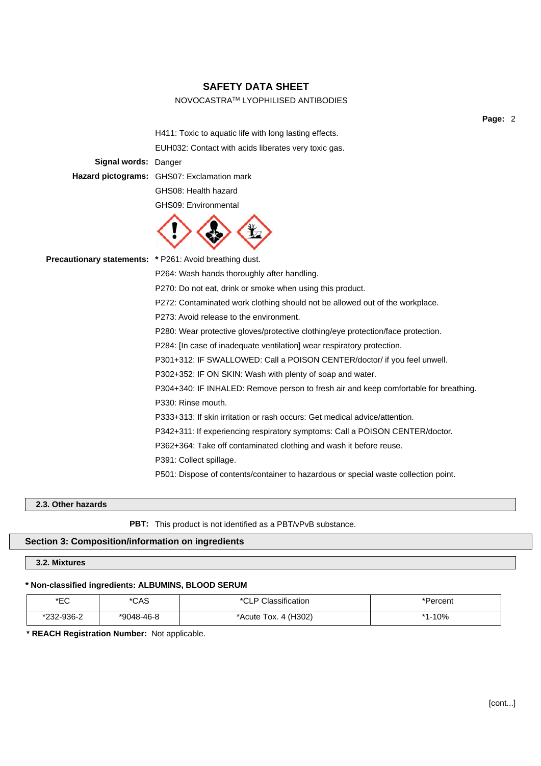H411: Toxic to aquatic life with long lasting effects.

EUH032: Contact with acids liberates very toxic gas.

**Signal words:** Danger

**Hazard pictograms:** GHS07: Exclamation mark

GHS08: Health hazard

GHS09: Environmental

**Precautionary statements:** * P261: Avoid breathing dust.

P264: Wash hands thoroughly after handling.

P270: Do not eat, drink or smoke when using this product.

P272: Contaminated work clothing should not be allowed out of the workplace.

P273: Avoid release to the environment.

P280: Wear protective gloves/protective clothing/eye protection/face protection.

P284: [In case of inadequate ventilation] wear respiratory protection.

P301+312: IF SWALLOWED: Call a POISON CENTER/doctor/ if you feel unwell.

P302+352: IF ON SKIN: Wash with plenty of soap and water.

P304+340: IF INHALED: Remove person to fresh air and keep comfortable for breathing.

P330: Rinse mouth.

P333+313: If skin irritation or rash occurs: Get medical advice/attention.

P342+311: If experiencing respiratory symptoms: Call a POISON CENTER/doctor.

P362+364: Take off contaminated clothing and wash it before reuse.

P391: Collect spillage.

P501: Dispose of contents/container to hazardous or special waste collection point.

### 2.3. Other hazards

**PBT:** This product is not identified as a PBT/vPvB substance.

## Section 3: Composition/information on ingredients

### 3.2. Mixtures

**\* Non-classified ingredients: ALBUMINS, BLOOD SERUM**

| *EC | *CAS | *CLP Classification | *Percent |
|---|---|---|---|
| *232-936-2 | *9048-46-8 | *Acute Tox. 4 (H302) | *1-10% |

**\* REACH Registration Number:** Not applicable.

[cont...]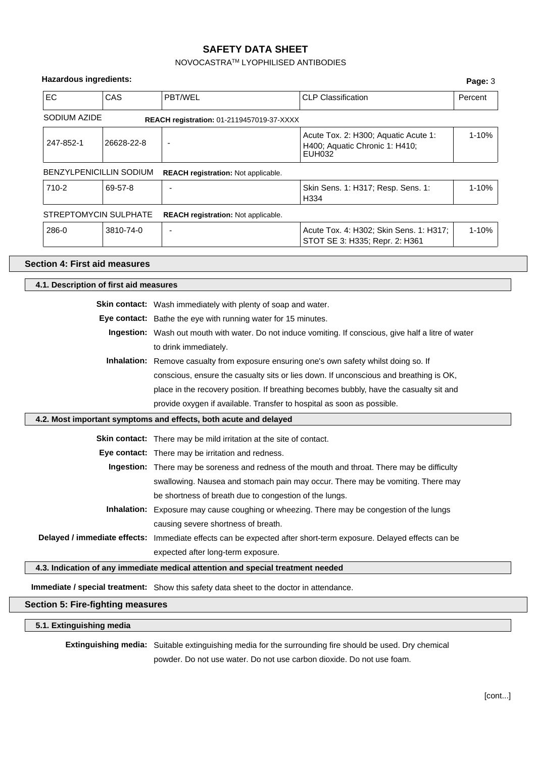**Hazardous ingredients:**

| EC | CAS | PBT/WEL | CLP Classification | Percent |
|---|---|---|---|---|
| SODIUM AZIDE | | REACH registration: 01-2119457019-37-XXXX | | |
| 247-852-1 | 26628-22-8 | - | Acute Tox. 2: H300; Aquatic Acute 1: H400; Aquatic Chronic 1: H410; EUH032 | 1-10% |
| BENZYLPENICILLIN SODIUM | | REACH registration: Not applicable. | | |
| 710-2 | 69-57-8 | - | Skin Sens. 1: H317; Resp. Sens. 1: H334 | 1-10% |
| STREPTOMYCIN SULPHATE | | REACH registration: Not applicable. | | |
| 286-0 | 3810-74-0 | - | Acute Tox. 4: H302; Skin Sens. 1: H317; STOT SE 3: H335; Repr. 2: H361 | 1-10% |

## Section 4: First aid measures

### 4.1. Description of first aid measures

**Skin contact:** Wash immediately with plenty of soap and water.

**Eye contact:** Bathe the eye with running water for 15 minutes.

**Ingestion:** Wash out mouth with water. Do not induce vomiting. If conscious, give half a litre of water to drink immediately.

**Inhalation:** Remove casualty from exposure ensuring one's own safety whilst doing so. If conscious, ensure the casualty sits or lies down. If unconscious and breathing is OK, place in the recovery position. If breathing becomes bubbly, have the casualty sit and provide oxygen if available. Transfer to hospital as soon as possible.

### 4.2. Most important symptoms and effects, both acute and delayed

**Skin contact:** There may be mild irritation at the site of contact.

**Eye contact:** There may be irritation and redness.

**Ingestion:** There may be soreness and redness of the mouth and throat. There may be difficulty swallowing. Nausea and stomach pain may occur. There may be vomiting. There may be shortness of breath due to congestion of the lungs.

**Inhalation:** Exposure may cause coughing or wheezing. There may be congestion of the lungs causing severe shortness of breath.

**Delayed / immediate effects:** Immediate effects can be expected after short-term exposure. Delayed effects can be expected after long-term exposure.

### 4.3. Indication of any immediate medical attention and special treatment needed

**Immediate / special treatment:** Show this safety data sheet to the doctor in attendance.

## Section 5: Fire-fighting measures

### 5.1. Extinguishing media

**Extinguishing media:** Suitable extinguishing media for the surrounding fire should be used. Dry chemical powder. Do not use water. Do not use carbon dioxide. Do not use foam.

[cont...]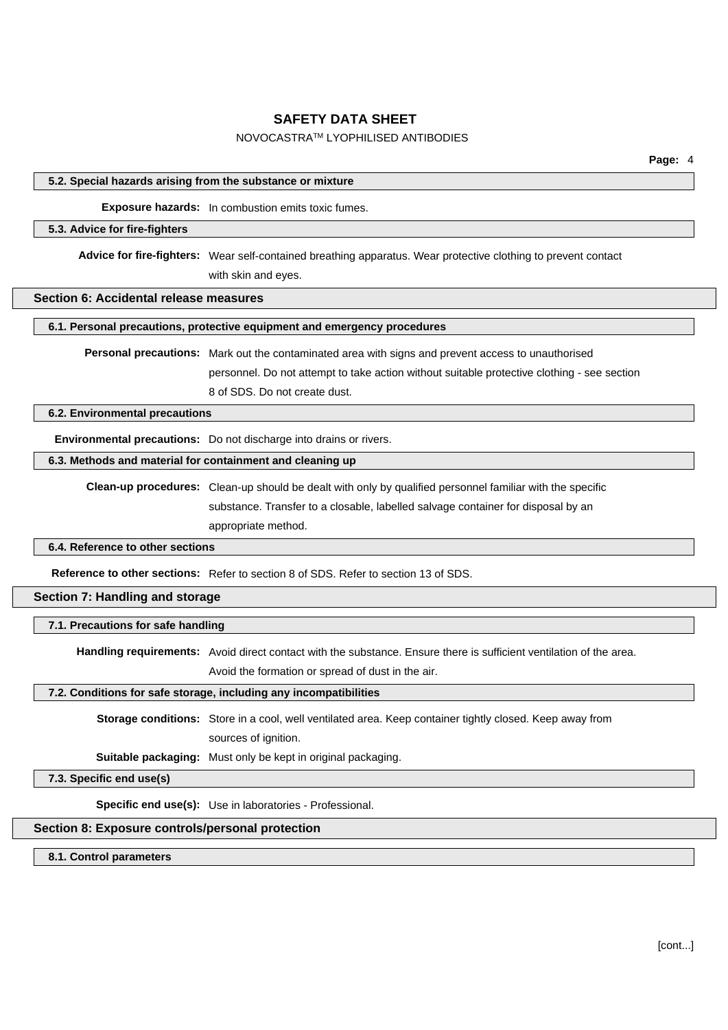#### 5.2. Special hazards arising from the substance or mixture

**Exposure hazards:** In combustion emits toxic fumes.

#### 5.3. Advice for fire-fighters

**Advice for fire-fighters:** Wear self-contained breathing apparatus. Wear protective clothing to prevent contact with skin and eyes.

### Section 6: Accidental release measures

#### 6.1. Personal precautions, protective equipment and emergency procedures

**Personal precautions:** Mark out the contaminated area with signs and prevent access to unauthorised personnel. Do not attempt to take action without suitable protective clothing - see section 8 of SDS. Do not create dust.

#### 6.2. Environmental precautions

**Environmental precautions:** Do not discharge into drains or rivers.

#### 6.3. Methods and material for containment and cleaning up

**Clean-up procedures:** Clean-up should be dealt with only by qualified personnel familiar with the specific substance. Transfer to a closable, labelled salvage container for disposal by an appropriate method.

#### 6.4. Reference to other sections

**Reference to other sections:** Refer to section 8 of SDS. Refer to section 13 of SDS.

### Section 7: Handling and storage

#### 7.1. Precautions for safe handling

**Handling requirements:** Avoid direct contact with the substance. Ensure there is sufficient ventilation of the area. Avoid the formation or spread of dust in the air.

#### 7.2. Conditions for safe storage, including any incompatibilities

**Storage conditions:** Store in a cool, well ventilated area. Keep container tightly closed. Keep away from sources of ignition.

**Suitable packaging:** Must only be kept in original packaging.

#### 7.3. Specific end use(s)

**Specific end use(s):** Use in laboratories - Professional.

### Section 8: Exposure controls/personal protection

#### 8.1. Control parameters

[cont...]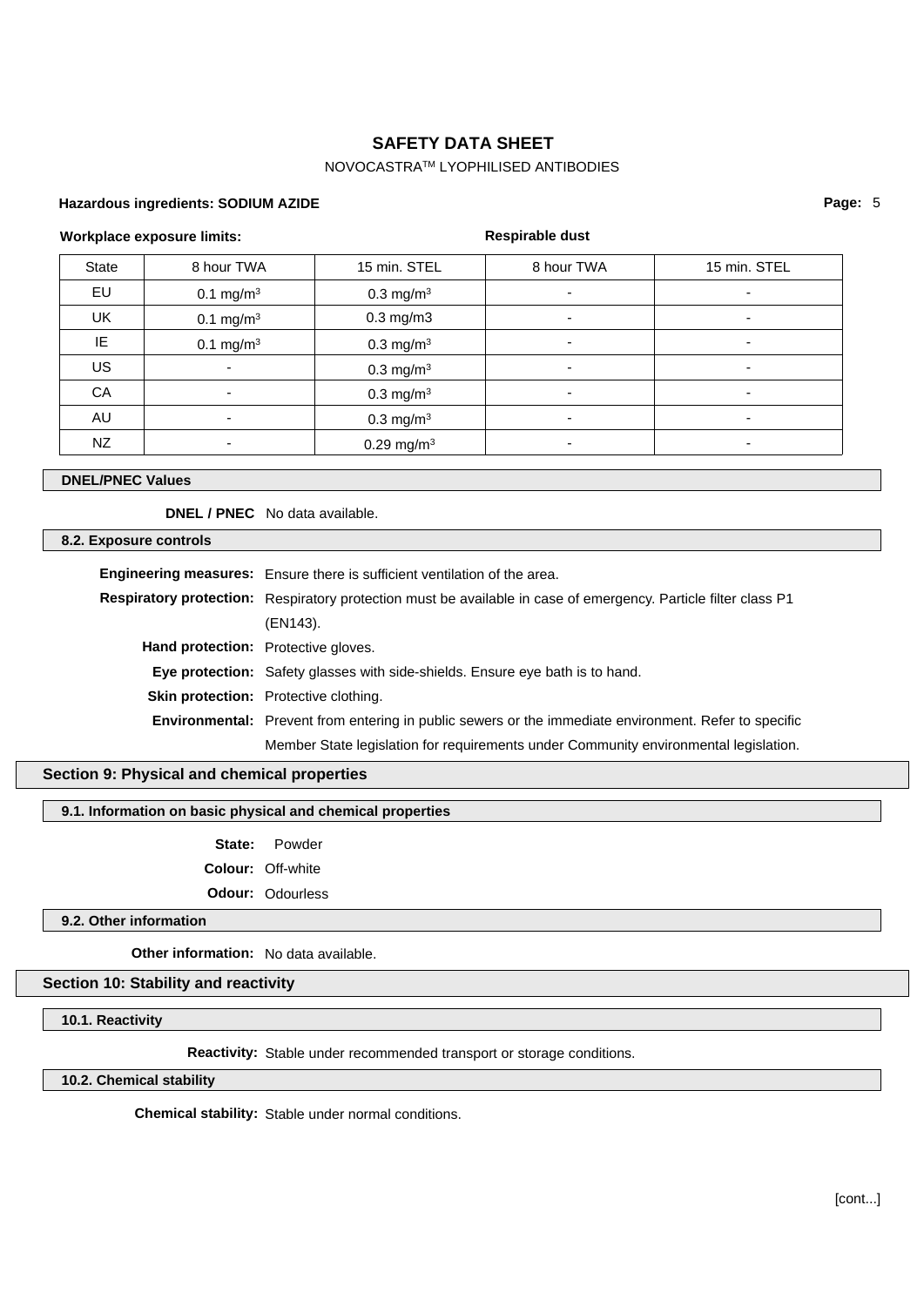**Hazardous ingredients: SODIUM AZIDE**

**Workplace exposure limits:** **Respirable dust**

| State | 8 hour TWA | 15 min. STEL | 8 hour TWA | 15 min. STEL |
|---|---|---|---|---|
| EU | 0.1 mg/m$^3$ | 0.3 mg/m$^3$ | - | - |
| UK | 0.1 mg/m$^3$ | 0.3 mg/m3 | - | - |
| IE | 0.1 mg/m$^3$ | 0.3 mg/m$^3$ | - | - |
| US | - | 0.3 mg/m$^3$ | - | - |
| CA | - | 0.3 mg/m$^3$ | - | - |
| AU | - | 0.3 mg/m$^3$ | - | - |
| NZ | - | 0.29 mg/m$^3$ | - | - |

### DNEL/PNEC Values

**DNEL / PNEC** No data available.

### 8.2. Exposure controls

**Engineering measures:** Ensure there is sufficient ventilation of the area.

**Respiratory protection:** Respiratory protection must be available in case of emergency. Particle filter class P1 (EN143).

**Hand protection:** Protective gloves.

**Eye protection:** Safety glasses with side-shields. Ensure eye bath is to hand.

**Skin protection:** Protective clothing.

**Environmental:** Prevent from entering in public sewers or the immediate environment. Refer to specific Member State legislation for requirements under Community environmental legislation.

## Section 9: Physical and chemical properties

### 9.1. Information on basic physical and chemical properties

**State:** Powder

**Colour:** Off-white

**Odour:** Odourless

### 9.2. Other information

**Other information:** No data available.

## Section 10: Stability and reactivity

### 10.1. Reactivity

**Reactivity:** Stable under recommended transport or storage conditions.

### 10.2. Chemical stability

**Chemical stability:** Stable under normal conditions.

[cont...]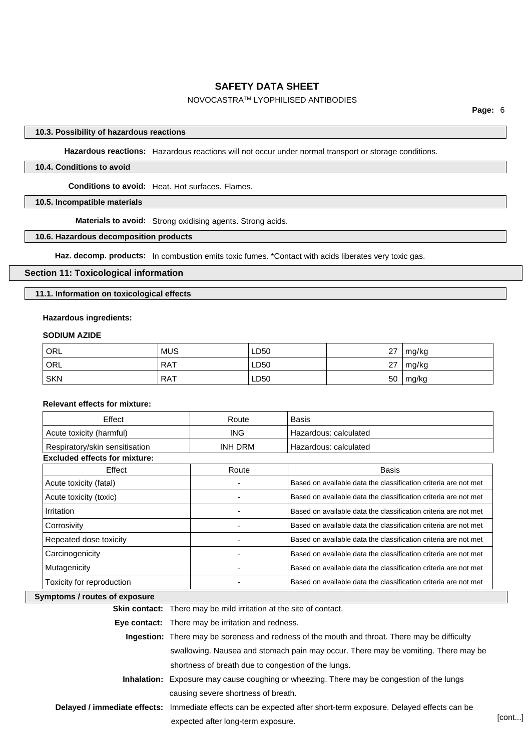**10.3. Possibility of hazardous reactions**

**Hazardous reactions:** Hazardous reactions will not occur under normal transport or storage conditions.

**10.4. Conditions to avoid**

**Conditions to avoid:** Heat. Hot surfaces. Flames.

**10.5. Incompatible materials**

**Materials to avoid:** Strong oxidising agents. Strong acids.

**10.6. Hazardous decomposition products**

**Haz. decomp. products:** In combustion emits toxic fumes. *Contact with acids liberates very toxic gas.

## Section 11: Toxicological information

**11.1. Information on toxicological effects**

**Hazardous ingredients:**

**SODIUM AZIDE**

| | | | | |
|---|---|---|---|---|
| ORL | MUS | LD50 | 27 | mg/kg |
| ORL | RAT | LD50 | 27 | mg/kg |
| SKN | RAT | LD50 | 50 | mg/kg |

**Relevant effects for mixture:**

| Effect | Route | Basis |
|---|---|---|
| Acute toxicity (harmful) | ING | Hazardous: calculated |
| Respiratory/skin sensitisation | INH DRM | Hazardous: calculated |

**Excluded effects for mixture:**

| Effect | Route | Basis |
|---|---|---|
| Acute toxicity (fatal) | - | Based on available data the classification criteria are not met |
| Acute toxicity (toxic) | - | Based on available data the classification criteria are not met |
| Irritation | - | Based on available data the classification criteria are not met |
| Corrosivity | - | Based on available data the classification criteria are not met |
| Repeated dose toxicity | - | Based on available data the classification criteria are not met |
| Carcinogenicity | - | Based on available data the classification criteria are not met |
| Mutagenicity | - | Based on available data the classification criteria are not met |
| Toxicity for reproduction | - | Based on available data the classification criteria are not met |

**Symptoms / routes of exposure**

**Skin contact:** There may be mild irritation at the site of contact.

**Eye contact:** There may be irritation and redness.

**Ingestion:** There may be soreness and redness of the mouth and throat. There may be difficulty swallowing. Nausea and stomach pain may occur. There may be vomiting. There may be shortness of breath due to congestion of the lungs.

**Inhalation:** Exposure may cause coughing or wheezing. There may be congestion of the lungs causing severe shortness of breath.

**Delayed / immediate effects:** Immediate effects can be expected after short-term exposure. Delayed effects can be expected after long-term exposure.

[cont...]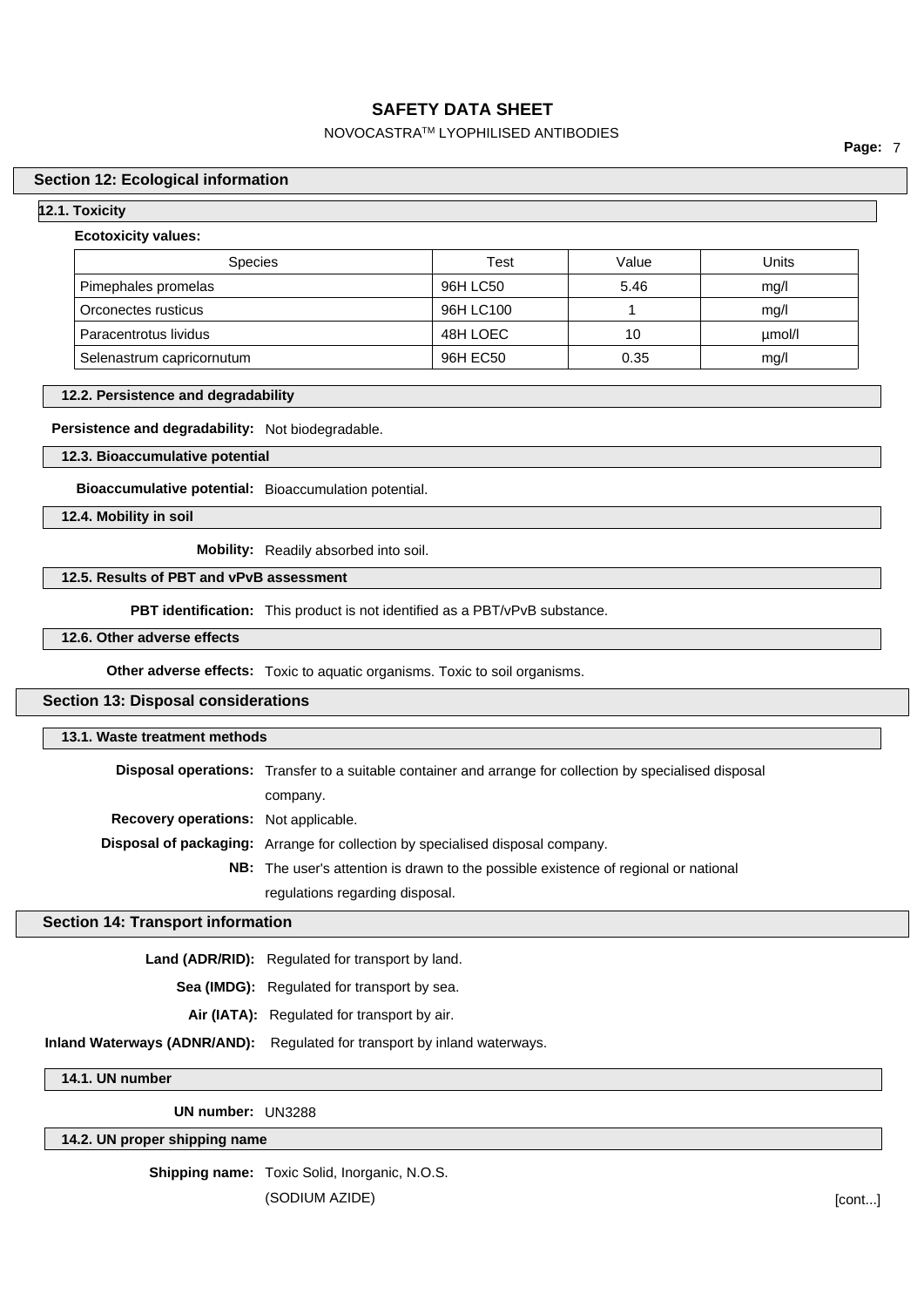## Section 12: Ecological information

### 12.1. Toxicity

**Ecotoxicity values:**

| Species | Test | Value | Units |
|---|---|---|---|
| Pimephales promelas | 96H LC50 | 5.46 | mg/l |
| Orconectes rusticus | 96H LC100 | 1 | mg/l |
| Paracentrotus lividus | 48H LOEC | 10 | µmol/l |
| Selenastrum capricornutum | 96H EC50 | 0.35 | mg/l |

### 12.2. Persistence and degradability

**Persistence and degradability:** Not biodegradable.

### 12.3. Bioaccumulative potential

**Bioaccumulative potential:** Bioaccumulation potential.

### 12.4. Mobility in soil

**Mobility:** Readily absorbed into soil.

### 12.5. Results of PBT and vPvB assessment

**PBT identification:** This product is not identified as a PBT/vPvB substance.

### 12.6. Other adverse effects

**Other adverse effects:** Toxic to aquatic organisms. Toxic to soil organisms.

## Section 13: Disposal considerations

### 13.1. Waste treatment methods

**Disposal operations:** Transfer to a suitable container and arrange for collection by specialised disposal company.

**Recovery operations:** Not applicable.

**Disposal of packaging:** Arrange for collection by specialised disposal company.

**NB:** The user's attention is drawn to the possible existence of regional or national regulations regarding disposal.

## Section 14: Transport information

**Land (ADR/RID):** Regulated for transport by land.

**Sea (IMDG):** Regulated for transport by sea.

**Air (IATA):** Regulated for transport by air.

**Inland Waterways (ADNR/AND):** Regulated for transport by inland waterways.

### 14.1. UN number

**UN number:** UN3288

### 14.2. UN proper shipping name

**Shipping name:** Toxic Solid, Inorganic, N.O.S.
(SODIUM AZIDE)

[cont...]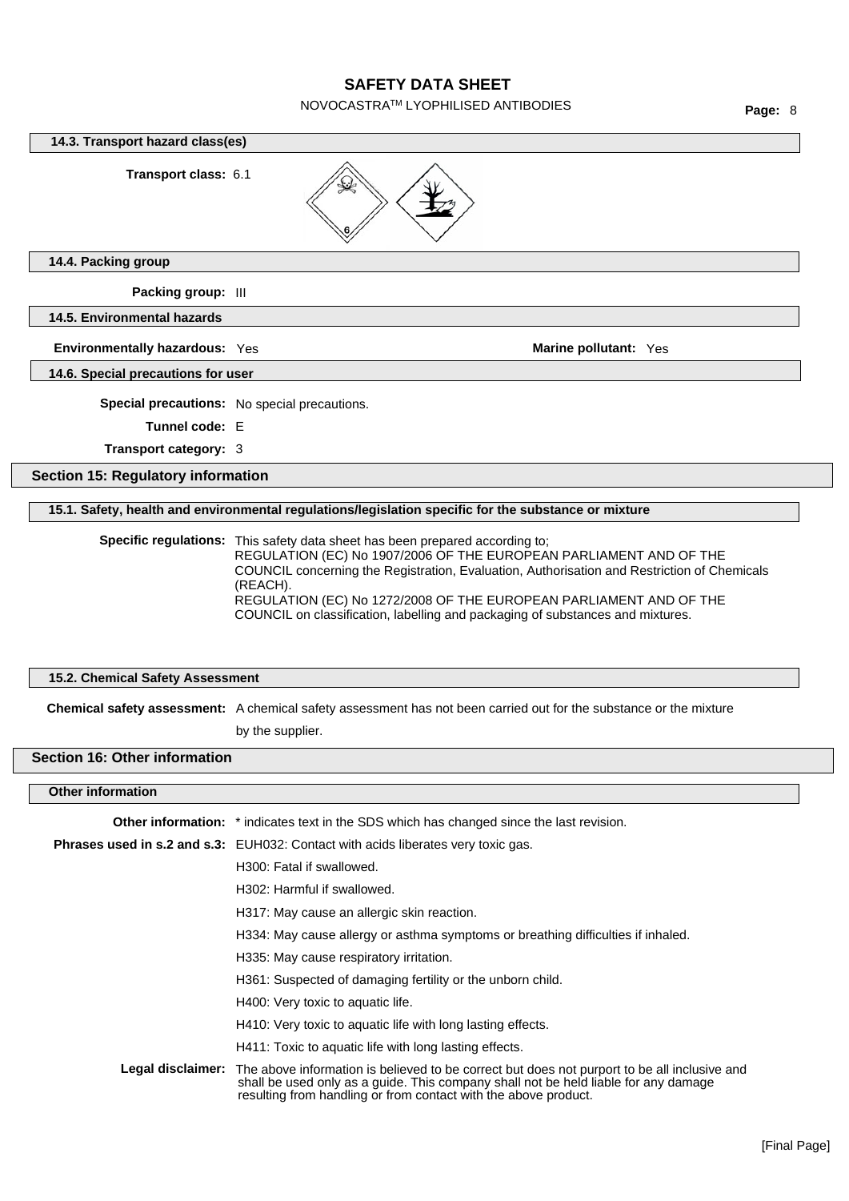#### 14.3. Transport hazard class(es)

**Transport class:** 6.1

#### 14.4. Packing group

**Packing group:** III

#### 14.5. Environmental hazards

**Environmentally hazardous:** Yes

**Marine pollutant:** Yes

#### 14.6. Special precautions for user

**Special precautions:** No special precautions.

**Tunnel code:** E

**Transport category:** 3

## Section 15: Regulatory information

#### 15.1. Safety, health and environmental regulations/legislation specific for the substance or mixture

**Specific regulations:** This safety data sheet has been prepared according to;
REGULATION (EC) No 1907/2006 OF THE EUROPEAN PARLIAMENT AND OF THE COUNCIL concerning the Registration, Evaluation, Authorisation and Restriction of Chemicals (REACH).
REGULATION (EC) No 1272/2008 OF THE EUROPEAN PARLIAMENT AND OF THE COUNCIL on classification, labelling and packaging of substances and mixtures.

#### 15.2. Chemical Safety Assessment

**Chemical safety assessment:** A chemical safety assessment has not been carried out for the substance or the mixture by the supplier.

## Section 16: Other information

#### Other information

**Other information:** * indicates text in the SDS which has changed since the last revision.

**Phrases used in s.2 and s.3:** EUH032: Contact with acids liberates very toxic gas.

H300: Fatal if swallowed.

H302: Harmful if swallowed.

H317: May cause an allergic skin reaction.

H334: May cause allergy or asthma symptoms or breathing difficulties if inhaled.

H335: May cause respiratory irritation.

H361: Suspected of damaging fertility or the unborn child.

H400: Very toxic to aquatic life.

H410: Very toxic to aquatic life with long lasting effects.

H411: Toxic to aquatic life with long lasting effects.

**Legal disclaimer:** The above information is believed to be correct but does not purport to be all inclusive and shall be used only as a guide. This company shall not be held liable for any damage resulting from handling or from contact with the above product.

[Final Page]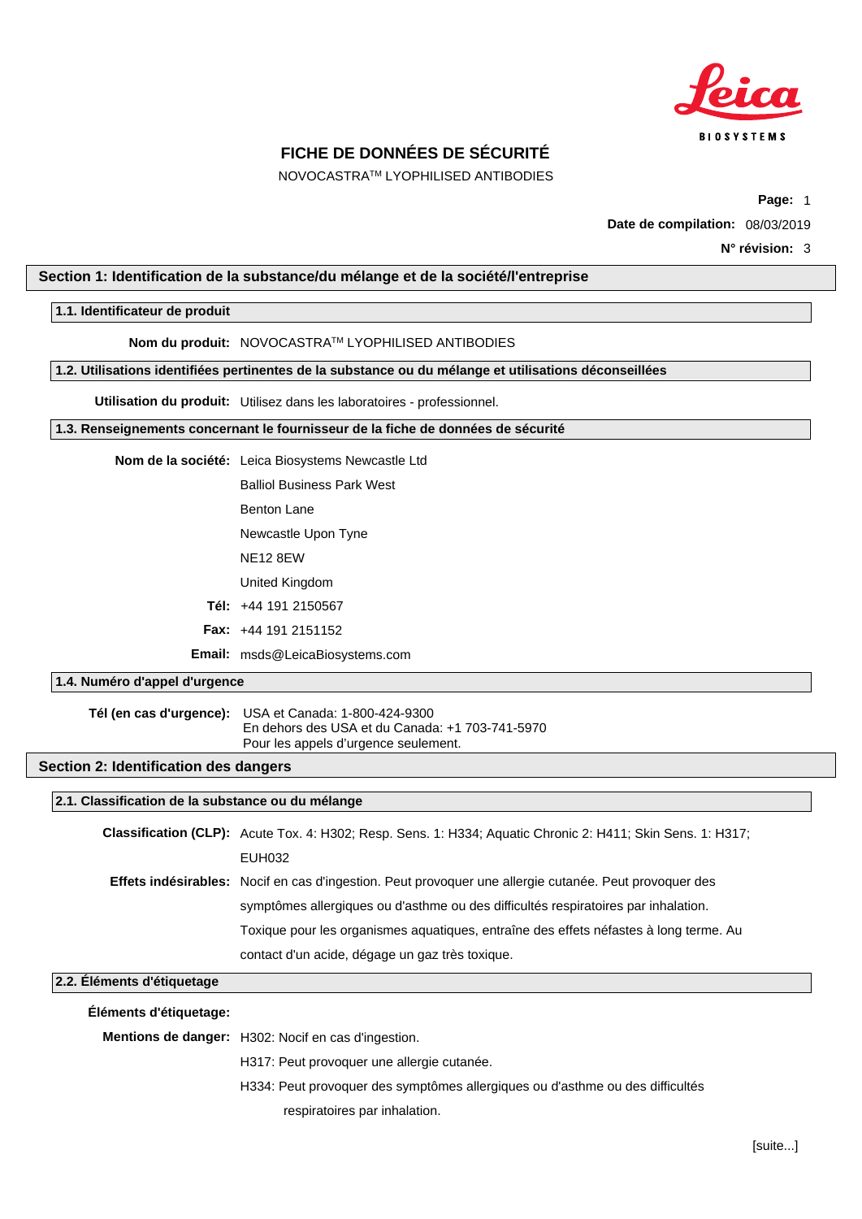# FICHE DE DONNÉES DE SÉCURITÉ

NOVOCASTRA™ LYOPHILISED ANTIBODIES

**Page:** 1

**Date de compilation:** 08/03/2019

**N° révision:** 3

## Section 1: Identification de la substance/du mélange et de la société/l'entreprise

### 1.1. Identificateur de produit

**Nom du produit:** NOVOCASTRA™ LYOPHILISED ANTIBODIES

### 1.2. Utilisations identifiées pertinentes de la substance ou du mélange et utilisations déconseillées

**Utilisation du produit:** Utilisez dans les laboratoires - professionnel.

### 1.3. Renseignements concernant le fournisseur de la fiche de données de sécurité

**Nom de la société:** Leica Biosystems Newcastle Ltd

Balliol Business Park West

Benton Lane

Newcastle Upon Tyne

NE12 8EW

United Kingdom

**Tél:** +44 191 2150567

**Fax:** +44 191 2151152

**Email:** msds@LeicaBiosystems.com

### 1.4. Numéro d'appel d'urgence

**Tél (en cas d'urgence):** USA et Canada: 1-800-424-9300
En dehors des USA et du Canada: +1 703-741-5970
Pour les appels d'urgence seulement.

## Section 2: Identification des dangers

### 2.1. Classification de la substance ou du mélange

**Classification (CLP):** Acute Tox. 4: H302; Resp. Sens. 1: H334; Aquatic Chronic 2: H411; Skin Sens. 1: H317; EUH032

**Effets indésirables:** Nocif en cas d'ingestion. Peut provoquer une allergie cutanée. Peut provoquer des symptômes allergiques ou d'asthme ou des difficultés respiratoires par inhalation. Toxique pour les organismes aquatiques, entraîne des effets néfastes à long terme. Au contact d'un acide, dégage un gaz très toxique.

### 2.2. Éléments d'étiquetage

**Éléments d'étiquetage:**

**Mentions de danger:** H302: Nocif en cas d'ingestion.

H317: Peut provoquer une allergie cutanée.

H334: Peut provoquer des symptômes allergiques ou d'asthme ou des difficultés respiratoires par inhalation.

[suite...]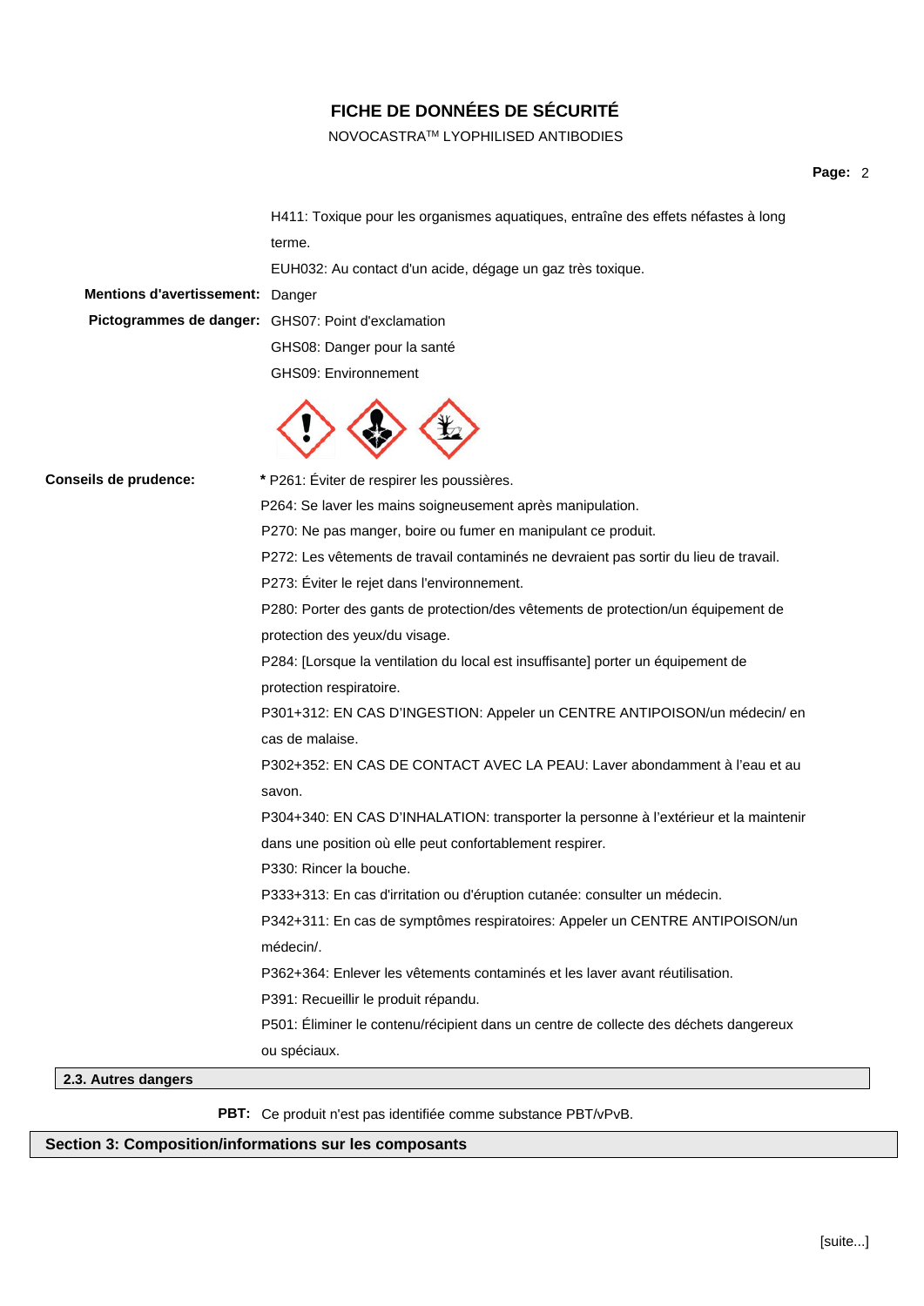H411: Toxique pour les organismes aquatiques, entraîne des effets néfastes à long terme.

EUH032: Au contact d'un acide, dégage un gaz très toxique.

**Mentions d'avertissement:** Danger

**Pictogrammes de danger:** GHS07: Point d'exclamation

GHS08: Danger pour la santé

GHS09: Environnement

**Conseils de prudence:** * P261: Éviter de respirer les poussières.

P264: Se laver les mains soigneusement après manipulation.

P270: Ne pas manger, boire ou fumer en manipulant ce produit.

P272: Les vêtements de travail contaminés ne devraient pas sortir du lieu de travail.

P273: Éviter le rejet dans l'environnement.

P280: Porter des gants de protection/des vêtements de protection/un équipement de protection des yeux/du visage.

P284: [Lorsque la ventilation du local est insuffisante] porter un équipement de protection respiratoire.

P301+312: EN CAS D'INGESTION: Appeler un CENTRE ANTIPOISON/un médecin/ en cas de malaise.

P302+352: EN CAS DE CONTACT AVEC LA PEAU: Laver abondamment à l'eau et au savon.

P304+340: EN CAS D'INHALATION: transporter la personne à l'extérieur et la maintenir dans une position où elle peut confortablement respirer.

P330: Rincer la bouche.

P333+313: En cas d'irritation ou d'éruption cutanée: consulter un médecin.

P342+311: En cas de symptômes respiratoires: Appeler un CENTRE ANTIPOISON/un médecin/.

P362+364: Enlever les vêtements contaminés et les laver avant réutilisation.

P391: Recueillir le produit répandu.

P501: Éliminer le contenu/récipient dans un centre de collecte des déchets dangereux ou spéciaux.

### 2.3. Autres dangers

**PBT:** Ce produit n'est pas identifiée comme substance PBT/vPvB.

## Section 3: Composition/informations sur les composants

[suite...]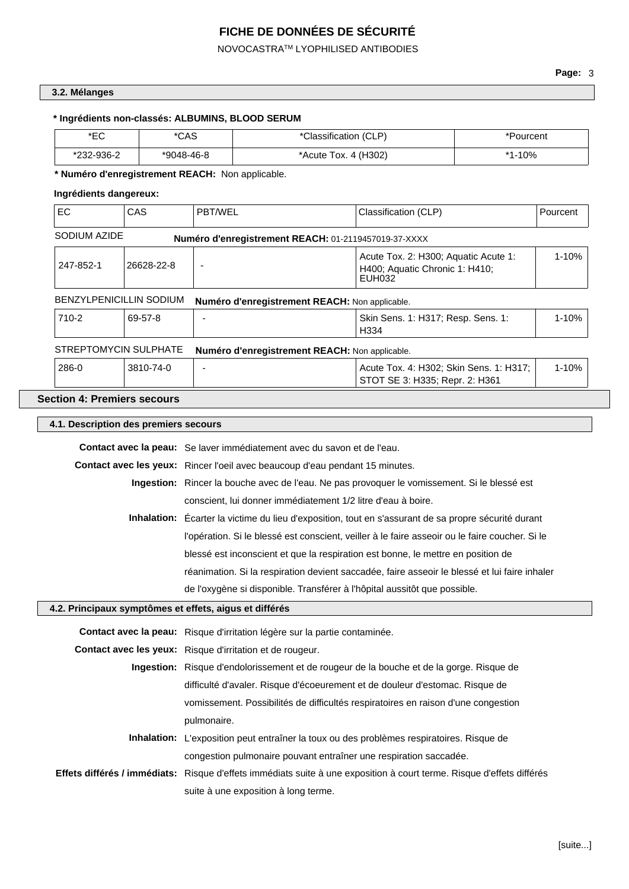### 3.2. Mélanges

**\* Ingrédients non-classés: ALBUMINS, BLOOD SERUM**

| *EC | *CAS | *Classification (CLP) | *Pourcent |
|---|---|---|---|
| *232-936-2 | *9048-46-8 | *Acute Tox. 4 (H302) | *1-10% |

**\* Numéro d'enregistrement REACH:** Non applicable.

**Ingrédients dangereux:**

| EC | CAS | PBT/WEL | Classification (CLP) | Pourcent |
|---|---|---|---|---|
| SODIUM AZIDE | | **Numéro d'enregistrement REACH:** 01-2119457019-37-XXXX | | |
| 247-852-1 | 26628-22-8 | - | Acute Tox. 2: H300; Aquatic Acute 1: H400; Aquatic Chronic 1: H410; EUH032 | 1-10% |
| BENZYLPENICILLIN SODIUM | | **Numéro d'enregistrement REACH:** Non applicable. | | |
| 710-2 | 69-57-8 | - | Skin Sens. 1: H317; Resp. Sens. 1: H334 | 1-10% |
| STREPTOMYCIN SULPHATE | | **Numéro d'enregistrement REACH:** Non applicable. | | |
| 286-0 | 3810-74-0 | - | Acute Tox. 4: H302; Skin Sens. 1: H317; STOT SE 3: H335; Repr. 2: H361 | 1-10% |

## Section 4: Premiers secours

### 4.1. Description des premiers secours

**Contact avec la peau:** Se laver immédiatement avec du savon et de l'eau.

**Contact avec les yeux:** Rincer l'oeil avec beaucoup d'eau pendant 15 minutes.

**Ingestion:** Rincer la bouche avec de l'eau. Ne pas provoquer le vomissement. Si le blessé est conscient, lui donner immédiatement 1/2 litre d'eau à boire.

**Inhalation:** Écarter la victime du lieu d'exposition, tout en s'assurant de sa propre sécurité durant l'opération. Si le blessé est conscient, veiller à le faire asseoir ou le faire coucher. Si le blessé est inconscient et que la respiration est bonne, le mettre en position de réanimation. Si la respiration devient saccadée, faire asseoir le blessé et lui faire inhaler de l'oxygène si disponible. Transférer à l'hôpital aussitôt que possible.

### 4.2. Principaux symptômes et effets, aigus et différés

**Contact avec la peau:** Risque d'irritation légère sur la partie contaminée.

**Contact avec les yeux:** Risque d'irritation et de rougeur.

**Ingestion:** Risque d'endolorissement et de rougeur de la bouche et de la gorge. Risque de difficulté d'avaler. Risque d'écoeurement et de douleur d'estomac. Risque de vomissement. Possibilités de difficultés respiratoires en raison d'une congestion pulmonaire.

**Inhalation:** L'exposition peut entraîner la toux ou des problèmes respiratoires. Risque de congestion pulmonaire pouvant entraîner une respiration saccadée.

**Effets différés / immédiats:** Risque d'effets immédiats suite à une exposition à court terme. Risque d'effets différés suite à une exposition à long terme.

[suite...]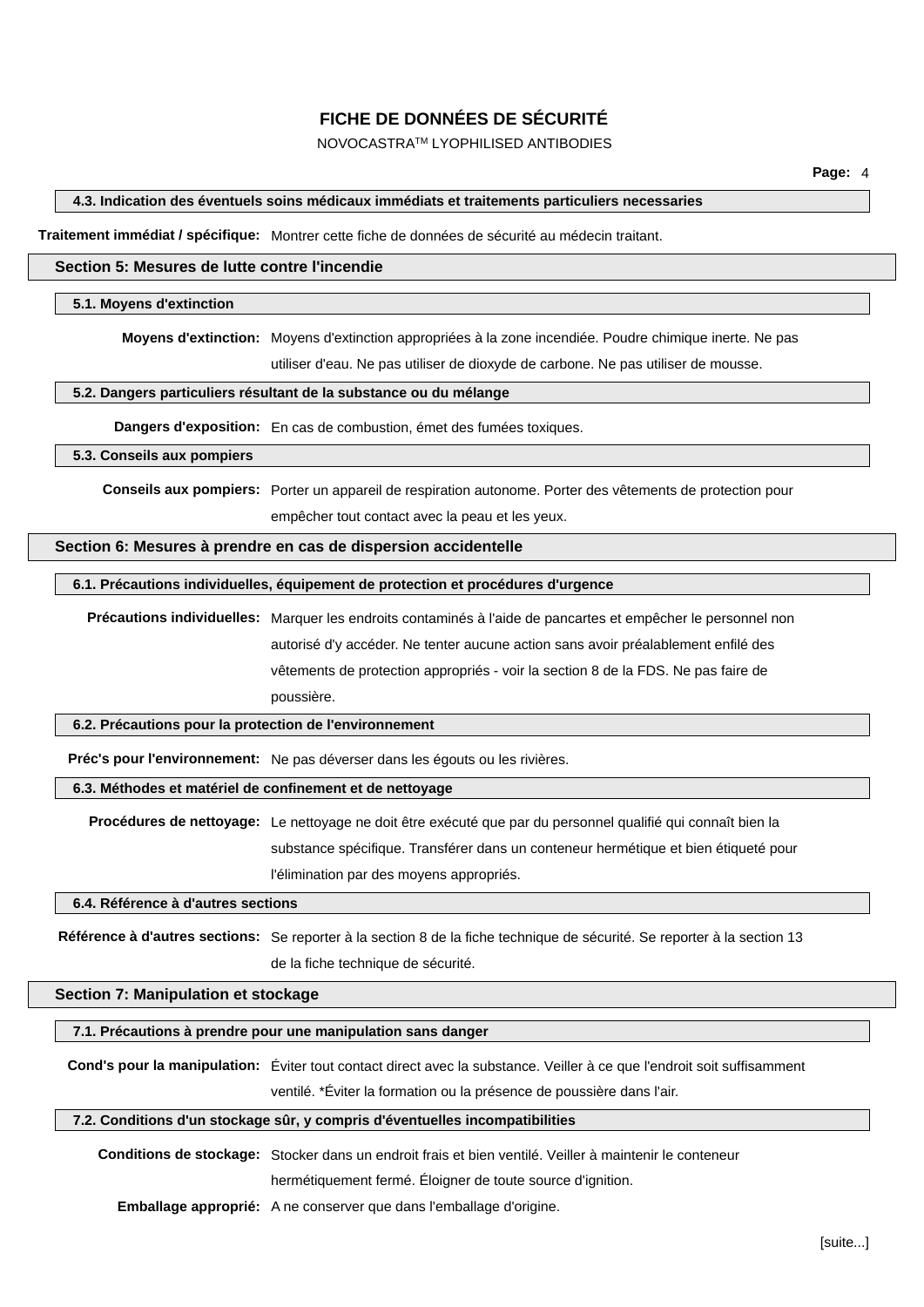#### 4.3. Indication des éventuels soins médicaux immédiats et traitements particuliers necessaries

**Traitement immédiat / spécifique:** Montrer cette fiche de données de sécurité au médecin traitant.

## Section 5: Mesures de lutte contre l'incendie

#### 5.1. Moyens d'extinction

**Moyens d'extinction:** Moyens d'extinction appropriées à la zone incendiée. Poudre chimique inerte. Ne pas utiliser d'eau. Ne pas utiliser de dioxyde de carbone. Ne pas utiliser de mousse.

#### 5.2. Dangers particuliers résultant de la substance ou du mélange

**Dangers d'exposition:** En cas de combustion, émet des fumées toxiques.

#### 5.3. Conseils aux pompiers

**Conseils aux pompiers:** Porter un appareil de respiration autonome. Porter des vêtements de protection pour empêcher tout contact avec la peau et les yeux.

## Section 6: Mesures à prendre en cas de dispersion accidentelle

#### 6.1. Précautions individuelles, équipement de protection et procédures d'urgence

**Précautions individuelles:** Marquer les endroits contaminés à l'aide de pancartes et empêcher le personnel non autorisé d'y accéder. Ne tenter aucune action sans avoir préalablement enfilé des vêtements de protection appropriés - voir la section 8 de la FDS. Ne pas faire de poussière.

#### 6.2. Précautions pour la protection de l'environnement

**Préc's pour l'environnement:** Ne pas déverser dans les égouts ou les rivières.

#### 6.3. Méthodes et matériel de confinement et de nettoyage

**Procédures de nettoyage:** Le nettoyage ne doit être exécuté que par du personnel qualifié qui connaît bien la substance spécifique. Transférer dans un conteneur hermétique et bien étiqueté pour l'élimination par des moyens appropriés.

#### 6.4. Référence à d'autres sections

**Référence à d'autres sections:** Se reporter à la section 8 de la fiche technique de sécurité. Se reporter à la section 13 de la fiche technique de sécurité.

## Section 7: Manipulation et stockage

#### 7.1. Précautions à prendre pour une manipulation sans danger

**Cond's pour la manipulation:** Éviter tout contact direct avec la substance. Veiller à ce que l'endroit soit suffisamment ventilé. *Éviter la formation ou la présence de poussière dans l'air.

#### 7.2. Conditions d'un stockage sûr, y compris d'éventuelles incompatibilities

**Conditions de stockage:** Stocker dans un endroit frais et bien ventilé. Veiller à maintenir le conteneur hermétiquement fermé. Éloigner de toute source d'ignition.

**Emballage approprié:** A ne conserver que dans l'emballage d'origine.

[suite...]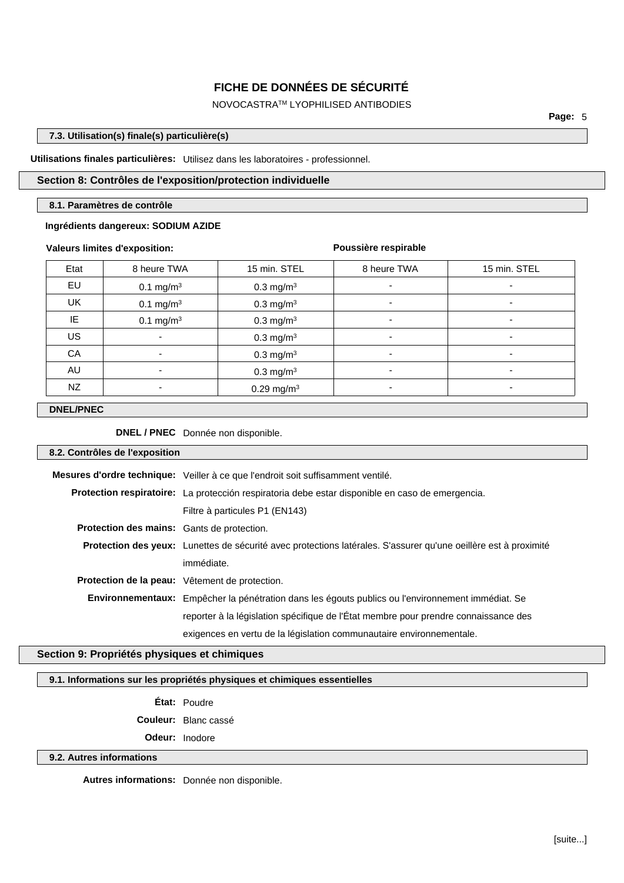#### 7.3. Utilisation(s) finale(s) particulière(s)

**Utilisations finales particulières:** Utilisez dans les laboratoires - professionnel.

## Section 8: Contrôles de l'exposition/protection individuelle

#### 8.1. Paramètres de contrôle

**Ingrédients dangereux: SODIUM AZIDE**

| **Valeurs limites d'exposition:** | | | **Poussière respirable** | |
|---|---|---|---|---|
| Etat | 8 heure TWA | 15 min. STEL | 8 heure TWA | 15 min. STEL |
| EU | 0.1 mg/m³ | 0.3 mg/m³ | - | - |
| UK | 0.1 mg/m³ | 0.3 mg/m³ | - | - |
| IE | 0.1 mg/m³ | 0.3 mg/m³ | - | - |
| US | - | 0.3 mg/m³ | - | - |
| CA | - | 0.3 mg/m³ | - | - |
| AU | - | 0.3 mg/m³ | - | - |
| NZ | - | 0.29 mg/m³ | - | - |

#### DNEL/PNEC

**DNEL / PNEC** Donnée non disponible.

#### 8.2. Contrôles de l'exposition

**Mesures d'ordre technique:** Veiller à ce que l'endroit soit suffisamment ventilé.

**Protection respiratoire:** La protección respiratoria debe estar disponible en caso de emergencia. Filtre à particules P1 (EN143)

**Protection des mains:** Gants de protection.

**Protection des yeux:** Lunettes de sécurité avec protections latérales. S'assurer qu'une oeillère est à proximité immédiate.

**Protection de la peau:** Vêtement de protection.

**Environnementaux:** Empêcher la pénétration dans les égouts publics ou l'environnement immédiat. Se reporter à la législation spécifique de l'État membre pour prendre connaissance des exigences en vertu de la législation communautaire environnementale.

## Section 9: Propriétés physiques et chimiques

#### 9.1. Informations sur les propriétés physiques et chimiques essentielles

**État:** Poudre

**Couleur:** Blanc cassé

**Odeur:** Inodore

#### 9.2. Autres informations

**Autres informations:** Donnée non disponible.

[suite...]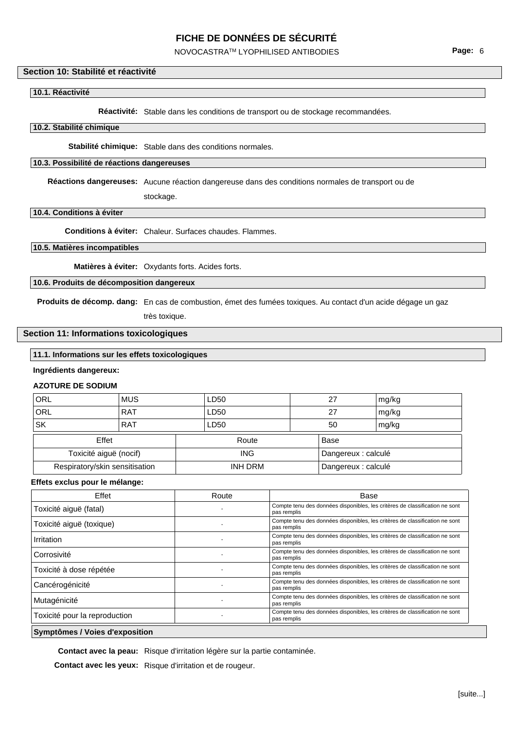## Section 10: Stabilité et réactivité

### 10.1. Réactivité

**Réactivité:** Stable dans les conditions de transport ou de stockage recommandées.

### 10.2. Stabilité chimique

**Stabilité chimique:** Stable dans des conditions normales.

### 10.3. Possibilité de réactions dangereuses

**Réactions dangereuses:** Aucune réaction dangereuse dans des conditions normales de transport ou de stockage.

### 10.4. Conditions à éviter

**Conditions à éviter:** Chaleur. Surfaces chaudes. Flammes.

### 10.5. Matières incompatibles

**Matières à éviter:** Oxydants forts. Acides forts.

### 10.6. Produits de décomposition dangereux

**Produits de décomp. dang:** En cas de combustion, émet des fumées toxiques. Au contact d'un acide dégage un gaz très toxique.

## Section 11: Informations toxicologiques

### 11.1. Informations sur les effets toxicologiques

**Ingrédients dangereux:**

**AZOTURE DE SODIUM**

| | | | | |
|---|---|---|---|---|
| ORL | MUS | LD50 | 27 | mg/kg |
| ORL | RAT | LD50 | 27 | mg/kg |
| SK | RAT | LD50 | 50 | mg/kg |

| Effet | Route | Base |
|---|---|---|
| Toxicité aiguë (nocif) | ING | Dangereux : calculé |
| Respiratory/skin sensitisation | INH DRM | Dangereux : calculé |

**Effets exclus pour le mélange:**

| Effet | Route | Base |
|---|---|---|
| Toxicité aiguë (fatal) | - | Compte tenu des données disponibles, les critères de classification ne sont pas remplis |
| Toxicité aiguë (toxique) | - | Compte tenu des données disponibles, les critères de classification ne sont pas remplis |
| Irritation | - | Compte tenu des données disponibles, les critères de classification ne sont pas remplis |
| Corrosivité | - | Compte tenu des données disponibles, les critères de classification ne sont pas remplis |
| Toxicité à dose répétée | - | Compte tenu des données disponibles, les critères de classification ne sont pas remplis |
| Cancérogénicité | - | Compte tenu des données disponibles, les critères de classification ne sont pas remplis |
| Mutagénicité | - | Compte tenu des données disponibles, les critères de classification ne sont pas remplis |
| Toxicité pour la reproduction | - | Compte tenu des données disponibles, les critères de classification ne sont pas remplis |

### Symptômes / Voies d'exposition

**Contact avec la peau:** Risque d'irritation légère sur la partie contaminée.

**Contact avec les yeux:** Risque d'irritation et de rougeur.

[suite...]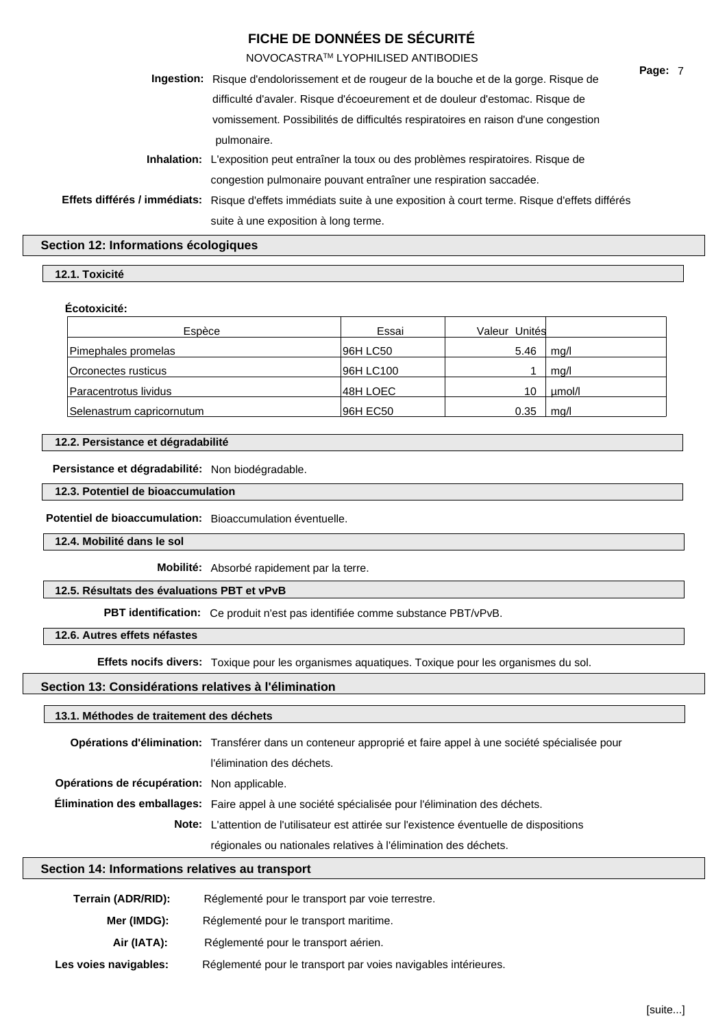**Ingestion:** Risque d'endolorissement et de rougeur de la bouche et de la gorge. Risque de difficulté d'avaler. Risque d'écoeurement et de douleur d'estomac. Risque de vomissement. Possibilités de difficultés respiratoires en raison d'une congestion pulmonaire.

**Inhalation:** L'exposition peut entraîner la toux ou des problèmes respiratoires. Risque de congestion pulmonaire pouvant entraîner une respiration saccadée.

**Effets différés / immédiats:** Risque d'effets immédiats suite à une exposition à court terme. Risque d'effets différés suite à une exposition à long terme.

## Section 12: Informations écologiques

### 12.1. Toxicité

**Écotoxicité:**

| Espèce | Essai | Valeur | Unités |
|---|---|---|---|
| Pimephales promelas | 96H LC50 | 5.46 | mg/l |
| Orconectes rusticus | 96H LC100 | 1 | mg/l |
| Paracentrotus lividus | 48H LOEC | 10 | µmol/l |
| Selenastrum capricornutum | 96H EC50 | 0.35 | mg/l |

### 12.2. Persistance et dégradabilité

**Persistance et dégradabilité:** Non biodégradable.

### 12.3. Potentiel de bioaccumulation

**Potentiel de bioaccumulation:** Bioaccumulation éventuelle.

### 12.4. Mobilité dans le sol

**Mobilité:** Absorbé rapidement par la terre.

### 12.5. Résultats des évaluations PBT et vPvB

**PBT identification:** Ce produit n'est pas identifiée comme substance PBT/vPvB.

### 12.6. Autres effets néfastes

**Effets nocifs divers:** Toxique pour les organismes aquatiques. Toxique pour les organismes du sol.

## Section 13: Considérations relatives à l'élimination

### 13.1. Méthodes de traitement des déchets

**Opérations d'élimination:** Transférer dans un conteneur approprié et faire appel à une société spécialisée pour l'élimination des déchets.

**Opérations de récupération:** Non applicable.

**Élimination des emballages:** Faire appel à une société spécialisée pour l'élimination des déchets.

**Note:** L'attention de l'utilisateur est attirée sur l'existence éventuelle de dispositions régionales ou nationales relatives à l'élimination des déchets.

## Section 14: Informations relatives au transport

**Terrain (ADR/RID):** Réglementé pour le transport par voie terrestre.

**Mer (IMDG):** Réglementé pour le transport maritime.

**Air (IATA):** Réglementé pour le transport aérien.

**Les voies navigables:** Réglementé pour le transport par voies navigables intérieures.

[suite...]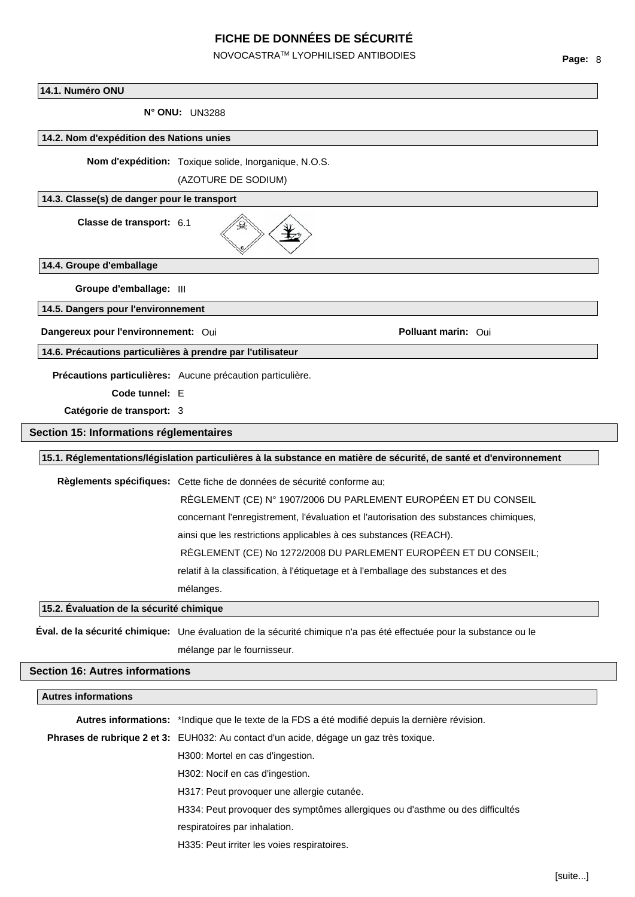### 14.1. Numéro ONU

**N° ONU:** UN3288

### 14.2. Nom d'expédition des Nations unies

**Nom d'expédition:** Toxique solide, Inorganique, N.O.S. (AZOTURE DE SODIUM)

### 14.3. Classe(s) de danger pour le transport

**Classe de transport:** 6.1

### 14.4. Groupe d'emballage

**Groupe d'emballage:** III

### 14.5. Dangers pour l'environnement

**Dangereux pour l'environnement:** Oui

**Polluant marin:** Oui

### 14.6. Précautions particulières à prendre par l'utilisateur

**Précautions particulières:** Aucune précaution particulière.

**Code tunnel:** E

**Catégorie de transport:** 3

## Section 15: Informations réglementaires

### 15.1. Réglementations/législation particulières à la substance en matière de sécurité, de santé et d'environnement

**Règlements spécifiques:** Cette fiche de données de sécurité conforme au;
RÈGLEMENT (CE) N° 1907/2006 DU PARLEMENT EUROPÉEN ET DU CONSEIL concernant l'enregistrement, l'évaluation et l'autorisation des substances chimiques, ainsi que les restrictions applicables à ces substances (REACH).
RÈGLEMENT (CE) No 1272/2008 DU PARLEMENT EUROPÉEN ET DU CONSEIL; relatif à la classification, à l'étiquetage et à l'emballage des substances et des mélanges.

### 15.2. Évaluation de la sécurité chimique

**Éval. de la sécurité chimique:** Une évaluation de la sécurité chimique n'a pas été effectuée pour la substance ou le mélange par le fournisseur.

## Section 16: Autres informations

### Autres informations

**Autres informations:** *Indique que le texte de la FDS a été modifié depuis la dernière révision.

**Phrases de rubrique 2 et 3:** EUH032: Au contact d'un acide, dégage un gaz très toxique.
H300: Mortel en cas d'ingestion.
H302: Nocif en cas d'ingestion.
H317: Peut provoquer une allergie cutanée.
H334: Peut provoquer des symptômes allergiques ou d'asthme ou des difficultés respiratoires par inhalation.
H335: Peut irriter les voies respiratoires.

[suite...]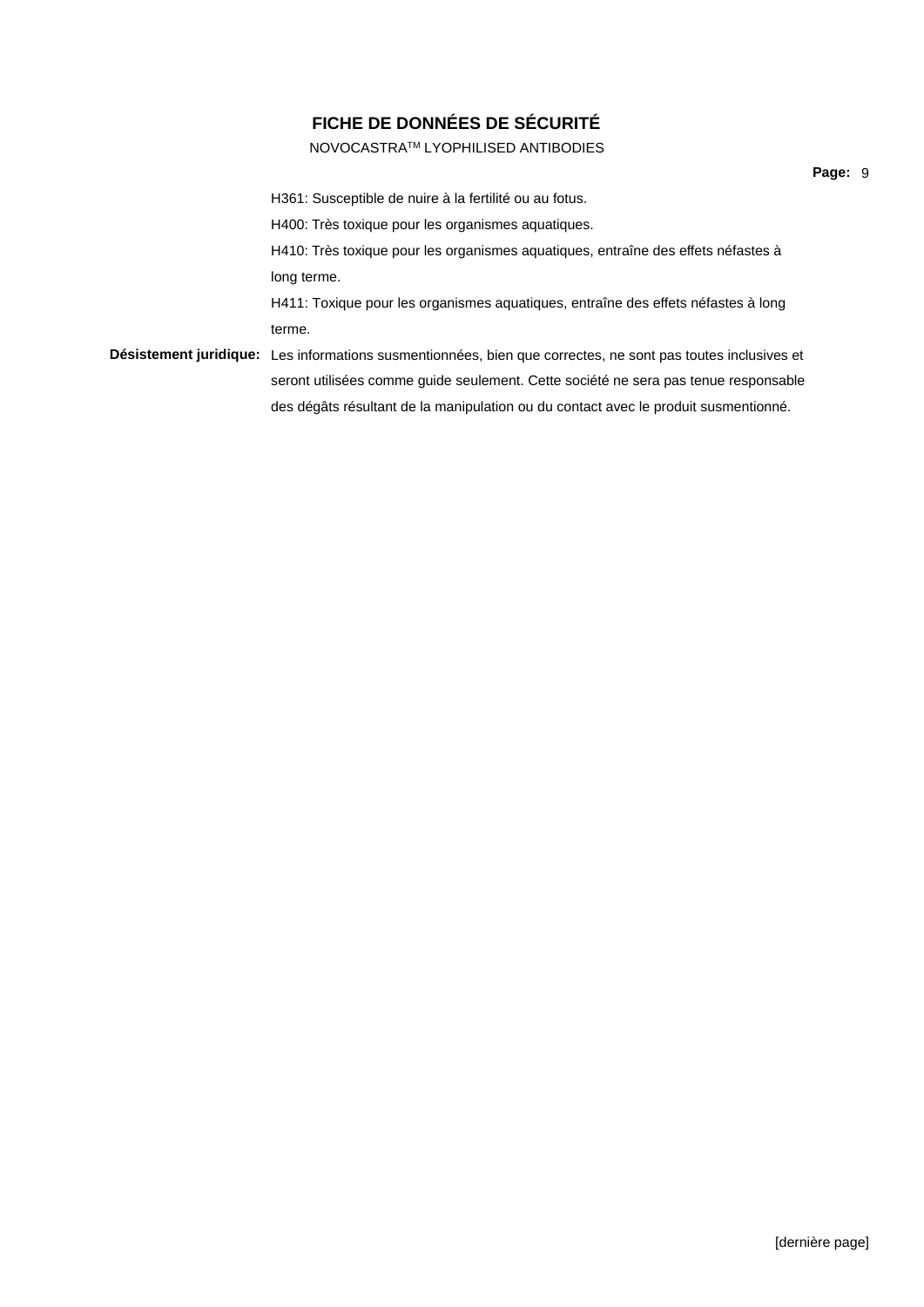H361: Susceptible de nuire à la fertilité ou au fotus.

H400: Très toxique pour les organismes aquatiques.

H410: Très toxique pour les organismes aquatiques, entraîne des effets néfastes à long terme.

H411: Toxique pour les organismes aquatiques, entraîne des effets néfastes à long terme.

**Désistement juridique:** Les informations susmentionnées, bien que correctes, ne sont pas toutes inclusives et seront utilisées comme guide seulement. Cette société ne sera pas tenue responsable des dégâts résultant de la manipulation ou du contact avec le produit susmentionné.

[dernière page]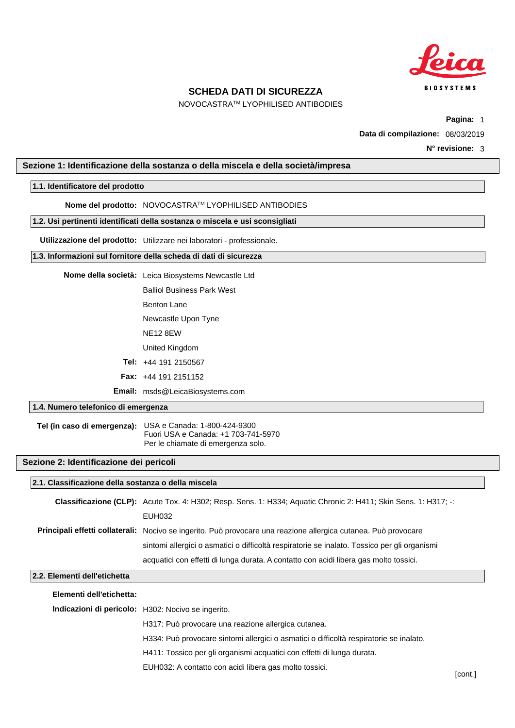# SCHEDA DATI DI SICUREZZA

NOVOCASTRA™ LYOPHILISED ANTIBODIES

**Data di compilazione:** 08/03/2019

**N° revisione:** 3

## Sezione 1: Identificazione della sostanza o della miscela e della società/impresa

### 1.1. Identificatore del prodotto

**Nome del prodotto:** NOVOCASTRA™ LYOPHILISED ANTIBODIES

### 1.2. Usi pertinenti identificati della sostanza o miscela e usi sconsigliati

**Utilizzazione del prodotto:** Utilizzare nei laboratori - professionale.

### 1.3. Informazioni sul fornitore della scheda di dati di sicurezza

**Nome della società:** Leica Biosystems Newcastle Ltd
Balliol Business Park West
Benton Lane
Newcastle Upon Tyne
NE12 8EW
United Kingdom

**Tel:** +44 191 2150567

**Fax:** +44 191 2151152

**Email:** msds@LeicaBiosystems.com

### 1.4. Numero telefonico di emergenza

**Tel (in caso di emergenza):** USA e Canada: 1-800-424-9300
Fuori USA e Canada: +1 703-741-5970
Per le chiamate di emergenza solo.

## Sezione 2: Identificazione dei pericoli

### 2.1. Classificazione della sostanza o della miscela

**Classificazione (CLP):** Acute Tox. 4: H302; Resp. Sens. 1: H334; Aquatic Chronic 2: H411; Skin Sens. 1: H317; -: EUH032

**Principali effetti collaterali:** Nocivo se ingerito. Può provocare una reazione allergica cutanea. Può provocare sintomi allergici o asmatici o difficoltà respiratorie se inalato. Tossico per gli organismi acquatici con effetti di lunga durata. A contatto con acidi libera gas molto tossici.

### 2.2. Elementi dell'etichetta

**Elementi dell'etichetta:**

**Indicazioni di pericolo:** H302: Nocivo se ingerito.
H317: Può provocare una reazione allergica cutanea.
H334: Può provocare sintomi allergici o asmatici o difficoltà respiratorie se inalato.
H411: Tossico per gli organismi acquatici con effetti di lunga durata.
EUH032: A contatto con acidi libera gas molto tossici.

[cont.]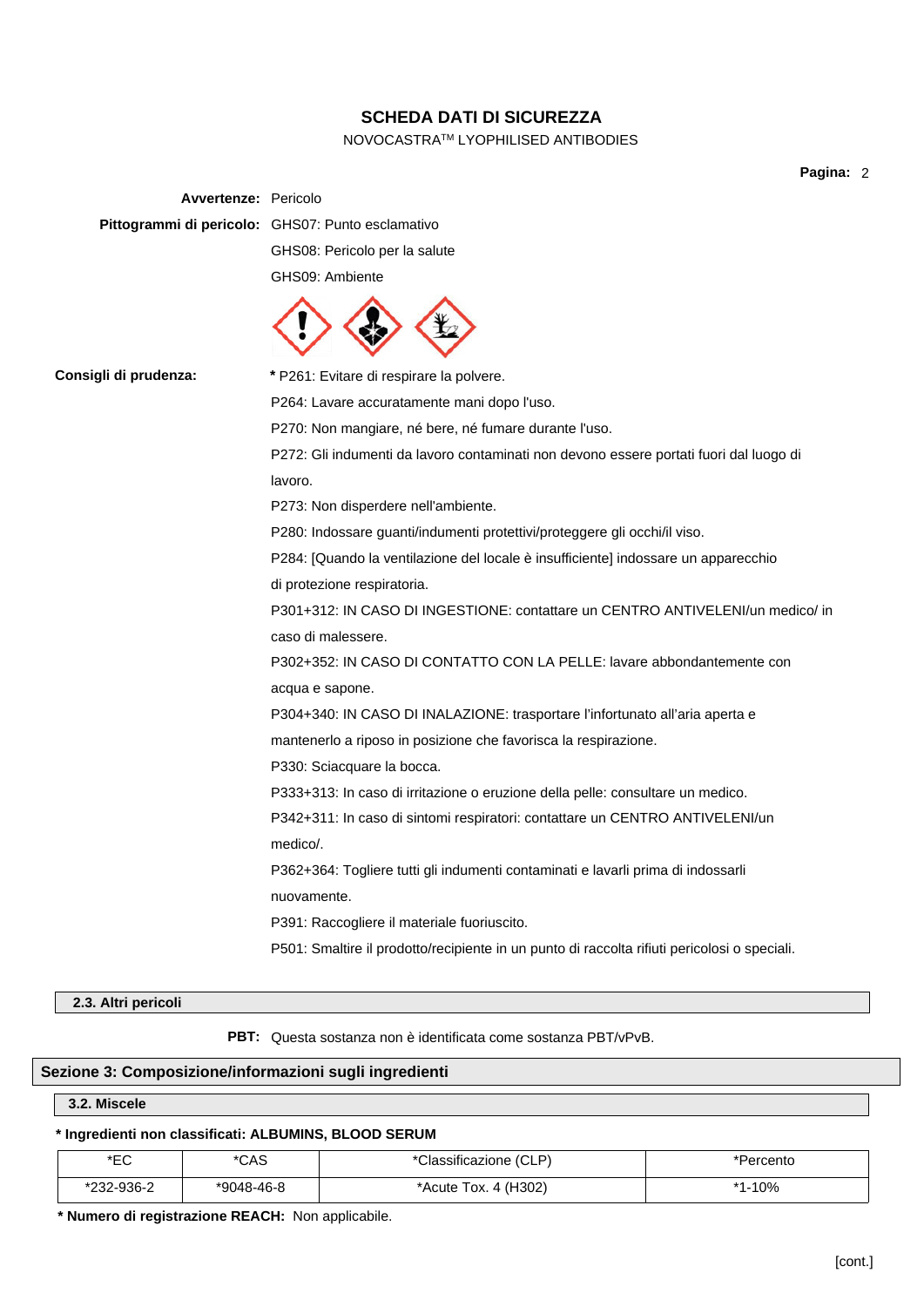# SCHEDA DATI DI SICUREZZA

NOVOCASTRA™ LYOPHILISED ANTIBODIES

**Avvertenze:** Pericolo

**Pittogrammi di pericolo:** GHS07: Punto esclamativo

GHS08: Pericolo per la salute

GHS09: Ambiente

**Consigli di prudenza:**

* P261: Evitare di respirare la polvere.

P264: Lavare accuratamente mani dopo l'uso.

P270: Non mangiare, né bere, né fumare durante l'uso.

P272: Gli indumenti da lavoro contaminati non devono essere portati fuori dal luogo di lavoro.

P273: Non disperdere nell'ambiente.

P280: Indossare guanti/indumenti protettivi/proteggere gli occhi/il viso.

P284: [Quando la ventilazione del locale è insufficiente] indossare un apparecchio di protezione respiratoria.

P301+312: IN CASO DI INGESTIONE: contattare un CENTRO ANTIVELENI/un medico/ in caso di malessere.

P302+352: IN CASO DI CONTATTO CON LA PELLE: lavare abbondantemente con acqua e sapone.

P304+340: IN CASO DI INALAZIONE: trasportare l'infortunato all'aria aperta e mantenerlo a riposo in posizione che favorisca la respirazione.

P330: Sciacquare la bocca.

P333+313: In caso di irritazione o eruzione della pelle: consultare un medico.

P342+311: In caso di sintomi respiratori: contattare un CENTRO ANTIVELENI/un medico/.

P362+364: Togliere tutti gli indumenti contaminati e lavarli prima di indossarli nuovamente.

P391: Raccogliere il materiale fuoriuscito.

P501: Smaltire il prodotto/recipiente in un punto di raccolta rifiuti pericolosi o speciali.

### 2.3. Altri pericoli

**PBT:** Questa sostanza non è identificata come sostanza PBT/vPvB.

## Sezione 3: Composizione/informazioni sugli ingredienti

### 3.2. Miscele

**\* Ingredienti non classificati: ALBUMINS, BLOOD SERUM**

| *EC | *CAS | *Classificazione (CLP) | *Percento |
|---|---|---|---|
| *232-936-2 | *9048-46-8 | *Acute Tox. 4 (H302) | *1-10% |

**\* Numero di registrazione REACH:** Non applicabile.

[cont.]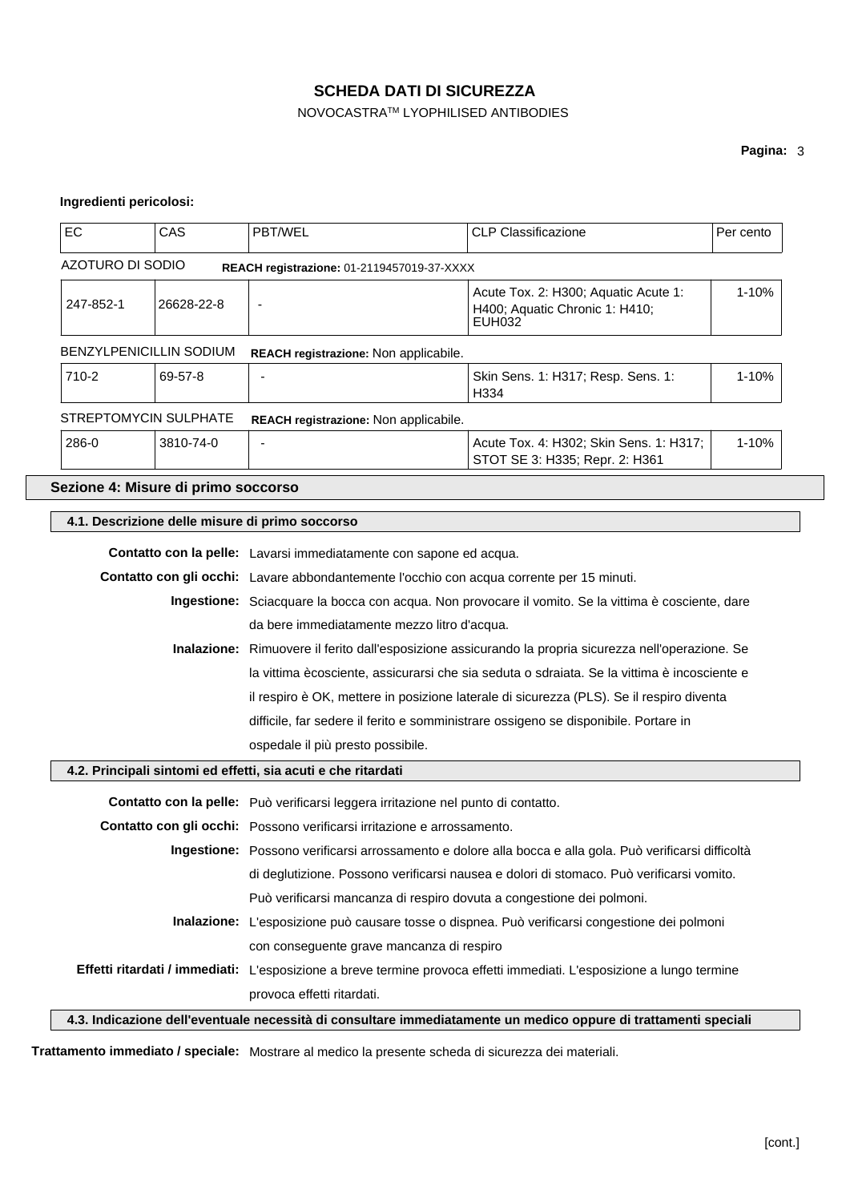**Ingredienti pericolosi:**

| EC | CAS | PBT/WEL | CLP Classificazione | Per cento |
|---|---|---|---|---|
| AZOTURO DI SODIO | **REACH registrazione:** 01-2119457019-37-XXXX | | | |
| 247-852-1 | 26628-22-8 | - | Acute Tox. 2: H300; Aquatic Acute 1: H400; Aquatic Chronic 1: H410; EUH032 | 1-10% |
| BENZYLPENICILLIN SODIUM | **REACH registrazione:** Non applicabile. | | | |
| 710-2 | 69-57-8 | - | Skin Sens. 1: H317; Resp. Sens. 1: H334 | 1-10% |
| STREPTOMYCIN SULPHATE | **REACH registrazione:** Non applicabile. | | | |
| 286-0 | 3810-74-0 | - | Acute Tox. 4: H302; Skin Sens. 1: H317; STOT SE 3: H335; Repr. 2: H361 | 1-10% |

## Sezione 4: Misure di primo soccorso

### 4.1. Descrizione delle misure di primo soccorso

**Contatto con la pelle:** Lavarsi immediatamente con sapone ed acqua.

**Contatto con gli occhi:** Lavare abbondantemente l'occhio con acqua corrente per 15 minuti.

**Ingestione:** Sciacquare la bocca con acqua. Non provocare il vomito. Se la vittima è cosciente, dare da bere immediatamente mezzo litro d'acqua.

**Inalazione:** Rimuovere il ferito dall'esposizione assicurando la propria sicurezza nell'operazione. Se la vittima ècosciente, assicurarsi che sia seduta o sdraiata. Se la vittima è incosciente e il respiro è OK, mettere in posizione laterale di sicurezza (PLS). Se il respiro diventa difficile, far sedere il ferito e somministrare ossigeno se disponibile. Portare in ospedale il più presto possibile.

### 4.2. Principali sintomi ed effetti, sia acuti e che ritardati

**Contatto con la pelle:** Può verificarsi leggera irritazione nel punto di contatto.

**Contatto con gli occhi:** Possono verificarsi irritazione e arrossamento.

**Ingestione:** Possono verificarsi arrossamento e dolore alla bocca e alla gola. Può verificarsi difficoltà di deglutizione. Possono verificarsi nausea e dolori di stomaco. Può verificarsi vomito. Può verificarsi mancanza di respiro dovuta a congestione dei polmoni.

**Inalazione:** L'esposizione può causare tosse o dispnea. Può verificarsi congestione dei polmoni con conseguente grave mancanza di respiro

**Effetti ritardati / immediati:** L'esposizione a breve termine provoca effetti immediati. L'esposizione a lungo termine provoca effetti ritardati.

### 4.3. Indicazione dell'eventuale necessità di consultare immediatamente un medico oppure di trattamenti speciali

**Trattamento immediato / speciale:** Mostrare al medico la presente scheda di sicurezza dei materiali.

[cont.]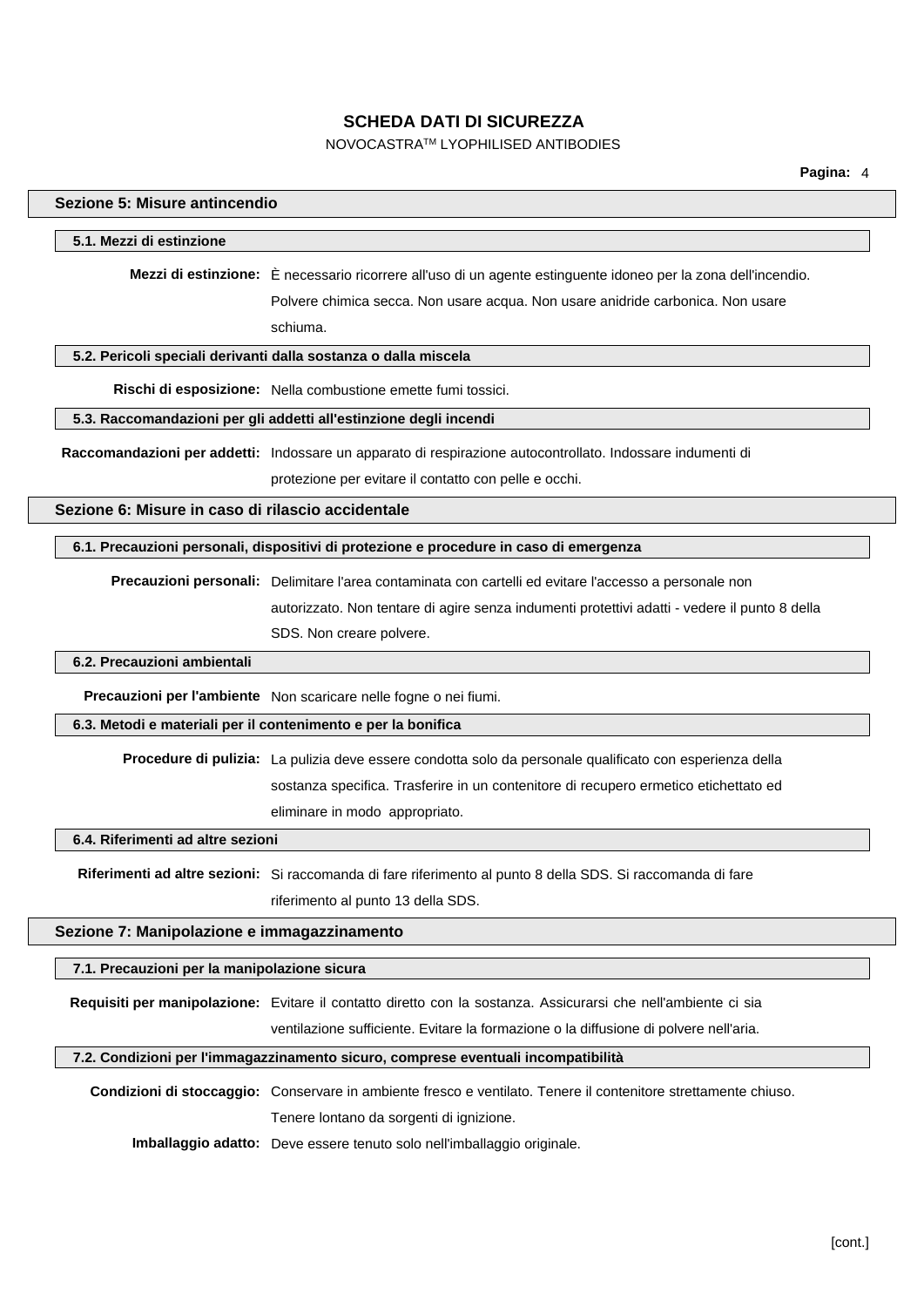## Sezione 5: Misure antincendio

### 5.1. Mezzi di estinzione

**Mezzi di estinzione:** È necessario ricorrere all'uso di un agente estinguente idoneo per la zona dell'incendio. Polvere chimica secca. Non usare acqua. Non usare anidride carbonica. Non usare schiuma.

### 5.2. Pericoli speciali derivanti dalla sostanza o dalla miscela

**Rischi di esposizione:** Nella combustione emette fumi tossici.

### 5.3. Raccomandazioni per gli addetti all'estinzione degli incendi

**Raccomandazioni per addetti:** Indossare un apparato di respirazione autocontrollato. Indossare indumenti di protezione per evitare il contatto con pelle e occhi.

## Sezione 6: Misure in caso di rilascio accidentale

### 6.1. Precauzioni personali, dispositivi di protezione e procedure in caso di emergenza

**Precauzioni personali:** Delimitare l'area contaminata con cartelli ed evitare l'accesso a personale non autorizzato. Non tentare di agire senza indumenti protettivi adatti - vedere il punto 8 della SDS. Non creare polvere.

### 6.2. Precauzioni ambientali

**Precauzioni per l'ambiente** Non scaricare nelle fogne o nei fiumi.

### 6.3. Metodi e materiali per il contenimento e per la bonifica

**Procedure di pulizia:** La pulizia deve essere condotta solo da personale qualificato con esperienza della sostanza specifica. Trasferire in un contenitore di recupero ermetico etichettato ed eliminare in modo appropriato.

### 6.4. Riferimenti ad altre sezioni

**Riferimenti ad altre sezioni:** Si raccomanda di fare riferimento al punto 8 della SDS. Si raccomanda di fare riferimento al punto 13 della SDS.

## Sezione 7: Manipolazione e immagazzinamento

### 7.1. Precauzioni per la manipolazione sicura

**Requisiti per manipolazione:** Evitare il contatto diretto con la sostanza. Assicurarsi che nell'ambiente ci sia ventilazione sufficiente. Evitare la formazione o la diffusione di polvere nell'aria.

### 7.2. Condizioni per l'immagazzinamento sicuro, comprese eventuali incompatibilità

**Condizioni di stoccaggio:** Conservare in ambiente fresco e ventilato. Tenere il contenitore strettamente chiuso. Tenere lontano da sorgenti di ignizione.

**Imballaggio adatto:** Deve essere tenuto solo nell'imballaggio originale.

[cont.]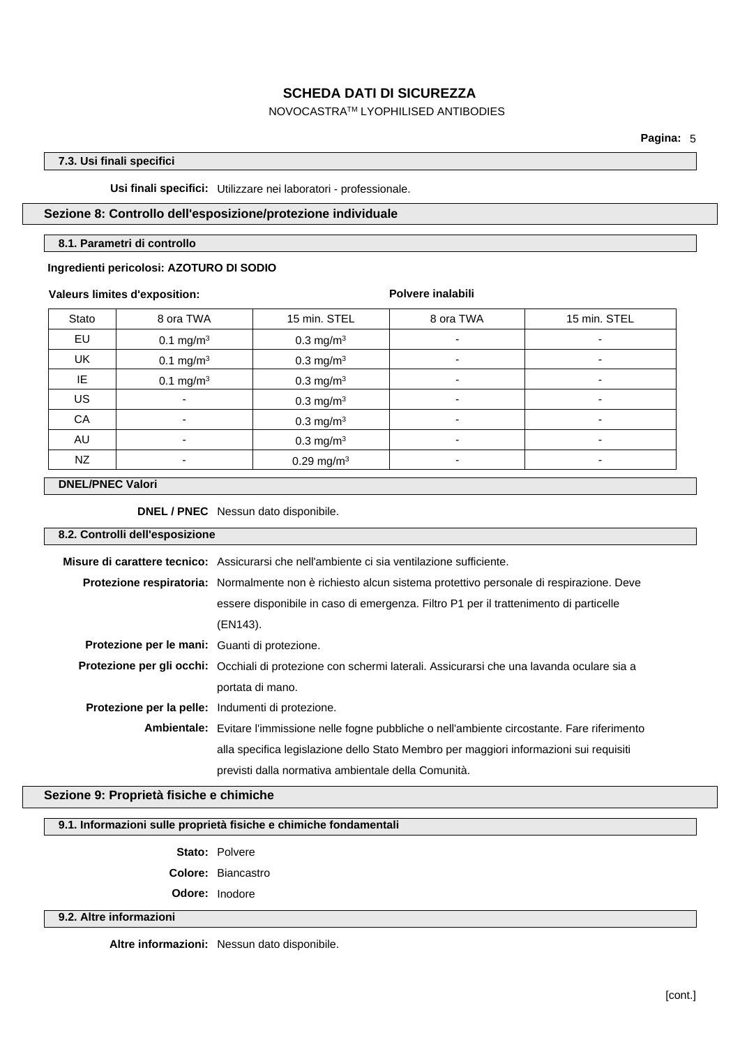### 7.3. Usi finali specifici

**Usi finali specifici:** Utilizzare nei laboratori - professionale.

## Sezione 8: Controllo dell'esposizione/protezione individuale

### 8.1. Parametri di controllo

**Ingredienti pericolosi: AZOTURO DI SODIO**

| **Valeurs limites d'exposition:** | | | **Polvere inalabili** | |
|---|---|---|---|---|
| Stato | 8 ora TWA | 15 min. STEL | 8 ora TWA | 15 min. STEL |
| EU | 0.1 mg/m³ | 0.3 mg/m³ | - | - |
| UK | 0.1 mg/m³ | 0.3 mg/m³ | - | - |
| IE | 0.1 mg/m³ | 0.3 mg/m³ | - | - |
| US | - | 0.3 mg/m³ | - | - |
| CA | - | 0.3 mg/m³ | - | - |
| AU | - | 0.3 mg/m³ | - | - |
| NZ | - | 0.29 mg/m³ | - | - |

### DNEL/PNEC Valori

**DNEL / PNEC** Nessun dato disponibile.

### 8.2. Controlli dell'esposizione

**Misure di carattere tecnico:** Assicurarsi che nell'ambiente ci sia ventilazione sufficiente.

**Protezione respiratoria:** Normalmente non è richiesto alcun sistema protettivo personale de respirazione. Deve essere disponibile in caso di emergenza. Filtro P1 per il trattenimento di particelle (EN143).

**Protezione per le mani:** Guanti di protezione.

**Protezione per gli occhi:** Occhiali di protezione con schermi laterali. Assicurarsi che una lavanda oculare sia a portata di mano.

**Protezione per la pelle:** Indumenti di protezione.

**Ambientale:** Evitare l'immissione nelle fogne pubbliche o nell'ambiente circostante. Fare riferimento alla specifica legislazione dello Stato Membro per maggiori informazioni sui requisiti previsti dalla normativa ambientale della Comunità.

## Sezione 9: Proprietà fisiche e chimiche

### 9.1. Informazioni sulle proprietà fisiche e chimiche fondamentali

**Stato:** Polvere

**Colore:** Biancastro

**Odore:** Inodore

### 9.2. Altre informazioni

**Altre informazioni:** Nessun dato disponibile.

[cont.]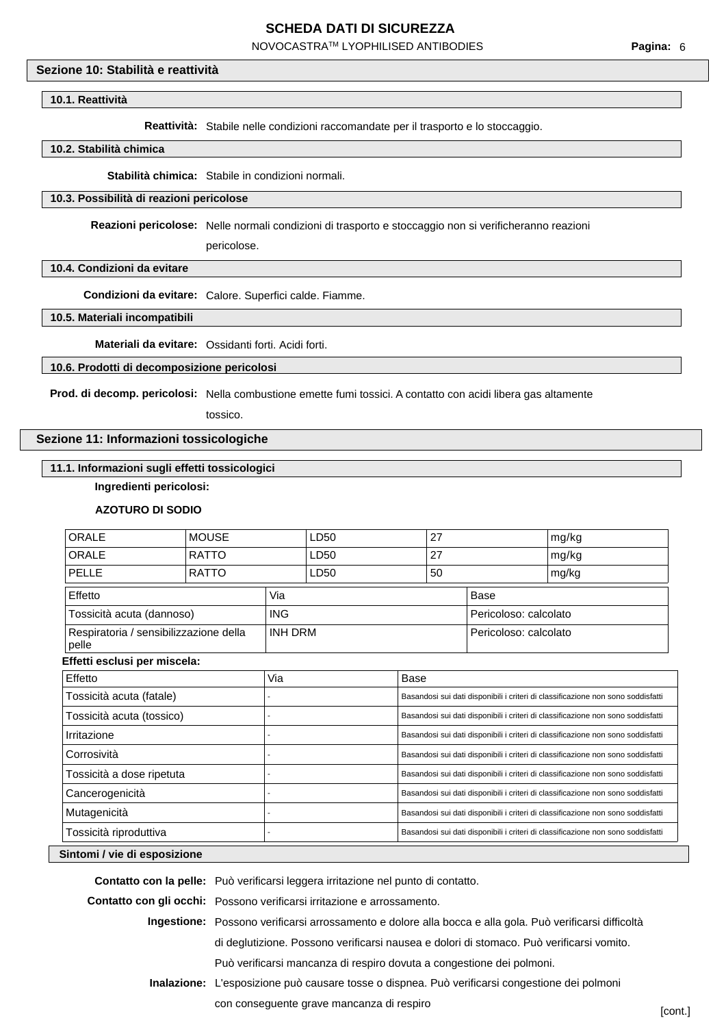## Sezione 10: Stabilità e reattività

### 10.1. Reattività

**Reattività:** Stabile nelle condizioni raccomandate per il trasporto e lo stoccaggio.

### 10.2. Stabilità chimica

**Stabilità chimica:** Stabile in condizioni normali.

### 10.3. Possibilità di reazioni pericolose

**Reazioni pericolose:** Nelle normali condizioni di trasporto e stoccaggio non si verificheranno reazioni pericolose.

### 10.4. Condizioni da evitare

**Condizioni da evitare:** Calore. Superfici calde. Fiamme.

### 10.5. Materiali incompatibili

**Materiali da evitare:** Ossidanti forti. Acidi forti.

### 10.6. Prodotti di decomposizione pericolosi

**Prod. di decomp. pericolosi:** Nella combustione emette fumi tossici. A contatto con acidi libera gas altamente tossico.

## Sezione 11: Informazioni tossicologiche

### 11.1. Informazioni sugli effetti tossicologici

**Ingredienti pericolosi:**

**AZOTURO DI SODIO**

| | | | | |
|---|---|---|---|---|
| ORALE | MOUSE | LD50 | 27 | mg/kg |
| ORALE | RATTO | LD50 | 27 | mg/kg |
| PELLE | RATTO | LD50 | 50 | mg/kg |

| Effetto | Via | Base |
|---|---|---|
| Tossicità acuta (dannoso) | ING | Pericoloso: calcolato |
| Respiratoria / sensibilizzazione della pelle | INH DRM | Pericoloso: calcolato |

**Effetti esclusi per miscela:**

| Effetto | Via | Base |
|---|---|---|
| Tossicità acuta (fatale) | - | Basandosi sui dati disponibili i criteri di classificazione non sono soddisfatti |
| Tossicità acuta (tossico) | - | Basandosi sui dati disponibili i criteri di classificazione non sono soddisfatti |
| Irritazione | - | Basandosi sui dati disponibili i criteri di classificazione non sono soddisfatti |
| Corrosività | - | Basandosi sui dati disponibili i criteri di classificazione non sono soddisfatti |
| Tossicità a dose ripetuta | - | Basandosi sui dati disponibili i criteri di classificazione non sono soddisfatti |
| Cancerogenicità | - | Basandosi sui dati disponibili i criteri di classificazione non sono soddisfatti |
| Mutagenicità | - | Basandosi sui dati disponibili i criteri di classificazione non sono soddisfatti |
| Tossicità riproduttiva | - | Basandosi sui dati disponibili i criteri di classificazione non sono soddisfatti |

### Sintomi / vie di esposizione

**Contatto con la pelle:** Può verificarsi leggera irritazione nel punto di contatto.

**Contatto con gli occhi:** Possono verificarsi irritazione e arrossamento.

**Ingestione:** Possono verificarsi arrossamento e dolore alla bocca e alla gola. Può verificarsi difficoltà di deglutizione. Possono verificarsi nausea e dolori di stomaco. Può verificarsi vomito. Può verificarsi mancanza di respiro dovuta a congestione dei polmoni.

**Inalazione:** L'esposizione può causare tosse o dispnea. Può verificarsi congestione dei polmoni con conseguente grave mancanza di respiro

[cont.]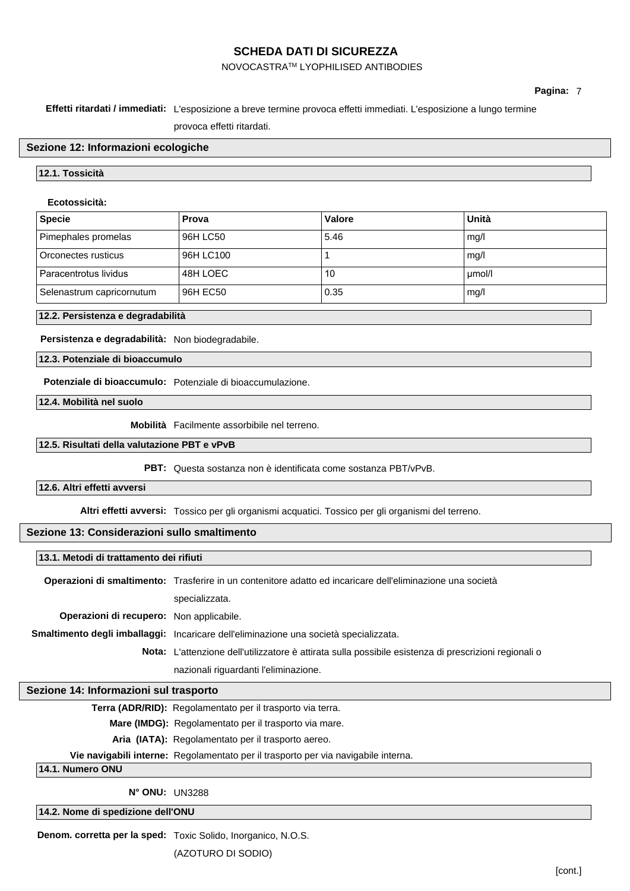**Effetti ritardati / immediati:** L'esposizione a breve termine provoca effetti immediati. L'esposizione a lungo termine provoca effetti ritardati.

## Sezione 12: Informazioni ecologiche

### 12.1. Tossicità

**Ecotossicità:**

| Specie | Prova | Valore | Unità |
|---|---|---|---|
| Pimephales promelas | 96H LC50 | 5.46 | mg/l |
| Orconectes rusticus | 96H LC100 | 1 | mg/l |
| Paracentrotus lividus | 48H LOEC | 10 | µmol/l |
| Selenastrum capricornutum | 96H EC50 | 0.35 | mg/l |

### 12.2. Persistenza e degradabilità

**Persistenza e degradabilità:** Non biodegradabile.

### 12.3. Potenziale di bioaccumulo

**Potenziale di bioaccumulo:** Potenziale di bioaccumulazione.

### 12.4. Mobilità nel suolo

**Mobilità** Facilmente assorbibile nel terreno.

### 12.5. Risultati della valutazione PBT e vPvB

**PBT:** Questa sostanza non è identificata come sostanza PBT/vPvB.

### 12.6. Altri effetti avversi

**Altri effetti avversi:** Tossico per gli organismi acquatici. Tossico per gli organismi del terreno.

## Sezione 13: Considerazioni sullo smaltimento

### 13.1. Metodi di trattamento dei rifiuti

**Operazioni di smaltimento:** Trasferire in un contenitore adatto ed incaricare dell'eliminazione una società specializzata.

**Operazioni di recupero:** Non applicabile.

**Smaltimento degli imballaggi:** Incaricare dell'eliminazione una società specializzata.

**Nota:** L'attenzione dell'utilizzatore è attirata sulla possibile esistenza di prescrizioni regionali o nazionali riguardanti l'eliminazione.

## Sezione 14: Informazioni sul trasporto

**Terra (ADR/RID):** Regolamentato per il trasporto via terra.

**Mare (IMDG):** Regolamentato per il trasporto via mare.

**Aria (IATA):** Regolamentato per il trasporto aereo.

**Vie navigabili interne:** Regolamentato per il trasporto per via navigabile interna.

### 14.1. Numero ONU

**N° ONU:** UN3288

### 14.2. Nome di spedizione dell'ONU

**Denom. corretta per la sped:** Toxic Solido, Inorganico, N.O.S.
(AZOTURO DI SODIO)

[cont.]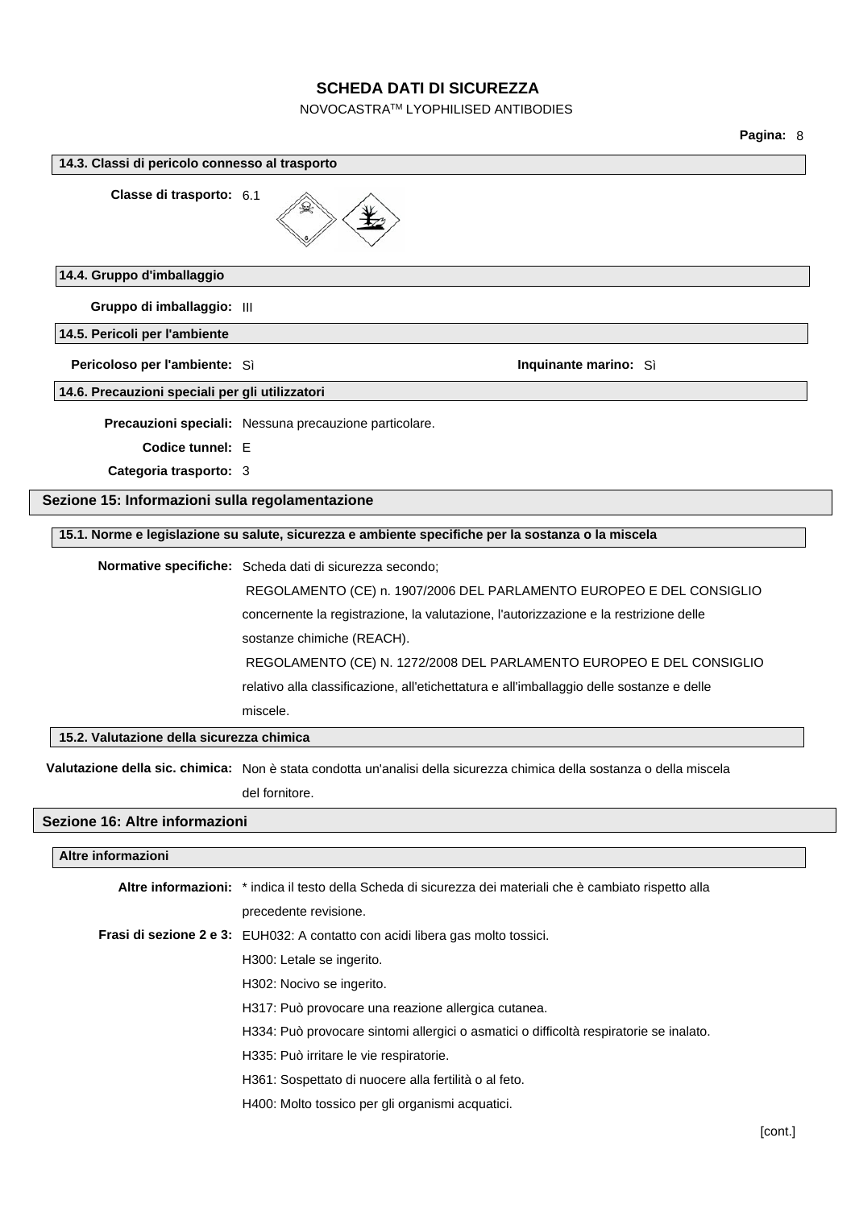### 14.3. Classi di pericolo connesso al trasporto

**Classe di trasporto:** 6.1

### 14.4. Gruppo d'imballaggio

**Gruppo di imballaggio:** III

### 14.5. Pericoli per l'ambiente

**Pericoloso per l'ambiente:** Sì

**Inquinante marino:** Sì

### 14.6. Precauzioni speciali per gli utilizzatori

**Precauzioni speciali:** Nessuna precauzione particolare.

**Codice tunnel:** E

**Categoria trasporto:** 3

## Sezione 15: Informazioni sulla regolamentazione

### 15.1. Norme e legislazione su salute, sicurezza e ambiente specifiche per la sostanza o la miscela

**Normative specifiche:** Scheda dati di sicurezza secondo;
REGOLAMENTO (CE) n. 1907/2006 DEL PARLAMENTO EUROPEO E DEL CONSIGLIO concernente la registrazione, la valutazione, l'autorizzazione e la restrizione delle sostanze chimiche (REACH).
REGOLAMENTO (CE) N. 1272/2008 DEL PARLAMENTO EUROPEO E DEL CONSIGLIO relativo alla classificazione, all'etichettatura e all'imballaggio delle sostanze e delle miscele.

### 15.2. Valutazione della sicurezza chimica

**Valutazione della sic. chimica:** Non è stata condotta un'analisi della sicurezza chimica della sostanza o della miscela del fornitore.

## Sezione 16: Altre informazioni

### Altre informazioni

**Altre informazioni:** * indica il testo della Scheda di sicurezza dei materiali che è cambiato rispetto alla precedente revisione.

**Frasi di sezione 2 e 3:** EUH032: A contatto con acidi libera gas molto tossici.
H300: Letale se ingerito.
H302: Nocivo se ingerito.
H317: Può provocare una reazione allergica cutanea.
H334: Può provocare sintomi allergici o asmatici o difficoltà respiratorie se inalato.
H335: Può irritare le vie respiratorie.
H361: Sospettato di nuocere alla fertilità o al feto.
H400: Molto tossico per gli organismi acquatici.

[cont.]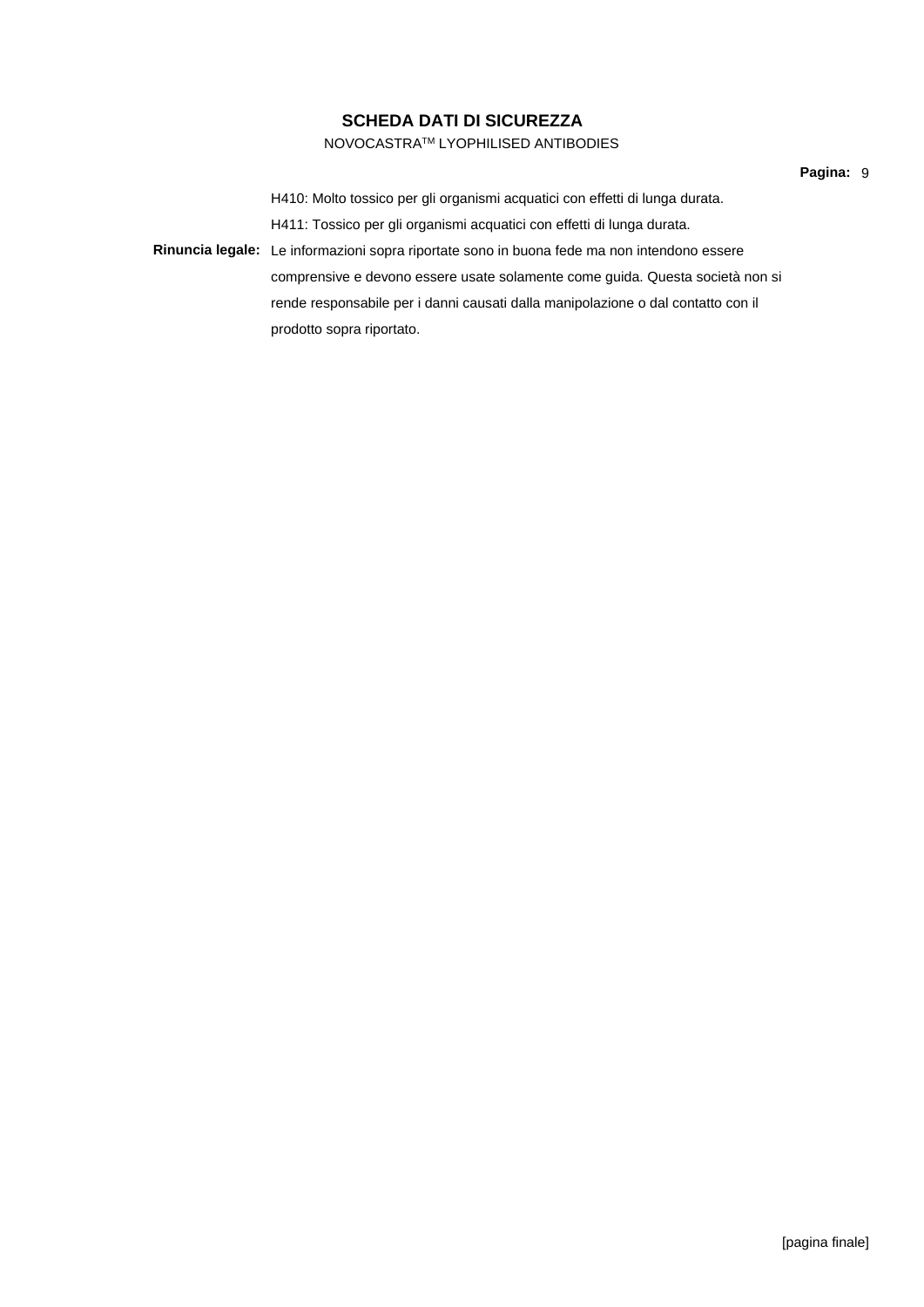H410: Molto tossico per gli organismi acquatici con effetti di lunga durata.

H411: Tossico per gli organismi acquatici con effetti di lunga durata.

**Rinuncia legale:** Le informazioni sopra riportate sono in buona fede ma non intendono essere comprensive e devono essere usate solamente come guida. Questa società non si rende responsabile per i danni causati dalla manipolazione o dal contatto con il prodotto sopra riportato.

[pagina finale]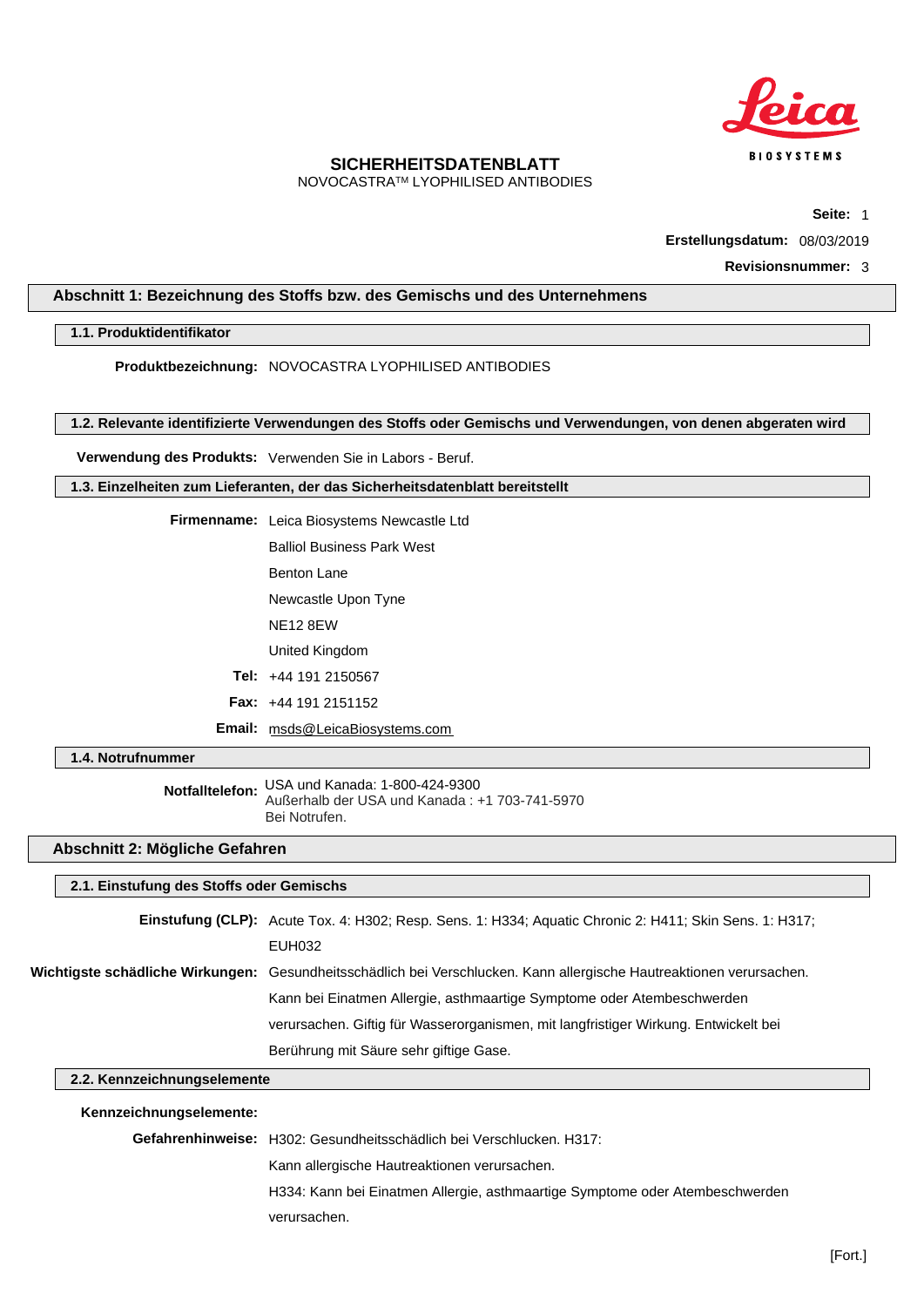# SICHERHEITSDATENBLATT

NOVOCASTRA™ LYOPHILISED ANTIBODIES

**Seite:** 1

**Erstellungsdatum:** 08/03/2019

**Revisionsnummer:** 3

## Abschnitt 1: Bezeichnung des Stoffs bzw. des Gemischs und des Unternehmens

### 1.1. Produktidentifikator

**Produktbezeichnung:** NOVOCASTRA LYOPHILISED ANTIBODIES

### 1.2. Relevante identifizierte Verwendungen des Stoffs oder Gemischs und Verwendungen, von denen abgeraten wird

**Verwendung des Produkts:** Verwenden Sie in Labors - Beruf.

### 1.3. Einzelheiten zum Lieferanten, der das Sicherheitsdatenblatt bereitstellt

**Firmenname:** Leica Biosystems Newcastle Ltd
Balliol Business Park West
Benton Lane
Newcastle Upon Tyne
NE12 8EW
United Kingdom

**Tel:** +44 191 2150567

**Fax:** +44 191 2151152

**Email:** msds@LeicaBiosystems.com

### 1.4. Notrufnummer

**Notfalltelefon:** USA und Kanada: 1-800-424-9300
Außerhalb der USA und Kanada : +1 703-741-5970
Bei Notrufen.

## Abschnitt 2: Mögliche Gefahren

### 2.1. Einstufung des Stoffs oder Gemischs

**Einstufung (CLP):** Acute Tox. 4: H302; Resp. Sens. 1: H334; Aquatic Chronic 2: H411; Skin Sens. 1: H317; EUH032

**Wichtigste schädliche Wirkungen:** Gesundheitsschädlich bei Verschlucken. Kann allergische Hautreaktionen verursachen. Kann bei Einatmen Allergie, asthmaartige Symptome oder Atembeschwerden verursachen. Giftig für Wasserorganismen, mit langfristiger Wirkung. Entwickelt bei Berührung mit Säure sehr giftige Gase.

### 2.2. Kennzeichnungselemente

**Kennzeichnungselemente:**

**Gefahrenhinweise:** H302: Gesundheitsschädlich bei Verschlucken. H317: Kann allergische Hautreaktionen verursachen.
H334: Kann bei Einatmen Allergie, asthmaartige Symptome oder Atembeschwerden verursachen.

[Fort.]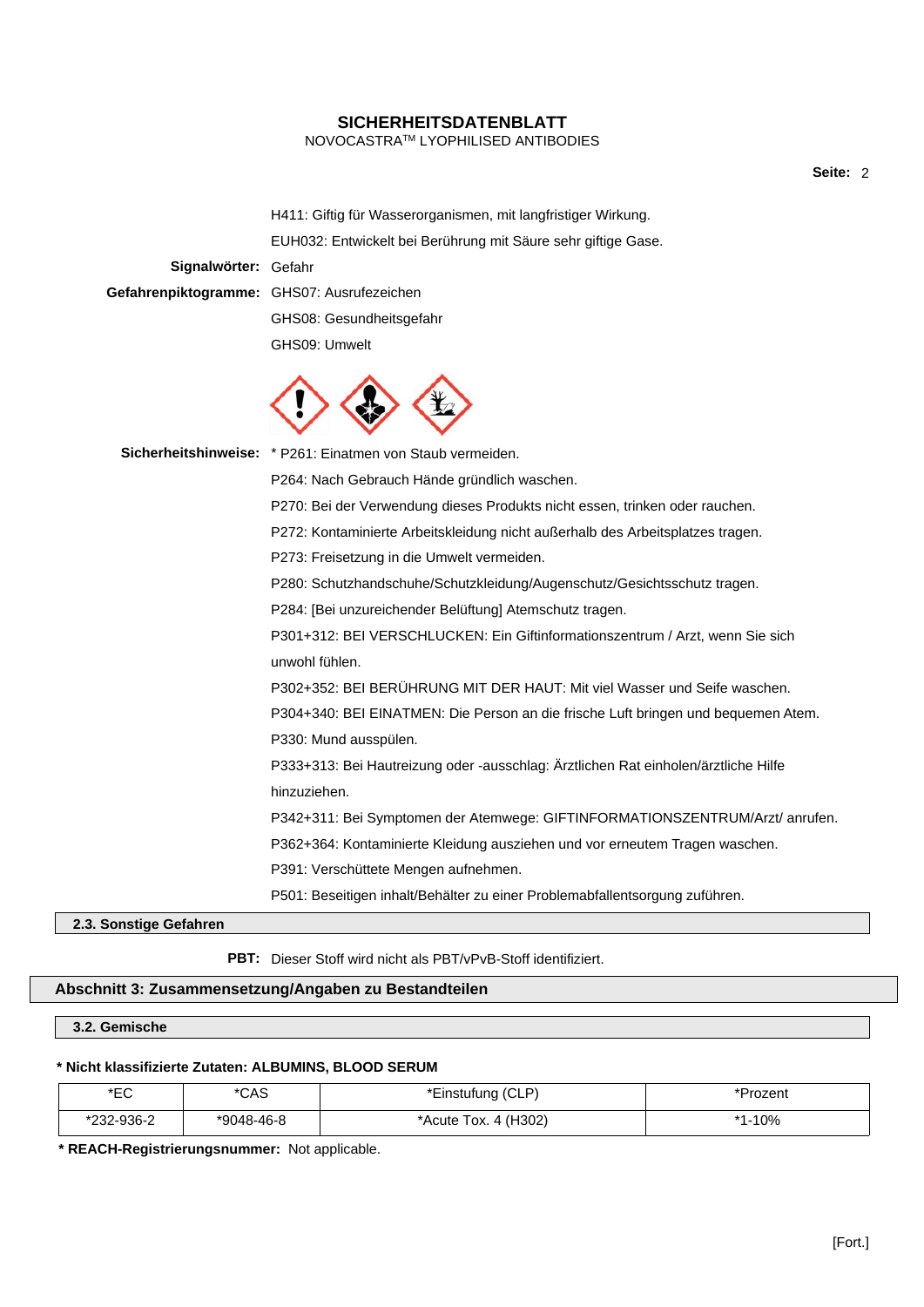H411: Giftig für Wasserorganismen, mit langfristiger Wirkung.

EUH032: Entwickelt bei Berührung mit Säure sehr giftige Gase.

**Signalwörter:** Gefahr

**Gefahrenpiktogramme:** GHS07: Ausrufezeichen

GHS08: Gesundheitsgefahr

GHS09: Umwelt

**Sicherheitshinweise:** * P261: Einatmen von Staub vermeiden.

P264: Nach Gebrauch Hände gründlich waschen.

P270: Bei der Verwendung dieses Produkts nicht essen, trinken oder rauchen.

P272: Kontaminierte Arbeitskleidung nicht außerhalb des Arbeitsplatzes tragen.

P273: Freisetzung in die Umwelt vermeiden.

P280: Schutzhandschuhe/Schutzkleidung/Augenschutz/Gesichtsschutz tragen.

P284: [Bei unzureichender Belüftung] Atemschutz tragen.

P301+312: BEI VERSCHLUCKEN: Ein Giftinformationszentrum / Arzt, wenn Sie sich unwohl fühlen.

P302+352: BEI BERÜHRUNG MIT DER HAUT: Mit viel Wasser und Seife waschen.

P304+340: BEI EINATMEN: Die Person an die frische Luft bringen und bequemen Atem.

P330: Mund ausspülen.

P333+313: Bei Hautreizung oder -ausschlag: Ärztlichen Rat einholen/ärztliche Hilfe hinzuziehen.

P342+311: Bei Symptomen der Atemwege: GIFTINFORMATIONSZENTRUM/Arzt/ anrufen.

P362+364: Kontaminierte Kleidung ausziehen und vor erneutem Tragen waschen.

P391: Verschüttete Mengen aufnehmen.

P501: Beseitigen inhalt/Behälter zu einer Problemabfallentsorgung zuführen.

### 2.3. Sonstige Gefahren

**PBT:** Dieser Stoff wird nicht als PBT/vPvB-Stoff identifiziert.

## Abschnitt 3: Zusammensetzung/Angaben zu Bestandteilen

### 3.2. Gemische

**\* Nicht klassifizierte Zutaten: ALBUMINS, BLOOD SERUM**

| *EC | *CAS | *Einstufung (CLP) | *Prozent |
|---|---|---|---|
| *232-936-2 | *9048-46-8 | *Acute Tox. 4 (H302) | *1-10% |

**\* REACH-Registrierungsnummer:** Not applicable.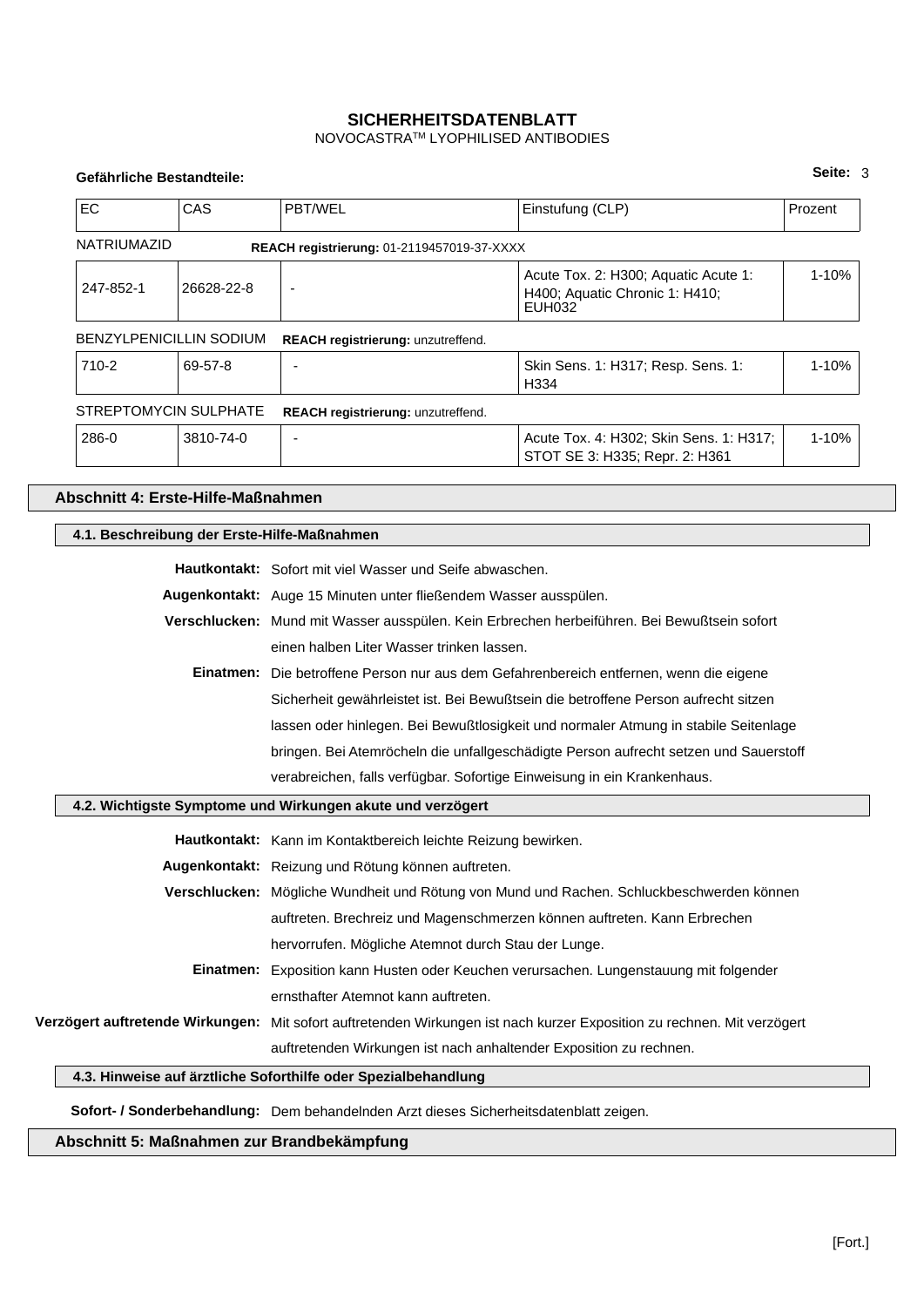**Gefährliche Bestandteile:**

| EC | CAS | PBT/WEL | Einstufung (CLP) | Prozent |
|---|---|---|---|---|
| NATRIUMAZID | **REACH registrierung:** 01-2119457019-37-XXXX | | | |
| 247-852-1 | 26628-22-8 | - | Acute Tox. 2: H300; Aquatic Acute 1: H400; Aquatic Chronic 1: H410; EUH032 | 1-10% |
| BENZYLPENICILLIN SODIUM | **REACH registrierung:** unzutreffend. | | | |
| 710-2 | 69-57-8 | - | Skin Sens. 1: H317; Resp. Sens. 1: H334 | 1-10% |
| STREPTOMYCIN SULPHATE | **REACH registrierung:** unzutreffend. | | | |
| 286-0 | 3810-74-0 | - | Acute Tox. 4: H302; Skin Sens. 1: H317; STOT SE 3: H335; Repr. 2: H361 | 1-10% |

## Abschnitt 4: Erste-Hilfe-Maßnahmen

### 4.1. Beschreibung der Erste-Hilfe-Maßnahmen

**Hautkontakt:** Sofort mit viel Wasser und Seife abwaschen.

**Augenkontakt:** Auge 15 Minuten unter fließendem Wasser ausspülen.

**Verschlucken:** Mund mit Wasser ausspülen. Kein Erbrechen herbeiführen. Bei Bewußtsein sofort einen halben Liter Wasser trinken lassen.

**Einatmen:** Die betroffene Person nur aus dem Gefahrenbereich entfernen, wenn die eigene Sicherheit gewährleistet ist. Bei Bewußtsein die betroffene Person aufrecht sitzen lassen oder hinlegen. Bei Bewußtlosigkeit und normaler Atmung in stabile Seitenlage bringen. Bei Atemröcheln die unfallgeschädigte Person aufrecht setzen und Sauerstoff verabreichen, falls verfügbar. Sofortige Einweisung in ein Krankenhaus.

### 4.2. Wichtigste Symptome und Wirkungen akute und verzögert

**Hautkontakt:** Kann im Kontaktbereich leichte Reizung bewirken.

**Augenkontakt:** Reizung und Rötung können auftreten.

**Verschlucken:** Mögliche Wundheit und Rötung von Mund und Rachen. Schluckbeschwerden können auftreten. Brechreiz und Magenschmerzen können auftreten. Kann Erbrechen hervorrufen. Mögliche Atemnot durch Stau der Lunge.

**Einatmen:** Exposition kann Husten oder Keuchen verursachen. Lungenstauung mit folgender ernsthafter Atemnot kann auftreten.

**Verzögert auftretende Wirkungen:** Mit sofort auftretenden Wirkungen ist nach kurzer Exposition zu rechnen. Mit verzögert auftretenden Wirkungen ist nach anhaltender Exposition zu rechnen.

### 4.3. Hinweise auf ärztliche Soforthilfe oder Spezialbehandlung

**Sofort- / Sonderbehandlung:** Dem behandelnden Arzt dieses Sicherheitsdatenblatt zeigen.

## Abschnitt 5: Maßnahmen zur Brandbekämpfung

[Fort.]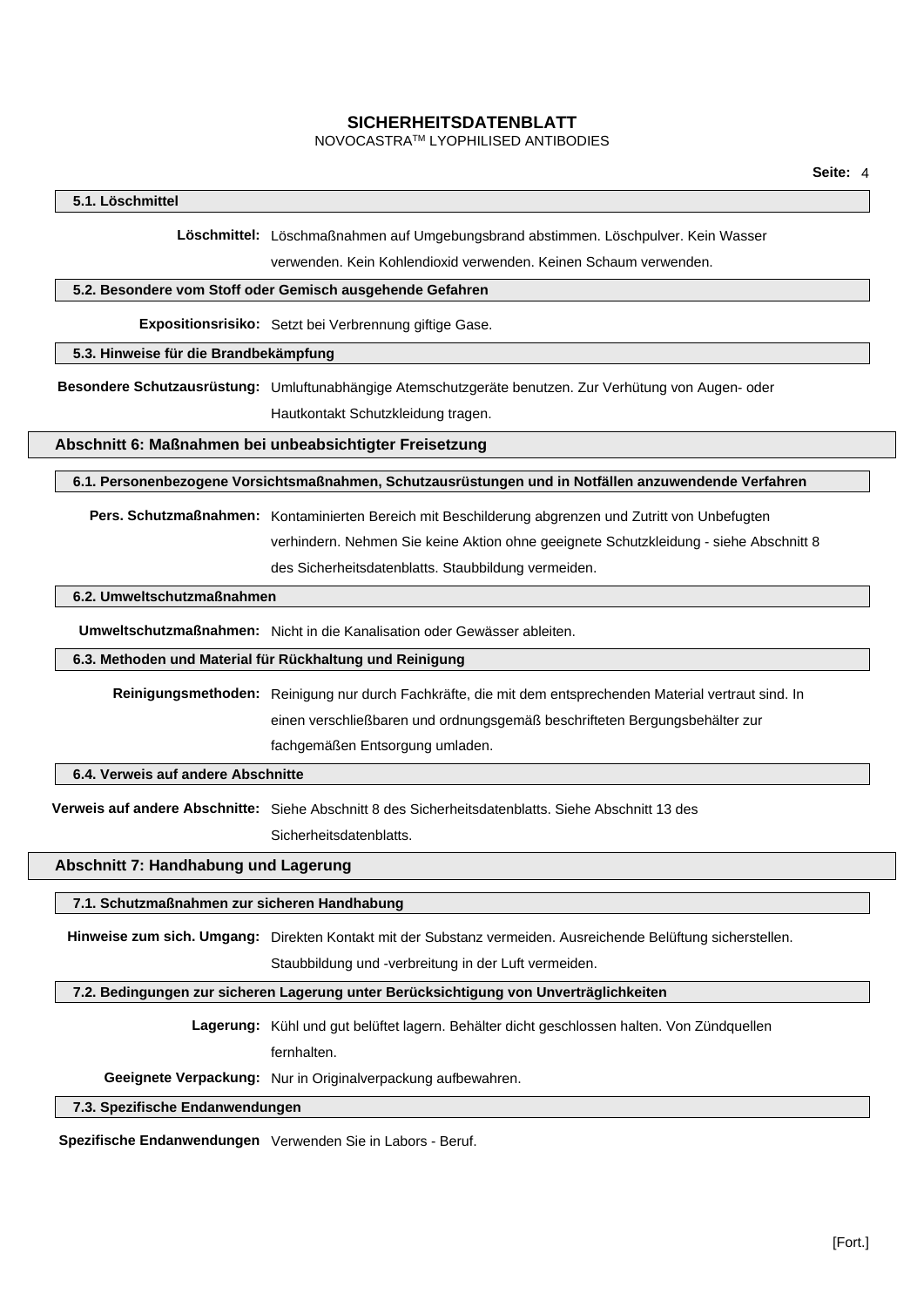### 5.1. Löschmittel

**Löschmittel:** Löschmaßnahmen auf Umgebungsbrand abstimmen. Löschpulver. Kein Wasser verwenden. Kein Kohlendioxid verwenden. Keinen Schaum verwenden.

### 5.2. Besondere vom Stoff oder Gemisch ausgehende Gefahren

**Expositionsrisiko:** Setzt bei Verbrennung giftige Gase.

### 5.3. Hinweise für die Brandbekämpfung

**Besondere Schutzausrüstung:** Umluftunabhängige Atemschutzgeräte benutzen. Zur Verhütung von Augen- oder Hautkontakt Schutzkleidung tragen.

## Abschnitt 6: Maßnahmen bei unbeabsichtigter Freisetzung

### 6.1. Personenbezogene Vorsichtsmaßnahmen, Schutzausrüstungen und in Notfällen anzuwendende Verfahren

**Pers. Schutzmaßnahmen:** Kontaminierten Bereich mit Beschilderung abgrenzen und Zutritt von Unbefugten verhindern. Nehmen Sie keine Aktion ohne geeignete Schutzkleidung - siehe Abschnitt 8 des Sicherheitsdatenblatts. Staubbildung vermeiden.

### 6.2. Umweltschutzmaßnahmen

**Umweltschutzmaßnahmen:** Nicht in die Kanalisation oder Gewässer ableiten.

### 6.3. Methoden und Material für Rückhaltung und Reinigung

**Reinigungsmethoden:** Reinigung nur durch Fachkräfte, die mit dem entsprechenden Material vertraut sind. In einen verschließbaren und ordnungsgemäß beschrifteten Bergungsbehälter zur fachgemäßen Entsorgung umladen.

### 6.4. Verweis auf andere Abschnitte

**Verweis auf andere Abschnitte:** Siehe Abschnitt 8 des Sicherheitsdatenblatts. Siehe Abschnitt 13 des Sicherheitsdatenblatts.

## Abschnitt 7: Handhabung und Lagerung

### 7.1. Schutzmaßnahmen zur sicheren Handhabung

**Hinweise zum sich. Umgang:** Direkten Kontakt mit der Substanz vermeiden. Ausreichende Belüftung sicherstellen. Staubbildung und -verbreitung in der Luft vermeiden.

### 7.2. Bedingungen zur sicheren Lagerung unter Berücksichtigung von Unverträglichkeiten

**Lagerung:** Kühl und gut belüftet lagern. Behälter dicht geschlossen halten. Von Zündquellen fernhalten.

**Geeignete Verpackung:** Nur in Originalverpackung aufbewahren.

### 7.3. Spezifische Endanwendungen

**Spezifische Endanwendungen** Verwenden Sie in Labors - Beruf.

[Fort.]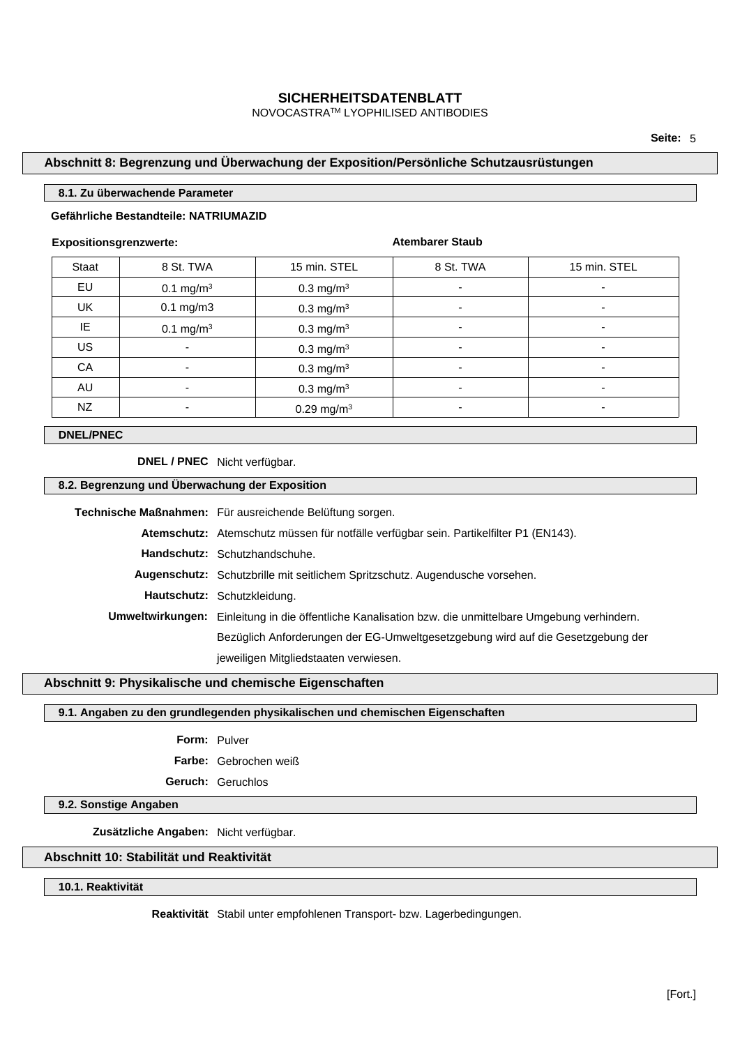## Abschnitt 8: Begrenzung und Überwachung der Exposition/Persönliche Schutzausrüstungen

### 8.1. Zu überwachende Parameter

**Gefährliche Bestandteile: NATRIUMAZID**

**Expositionsgrenzwerte:** **Atembarer Staub**

| Staat | 8 St. TWA | 15 min. STEL | 8 St. TWA | 15 min. STEL |
|---|---|---|---|---|
| EU | 0.1 mg/m$^3$ | 0.3 mg/m$^3$ | - | - |
| UK | 0.1 mg/m3 | 0.3 mg/m$^3$ | - | - |
| IE | 0.1 mg/m$^3$ | 0.3 mg/m$^3$ | - | - |
| US | - | 0.3 mg/m$^3$ | - | - |
| CA | - | 0.3 mg/m$^3$ | - | - |
| AU | - | 0.3 mg/m$^3$ | - | - |
| NZ | - | 0.29 mg/m$^3$ | - | - |

### DNEL/PNEC

**DNEL / PNEC** Nicht verfügbar.

### 8.2. Begrenzung und Überwachung der Exposition

**Technische Maßnahmen:** Für ausreichende Belüftung sorgen.

**Atemschutz:** Atemschutz müssen für notfälle verfügbar sein. Partikelfilter P1 (EN143).

**Handschutz:** Schutzhandschuhe.

**Augenschutz:** Schutzbrille mit seitlichem Spritzschutz. Augendusche vorsehen.

**Hautschutz:** Schutzkleidung.

**Umweltwirkungen:** Einleitung in die öffentliche Kanalisation bzw. die unmittelbare Umgebung verhindern. Bezüglich Anforderungen der EG-Umweltgesetzgebung wird auf die Gesetzgebung der jeweiligen Mitgliedstaaten verwiesen.

## Abschnitt 9: Physikalische und chemische Eigenschaften

### 9.1. Angaben zu den grundlegenden physikalischen und chemischen Eigenschaften

**Form:** Pulver

**Farbe:** Gebrochen weiß

**Geruch:** Geruchlos

### 9.2. Sonstige Angaben

**Zusätzliche Angaben:** Nicht verfügbar.

## Abschnitt 10: Stabilität und Reaktivität

### 10.1. Reaktivität

**Reaktivität** Stabil unter empfohlenen Transport- bzw. Lagerbedingungen.

[Fort.]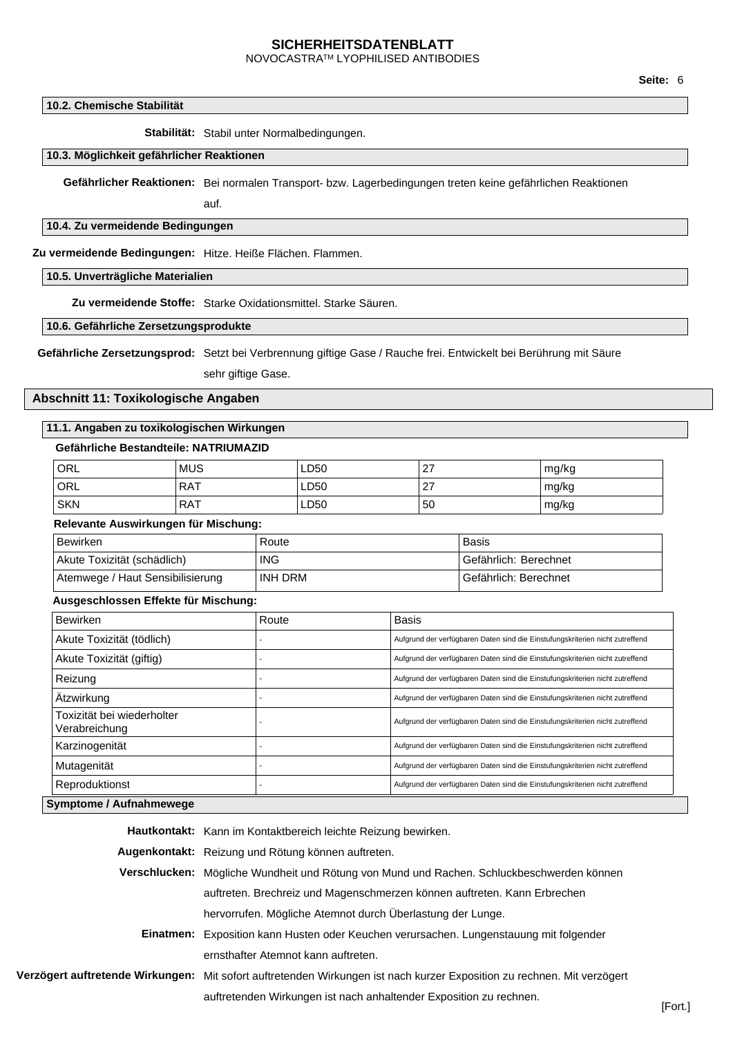### 10.2. Chemische Stabilität

**Stabilität:** Stabil unter Normalbedingungen.

### 10.3. Möglichkeit gefährlicher Reaktionen

**Gefährlicher Reaktionen:** Bei normalen Transport- bzw. Lagerbedingungen treten keine gefährlichen Reaktionen auf.

### 10.4. Zu vermeidende Bedingungen

**Zu vermeidende Bedingungen:** Hitze. Heiße Flächen. Flammen.

### 10.5. Unverträgliche Materialien

**Zu vermeidende Stoffe:** Starke Oxidationsmittel. Starke Säuren.

### 10.6. Gefährliche Zersetzungsprodukte

**Gefährliche Zersetzungsprod:** Setzt bei Verbrennung giftige Gase / Rauche frei. Entwickelt bei Berührung mit Säure sehr giftige Gase.

## Abschnitt 11: Toxikologische Angaben

### 11.1. Angaben zu toxikologischen Wirkungen

**Gefährliche Bestandteile: NATRIUMAZID**

| | | | | |
|---|---|---|---|---|
| ORL | MUS | LD50 | 27 | mg/kg |
| ORL | RAT | LD50 | 27 | mg/kg |
| SKN | RAT | LD50 | 50 | mg/kg |

**Relevante Auswirkungen für Mischung:**

| Bewirken | Route | Basis |
|---|---|---|
| Akute Toxizität (schädlich) | ING | Gefährlich: Berechnet |
| Atemwege / Haut Sensibilisierung | INH DRM | Gefährlich: Berechnet |

**Ausgeschlossen Effekte für Mischung:**

| Bewirken | Route | Basis |
|---|---|---|
| Akute Toxizität (tödlich) | - | Aufgrund der verfügbaren Daten sind die Einstufungskriterien nicht zutreffend |
| Akute Toxizität (giftig) | - | Aufgrund der verfügbaren Daten sind die Einstufungskriterien nicht zutreffend |
| Reizung | - | Aufgrund der verfügbaren Daten sind die Einstufungskriterien nicht zutreffend |
| Ätzwirkung | - | Aufgrund der verfügbaren Daten sind die Einstufungskriterien nicht zutreffend |
| Toxizität bei wiederholter Verabreichung | - | Aufgrund der verfügbaren Daten sind die Einstufungskriterien nicht zutreffend |
| Karzinogenität | - | Aufgrund der verfügbaren Daten sind die Einstufungskriterien nicht zutreffend |
| Mutagenität | - | Aufgrund der verfügbaren Daten sind die Einstufungskriterien nicht zutreffend |
| Reproduktionst | - | Aufgrund der verfügbaren Daten sind die Einstufungskriterien nicht zutreffend |

### Symptome / Aufnahmewege

**Hautkontakt:** Kann im Kontaktbereich leichte Reizung bewirken.

**Augenkontakt:** Reizung und Rötung können auftreten.

**Verschlucken:** Mögliche Wundheit und Rötung von Mund und Rachen. Schluckbeschwerden können auftreten. Brechreiz und Magenschmerzen können auftreten. Kann Erbrechen hervorrufen. Mögliche Atemnot durch Überlastung der Lunge.

**Einatmen:** Exposition kann Husten oder Keuchen verursachen. Lungenstauung mit folgender ernsthafter Atemnot kann auftreten.

**Verzögert auftretende Wirkungen:** Mit sofort auftretenden Wirkungen ist nach kurzer Exposition zu rechnen. Mit verzögert auftretenden Wirkungen ist nach anhaltender Exposition zu rechnen.

[Fort.]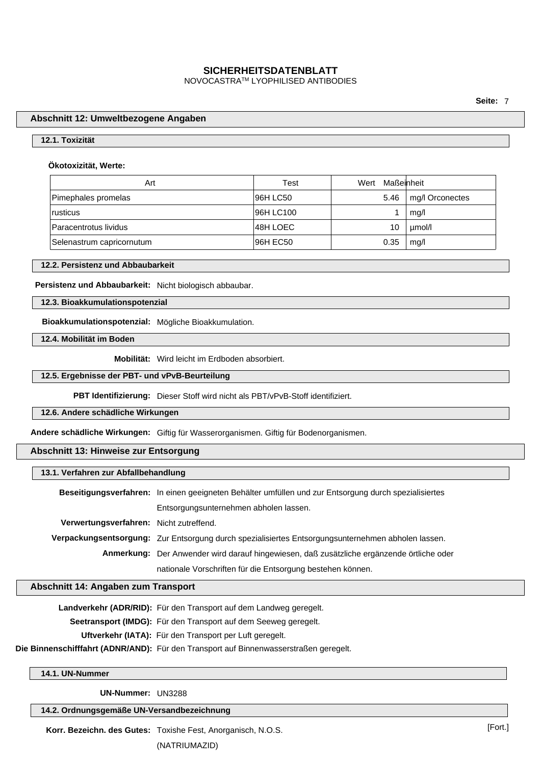# SICHERHEITSDATENBLATT

NOVOCASTRA™ LYOPHILISED ANTIBODIES

## Abschnitt 12: Umweltbezogene Angaben

### 12.1. Toxizität

**Ökotoxizität, Werte:**

| Art | Test | Wert | Maßeinheit |
|---|---|---|---|
| Pimephales promelas | 96H LC50 | 5.46 | mg/l Orconectes |
| rusticus | 96H LC100 | 1 | mg/l |
| Paracentrotus lividus | 48H LOEC | 10 | µmol/l |
| Selenastrum capricornutum | 96H EC50 | 0.35 | mg/l |

### 12.2. Persistenz und Abbaubarkeit

**Persistenz und Abbaubarkeit:** Nicht biologisch abbaubar.

### 12.3. Bioakkumulationspotenzial

**Bioakkumulationspotenzial:** Mögliche Bioakkumulation.

### 12.4. Mobilität im Boden

**Mobilität:** Wird leicht im Erdboden absorbiert.

### 12.5. Ergebnisse der PBT- und vPvB-Beurteilung

**PBT Identifizierung:** Dieser Stoff wird nicht als PBT/vPvB-Stoff identifiziert.

### 12.6. Andere schädliche Wirkungen

**Andere schädliche Wirkungen:** Giftig für Wasserorganismen. Giftig für Bodenorganismen.

## Abschnitt 13: Hinweise zur Entsorgung

### 13.1. Verfahren zur Abfallbehandlung

**Beseitigungsverfahren:** In einen geeigneten Behälter umfüllen und zur Entsorgung durch spezialisiertes Entsorgungsunternehmen abholen lassen.

**Verwertungsverfahren:** Nicht zutreffend.

**Verpackungsentsorgung:** Zur Entsorgung durch spezialisiertes Entsorgungsunternehmen abholen lassen.

**Anmerkung:** Der Anwender wird darauf hingewiesen, daß zusätzliche ergänzende örtliche oder nationale Vorschriften für die Entsorgung bestehen können.

## Abschnitt 14: Angaben zum Transport

**Landverkehr (ADR/RID):** Für den Transport auf dem Landweg geregelt.

**Seetransport (IMDG):** Für den Transport auf dem Seeweg geregelt.

**Uftverkehr (IATA):** Für den Transport per Luft geregelt.

**Die Binnenschifffahrt (ADNR/AND):** Für den Transport auf Binnenwasserstraßen geregelt.

### 14.1. UN-Nummer

**UN-Nummer:** UN3288

### 14.2. Ordnungsgemäße UN-Versandbezeichnung

**Korr. Bezeichn. des Gutes:** Toxishe Fest, Anorganisch, N.O.S. (NATRIUMAZID)

[Fort.]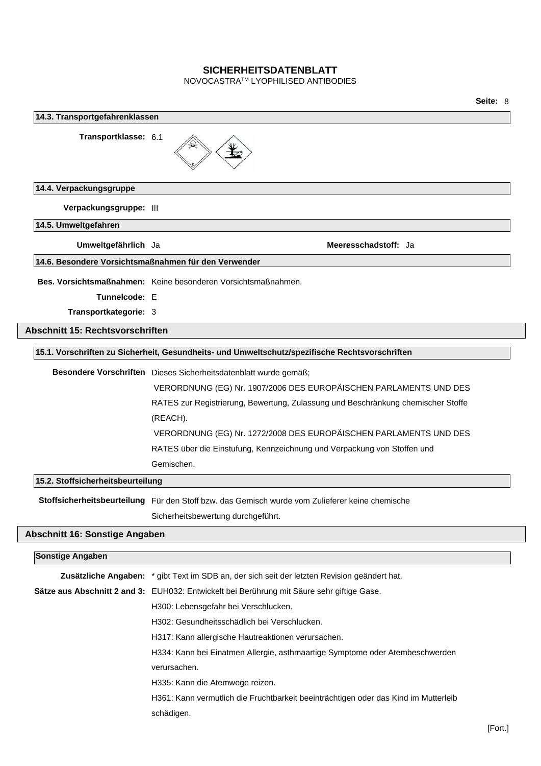#### 14.3. Transportgefahrenklassen

**Transportklasse:** 6.1

#### 14.4. Verpackungsgruppe

**Verpackungsgruppe:** III

#### 14.5. Umweltgefahren

**Umweltgefährlich** Ja **Meeresschadstoff:** Ja

#### 14.6. Besondere Vorsichtsmaßnahmen für den Verwender

**Bes. Vorsichtsmaßnahmen:** Keine besonderen Vorsichtsmaßnahmen.

**Tunnelcode:** E

**Transportkategorie:** 3

## Abschnitt 15: Rechtsvorschriften

#### 15.1. Vorschriften zu Sicherheit, Gesundheits- und Umweltschutz/spezifische Rechtsvorschriften

**Besondere Vorschriften** Dieses Sicherheitsdatenblatt wurde gemäß;
VERORDNUNG (EG) Nr. 1907/2006 DES EUROPÄISCHEN PARLAMENTS UND DES RATES zur Registrierung, Bewertung, Zulassung und Beschränkung chemischer Stoffe (REACH).
VERORDNUNG (EG) Nr. 1272/2008 DES EUROPÄISCHEN PARLAMENTS UND DES RATES über die Einstufung, Kennzeichnung und Verpackung von Stoffen und Gemischen.

#### 15.2. Stoffsicherheitsbeurteilung

**Stoffsicherheitsbeurteilung** Für den Stoff bzw. das Gemisch wurde vom Zulieferer keine chemische Sicherheitsbewertung durchgeführt.

## Abschnitt 16: Sonstige Angaben

#### Sonstige Angaben

**Zusätzliche Angaben:** * gibt Text im SDB an, der sich seit der letzten Revision geändert hat.

**Sätze aus Abschnitt 2 and 3:** EUH032: Entwickelt bei Berührung mit Säure sehr giftige Gase.
H300: Lebensgefahr bei Verschlucken.
H302: Gesundheitsschädlich bei Verschlucken.
H317: Kann allergische Hautreaktionen verursachen.
H334: Kann bei Einatmen Allergie, asthmaartige Symptome oder Atembeschwerden verursachen.
H335: Kann die Atemwege reizen.
H361: Kann vermutlich die Fruchtbarkeit beeinträchtigen oder das Kind im Mutterleib schädigen.

[Fort.]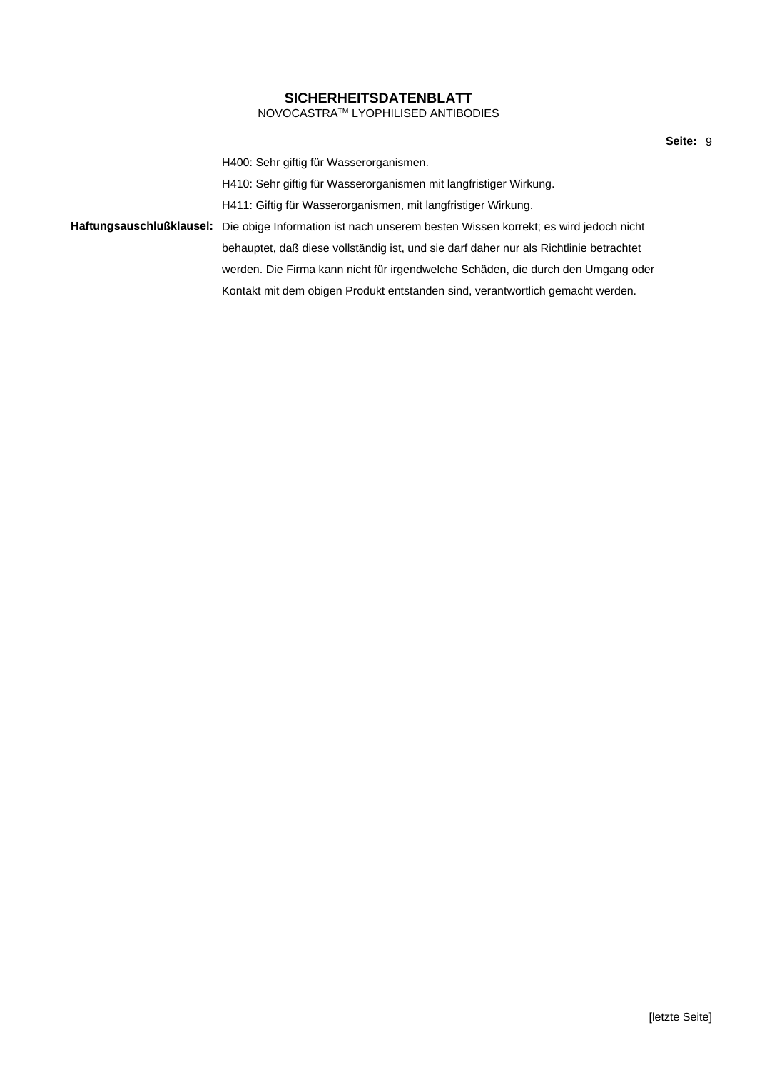H400: Sehr giftig für Wasserorganismen.

H410: Sehr giftig für Wasserorganismen mit langfristiger Wirkung.

H411: Giftig für Wasserorganismen, mit langfristiger Wirkung.

**Haftungsauschlußklausel:** Die obige Information ist nach unserem besten Wissen korrekt; es wird jedoch nicht behauptet, daß diese vollständig ist, und sie darf daher nur als Richtlinie betrachtet werden. Die Firma kann nicht für irgendwelche Schäden, die durch den Umgang oder Kontakt mit dem obigen Produkt entstanden sind, verantwortlich gemacht werden.

[letzte Seite]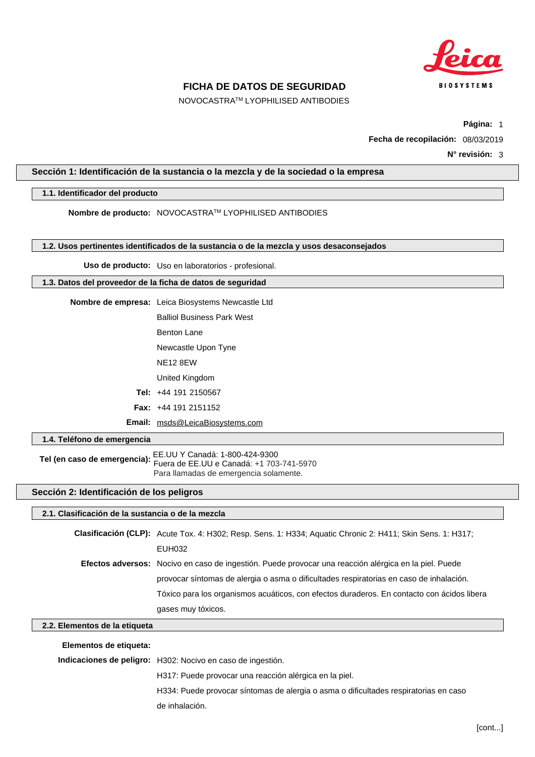# FICHA DE DATOS DE SEGURIDAD

NOVOCASTRA™ LYOPHILISED ANTIBODIES

**Página:** 1

**Fecha de recopilación:** 08/03/2019

**N° revisión:** 3

## Sección 1: Identificación de la sustancia o la mezcla y de la sociedad o la empresa

### 1.1. Identificador del producto

**Nombre de producto:** NOVOCASTRA™ LYOPHILISED ANTIBODIES

### 1.2. Usos pertinentes identificados de la sustancia o de la mezcla y usos desaconsejados

**Uso de producto:** Uso en laboratorios - profesional.

### 1.3. Datos del proveedor de la ficha de datos de seguridad

**Nombre de empresa:** Leica Biosystems Newcastle Ltd
Balliol Business Park West
Benton Lane
Newcastle Upon Tyne
NE12 8EW
United Kingdom

**Tel:** +44 191 2150567

**Fax:** +44 191 2151152

**Email:** msds@LeicaBiosystems.com

### 1.4. Teléfono de emergencia

**Tel (en caso de emergencia):** EE.UU Y Canadá: 1-800-424-9300
Fuera de EE.UU e Canadá: +1 703-741-5970
Para llamadas de emergencia solamente.

## Sección 2: Identificación de los peligros

### 2.1. Clasificación de la sustancia o de la mezcla

**Clasificación (CLP):** Acute Tox. 4: H302; Resp. Sens. 1: H334; Aquatic Chronic 2: H411; Skin Sens. 1: H317; EUH032

**Efectos adversos:** Nocivo en caso de ingestión. Puede provocar una reacción alérgica en la piel. Puede provocar síntomas de alergia o asma o dificultades respiratorias en caso de inhalación. Tóxico para los organismos acuáticos, con efectos duraderos. En contacto con ácidos libera gases muy tóxicos.

### 2.2. Elementos de la etiqueta

**Elementos de etiqueta:**

**Indicaciones de peligro:** H302: Nocivo en caso de ingestión.
H317: Puede provocar una reacción alérgica en la piel.
H334: Puede provocar síntomas de alergia o asma o dificultades respiratorias en caso de inhalación.

[cont...]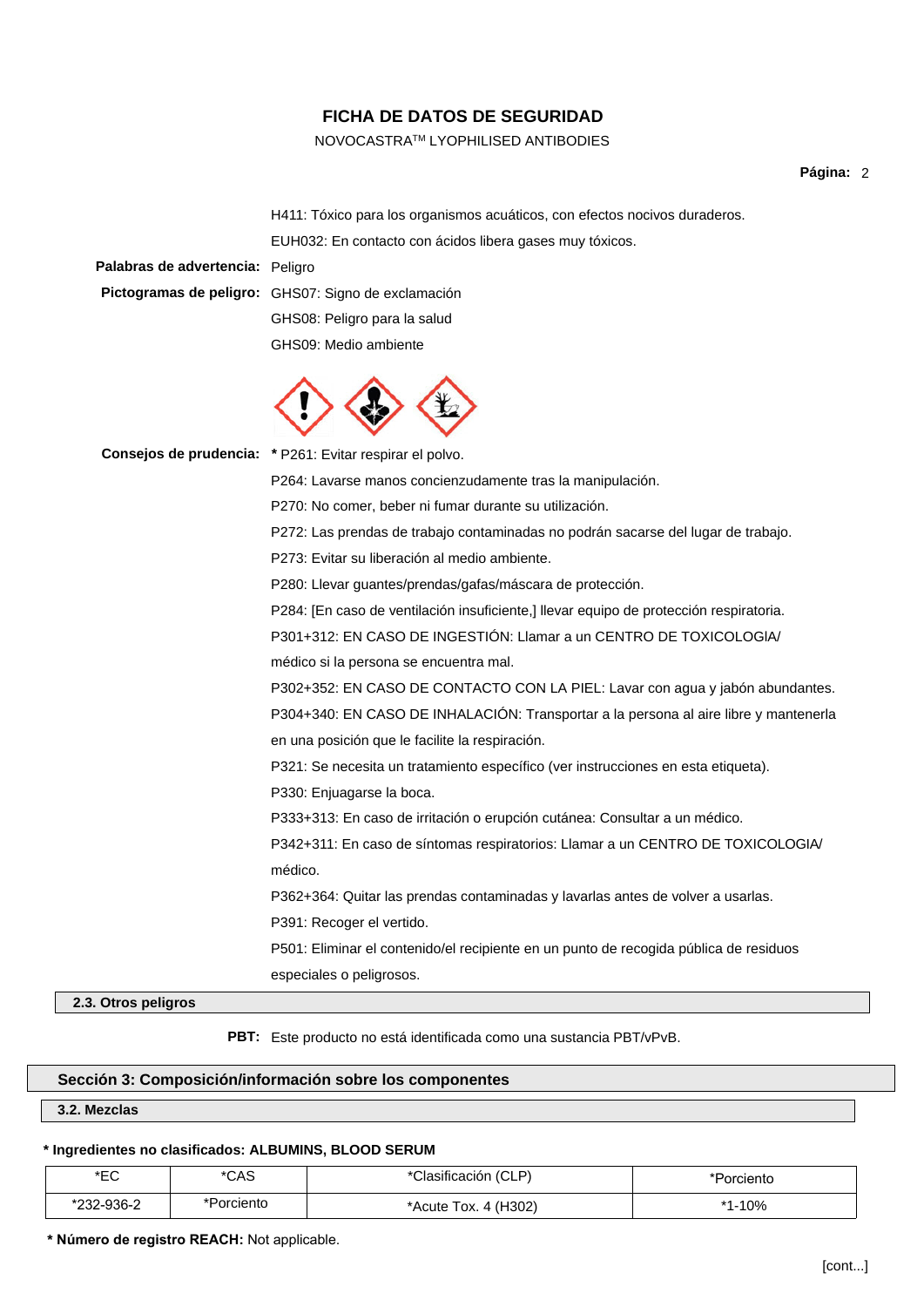H411: Tóxico para los organismos acuáticos, con efectos nocivos duraderos.

EUH032: En contacto con ácidos libera gases muy tóxicos.

**Palabras de advertencia:** Peligro

**Pictogramas de peligro:** GHS07: Signo de exclamación

GHS08: Peligro para la salud

GHS09: Medio ambiente

**Consejos de prudencia:** * P261: Evitar respirar el polvo.

P264: Lavarse manos concienzudamente tras la manipulación.

P270: No comer, beber ni fumar durante su utilización.

P272: Las prendas de trabajo contaminadas no podrán sacarse del lugar de trabajo.

P273: Evitar su liberación al medio ambiente.

P280: Llevar guantes/prendas/gafas/máscara de protección.

P284: [En caso de ventilación insuficiente,] llevar equipo de protección respiratoria.

P301+312: EN CASO DE INGESTIÓN: Llamar a un CENTRO DE TOXICOLOGIA/ médico si la persona se encuentra mal.

P302+352: EN CASO DE CONTACTO CON LA PIEL: Lavar con agua y jabón abundantes.

P304+340: EN CASO DE INHALACIÓN: Transportar a la persona al aire libre y mantenerla en una posición que le facilite la respiración.

P321: Se necesita un tratamiento específico (ver instrucciones en esta etiqueta).

P330: Enjuagarse la boca.

P333+313: En caso de irritación o erupción cutánea: Consultar a un médico.

P342+311: En caso de síntomas respiratorios: Llamar a un CENTRO DE TOXICOLOGIA/ médico.

P362+364: Quitar las prendas contaminadas y lavarlas antes de volver a usarlas.

P391: Recoger el vertido.

P501: Eliminar el contenido/el recipiente en un punto de recogida pública de residuos especiales o peligrosos.

### 2.3. Otros peligros

**PBT:** Este producto no está identificada como una sustancia PBT/vPvB.

## Sección 3: Composición/información sobre los componentes

### 3.2. Mezclas

**\* Ingredientes no clasificados: ALBUMINS, BLOOD SERUM**

| *EC | *CAS | *Clasificación (CLP) | *Porciento |
| --- | --- | --- | --- |
| *232-936-2 | *Porciento | *Acute Tox. 4 (H302) | *1-10% |

**\* Número de registro REACH:** Not applicable.

[cont...]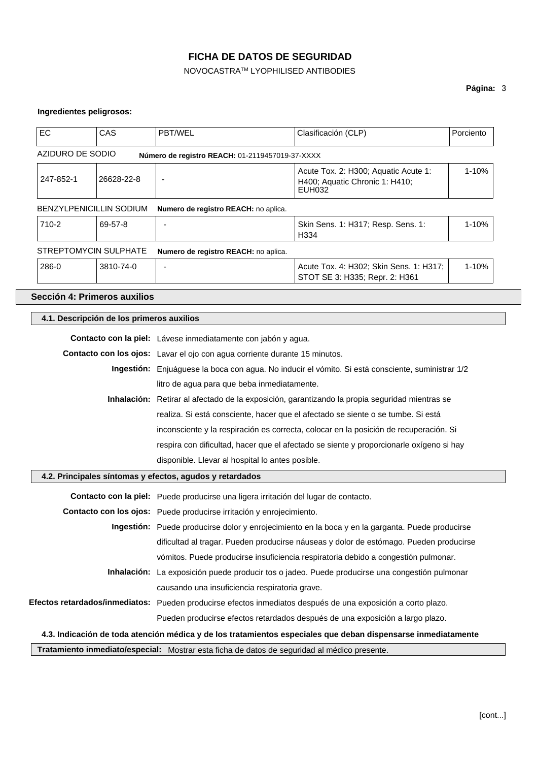**Ingredientes peligrosos:**

| EC | CAS | PBT/WEL | Clasificación (CLP) | Porciento |
|---|---|---|---|---|
| AZIDURO DE SODIO | **Número de registro REACH:** 01-2119457019-37-XXXX | | | |
| 247-852-1 | 26628-22-8 | - | Acute Tox. 2: H300; Aquatic Acute 1: H400; Aquatic Chronic 1: H410; EUH032 | 1-10% |
| BENZYLPENICILLIN SODIUM | **Numero de registro REACH:** no aplica. | | | |
| 710-2 | 69-57-8 | - | Skin Sens. 1: H317; Resp. Sens. 1: H334 | 1-10% |
| STREPTOMYCIN SULPHATE | **Numero de registro REACH:** no aplica. | | | |
| 286-0 | 3810-74-0 | - | Acute Tox. 4: H302; Skin Sens. 1: H317; STOT SE 3: H335; Repr. 2: H361 | 1-10% |

## Sección 4: Primeros auxilios

### 4.1. Descripción de los primeros auxilios

**Contacto con la piel:** Lávese inmediatamente con jabón y agua.

**Contacto con los ojos:** Lavar el ojo con agua corriente durante 15 minutos.

**Ingestión:** Enjuáguese la boca con agua. No inducir el vómito. Si está consciente, suministrar 1/2 litro de agua para que beba inmediatamente.

**Inhalación:** Retirar al afectado de la exposición, garantizando la propia seguridad mientras se realiza. Si está consciente, hacer que el afectado se siente o se tumbe. Si está inconsciente y la respiración es correcta, colocar en la posición de recuperación. Si respira con dificultad, hacer que el afectado se siente y proporcionarle oxígeno si hay disponible. Llevar al hospital lo antes posible.

### 4.2. Principales síntomas y efectos, agudos y retardados

**Contacto con la piel:** Puede producirse una ligera irritación del lugar de contacto.

**Contacto con los ojos:** Puede producirse irritación y enrojecimiento.

**Ingestión:** Puede producirse dolor y enrojecimiento en la boca y en la garganta. Puede producirse dificultad al tragar. Pueden producirse náuseas y dolor de estómago. Pueden producirse vómitos. Puede producirse insuficiencia respiratoria debido a congestión pulmonar.

**Inhalación:** La exposición puede producir tos o jadeo. Puede producirse una congestión pulmonar causando una insuficiencia respiratoria grave.

**Efectos retardados/inmediatos:** Pueden producirse efectos inmediatos después de una exposición a corto plazo. Pueden producirse efectos retardados después de una exposición a largo plazo.

### 4.3. Indicación de toda atención médica y de los tratamientos especiales que deban dispensarse inmediatamente

**Tratamiento inmediato/especial:** Mostrar esta ficha de datos de seguridad al médico presente.

[cont...]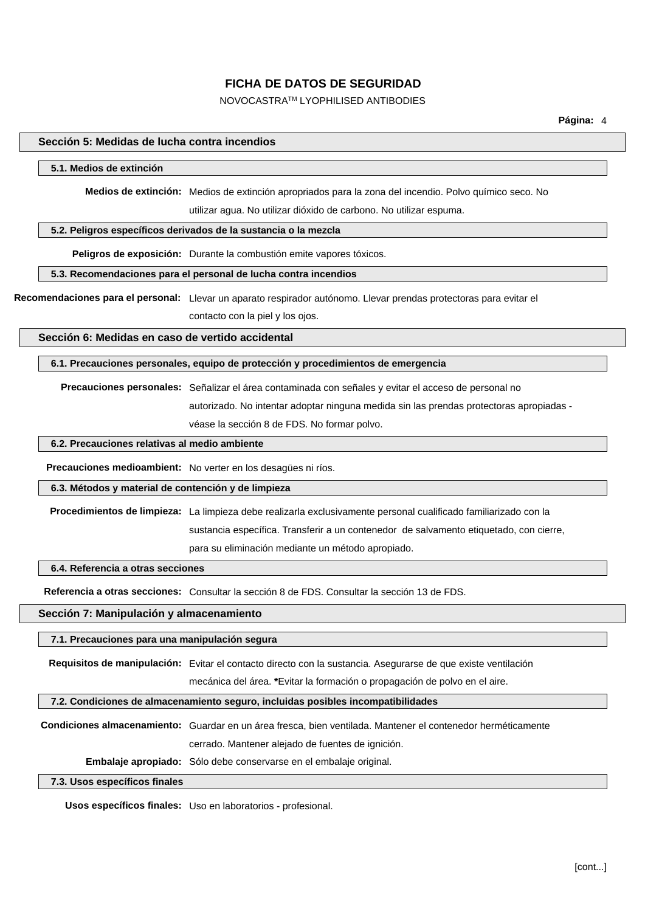## Sección 5: Medidas de lucha contra incendios

### 5.1. Medios de extinción

**Medios de extinción:** Medios de extinción apropriados para la zona del incendio. Polvo químico seco. No utilizar agua. No utilizar dióxido de carbono. No utilizar espuma.

### 5.2. Peligros específicos derivados de la sustancia o la mezcla

**Peligros de exposición:** Durante la combustión emite vapores tóxicos.

### 5.3. Recomendaciones para el personal de lucha contra incendios

**Recomendaciones para el personal:** Llevar un aparato respirador autónomo. Llevar prendas protectoras para evitar el contacto con la piel y los ojos.

## Sección 6: Medidas en caso de vertido accidental

### 6.1. Precauciones personales, equipo de protección y procedimientos de emergencia

**Precauciones personales:** Señalizar el área contaminada con señales y evitar el acceso de personal no autorizado. No intentar adoptar ninguna medida sin las prendas protectoras apropiadas - véase la sección 8 de FDS. No formar polvo.

### 6.2. Precauciones relativas al medio ambiente

**Precauciones medioambient:** No verter en los desagües ni ríos.

### 6.3. Métodos y material de contención y de limpieza

**Procedimientos de limpieza:** La limpieza debe realizarla exclusivamente personal cualificado familiarizado con la sustancia específica. Transferir a un contenedor de salvamento etiquetado, con cierre, para su eliminación mediante un método apropiado.

### 6.4. Referencia a otras secciones

**Referencia a otras secciones:** Consultar la sección 8 de FDS. Consultar la sección 13 de FDS.

## Sección 7: Manipulación y almacenamiento

### 7.1. Precauciones para una manipulación segura

**Requisitos de manipulación:** Evitar el contacto directo con la sustancia. Asegurarse de que existe ventilación mecánica del área. ***Evitar la formación o propagación de polvo en el aire.

### 7.2. Condiciones de almacenamiento seguro, incluidas posibles incompatibilidades

**Condiciones almacenamiento:** Guardar en un área fresca, bien ventilada. Mantener el contenedor herméticamente cerrado. Mantener alejado de fuentes de ignición.

**Embalaje apropiado:** Sólo debe conservarse en el embalaje original.

### 7.3. Usos específicos finales

**Usos específicos finales:** Uso en laboratorios - profesional.

[cont...]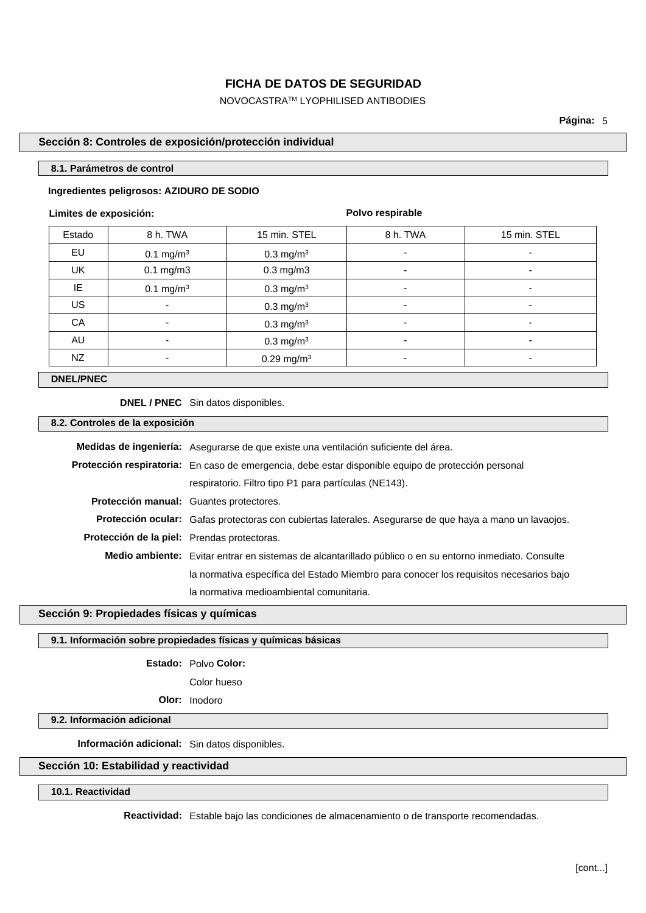# FICHA DE DATOS DE SEGURIDAD

NOVOCASTRA™ LYOPHILISED ANTIBODIES

## Sección 8: Controles de exposición/protección individual

### 8.1. Parámetros de control

**Ingredientes peligrosos: AZIDURO DE SODIO**

**Limites de exposición:** **Polvo respirable**

| Estado | 8 h. TWA | 15 min. STEL | 8 h. TWA | 15 min. STEL |
|---|---|---|---|---|
| EU | 0.1 mg/m$^3$ | 0.3 mg/m$^3$ | - | - |
| UK | 0.1 mg/m3 | 0.3 mg/m3 | - | - |
| IE | 0.1 mg/m$^3$ | 0.3 mg/m$^3$ | - | - |
| US | - | 0.3 mg/m$^3$ | - | - |
| CA | - | 0.3 mg/m$^3$ | - | - |
| AU | - | 0.3 mg/m$^3$ | - | - |
| NZ | - | 0.29 mg/m$^3$ | - | - |

### DNEL/PNEC

**DNEL / PNEC** Sin datos disponibles.

### 8.2. Controles de la exposición

**Medidas de ingeniería:** Asegurarse de que existe una ventilación suficiente del área.

**Protección respiratoria:** En caso de emergencia, debe estar disponible equipo de protección personal respiratorio. Filtro tipo P1 para partículas (NE143).

**Protección manual:** Guantes protectores.

**Protección ocular:** Gafas protectoras con cubiertas laterales. Asegurarse de que haya a mano un lavaojos.

**Protección de la piel:** Prendas protectoras.

**Medio ambiente:** Evitar entrar en sistemas de alcantarillado público o en su entorno inmediato. Consulte la normativa específica del Estado Miembro para conocer los requisitos necesarios bajo la normativa medioambiental comunitaria.

## Sección 9: Propiedades físicas y químicas

### 9.1. Información sobre propiedades físicas y químicas básicas

**Estado:** Polvo **Color:** Color hueso

**Olor:** Inodoro

### 9.2. Información adicional

**Información adicional:** Sin datos disponibles.

## Sección 10: Estabilidad y reactividad

### 10.1. Reactividad

**Reactividad:** Estable bajo las condiciones de almacenamiento o de transporte recomendadas.

[cont...]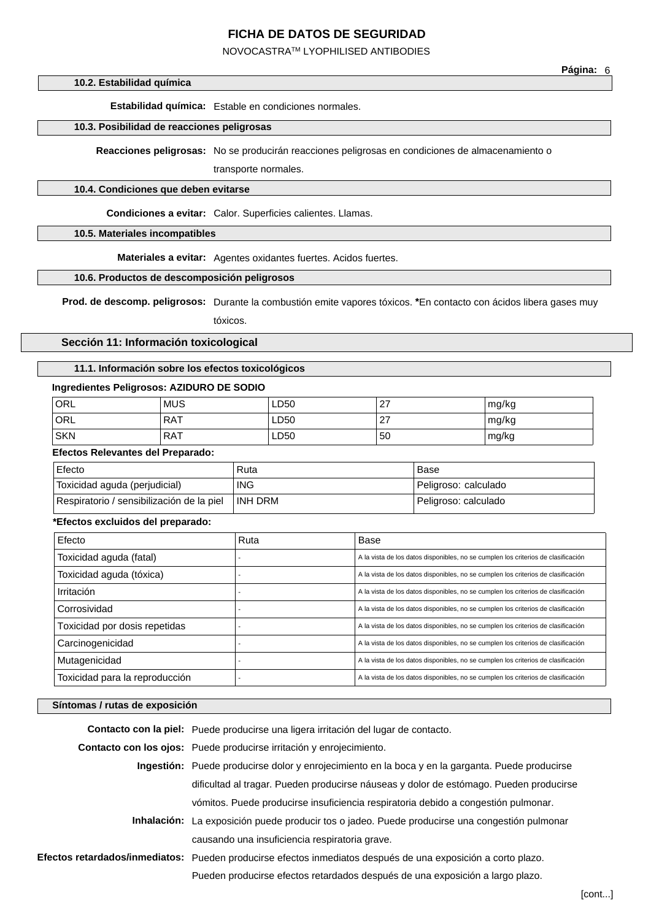### 10.2. Estabilidad química

**Estabilidad química:** Estable en condiciones normales.

### 10.3. Posibilidad de reacciones peligrosas

**Reacciones peligrosas:** No se producirán reacciones peligrosas en condiciones de almacenamiento o transporte normales.

### 10.4. Condiciones que deben evitarse

**Condiciones a evitar:** Calor. Superficies calientes. Llamas.

### 10.5. Materiales incompatibles

**Materiales a evitar:** Agentes oxidantes fuertes. Acidos fuertes.

### 10.6. Productos de descomposición peligrosos

**Prod. de descomp. peligrosos:** Durante la combustión emite vapores tóxicos. ***En contacto con ácidos libera gases muy tóxicos.**

## Sección 11: Información toxicological

### 11.1. Información sobre los efectos toxicológicos

**Ingredientes Peligrosos: AZIDURO DE SODIO**

| | | | | |
|---|---|---|---|---|
| ORL | MUS | LD50 | 27 | mg/kg |
| ORL | RAT | LD50 | 27 | mg/kg |
| SKN | RAT | LD50 | 50 | mg/kg |

**Efectos Relevantes del Preparado:**

| Efecto | Ruta | Base |
|---|---|---|
| Toxicidad aguda (perjudicial) | ING | Peligroso: calculado |
| Respiratorio / sensibilización de la piel | INH DRM | Peligroso: calculado |

***Efectos excluidos del preparado:**

| Efecto | Ruta | Base |
|---|---|---|
| Toxicidad aguda (fatal) | - | A la vista de los datos disponibles, no se cumplen los criterios de clasificación |
| Toxicidad aguda (tóxica) | - | A la vista de los datos disponibles, no se cumplen los criterios de clasificación |
| Irritación | - | A la vista de los datos disponibles, no se cumplen los criterios de clasificación |
| Corrosividad | - | A la vista de los datos disponibles, no se cumplen los criterios de clasificación |
| Toxicidad por dosis repetidas | - | A la vista de los datos disponibles, no se cumplen los criterios de clasificación |
| Carcinogenicidad | - | A la vista de los datos disponibles, no se cumplen los criterios de clasificación |
| Mutagenicidad | - | A la vista de los datos disponibles, no se cumplen los criterios de clasificación |
| Toxicidad para la reproducción | - | A la vista de los datos disponibles, no se cumplen los criterios de clasificación |

### Síntomas / rutas de exposición

**Contacto con la piel:** Puede producirse una ligera irritación del lugar de contacto.

**Contacto con los ojos:** Puede producirse irritación y enrojecimiento.

**Ingestión:** Puede producirse dolor y enrojecimiento en la boca y en la garganta. Puede producirse dificultad al tragar. Pueden producirse náuseas y dolor de estómago. Pueden producirse vómitos. Puede producirse insuficiencia respiratoria debido a congestión pulmonar.

**Inhalación:** La exposición puede producir tos o jadeo. Puede producirse una congestión pulmonar causando una insuficiencia respiratoria grave.

**Efectos retardados/inmediatos:** Pueden producirse efectos inmediatos después de una exposición a corto plazo. Pueden producirse efectos retardados después de una exposición a largo plazo.

[cont...]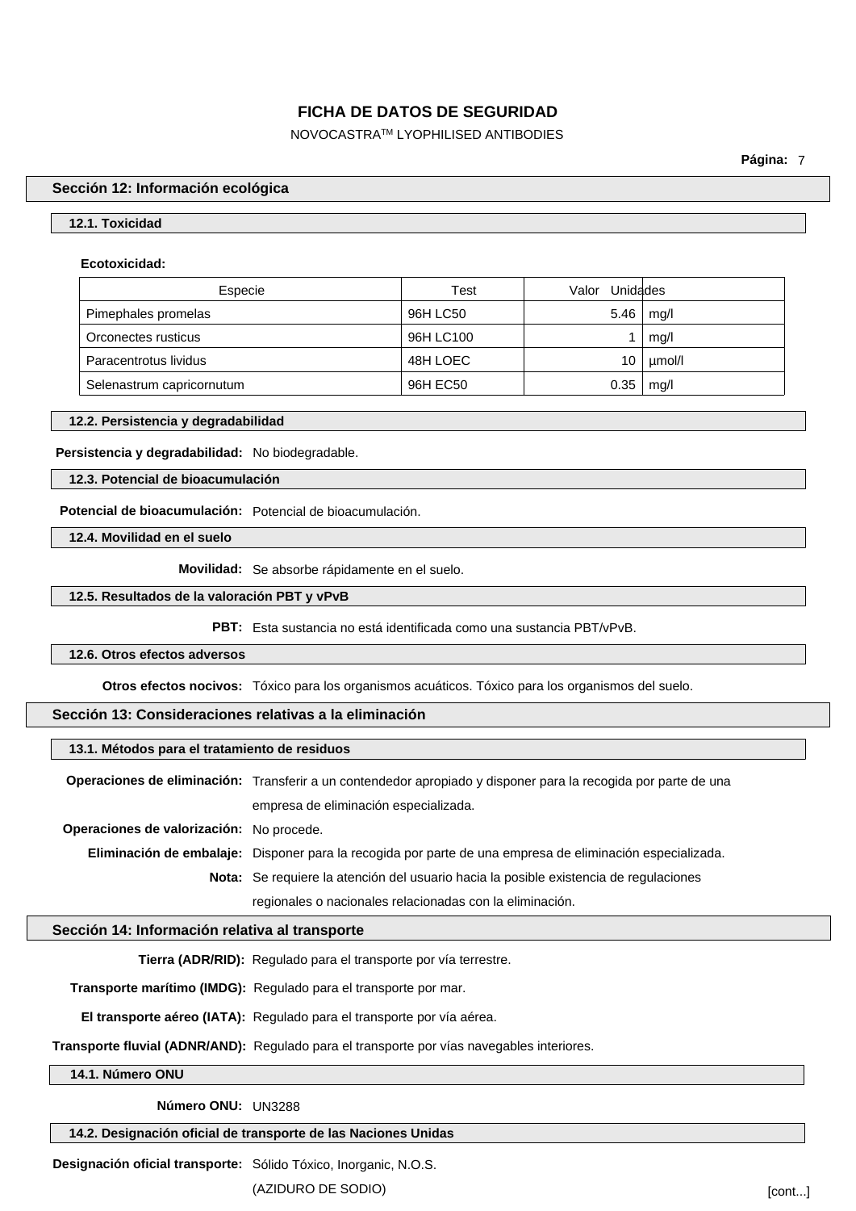## Sección 12: Información ecológica

### 12.1. Toxicidad

**Ecotoxicidad:**

| Especie | Test | Valor | Unidades |
|---|---|---|---|
| Pimephales promelas | 96H LC50 | 5.46 | mg/l |
| Orconectes rusticus | 96H LC100 | 1 | mg/l |
| Paracentrotus lividus | 48H LOEC | 10 | µmol/l |
| Selenastrum capricornutum | 96H EC50 | 0.35 | mg/l |

### 12.2. Persistencia y degradabilidad

**Persistencia y degradabilidad:** No biodegradable.

### 12.3. Potencial de bioacumulación

**Potencial de bioacumulación:** Potencial de bioacumulación.

### 12.4. Movilidad en el suelo

**Movilidad:** Se absorbe rápidamente en el suelo.

### 12.5. Resultados de la valoración PBT y vPvB

**PBT:** Esta sustancia no está identificada como una sustancia PBT/vPvB.

### 12.6. Otros efectos adversos

**Otros efectos nocivos:** Tóxico para los organismos acuáticos. Tóxico para los organismos del suelo.

## Sección 13: Consideraciones relativas a la eliminación

### 13.1. Métodos para el tratamiento de residuos

**Operaciones de eliminación:** Transferir a un contendedor apropiado y disponer para la recogida por parte de una empresa de eliminación especializada.

**Operaciones de valorización:** No procede.

**Eliminación de embalaje:** Disponer para la recogida por parte de una empresa de eliminación especializada.

**Nota:** Se requiere la atención del usuario hacia la posible existencia de regulaciones regionales o nacionales relacionadas con la eliminación.

## Sección 14: Información relativa al transporte

**Tierra (ADR/RID):** Regulado para el transporte por vía terrestre.

**Transporte marítimo (IMDG):** Regulado para el transporte por mar.

**El transporte aéreo (IATA):** Regulado para el transporte por vía aérea.

**Transporte fluvial (ADNR/AND):** Regulado para el transporte por vías navegables interiores.

### 14.1. Número ONU

**Número ONU:** UN3288

### 14.2. Designación oficial de transporte de las Naciones Unidas

**Designación oficial transporte:** Sólido Tóxico, Inorganic, N.O.S. (AZIDURO DE SODIO)

[cont...]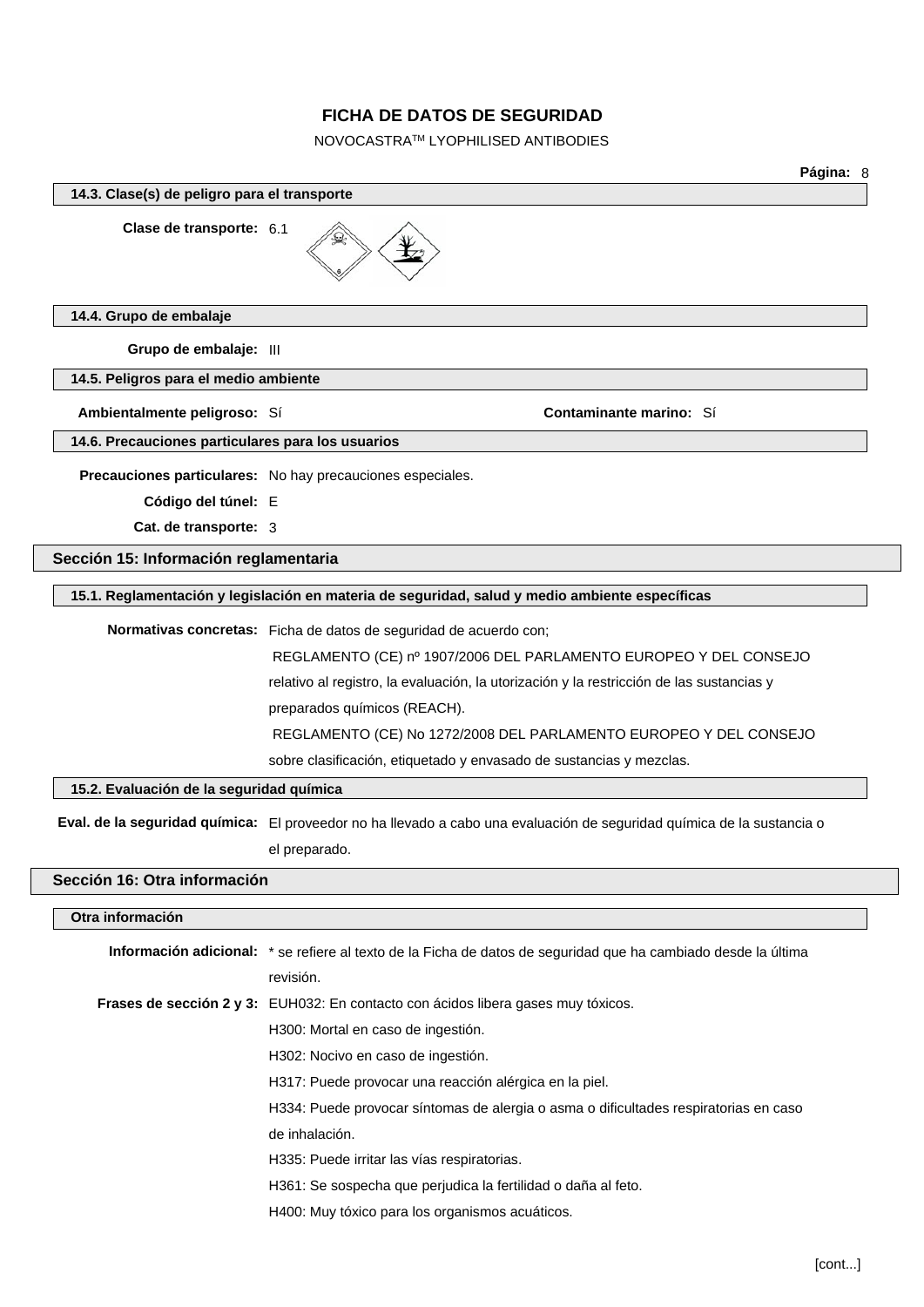# FICHA DE DATOS DE SEGURIDAD

NOVOCASTRA™ LYOPHILISED ANTIBODIES

### 14.3. Clase(s) de peligro para el transporte

**Clase de transporte:** 6.1

### 14.4. Grupo de embalaje

**Grupo de embalaje:** III

### 14.5. Peligros para el medio ambiente

**Ambientalmente peligroso:** Sí

**Contaminante marino:** Sí

### 14.6. Precauciones particulares para los usuarios

**Precauciones particulares:** No hay precauciones especiales.

**Código del túnel:** E

**Cat. de transporte:** 3

## Sección 15: Información reglamentaria

### 15.1. Reglamentación y legislación en materia de seguridad, salud y medio ambiente específicas

**Normativas concretas:** Ficha de datos de seguridad de acuerdo con;
REGLAMENTO (CE) nº 1907/2006 DEL PARLAMENTO EUROPEO Y DEL CONSEJO relativo al registro, la evaluación, la utorización y la restricción de las sustancias y preparados químicos (REACH).
REGLAMENTO (CE) No 1272/2008 DEL PARLAMENTO EUROPEO Y DEL CONSEJO sobre clasificación, etiquetado y envasado de sustancias y mezclas.

### 15.2. Evaluación de la seguridad química

**Eval. de la seguridad química:** El proveedor no ha llevado a cabo una evaluación de seguridad química de la sustancia o el preparado.

## Sección 16: Otra información

### Otra información

**Información adicional:** * se refiere al texto de la Ficha de datos de seguridad que ha cambiado desde la última revisión.

**Frases de sección 2 y 3:** EUH032: En contacto con ácidos libera gases muy tóxicos.
H300: Mortal en caso de ingestión.
H302: Nocivo en caso de ingestión.
H317: Puede provocar una reacción alérgica en la piel.
H334: Puede provocar síntomas de alergia o asma o dificultades respiratorias en caso de inhalación.
H335: Puede irritar las vías respiratorias.
H361: Se sospecha que perjudica la fertilidad o daña al feto.
H400: Muy tóxico para los organismos acuáticos.

[cont...]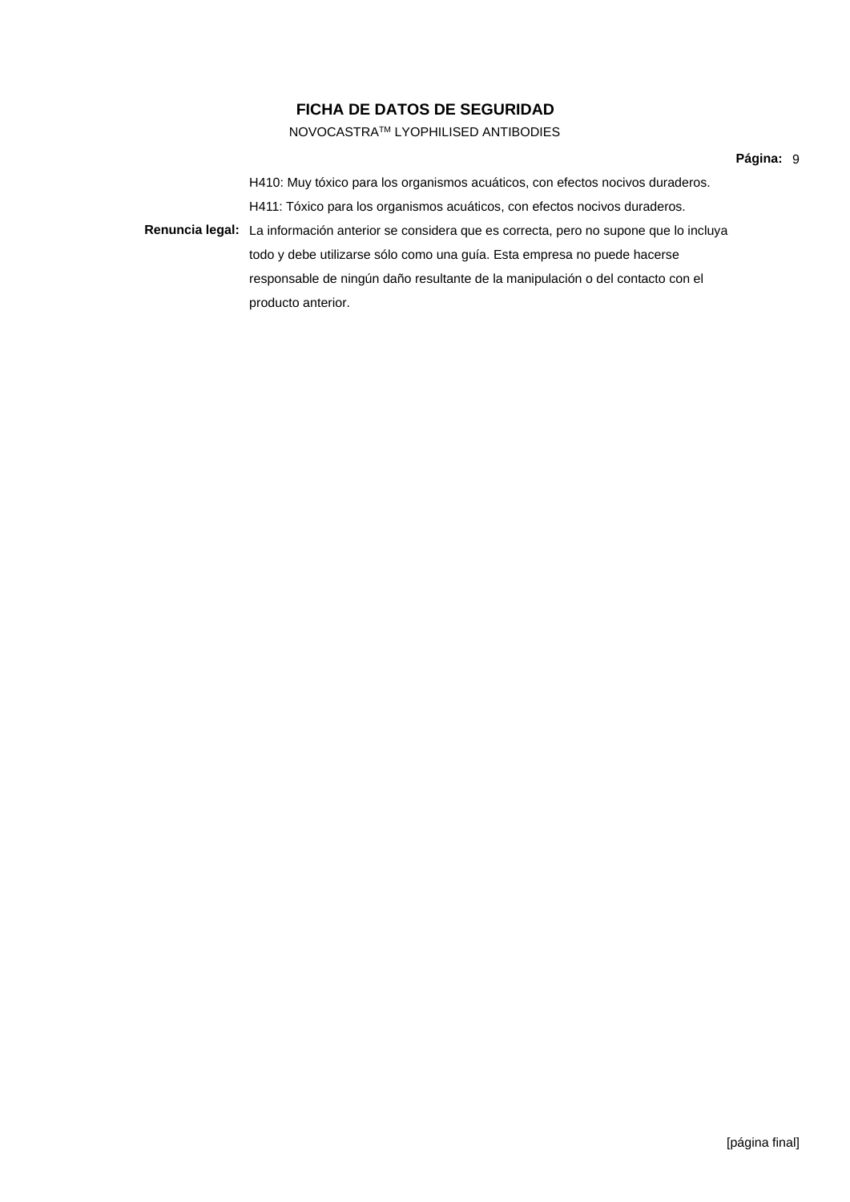H410: Muy tóxico para los organismos acuáticos, con efectos nocivos duraderos.

H411: Tóxico para los organismos acuáticos, con efectos nocivos duraderos.

**Renuncia legal:** La información anterior se considera que es correcta, pero no supone que lo incluya todo y debe utilizarse sólo como una guía. Esta empresa no puede hacerse responsable de ningún daño resultante de la manipulación o del contacto con el producto anterior.

[página final]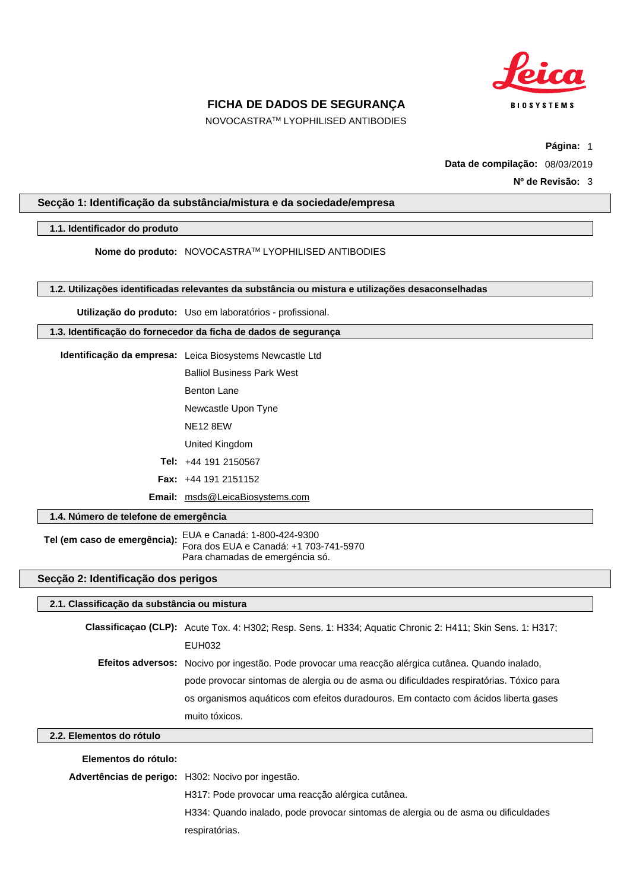# FICHA DE DADOS DE SEGURANÇA

NOVOCASTRA™ LYOPHILISED ANTIBODIES

**Página:** 1

**Data de compilação:** 08/03/2019

**Nº de Revisão:** 3

## Secção 1: Identificação da substância/mistura e da sociedade/empresa

### 1.1. Identificador do produto

**Nome do produto:** NOVOCASTRA™ LYOPHILISED ANTIBODIES

### 1.2. Utilizações identificadas relevantes da substância ou mistura e utilizações desaconselhadas

**Utilização do produto:** Uso em laboratórios - profissional.

### 1.3. Identificação do fornecedor da ficha de dados de segurança

**Identificação da empresa:** Leica Biosystems Newcastle Ltd
Balliol Business Park West
Benton Lane
Newcastle Upon Tyne
NE12 8EW
United Kingdom

**Tel:** +44 191 2150567

**Fax:** +44 191 2151152

**Email:** msds@LeicaBiosystems.com

### 1.4. Número de telefone de emergência

**Tel (em caso de emergência):** EUA e Canadá: 1-800-424-9300
Fora dos EUA e Canadá: +1 703-741-5970
Para chamadas de emergência só.

## Secção 2: Identificação dos perigos

### 2.1. Classificação da substância ou mistura

**Classificaçao (CLP):** Acute Tox. 4: H302; Resp. Sens. 1: H334; Aquatic Chronic 2: H411; Skin Sens. 1: H317; EUH032

**Efeitos adversos:** Nocivo por ingestão. Pode provocar uma reacção alérgica cutânea. Quando inalado, pode provocar sintomas de alergia ou de asma ou dificuldades respiratórias. Tóxico para os organismos aquáticos com efeitos duradouros. Em contacto com ácidos liberta gases muito tóxicos.

### 2.2. Elementos do rótulo

**Elementos do rótulo:**

**Advertências de perigo:** H302: Nocivo por ingestão.
H317: Pode provocar uma reacção alérgica cutânea.
H334: Quando inalado, pode provocar sintomas de alergia ou de asma ou dificuldades respiratórias.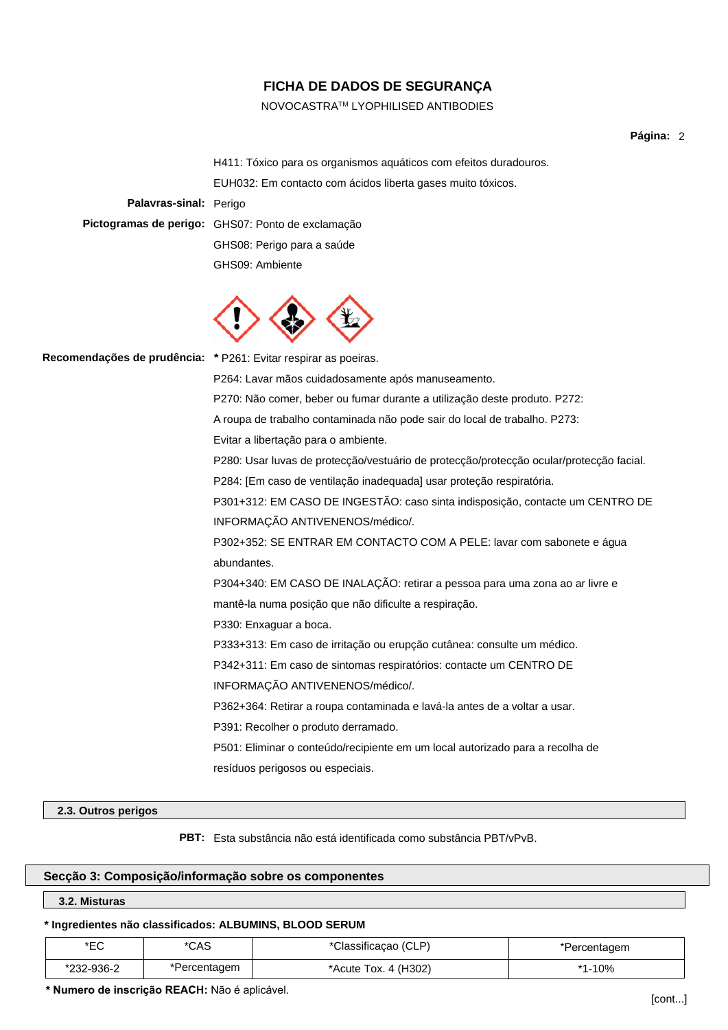H411: Tóxico para os organismos aquáticos com efeitos duradouros.

EUH032: Em contacto com ácidos liberta gases muito tóxicos.

**Palavras-sinal:** Perigo

**Pictogramas de perigo:** GHS07: Ponto de exclamação

GHS08: Perigo para a saúde

GHS09: Ambiente

**Recomendações de prudência:** * P261: Evitar respirar as poeiras.

P264: Lavar mãos cuidadosamente após manuseamento.

P270: Não comer, beber ou fumar durante a utilização deste produto. P272: A roupa de trabalho contaminada não pode sair do local de trabalho. P273: Evitar a libertação para o ambiente.

P280: Usar luvas de protecção/vestuário de protecção/protecção ocular/protecção facial.

P284: [Em caso de ventilação inadequada] usar proteção respiratória.

P301+312: EM CASO DE INGESTÃO: caso sinta indisposição, contacte um CENTRO DE INFORMAÇÃO ANTIVENENOS/médico/.

P302+352: SE ENTRAR EM CONTACTO COM A PELE: lavar com sabonete e água abundantes.

P304+340: EM CASO DE INALAÇÃO: retirar a pessoa para uma zona ao ar livre e mantê-la numa posição que não dificulte a respiração.

P330: Enxaguar a boca.

P333+313: Em caso de irritação ou erupção cutânea: consulte um médico.

P342+311: Em caso de sintomas respiratórios: contacte um CENTRO DE INFORMAÇÃO ANTIVENENOS/médico/.

P362+364: Retirar a roupa contaminada e lavá-la antes de a voltar a usar.

P391: Recolher o produto derramado.

P501: Eliminar o conteúdo/recipiente em um local autorizado para a recolha de resíduos perigosos ou especiais.

### 2.3. Outros perigos

**PBT:** Esta substância não está identificada como substância PBT/vPvB.

## Secção 3: Composição/informação sobre os componentes

### 3.2. Misturas

**\* Ingredientes não classificados: ALBUMINS, BLOOD SERUM**

| *EC | *CAS | *Classificaçao (CLP) | *Percentagem |
|---|---|---|---|
| *232-936-2 | *Percentagem | *Acute Tox. 4 (H302) | *1-10% |

**\* Numero de inscrição REACH:** Não é aplicável.

[cont...]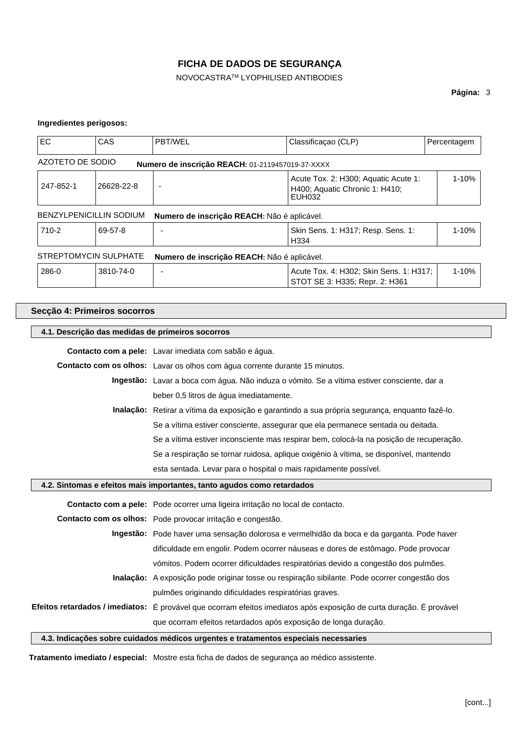**Ingredientes perigosos:**

| EC | CAS | PBT/WEL | Classificaçao (CLP) | Percentagem |
|---|---|---|---|---|
| AZOTETO DE SODIO | **Numero de inscrição REACH:** 01-2119457019-37-XXXX | | | |
| 247-852-1 | 26628-22-8 | - | Acute Tox. 2: H300; Aquatic Acute 1: H400; Aquatic Chronic 1: H410; EUH032 | 1-10% |
| BENZYLPENICILLIN SODIUM | **Numero de inscrição REACH:** Não é aplicável. | | | |
| 710-2 | 69-57-8 | - | Skin Sens. 1: H317; Resp. Sens. 1: H334 | 1-10% |
| STREPTOMYCIN SULPHATE | **Numero de inscrição REACH:** Não é aplicável. | | | |
| 286-0 | 3810-74-0 | - | Acute Tox. 4: H302; Skin Sens. 1: H317; STOT SE 3: H335; Repr. 2: H361 | 1-10% |

## Secção 4: Primeiros socorros

### 4.1. Descrição das medidas de primeiros socorros

**Contacto com a pele:** Lavar imediata com sabão e água.

**Contacto com os olhos:** Lavar os olhos com água corrente durante 15 minutos.

**Ingestão:** Lavar a boca com água. Não induza o vómito. Se a vítima estiver consciente, dar a beber 0,5 litros de água imediatamente.

**Inalação:** Retirar a vítima da exposição e garantindo a sua própria segurança, enquanto fazê-lo. Se a vítima estiver consciente, assegurar que ela permanece sentada ou deitada. Se a vítima estiver inconsciente mas respirar bem, colocá-la na posição de recuperação. Se a respiração se tornar ruidosa, aplique oxigénio à vítima, se disponível, mantendo esta sentada. Levar para o hospital o mais rapidamente possível.

### 4.2. Sintomas e efeitos mais importantes, tanto agudos como retardados

**Contacto com a pele:** Pode ocorrer uma ligeira irritação no local de contacto.

**Contacto com os olhos:** Pode provocar irritação e congestão.

**Ingestão:** Pode haver uma sensação dolorosa e vermelhidão da boca e da garganta. Pode haver dificuldade em engolir. Podem ocorrer náuseas e dores de estômago. Pode provocar vómitos. Podem ocorrer dificuldades respiratórias devido a congestão dos pulmões.

**Inalação:** A exposição pode originar tosse ou respiração sibilante. Pode ocorrer congestão dos pulmões originando dificuldades respiratórias graves.

**Efeitos retardados / imediatos:** É provável que ocorram efeitos imediatos após exposição de curta duração. É provável que ocorram efeitos retardados após exposição de longa duração.

### 4.3. Indicações sobre cuidados médicos urgentes e tratamentos especiais necessaries

**Tratamento imediato / especial:** Mostre esta ficha de dados de segurança ao médico assistente.

[cont...]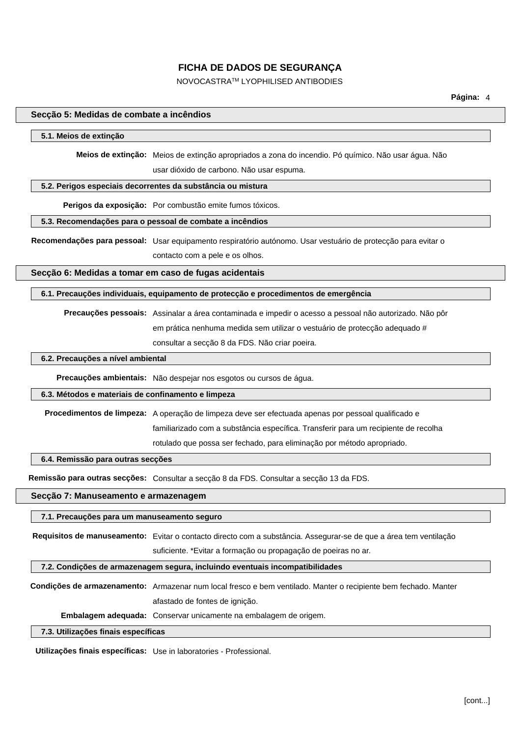## Secção 5: Medidas de combate a incêndios

### 5.1. Meios de extinção

**Meios de extinção:** Meios de extinção apropriados a zona do incendio. Pó químico. Não usar água. Não usar dióxido de carbono. Não usar espuma.

### 5.2. Perigos especiais decorrentes da substância ou mistura

**Perigos da exposição:** Por combustão emite fumos tóxicos.

### 5.3. Recomendações para o pessoal de combate a incêndios

**Recomendações para pessoal:** Usar equipamento respiratório autónomo. Usar vestuário de protecção para evitar o contacto com a pele e os olhos.

## Secção 6: Medidas a tomar em caso de fugas acidentais

### 6.1. Precauções individuais, equipamento de protecção e procedimentos de emergência

**Precauções pessoais:** Assinalar a área contaminada e impedir o acesso a pessoal não autorizado. Não pôr em prática nenhuma medida sem utilizar o vestuário de protecção adequado # consultar a secção 8 da FDS. Não criar poeira.

### 6.2. Precauções a nível ambiental

**Precauções ambientais:** Não despejar nos esgotos ou cursos de água.

### 6.3. Métodos e materiais de confinamento e limpeza

**Procedimentos de limpeza:** A operação de limpeza deve ser efectuada apenas por pessoal qualificado e familiarizado com a substância específica. Transferir para um recipiente de recolha rotulado que possa ser fechado, para eliminação por método apropriado.

### 6.4. Remissão para outras secções

**Remissão para outras secções:** Consultar a secção 8 da FDS. Consultar a secção 13 da FDS.

## Secção 7: Manuseamento e armazenagem

### 7.1. Precauções para um manuseamento seguro

**Requisitos de manuseamento:** Evitar o contacto directo com a substância. Assegurar-se de que a área tem ventilação suficiente. *Evitar a formação ou propagação de poeiras no ar.

### 7.2. Condições de armazenagem segura, incluindo eventuais incompatibilidades

**Condições de armazenamento:** Armazenar num local fresco e bem ventilado. Manter o recipiente bem fechado. Manter afastado de fontes de ignição.

**Embalagem adequada:** Conservar unicamente na embalagem de origem.

### 7.3. Utilizações finais específicas

**Utilizações finais específicas:** Use in laboratories - Professional.

[cont...]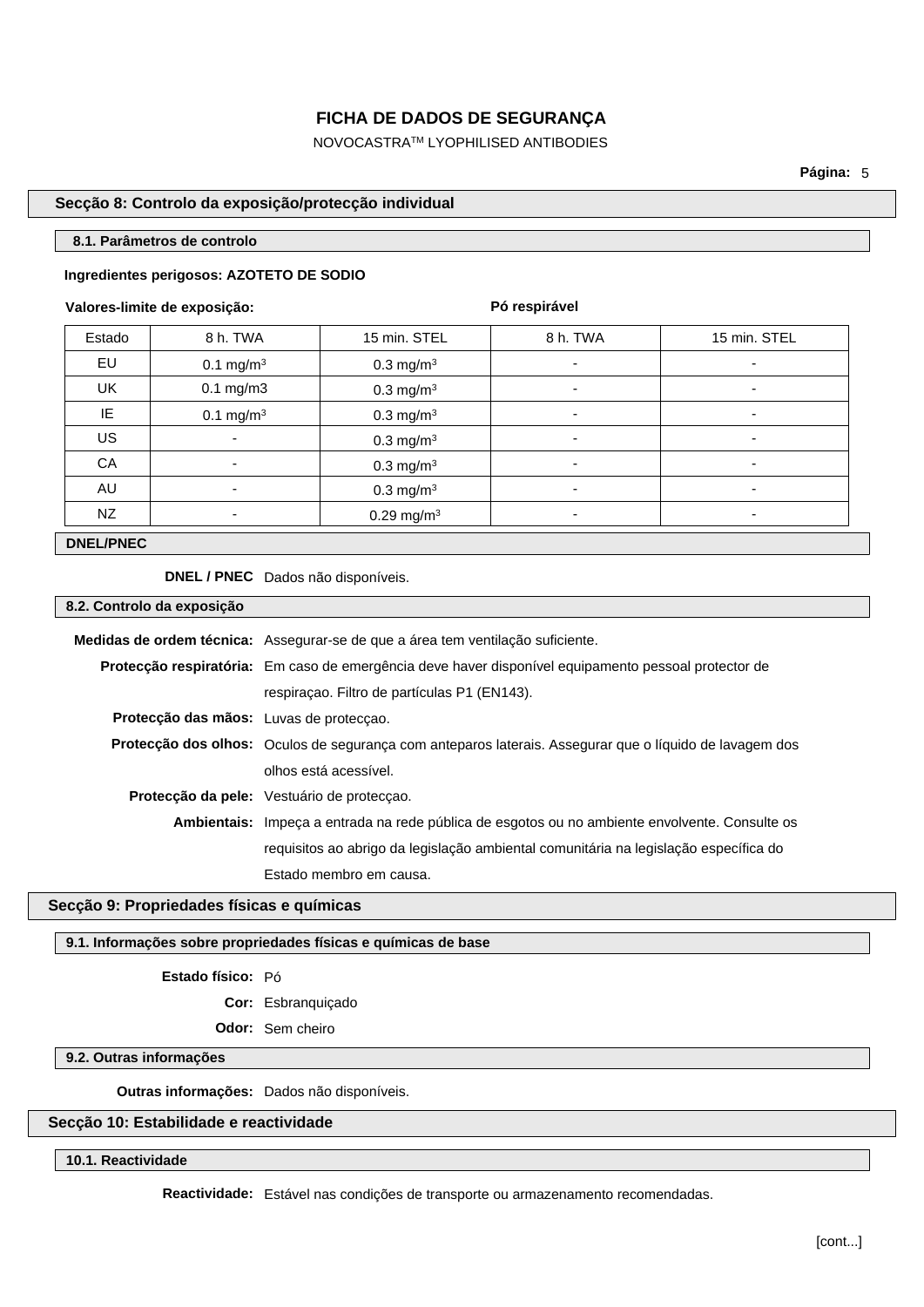## Secção 8: Controlo da exposição/protecção individual

### 8.1. Parâmetros de controlo

**Ingredientes perigosos: AZOTETO DE SODIO**

| Valores-limite de exposição: | | | Pó respirável | |
|---|---|---|---|---|
| Estado | 8 h. TWA | 15 min. STEL | 8 h. TWA | 15 min. STEL |
| EU | 0.1 mg/m³ | 0.3 mg/m³ | - | - |
| UK | 0.1 mg/m3 | 0.3 mg/m³ | - | - |
| IE | 0.1 mg/m³ | 0.3 mg/m³ | - | - |
| US | - | 0.3 mg/m³ | - | - |
| CA | - | 0.3 mg/m³ | - | - |
| AU | - | 0.3 mg/m³ | - | - |
| NZ | - | 0.29 mg/m³ | - | - |

### DNEL/PNEC

**DNEL / PNEC** Dados não disponíveis.

### 8.2. Controlo da exposição

**Medidas de ordem técnica:** Assegurar-se de que a área tem ventilação suficiente.

**Protecção respiratória:** Em caso de emergência deve haver disponível equipamento pessoal protector de respiraçao. Filtro de partículas P1 (EN143).

**Protecção das mãos:** Luvas de protecçao.

**Protecção dos olhos:** Oculos de segurança com anteparos laterais. Assegurar que o líquido de lavagem dos olhos está acessível.

**Protecção da pele:** Vestuário de protecçao.

**Ambientais:** Impeça a entrada na rede pública de esgotos ou no ambiente envolvente. Consulte os requisitos ao abrigo da legislação ambiental comunitária na legislação específica do Estado membro em causa.

## Secção 9: Propriedades físicas e químicas

### 9.1. Informações sobre propriedades físicas e químicas de base

**Estado físico:** Pó

**Cor:** Esbranquiçado

**Odor:** Sem cheiro

### 9.2. Outras informações

**Outras informações:** Dados não disponíveis.

## Secção 10: Estabilidade e reactividade

### 10.1. Reactividade

**Reactividade:** Estável nas condições de transporte ou armazenamento recomendadas.

[cont...]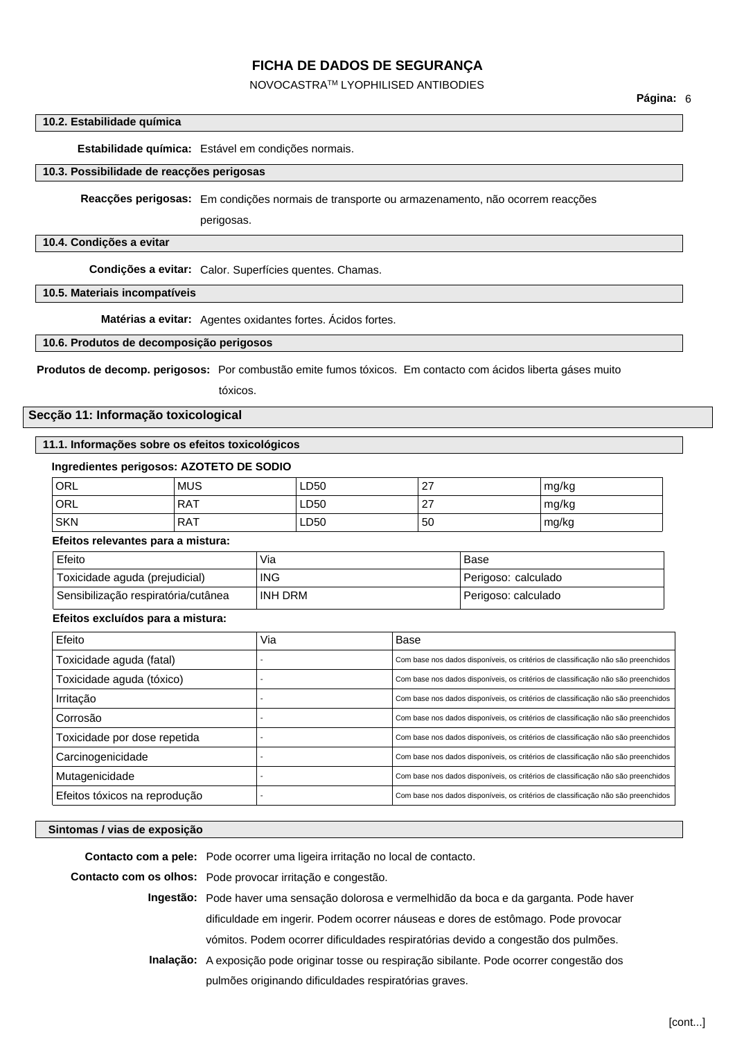#### 10.2. Estabilidade química

**Estabilidade química:** Estável em condições normais.

#### 10.3. Possibilidade de reacções perigosas

**Reacções perigosas:** Em condições normais de transporte ou armazenamento, não ocorrem reacções perigosas.

#### 10.4. Condições a evitar

**Condições a evitar:** Calor. Superfícies quentes. Chamas.

#### 10.5. Materiais incompatíveis

**Matérias a evitar:** Agentes oxidantes fortes. Ácidos fortes.

#### 10.6. Produtos de decomposição perigosos

**Produtos de decomp. perigosos:** Por combustão emite fumos tóxicos. Em contacto com ácidos liberta gáses muito tóxicos.

## Secção 11: Informação toxicological

#### 11.1. Informações sobre os efeitos toxicológicos

**Ingredientes perigosos: AZOTETO DE SODIO**

| | | | | |
|---|---|---|---|---|
| ORL | MUS | LD50 | 27 | mg/kg |
| ORL | RAT | LD50 | 27 | mg/kg |
| SKN | RAT | LD50 | 50 | mg/kg |

**Efeitos relevantes para a mistura:**

| Efeito | Via | Base |
|---|---|---|
| Toxicidade aguda (prejudicial) | ING | Perigoso: calculado |
| Sensibilização respiratória/cutânea | INH DRM | Perigoso: calculado |

**Efeitos excluídos para a mistura:**

| Efeito | Via | Base |
|---|---|---|
| Toxicidade aguda (fatal) | - | Com base nos dados disponíveis, os critérios de classificação não são preenchidos |
| Toxicidade aguda (tóxico) | - | Com base nos dados disponíveis, os critérios de classificação não são preenchidos |
| Irritação | - | Com base nos dados disponíveis, os critérios de classificação não são preenchidos |
| Corrosão | - | Com base nos dados disponíveis, os critérios de classificação não são preenchidos |
| Toxicidade por dose repetida | - | Com base nos dados disponíveis, os critérios de classificação não são preenchidos |
| Carcinogenicidade | - | Com base nos dados disponíveis, os critérios de classificação não são preenchidos |
| Mutagenicidade | - | Com base nos dados disponíveis, os critérios de classificação não são preenchidos |
| Efeitos tóxicos na reprodução | - | Com base nos dados disponíveis, os critérios de classificação não são preenchidos |

#### Sintomas / vias de exposição

**Contacto com a pele:** Pode ocorrer uma ligeira irritação no local de contacto.

**Contacto com os olhos:** Pode provocar irritação e congestão.

**Ingestão:** Pode haver uma sensação dolorosa e vermelhidão da boca e da garganta. Pode haver dificuldade em ingerir. Podem ocorrer náuseas e dores de estômago. Pode provocar vómitos. Podem ocorrer dificuldades respiratórias devido a congestão dos pulmões.

**Inalação:** A exposição pode originar tosse ou respiração sibilante. Pode ocorrer congestão dos pulmões originando dificuldades respiratórias graves.

[cont...]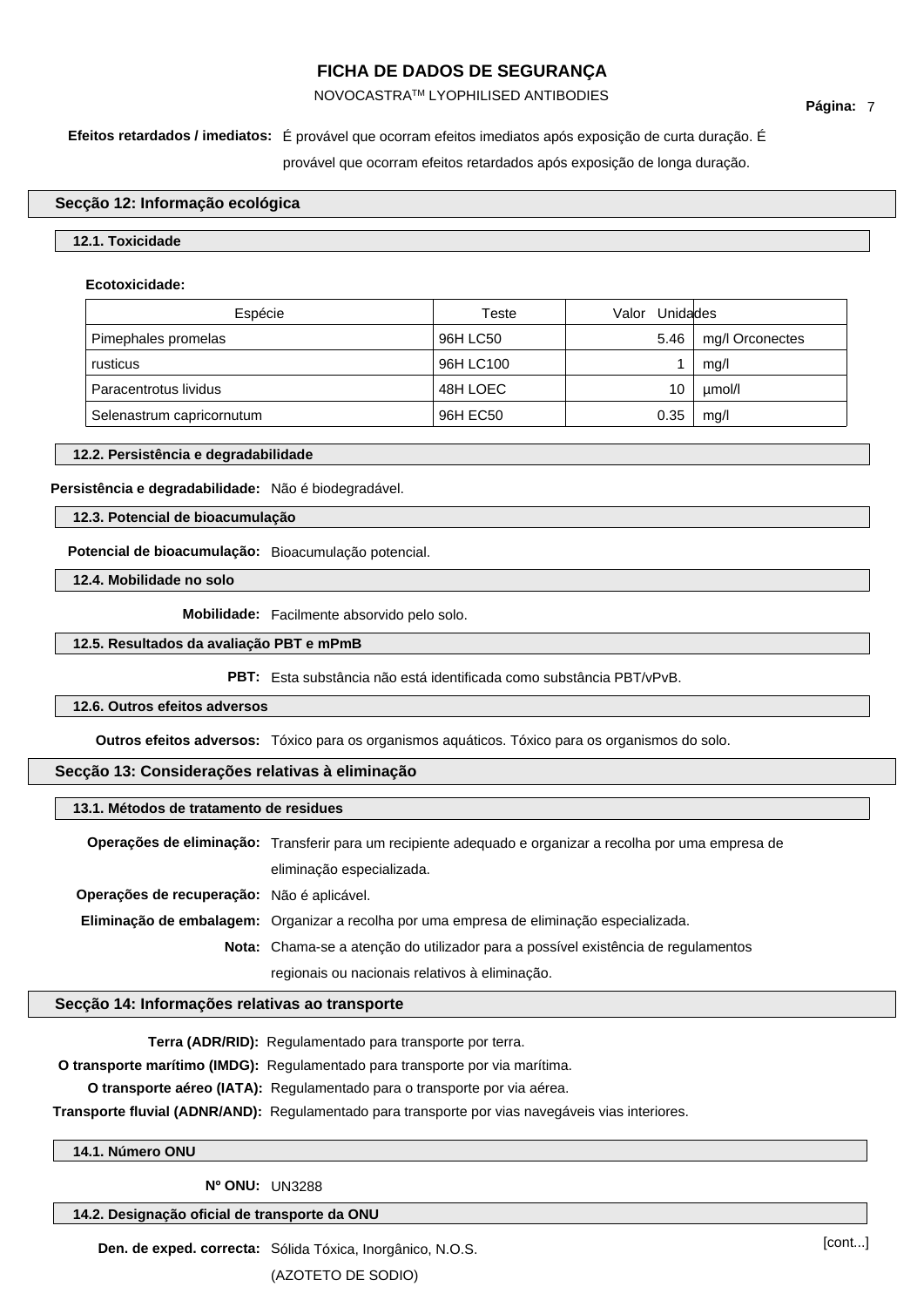**Efeitos retardados / imediatos:** É provável que ocorram efeitos imediatos após exposição de curta duração. É provável que ocorram efeitos retardados após exposição de longa duração.

## Secção 12: Informação ecológica

### 12.1. Toxicidade

**Ecotoxicidade:**

| Espécie | Teste | Valor | Unidades |
|---|---|---|---|
| Pimephales promelas | 96H LC50 | 5.46 | mg/l Orconectes |
| rusticus | 96H LC100 | 1 | mg/l |
| Paracentrotus lividus | 48H LOEC | 10 | µmol/l |
| Selenastrum capricornutum | 96H EC50 | 0.35 | mg/l |

### 12.2. Persistência e degradabilidade

**Persistência e degradabilidade:** Não é biodegradável.

### 12.3. Potencial de bioacumulação

**Potencial de bioacumulação:** Bioacumulação potencial.

### 12.4. Mobilidade no solo

**Mobilidade:** Facilmente absorvido pelo solo.

### 12.5. Resultados da avaliação PBT e mPmB

**PBT:** Esta substância não está identificada como substância PBT/vPvB.

### 12.6. Outros efeitos adversos

**Outros efeitos adversos:** Tóxico para os organismos aquáticos. Tóxico para os organismos do solo.

## Secção 13: Considerações relativas à eliminação

### 13.1. Métodos de tratamento de residues

**Operações de eliminação:** Transferir para um recipiente adequado e organizar a recolha por uma empresa de eliminação especializada.

**Operações de recuperação:** Não é aplicável.

**Eliminação de embalagem:** Organizar a recolha por uma empresa de eliminação especializada.

**Nota:** Chama-se a atenção do utilizador para a possível existência de regulamentos regionais ou nacionais relativos à eliminação.

## Secção 14: Informações relativas ao transporte

**Terra (ADR/RID):** Regulamentado para transporte por terra.

**O transporte marítimo (IMDG):** Regulamentado para transporte por via marítima.

**O transporte aéreo (IATA):** Regulamentado para o transporte por via aérea.

**Transporte fluvial (ADNR/AND):** Regulamentado para transporte por vias navegáveis vias interiores.

### 14.1. Número ONU

**Nº ONU:** UN3288

### 14.2. Designação oficial de transporte da ONU

**Den. de exped. correcta:** Sólida Tóxica, Inorgânico, N.O.S. (AZOTETO DE SODIO)

[cont...]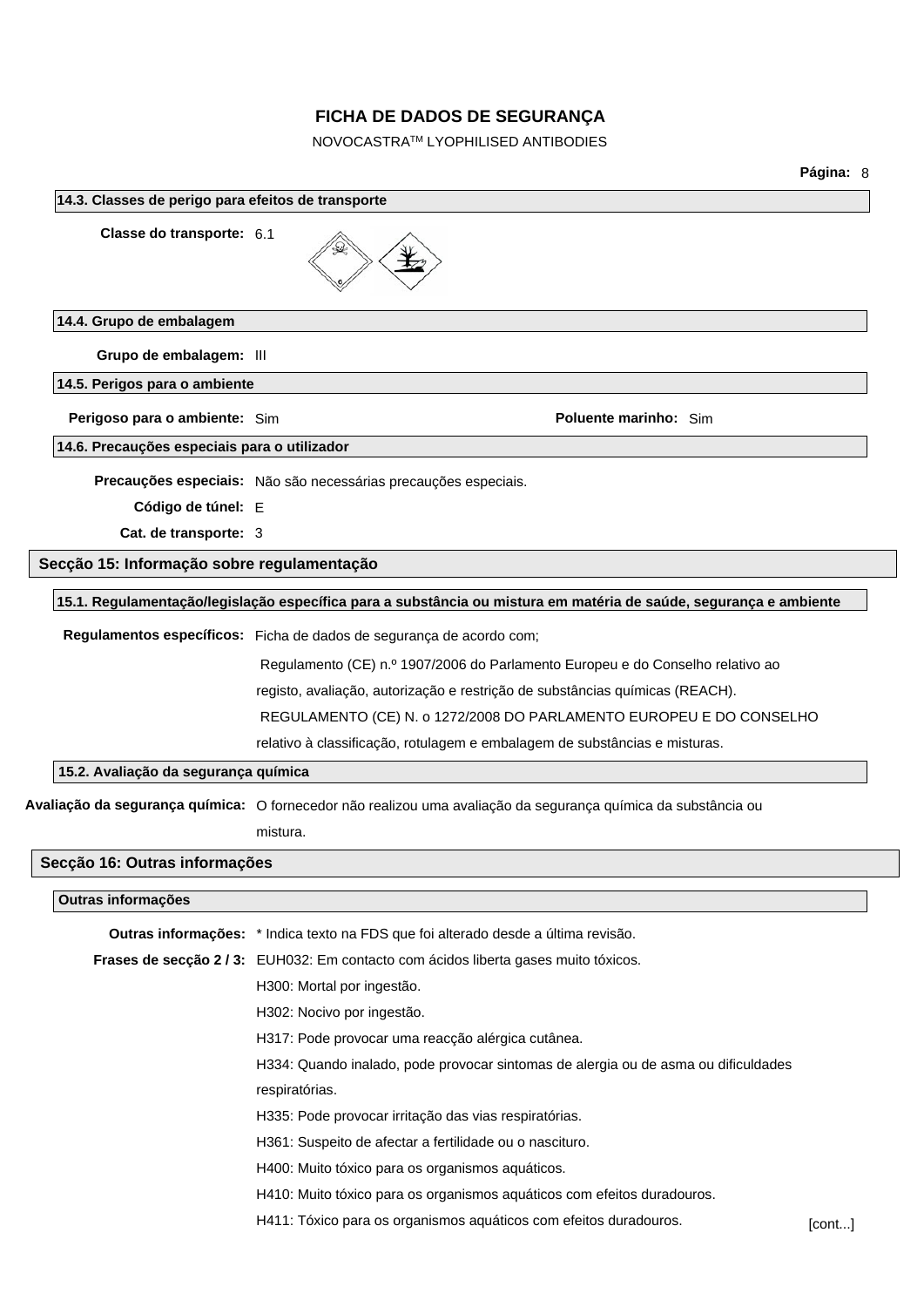### 14.3. Classes de perigo para efeitos de transporte

**Classe do transporte:** 6.1

### 14.4. Grupo de embalagem

**Grupo de embalagem:** III

### 14.5. Perigos para o ambiente

**Perigoso para o ambiente:** Sim

**Poluente marinho:** Sim

### 14.6. Precauções especiais para o utilizador

**Precauções especiais:** Não são necessárias precauções especiais.

**Código de túnel:** E

**Cat. de transporte:** 3

## Secção 15: Informação sobre regulamentação

### 15.1. Regulamentação/legislação específica para a substância ou mistura em matéria de saúde, segurança e ambiente

**Regulamentos específicos:** Ficha de dados de segurança de acordo com;

Regulamento (CE) n.º 1907/2006 do Parlamento Europeu e do Conselho relativo ao registo, avaliação, autorização e restrição de substâncias químicas (REACH).

REGULAMENTO (CE) N. o 1272/2008 DO PARLAMENTO EUROPEU E DO CONSELHO relativo à classificação, rotulagem e embalagem de substâncias e misturas.

### 15.2. Avaliação da segurança química

**Avaliação da segurança química:** O fornecedor não realizou uma avaliação da segurança química da substância ou mistura.

## Secção 16: Outras informações

### Outras informações

**Outras informações:** * Indica texto na FDS que foi alterado desde a última revisão.

**Frases de secção 2 / 3:** EUH032: Em contacto com ácidos liberta gases muito tóxicos.

H300: Mortal por ingestão.

H302: Nocivo por ingestão.

H317: Pode provocar uma reacção alérgica cutânea.

H334: Quando inalado, pode provocar sintomas de alergia ou de asma ou dificuldades respiratórias.

H335: Pode provocar irritação das vias respiratórias.

H361: Suspeito de afectar a fertilidade ou o nascituro.

H400: Muito tóxico para os organismos aquáticos.

H410: Muito tóxico para os organismos aquáticos com efeitos duradouros.

H411: Tóxico para os organismos aquáticos com efeitos duradouros.

[cont...]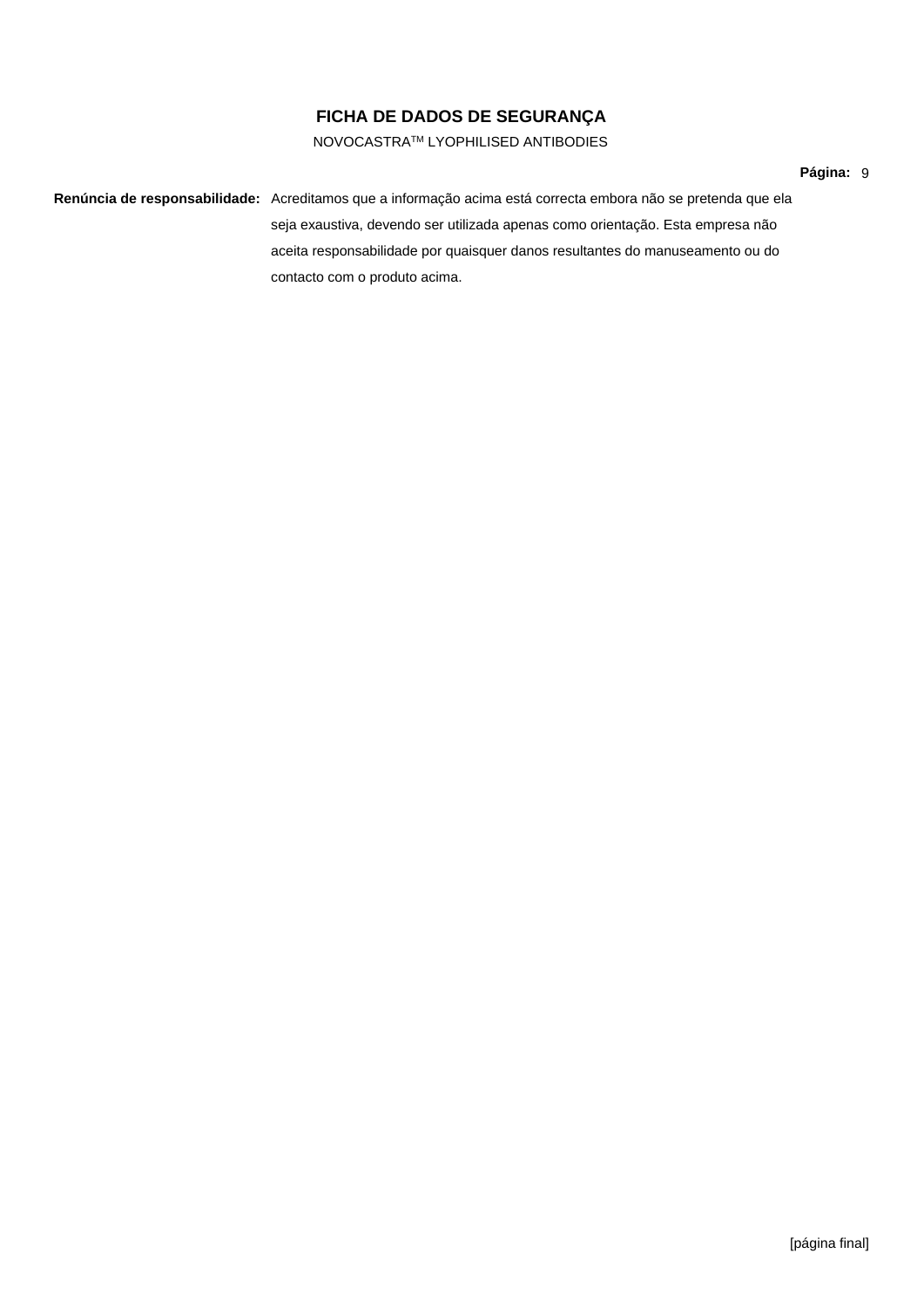**Renúncia de responsabilidade:** Acreditamos que a informação acima está correcta embora não se pretenda que ela seja exaustiva, devendo ser utilizada apenas como orientação. Esta empresa não aceita responsabilidade por quaisquer danos resultantes do manuseamento ou do contacto com o produto acima.

[página final]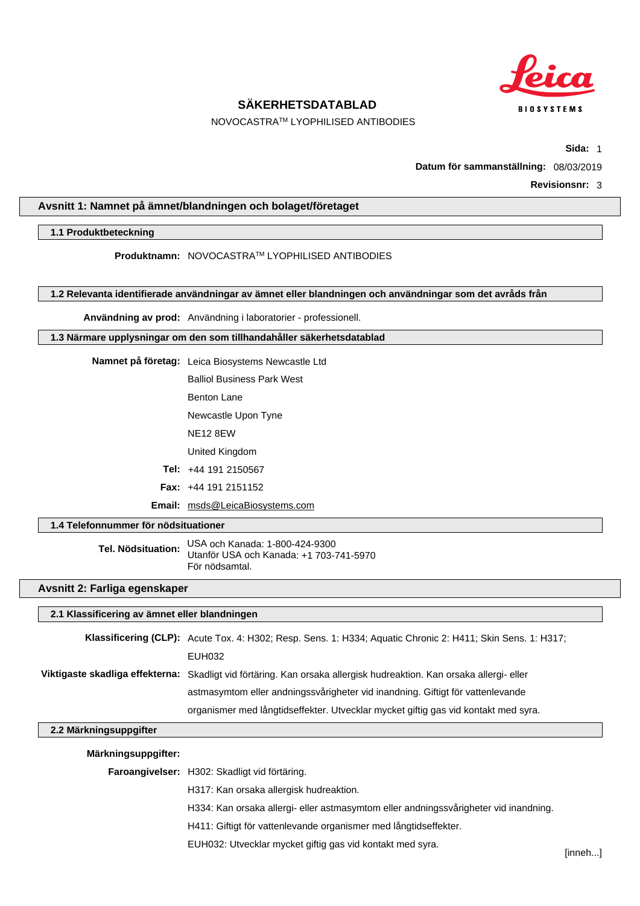# SÄKERHETSDATABLAD

NOVOCASTRA™ LYOPHILISED ANTIBODIES

**Datum för sammanställning:** 08/03/2019

**Revisionsnr:** 3

## Avsnitt 1: Namnet på ämnet/blandningen och bolaget/företaget

### 1.1 Produktbeteckning

**Produktnamn:** NOVOCASTRA™ LYOPHILISED ANTIBODIES

### 1.2 Relevanta identifierade användningar av ämnet eller blandningen och användningar som det avråds från

**Användning av prod:** Användning i laboratorier - professionell.

### 1.3 Närmare upplysningar om den som tillhandahåller säkerhetsdatablad

**Namnet på företag:** Leica Biosystems Newcastle Ltd
Balliol Business Park West
Benton Lane
Newcastle Upon Tyne
NE12 8EW
United Kingdom

**Tel:** +44 191 2150567

**Fax:** +44 191 2151152

**Email:** msds@LeicaBiosystems.com

### 1.4 Telefonnummer för nödsituationer

**Tel. Nödsituation:** USA och Kanada: 1-800-424-9300
Utanför USA och Kanada: +1 703-741-5970
För nödsamtal.

## Avsnitt 2: Farliga egenskaper

### 2.1 Klassificering av ämnet eller blandningen

**Klassificering (CLP):** Acute Tox. 4: H302; Resp. Sens. 1: H334; Aquatic Chronic 2: H411; Skin Sens. 1: H317; EUH032

**Viktigaste skadliga effekterna:** Skadligt vid förtäring. Kan orsaka allergisk hudreaktion. Kan orsaka allergi- eller astmasymtom eller andningssvårigheter vid inandning. Giftigt för vattenlevande organismer med långtidseffekter. Utvecklar mycket giftig gas vid kontakt med syra.

### 2.2 Märkningsuppgifter

**Märkningsuppgifter:**

**Faroangivelser:** H302: Skadligt vid förtäring.
H317: Kan orsaka allergisk hudreaktion.
H334: Kan orsaka allergi- eller astmasymtom eller andningssvårigheter vid inandning.
H411: Giftigt för vattenlevande organismer med långtidseffekter.
EUH032: Utvecklar mycket giftig gas vid kontakt med syra.

[inneh...]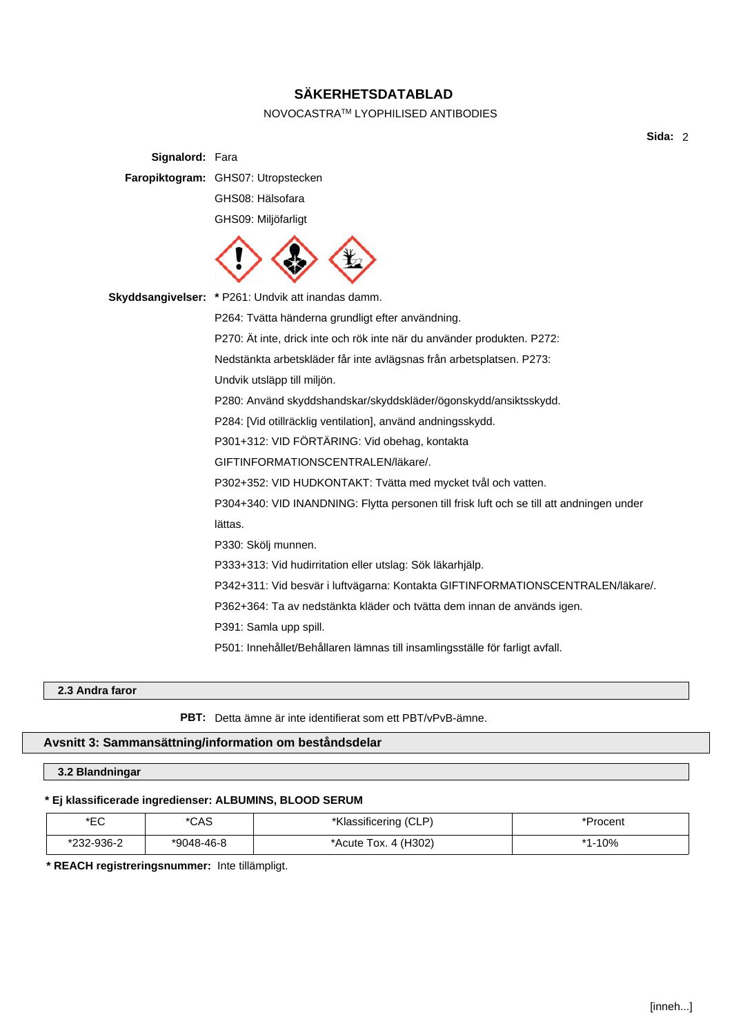**Signalord:** Fara

**Faropiktogram:** GHS07: Utropstecken

GHS08: Hälsofara

GHS09: Miljöfarligt

**Skyddsangivelser:** * P261: Undvik att inandas damm.

P264: Tvätta händerna grundligt efter användning.

P270: Ät inte, drick inte och rök inte när du använder produkten. P272: Nedstänkta arbetskläder får inte avlägsnas från arbetsplatsen. P273: Undvik utsläpp till miljön.

P280: Använd skyddshandskar/skyddskläder/ögonskydd/ansiktsskydd.

P284: [Vid otillräcklig ventilation], använd andningsskydd.

P301+312: VID FÖRTÄRING: Vid obehag, kontakta GIFTINFORMATIONSCENTRALEN/läkare/.

P302+352: VID HUDKONTAKT: Tvätta med mycket tvål och vatten.

P304+340: VID INANDNING: Flytta personen till frisk luft och se till att andningen under lättas.

P330: Skölj munnen.

P333+313: Vid hudirritation eller utslag: Sök läkarhjälp.

P342+311: Vid besvär i luftvägarna: Kontakta GIFTINFORMATIONSCENTRALEN/läkare/.

P362+364: Ta av nedstänkta kläder och tvätta dem innan de används igen.

P391: Samla upp spill.

P501: Innehållet/Behållaren lämnas till insamlingsställe för farligt avfall.

### 2.3 Andra faror

**PBT:** Detta ämne är inte identifierat som ett PBT/vPvB-ämne.

## Avsnitt 3: Sammansättning/information om beståndsdelar

### 3.2 Blandningar

**\* Ej klassificerade ingredienser: ALBUMINS, BLOOD SERUM**

| *EC | *CAS | *Klassificering (CLP) | *Procent |
|---|---|---|---|
| *232-936-2 | *9048-46-8 | *Acute Tox. 4 (H302) | *1-10% |

**\* REACH registreringsnummer:** Inte tillämpligt.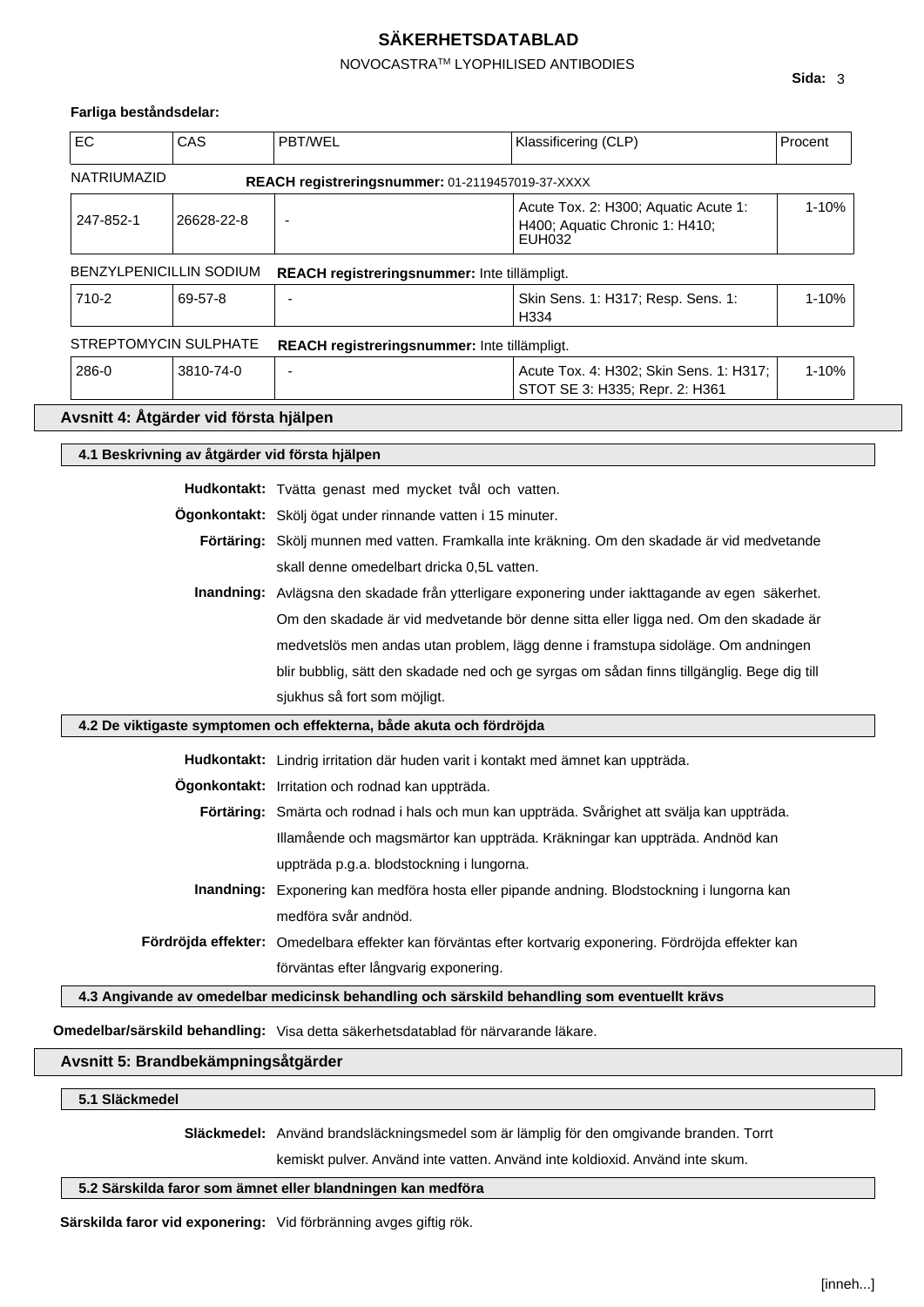**Farliga beståndsdelar:**

| EC | CAS | PBT/WEL | Klassificering (CLP) | Procent |
|---|---|---|---|---|
| NATRIUMAZID | | **REACH registreringsnummer:** 01-2119457019-37-XXXX | | |
| 247-852-1 | 26628-22-8 | - | Acute Tox. 2: H300; Aquatic Acute 1: H400; Aquatic Chronic 1: H410; EUH032 | 1-10% |
| BENZYLPENICILLIN SODIUM | | **REACH registreringsnummer:** Inte tillämpligt. | | |
| 710-2 | 69-57-8 | - | Skin Sens. 1: H317; Resp. Sens. 1: H334 | 1-10% |
| STREPTOMYCIN SULPHATE | | **REACH registreringsnummer:** Inte tillämpligt. | | |
| 286-0 | 3810-74-0 | - | Acute Tox. 4: H302; Skin Sens. 1: H317; STOT SE 3: H335; Repr. 2: H361 | 1-10% |

## Avsnitt 4: Åtgärder vid första hjälpen

### 4.1 Beskrivning av åtgärder vid första hjälpen

**Hudkontakt:** Tvätta genast med mycket tvål och vatten.

**Ögonkontakt:** Skölj ögat under rinnande vatten i 15 minuter.

**Förtäring:** Skölj munnen med vatten. Framkalla inte kräkning. Om den skadade är vid medvetande skall denne omedelbart dricka 0,5L vatten.

**Inandning:** Avlägsna den skadade från ytterligare exponering under iakttagande av egen säkerhet. Om den skadade är vid medvetande bör denne sitta eller ligga ned. Om den skadade är medvetslös men andas utan problem, lägg denne i framstupa sidoläge. Om andningen blir bubblig, sätt den skadade ned och ge syrgas om sådan finns tillgänglig. Bege dig till sjukhus så fort som möjligt.

### 4.2 De viktigaste symptomen och effekterna, både akuta och fördröjda

**Hudkontakt:** Lindrig irritation där huden varit i kontakt med ämnet kan uppträda.

**Ögonkontakt:** Irritation och rodnad kan uppträda.

**Förtäring:** Smärta och rodnad i hals och mun kan uppträda. Svårighet att svälja kan uppträda. Illamående och magsmärtor kan uppträda. Kräkningar kan uppträda. Andnöd kan uppträda p.g.a. blodstockning i lungorna.

**Inandning:** Exponering kan medföra hosta eller pipande andning. Blodstockning i lungorna kan medföra svår andnöd.

**Fördröjda effekter:** Omedelbara effekter kan förväntas efter kortvarig exponering. Fördröjda effekter kan förväntas efter långvarig exponering.

### 4.3 Angivande av omedelbar medicinsk behandling och särskild behandling som eventuellt krävs

**Omedelbar/särskild behandling:** Visa detta säkerhetsdatablad för närvarande läkare.

## Avsnitt 5: Brandbekämpningsåtgärder

### 5.1 Släckmedel

**Släckmedel:** Använd brandsläckningsmedel som är lämplig för den omgivande branden. Torrt kemiskt pulver. Använd inte vatten. Använd inte koldioxid. Använd inte skum.

### 5.2 Särskilda faror som ämnet eller blandningen kan medföra

**Särskilda faror vid exponering:** Vid förbränning avges giftig rök.

[inneh...]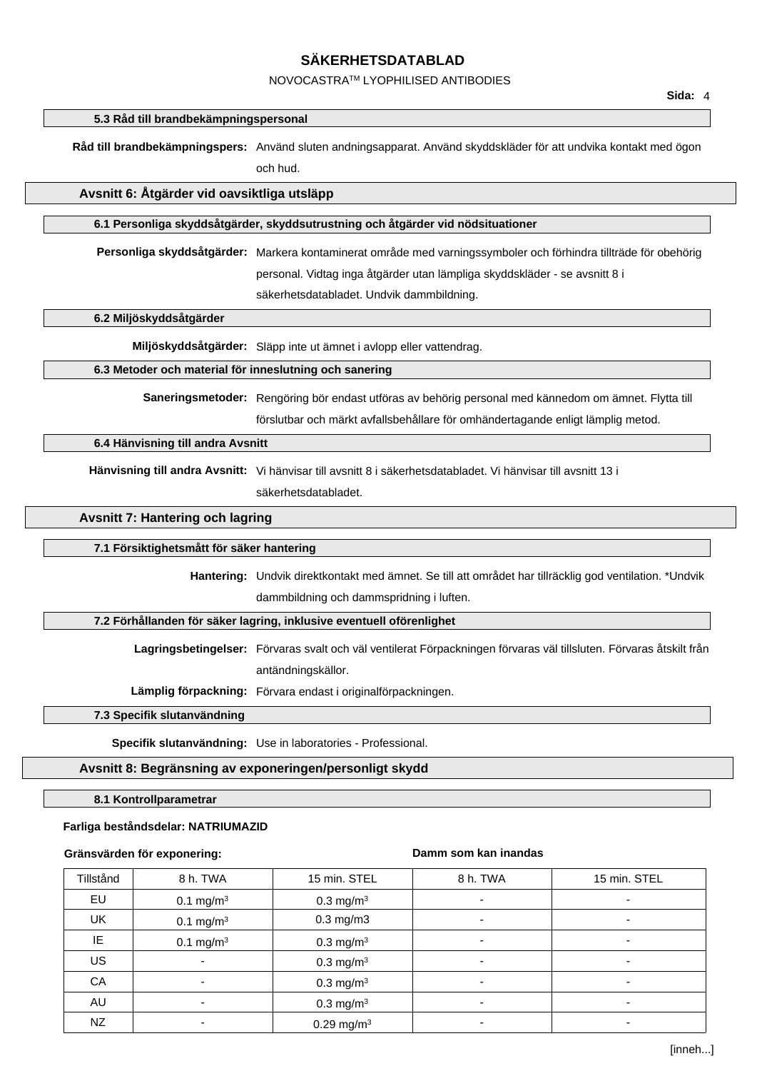### 5.3 Råd till brandbekämpningspersonal

**Råd till brandbekämpningspers:** Använd sluten andningsapparat. Använd skyddskläder för att undvika kontakt med ögon och hud.

## Avsnitt 6: Åtgärder vid oavsiktliga utsläpp

### 6.1 Personliga skyddsåtgärder, skyddsutrustning och åtgärder vid nödsituationer

**Personliga skyddsåtgärder:** Markera kontaminerat område med varningssymboler och förhindra tillträde för obehörig personal. Vidtag inga åtgärder utan lämpliga skyddskläder - se avsnitt 8 i säkerhetsdatabladet. Undvik dammbildning.

### 6.2 Miljöskyddsåtgärder

**Miljöskyddsåtgärder:** Släpp inte ut ämnet i avlopp eller vattendrag.

### 6.3 Metoder och material för inneslutning och sanering

**Saneringsmetoder:** Rengöring bör endast utföras av behörig personal med kännedom om ämnet. Flytta till förslutbar och märkt avfallsbehållare för omhändertagande enligt lämplig metod.

### 6.4 Hänvisning till andra Avsnitt

**Hänvisning till andra Avsnitt:** Vi hänvisar till avsnitt 8 i säkerhetsdatabladet. Vi hänvisar till avsnitt 13 i säkerhetsdatabladet.

## Avsnitt 7: Hantering och lagring

### 7.1 Försiktighetsmått för säker hantering

**Hantering:** Undvik direktkontakt med ämnet. Se till att området har tillräcklig god ventilation. *Undvik dammbildning och dammspridning i luften.

### 7.2 Förhållanden för säker lagring, inklusive eventuell oförenlighet

**Lagringsbetingelser:** Förvaras svalt och väl ventilerat Förpackningen förvaras väl tillsluten. Förvaras åtskilt från antändningskällor.

**Lämplig förpackning:** Förvara endast i originalförpackningen.

### 7.3 Specifik slutanvändning

**Specifik slutanvändning:** Use in laboratories - Professional.

## Avsnitt 8: Begränsning av exponeringen/personligt skydd

### 8.1 Kontrollparametrar

**Farliga beståndsdelar: NATRIUMAZID**

| **Gränsvärden för exponering:** | | | **Damm som kan inandas** | |
|---|---|---|---|---|
| Tillstånd | 8 h. TWA | 15 min. STEL | 8 h. TWA | 15 min. STEL |
| EU | 0.1 mg/m$^3$ | 0.3 mg/m$^3$ | - | - |
| UK | 0.1 mg/m$^3$ | 0.3 mg/m3 | - | - |
| IE | 0.1 mg/m$^3$ | 0.3 mg/m$^3$ | - | - |
| US | - | 0.3 mg/m$^3$ | - | - |
| CA | - | 0.3 mg/m$^3$ | - | - |
| AU | - | 0.3 mg/m$^3$ | - | - |
| NZ | - | 0.29 mg/m$^3$ | - | - |

[inneh...]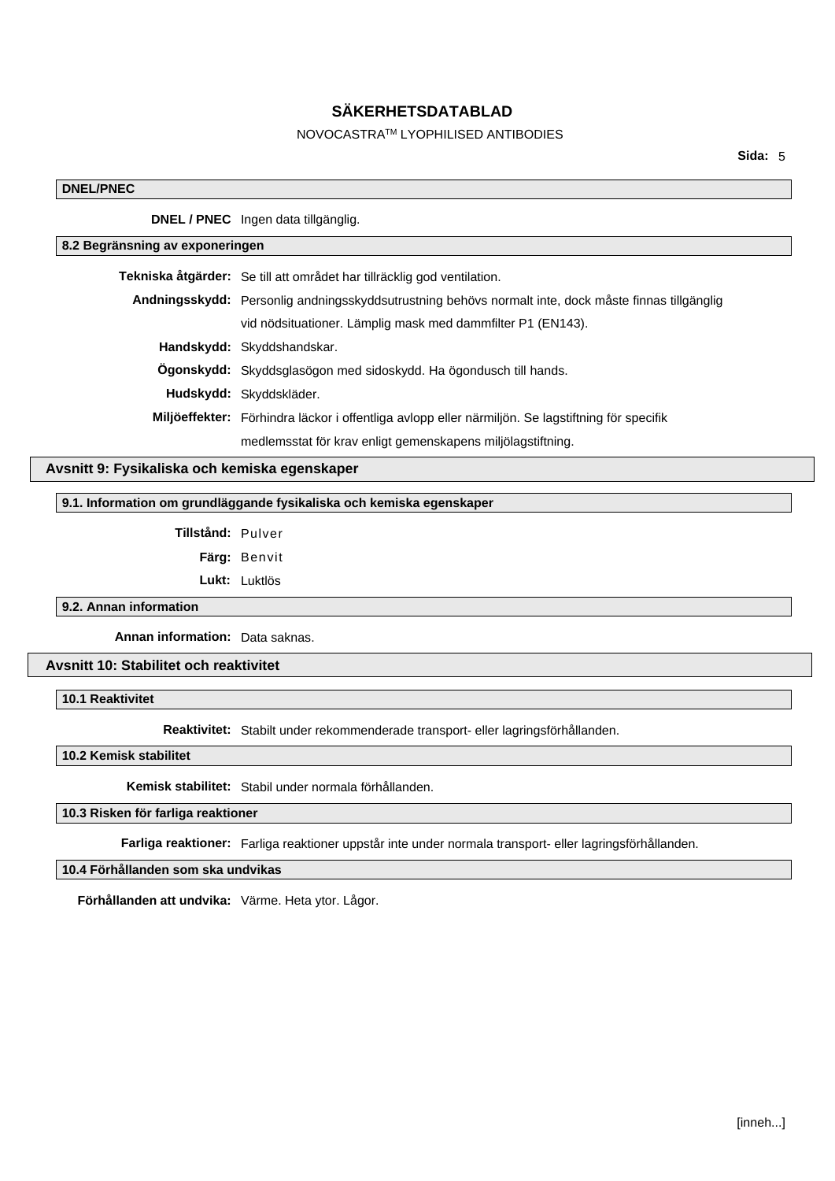#### DNEL/PNEC

**DNEL / PNEC** Ingen data tillgänglig.

#### 8.2 Begränsning av exponeringen

**Tekniska åtgärder:** Se till att området har tillräcklig god ventilation.

**Andningsskydd:** Personlig andningsskyddsutrustning behövs normalt inte, dock måste finnas tillgänglig vid nödsituationer. Lämplig mask med dammfilter P1 (EN143).

**Handskydd:** Skyddshandskar.

**Ögonskydd:** Skyddsglasögon med sidoskydd. Ha ögondusch till hands.

**Hudskydd:** Skyddskläder.

**Miljöeffekter:** Förhindra läckor i offentliga avlopp eller närmiljön. Se lagstiftning för specifik medlemsstat för krav enligt gemenskapens miljölagstiftning.

### Avsnitt 9: Fysikaliska och kemiska egenskaper

#### 9.1. Information om grundläggande fysikaliska och kemiska egenskaper

**Tillstånd:** Pulver

**Färg:** Benvit

**Lukt:** Luktlös

#### 9.2. Annan information

**Annan information:** Data saknas.

### Avsnitt 10: Stabilitet och reaktivitet

#### 10.1 Reaktivitet

**Reaktivitet:** Stabilt under rekommenderade transport- eller lagringsförhållanden.

#### 10.2 Kemisk stabilitet

**Kemisk stabilitet:** Stabil under normala förhållanden.

#### 10.3 Risken för farliga reaktioner

**Farliga reaktioner:** Farliga reaktioner uppstår inte under normala transport- eller lagringsförhållanden.

#### 10.4 Förhållanden som ska undvikas

**Förhållanden att undvika:** Värme. Heta ytor. Lågor.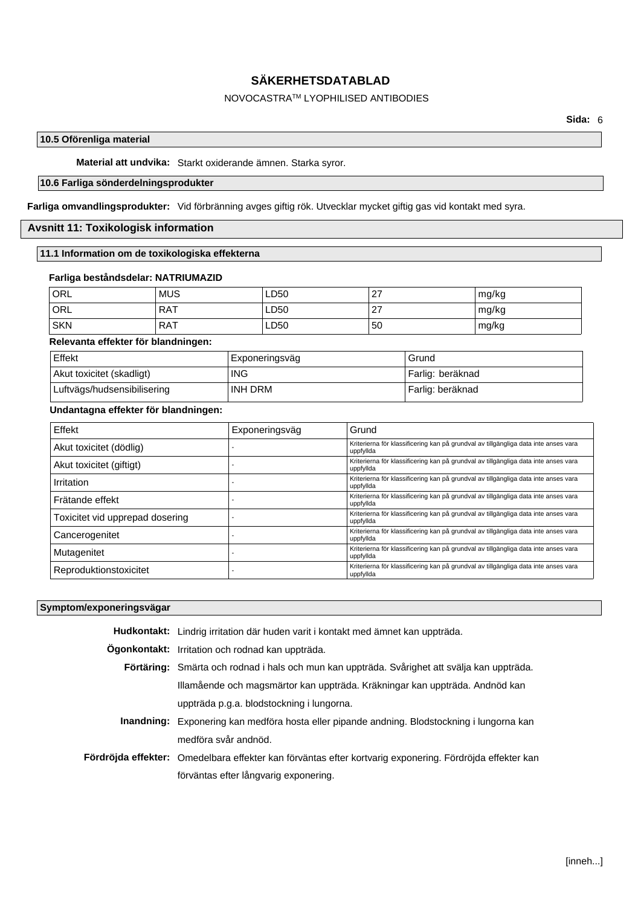### 10.5 Oförenliga material

**Material att undvika:** Starkt oxiderande ämnen. Starka syror.

### 10.6 Farliga sönderdelningsprodukter

**Farliga omvandlingsprodukter:** Vid förbränning avges giftig rök. Utvecklar mycket giftig gas vid kontakt med syra.

## Avsnitt 11: Toxikologisk information

### 11.1 Information om de toxikologiska effekterna

**Farliga beståndsdelar: NATRIUMAZID**

| ORL | MUS | LD50 | 27 | mg/kg |
|---|---|---|---|---|
| ORL | RAT | LD50 | 27 | mg/kg |
| SKN | RAT | LD50 | 50 | mg/kg |

**Relevanta effekter för blandningen:**

| Effekt | Exponeringsväg | Grund |
|---|---|---|
| Akut toxicitet (skadligt) | ING | Farlig: beräknad |
| Luftvägs/hudsensibilisering | INH DRM | Farlig: beräknad |

**Undantagna effekter för blandningen:**

| Effekt | Exponeringsväg | Grund |
|---|---|---|
| Akut toxicitet (dödlig) | - | Kriterierna för klassificering kan på grundval av tillgängliga data inte anses vara uppfyllda |
| Akut toxicitet (giftigt) | - | Kriterierna för klassificering kan på grundval av tillgängliga data inte anses vara uppfyllda |
| Irritation | - | Kriterierna för klassificering kan på grundval av tillgängliga data inte anses vara uppfyllda |
| Frätande effekt | - | Kriterierna för klassificering kan på grundval av tillgängliga data inte anses vara uppfyllda |
| Toxicitet vid upprepad dosering | - | Kriterierna för klassificering kan på grundval av tillgängliga data inte anses vara uppfyllda |
| Cancerogenitet | - | Kriterierna för klassificering kan på grundval av tillgängliga data inte anses vara uppfyllda |
| Mutagenitet | - | Kriterierna för klassificering kan på grundval av tillgängliga data inte anses vara uppfyllda |
| Reproduktionstoxicitet | - | Kriterierna för klassificering kan på grundval av tillgängliga data inte anses vara uppfyllda |

### Symptom/exponeringsvägar

**Hudkontakt:** Lindrig irritation där huden varit i kontakt med ämnet kan uppträda.

**Ögonkontakt:** Irritation och rodnad kan uppträda.

**Förtäring:** Smärta och rodnad i hals och mun kan uppträda. Svårighet att svälja kan uppträda. Illamående och magsmärtor kan uppträda. Kräkningar kan uppträda. Andnöd kan uppträda p.g.a. blodstockning i lungorna.

**Inandning:** Exponering kan medföra hosta eller pipande andning. Blodstockning i lungorna kan medföra svår andnöd.

**Fördröjda effekter:** Omedelbara effekter kan förväntas efter kortvarig exponering. Fördröjda effekter kan förväntas efter långvarig exponering.

[inneh...]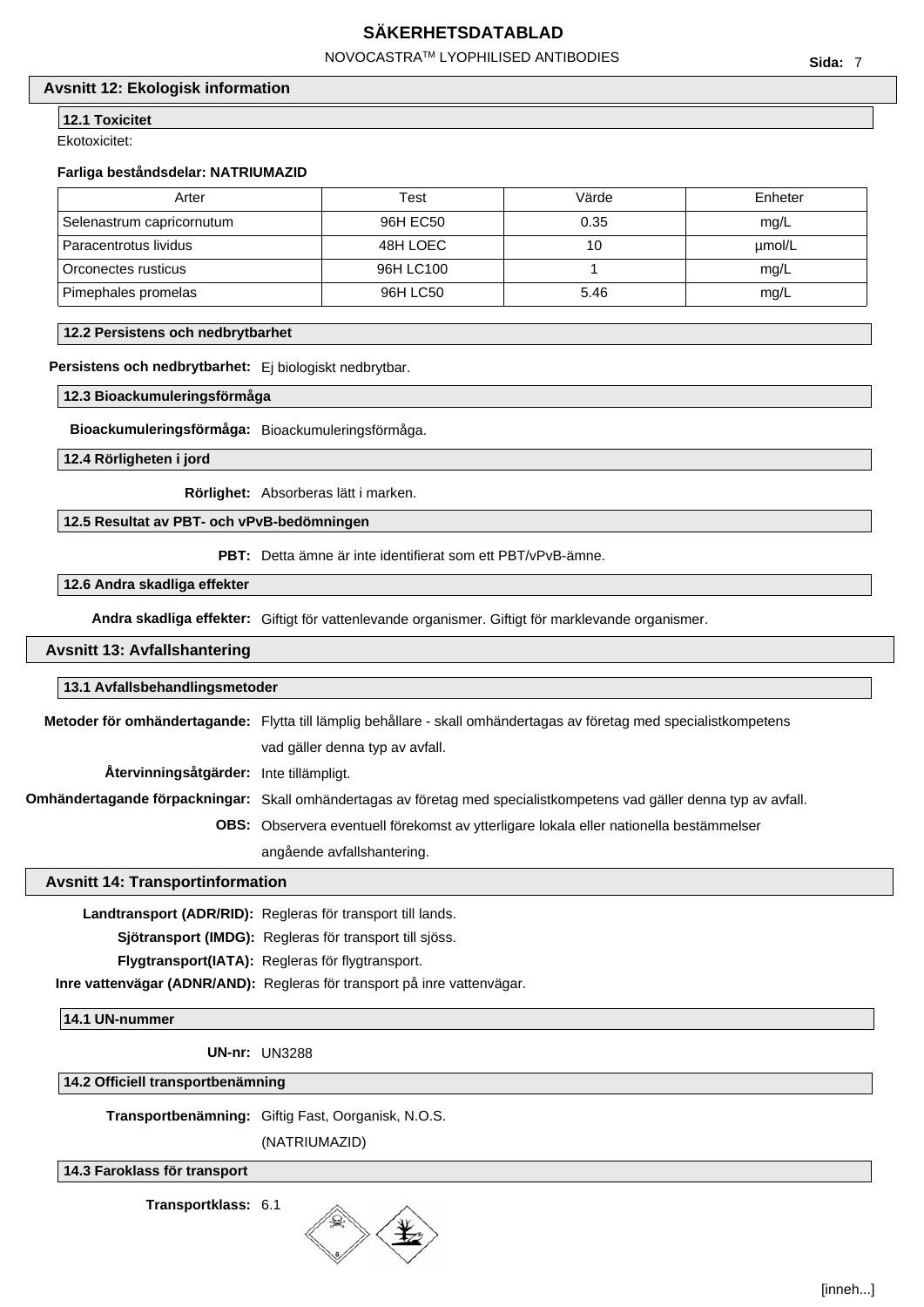## Avsnitt 12: Ekologisk information

### 12.1 Toxicitet

Ekotoxicitet:

**Farliga beståndsdelar: NATRIUMAZID**

| Arter | Test | Värde | Enheter |
|---|---|---|---|
| Selenastrum capricornutum | 96H EC50 | 0.35 | mg/L |
| Paracentrotus lividus | 48H LOEC | 10 | µmol/L |
| Orconectes rusticus | 96H LC100 | 1 | mg/L |
| Pimephales promelas | 96H LC50 | 5.46 | mg/L |

### 12.2 Persistens och nedbrytbarhet

**Persistens och nedbrytbarhet:** Ej biologiskt nedbrytbar.

### 12.3 Bioackumuleringsförmåga

**Bioackumuleringsförmåga:** Bioackumuleringsförmåga.

### 12.4 Rörligheten i jord

**Rörlighet:** Absorberas lätt i marken.

### 12.5 Resultat av PBT- och vPvB-bedömningen

**PBT:** Detta ämne är inte identifierat som ett PBT/vPvB-ämne.

### 12.6 Andra skadliga effekter

**Andra skadliga effekter:** Giftigt för vattenlevande organismer. Giftigt för marklevande organismer.

## Avsnitt 13: Avfallshantering

### 13.1 Avfallsbehandlingsmetoder

**Metoder för omhändertagande:** Flytta till lämplig behållare - skall omhändertagas av företag med specialistkompetens vad gäller denna typ av avfall.

**Återvinningsåtgärder:** Inte tillämpligt.

**Omhändertagande förpackningar:** Skall omhändertagas av företag med specialistkompetens vad gäller denna typ av avfall.

**OBS:** Observera eventuell förekomst av ytterligare lokala eller nationella bestämmelser angående avfallshantering.

## Avsnitt 14: Transportinformation

**Landtransport (ADR/RID):** Regleras för transport till lands.

**Sjötransport (IMDG):** Regleras för transport till sjöss.

**Flygtransport(IATA):** Regleras för flygtransport.

**Inre vattenvägar (ADNR/AND):** Regleras för transport på inre vattenvägar.

### 14.1 UN-nummer

**UN-nr:** UN3288

### 14.2 Officiell transportbenämning

**Transportbenämning:** Giftig Fast, Oorganisk, N.O.S. (NATRIUMAZID)

### 14.3 Faroklass för transport

**Transportklass:** 6.1

[inneh...]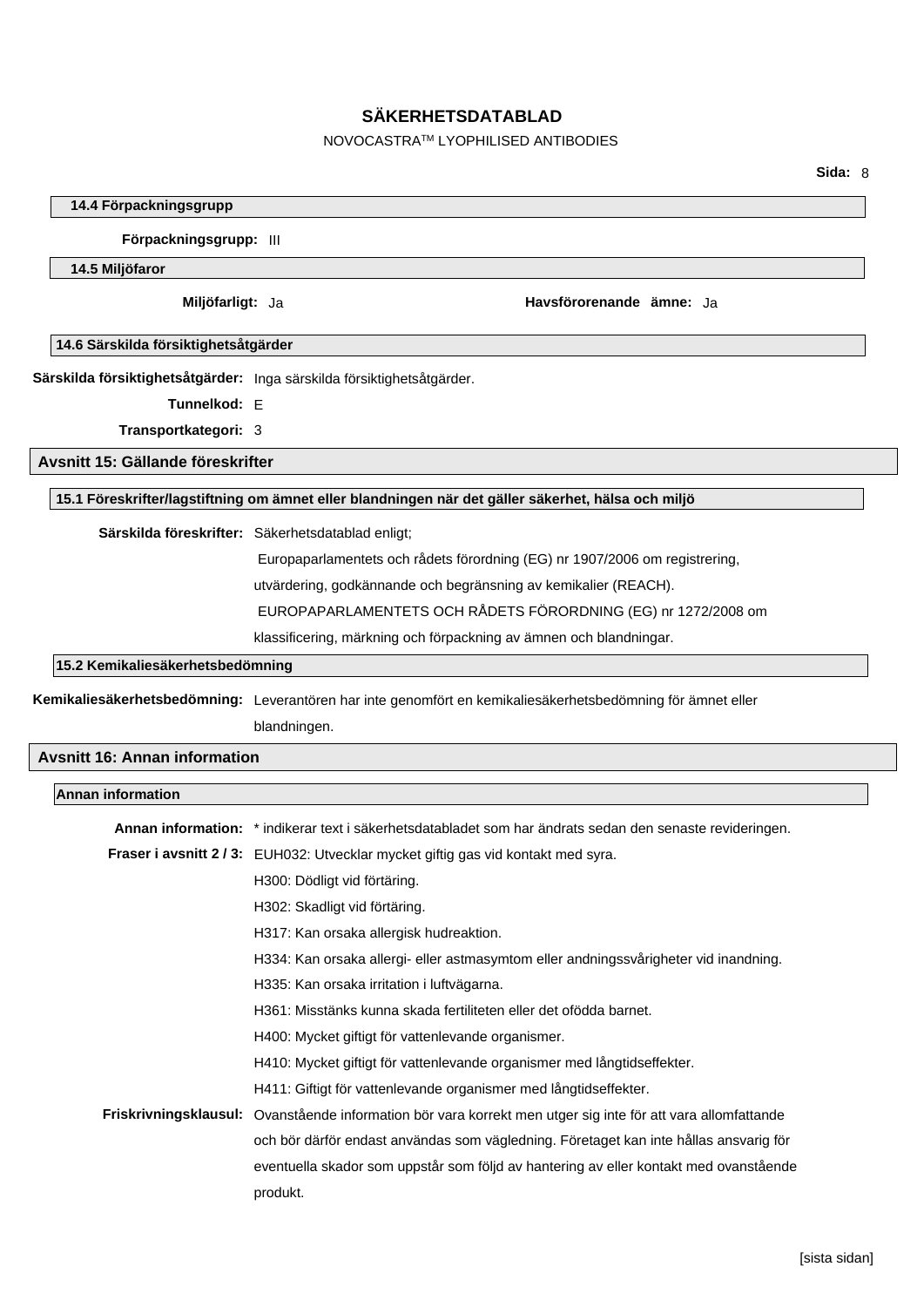### 14.4 Förpackningsgrupp

**Förpackningsgrupp:** III

### 14.5 Miljöfaror

**Miljöfarligt:** Ja **Havsförorenande ämne:** Ja

### 14.6 Särskilda försiktighetsåtgärder

**Särskilda försiktighetsåtgärder:** Inga särskilda försiktighetsåtgärder.

**Tunnelkod:** E

**Transportkategori:** 3

## Avsnitt 15: Gällande föreskrifter

### 15.1 Föreskrifter/lagstiftning om ämnet eller blandningen när det gäller säkerhet, hälsa och miljö

**Särskilda föreskrifter:** Säkerhetsdatablad enligt;
Europaparlamentets och rådets förordning (EG) nr 1907/2006 om registrering, utvärdering, godkännande och begränsning av kemikalier (REACH).
EUROPAPARLAMENTETS OCH RÅDETS FÖRORDNING (EG) nr 1272/2008 om klassificering, märkning och förpackning av ämnen och blandningar.

### 15.2 Kemikaliesäkerhetsbedömning

**Kemikaliesäkerhetsbedömning:** Leverantören har inte genomfört en kemikaliesäkerhetsbedömning för ämnet eller blandningen.

## Avsnitt 16: Annan information

### Annan information

**Annan information:** * indikerar text i säkerhetsdatabladet som har ändrats sedan den senaste revideringen.

**Fraser i avsnitt 2 / 3:** EUH032: Utvecklar mycket giftig gas vid kontakt med syra.
H300: Dödligt vid förtäring.
H302: Skadligt vid förtäring.
H317: Kan orsaka allergisk hudreaktion.
H334: Kan orsaka allergi- eller astmasymtom eller andningssvårigheter vid inandning.
H335: Kan orsaka irritation i luftvägarna.
H361: Misstänks kunna skada fertiliteten eller det ofödda barnet.
H400: Mycket giftigt för vattenlevande organismer.
H410: Mycket giftigt för vattenlevande organismer med långtidseffekter.
H411: Giftigt för vattenlevande organismer med långtidseffekter.

**Friskrivningsklausul:** Ovanstående information bör vara korrekt men utger sig inte för att vara allomfattande och bör därför endast användas som vägledning. Företaget kan inte hållas ansvarig för eventuella skador som uppstår som följd av hantering av eller kontakt med ovanstående produkt.

[sista sidan]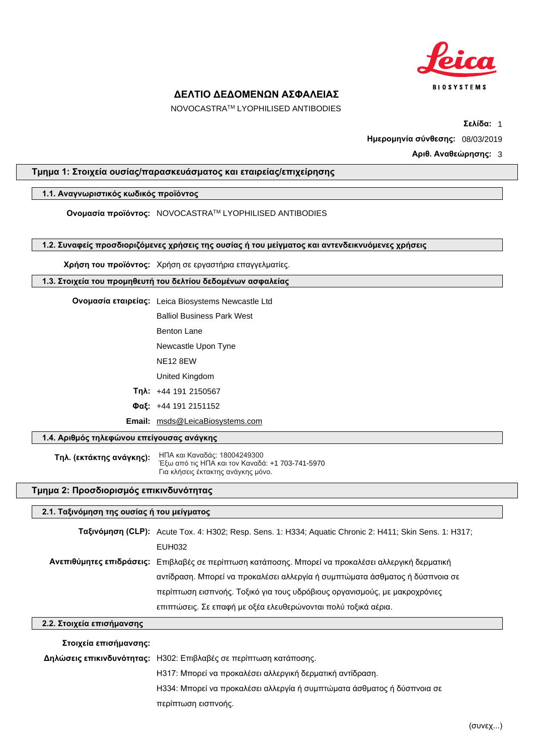# ΔΕΛΤΙΟ ΔΕΔΟΜΕΝΩΝ ΑΣΦΑΛΕΙΑΣ

NOVOCASTRA™ LYOPHILISED ANTIBODIES

**Σελίδα:** 1

**Ημερομηνία σύνθεσης:** 08/03/2019

**Αριθ. Αναθεώρησης:** 3

## Τμημα 1: Στοιχεία ουσίας/παρασκευάσματος και εταιρείας/επιχείρησης

### 1.1. Αναγνωριστικός κωδικός προϊόντος

**Ονομασία προϊόντος:** NOVOCASTRA™ LYOPHILISED ANTIBODIES

### 1.2. Συναφείς προσδιοριζόμενες χρήσεις της ουσίας ή του μείγματος και αντενδεικνυόμενες χρήσεις

**Χρήση του προϊόντος:** Χρήση σε εργαστήρια επαγγελματίες.

### 1.3. Στοιχεία του προμηθευτή του δελτίου δεδομένων ασφαλείας

**Ονομασία εταιρείας:** Leica Biosystems Newcastle Ltd
Balliol Business Park West
Benton Lane
Newcastle Upon Tyne
NE12 8EW
United Kingdom

**Τηλ:** +44 191 2150567

**Φαξ:** +44 191 2151152

**Email:** msds@LeicaBiosystems.com

### 1.4. Αριθμός τηλεφώνου επείγουσας ανάγκης

**Τηλ. (εκτάκτης ανάγκης):** ΗΠΑ και Καναδάς: 18004249300
Έξω από τις ΗΠΑ και τον Καναδά: +1 703-741-5970
Για κλήσεις έκτακτης ανάγκης μόνο.

## Τμημα 2: Προσδιορισμός επικινδυνότητας

### 2.1. Ταξινόμηση της ουσίας ή του μείγματος

**Ταξινόμηση (CLP):** Acute Tox. 4: H302; Resp. Sens. 1: H334; Aquatic Chronic 2: H411; Skin Sens. 1: H317; EUH032

**Ανεπιθύμητες επιδράσεις:** Επιβλαβές σε περίπτωση κατάποσης. Μπορεί να προκαλέσει αλλεργική δερματική αντίδραση. Μπορεί να προκαλέσει αλλεργία ή συμπτώματα άσθματος ή δύσπνοια σε περίπτωση εισπνοής. Τοξικό για τους υδρόβιους οργανισμούς, με μακροχρόνιες επιπτώσεις. Σε επαφή με οξέα ελευθερώνονται πολύ τοξικά αέρια.

### 2.2. Στοιχεία επισήμανσης

**Στοιχεία επισήμανσης:**

**Δηλώσεις επικινδυνότητας:** H302: Επιβλαβές σε περίπτωση κατάποσης.
H317: Μπορεί να προκαλέσει αλλεργική δερματική αντίδραση.
H334: Μπορεί να προκαλέσει αλλεργία ή συμπτώματα άσθματος ή δύσπνοια σε περίπτωση εισπνοής.

(συνεχ...)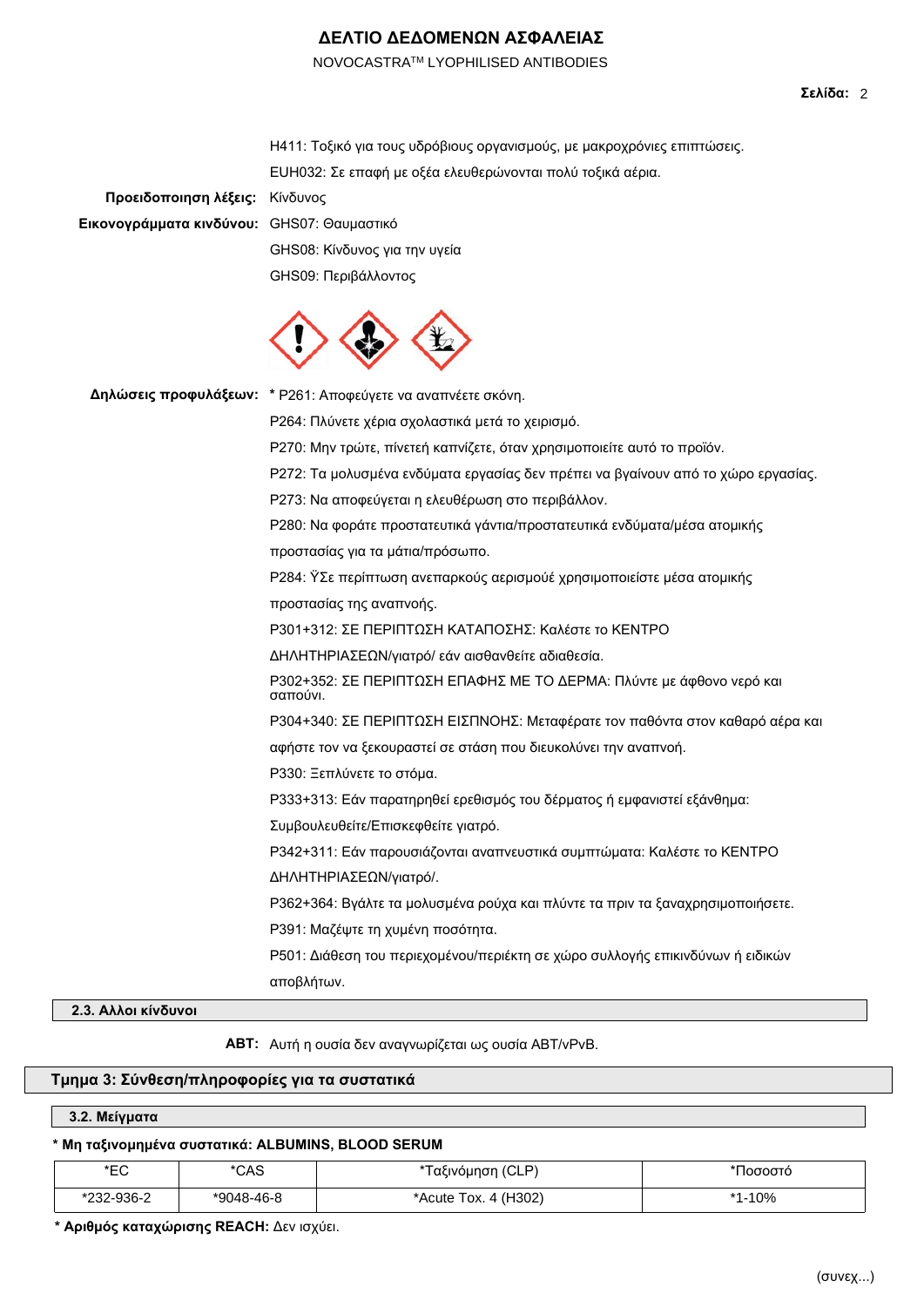H411: Τοξικό για τους υδρόβιους οργανισμούς, με μακροχρόνιες επιπτώσεις.

EUH032: Σε επαφή με οξέα ελευθερώνονται πολύ τοξικά αέρια.

**Προειδοποιηση λέξεις:** Κίνδυνος

**Εικονογράμματα κινδύνου:** GHS07: Θαυμαστικό

GHS08: Κίνδυνος για την υγεία

GHS09: Περιβάλλοντος

**Δηλώσεις προφυλάξεων:** * P261: Αποφεύγετε να αναπνέετε σκόνη.

P264: Πλύνετε χέρια σχολαστικά μετά το χειρισμό.

P270: Μην τρώτε, πίνετεή καπνίζετε, όταν χρησιμοποιείτε αυτό το προϊόν.

P272: Τα μολυσμένα ενδύματα εργασίας δεν πρέπει να βγαίνουν από το χώρο εργασίας.

P273: Να αποφεύγεται η ελευθέρωση στο περιβάλλον.

P280: Να φοράτε προστατευτικά γάντια/προστατευτικά ενδύματα/μέσα ατομικής προστασίας για τα μάτια/πρόσωπο.

P284: ΫΣε περίπτωση ανεπαρκούς αερισμούέ χρησιμοποιείστε μέσα ατομικής προστασίας της αναπνοής.

P301+312: ΣΕ ΠΕΡΙΠΤΩΣΗ ΚΑΤΑΠΟΣΗΣ: Καλέστε το ΚΕΝΤΡΟ ΔΗΛΗΤΗΡΙΑΣΕΩΝ/γιατρό/ εάν αισθανθείτε αδιαθεσία.

P302+352: ΣΕ ΠΕΡΙΠΤΩΣΗ ΕΠΑΦΗΣ ΜΕ ΤΟ ΔΕΡΜΑ: Πλύντε με άφθονο νερό και σαπούνι.

P304+340: ΣΕ ΠΕΡΙΠΤΩΣΗ ΕΙΣΠΝΟΗΣ: Μεταφέρατε τον παθόντα στον καθαρό αέρα και αφήστε τον να ξεκουραστεί σε στάση που διευκολύνει την αναπνοή.

P330: Ξεπλύνετε το στόμα.

P333+313: Εάν παρατηρηθεί ερεθισμός του δέρματος ή εμφανιστεί εξάνθημα: Συμβουλευθείτε/Επισκεφθείτε γιατρό.

P342+311: Εάν παρουσιάζονται αναπνευστικά συμπτώματα: Καλέστε το ΚΕΝΤΡΟ ΔΗΛΗΤΗΡΙΑΣΕΩΝ/γιατρό/.

P362+364: Βγάλτε τα μολυσμένα ρούχα και πλύντε τα πριν τα ξαναχρησιμοποιήσετε.

P391: Μαζέψτε τη χυμένη ποσότητα.

P501: Διάθεση του περιεχομένου/περιέκτη σε χώρο συλλογής επικινδύνων ή ειδικών αποβλήτων.

### 2.3. Αλλοι κίνδυνοι

**ΑΒΤ:** Αυτή η ουσία δεν αναγνωρίζεται ως ουσία ABT/vPvB.

## Τμημα 3: Σύνθεση/πληροφορίες για τα συστατικά

### 3.2. Μείγματα

**\* Μη ταξινομημένα συστατικά: ALBUMINS, BLOOD SERUM**

| *EC | *CAS | *Ταξινόμηση (CLP) | *Ποσοστό |
|---|---|---|---|
| *232-936-2 | *9048-46-8 | *Acute Tox. 4 (H302) | *1-10% |

**\* Αριθμός καταχώρισης REACH:** Δεν ισχύει.

(συνεχ...)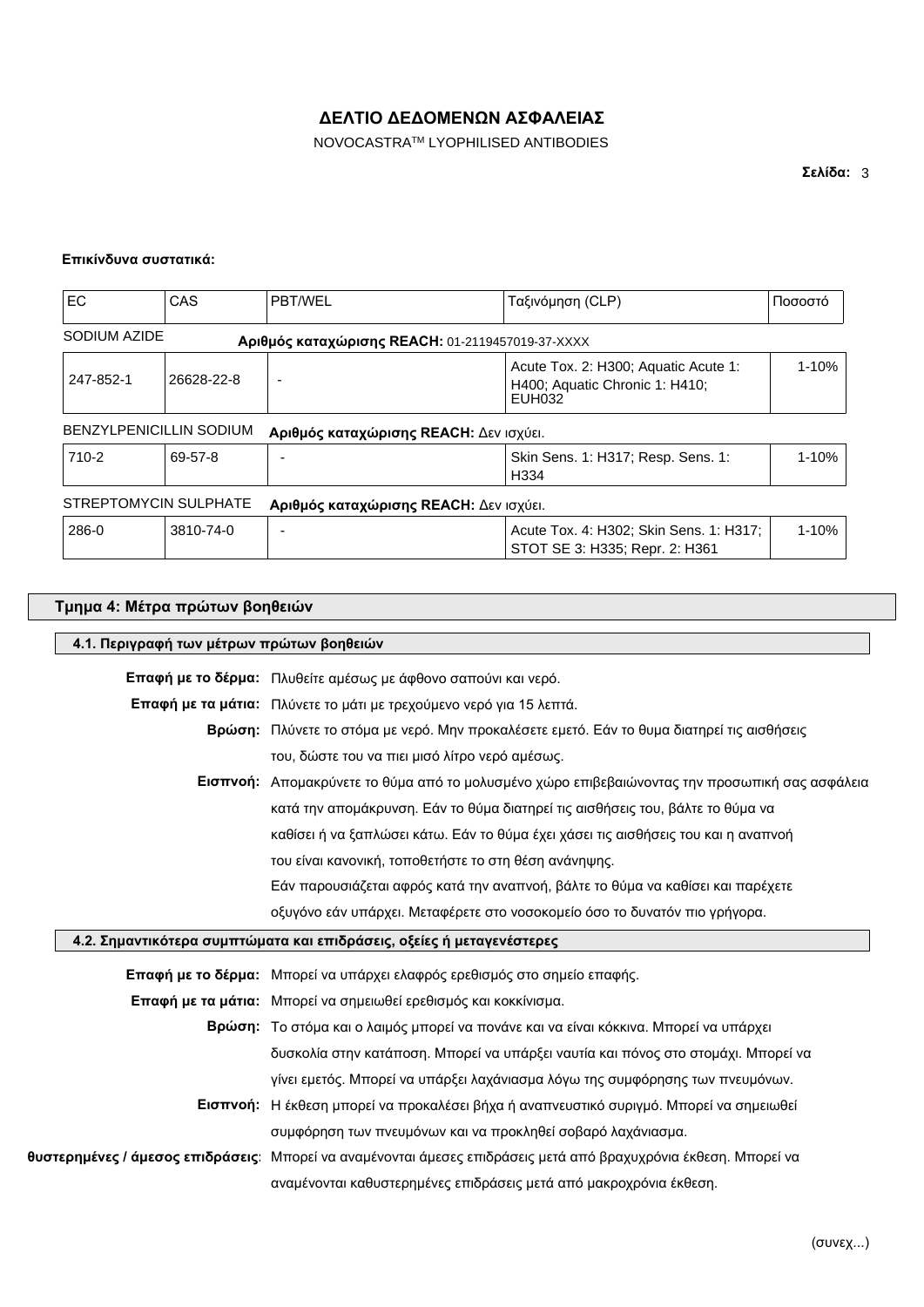**Επικίνδυνα συστατικά:**

| EC | CAS | PBT/WEL | Ταξινόμηση (CLP) | Ποσοστό |
|---|---|---|---|---|
| SODIUM AZIDE | | **Αριθμός καταχώρισης REACH:** 01-2119457019-37-XXXX | | |
| 247-852-1 | 26628-22-8 | - | Acute Tox. 2: H300; Aquatic Acute 1: H400; Aquatic Chronic 1: H410; EUH032 | 1-10% |
| BENZYLPENICILLIN SODIUM | | **Αριθμός καταχώρισης REACH:** Δεν ισχύει. | | |
| 710-2 | 69-57-8 | - | Skin Sens. 1: H317; Resp. Sens. 1: H334 | 1-10% |
| STREPTOMYCIN SULPHATE | | **Αριθμός καταχώρισης REACH:** Δεν ισχύει. | | |
| 286-0 | 3810-74-0 | - | Acute Tox. 4: H302; Skin Sens. 1: H317; STOT SE 3: H335; Repr. 2: H361 | 1-10% |

## Τμημα 4: Μέτρα πρώτων βοηθειών

### 4.1. Περιγραφή των μέτρων πρώτων βοηθειών

**Επαφή με το δέρμα:** Πλυθείτε αμέσως με άφθονο σαπούνι και νερό.

**Επαφή με τα μάτια:** Πλύνετε το μάτι με τρεχούμενο νερό για 15 λεπτά.

**Βρώση:** Πλύνετε το στόμα με νερό. Μην προκαλέσετε εμετό. Εάν το θύμα διατηρεί τις αισθήσεις του, δώστε του να πιει μισό λίτρο νερό αμέσως.

**Εισπνοή:** Απομακρύνετε το θύμα από το μολυσμένο χώρο επιβεβαιώνοντας την προσωπική σας ασφάλεια κατά την απομάκρυνση. Εάν το θύμα διατηρεί τις αισθήσεις του, βάλτε το θύμα να καθίσει ή να ξαπλώσει κάτω. Εάν το θύμα έχει χάσει τις αισθήσεις του και η αναπνοή του είναι κανονική, τοποθετήστε το στη θέση ανάνηψης.
Εάν παρουσιάζεται αφρός κατά την αναπνοή, βάλτε το θύμα να καθίσει και παρέχετε οξυγόνο εάν υπάρχει. Μεταφέρετε στο νοσοκομείο όσο το δυνατόν πιο γρήγορα.

### 4.2. Σημαντικότερα συμπτώματα και επιδράσεις, οξείες ή μεταγενέστερες

**Επαφή με το δέρμα:** Μπορεί να υπάρχει ελαφρός ερεθισμός στο σημείο επαφής.

**Επαφή με τα μάτια:** Μπορεί να σημειωθεί ερεθισμός και κοκκίνισμα.

**Βρώση:** Το στόμα και ο λαιμός μπορεί να πονάνε και να είναι κόκκινα. Μπορεί να υπάρχει δυσκολία στην κατάποση. Μπορεί να υπάρξει ναυτία και πόνος στο στομάχι. Μπορεί να γίνει εμετός. Μπορεί να υπάρξει λαχάνιασμα λόγω της συμφόρησης των πνευμόνων.

**Εισπνοή:** Η έκθεση μπορεί να προκαλέσει βήχα ή αναπνευστικό συριγμό. Μπορεί να σημειωθεί συμφόρηση των πνευμόνων και να προκληθεί σοβαρό λαχάνιασμα.

**θυστερημένες / άμεσος επιδράσεις:** Μπορεί να αναμένονται άμεσες επιδράσεις μετά από βραχυχρόνια έκθεση. Μπορεί να αναμένονται καθυστερημένες επιδράσεις μετά από μακροχρόνια έκθεση.

(συνεχ...)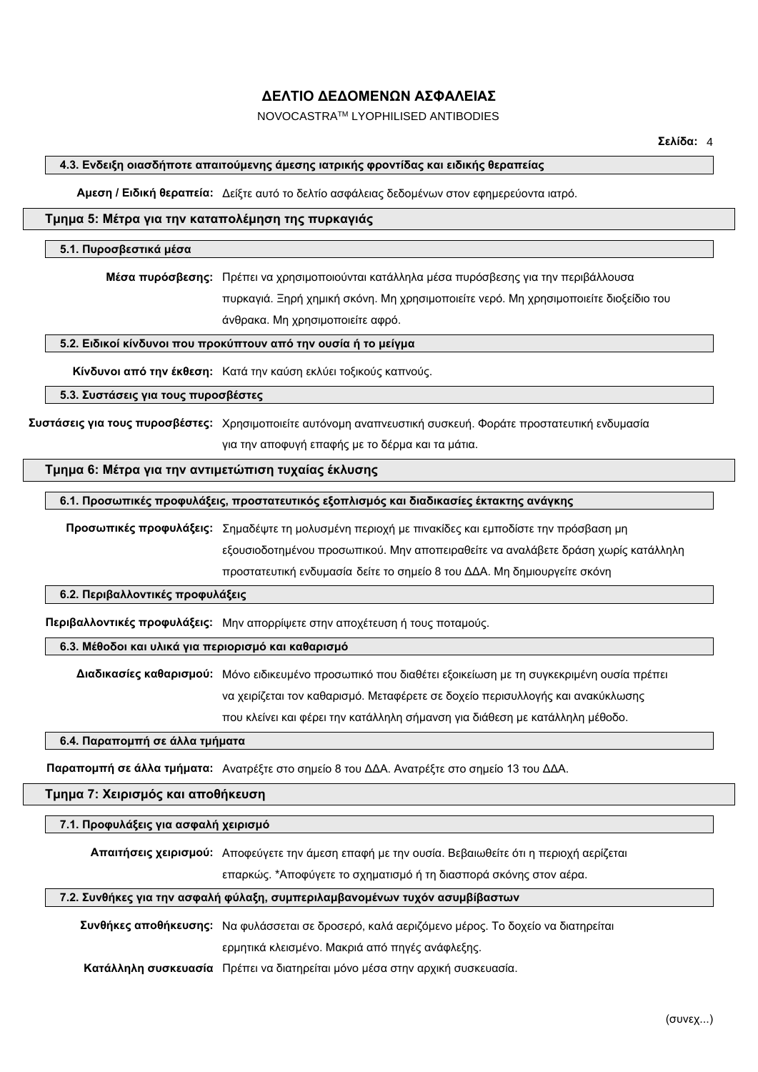# ΔΕΛΤΙΟ ΔΕΔΟΜΕΝΩΝ ΑΣΦΑΛΕΙΑΣ

NOVOCASTRA™ LYOPHILISED ANTIBODIES

### 4.3. Ενδειξη οιασδήποτε απαιτούμενης άμεσης ιατρικής φροντίδας και ειδικής θεραπείας

**Αμεση / Ειδική θεραπεία:** Δείξτε αυτό το δελτίο ασφάλειας δεδομένων στον εφημερεύοντα ιατρό.

## Τμημα 5: Μέτρα για την καταπολέμηση της πυρκαγιάς

### 5.1. Πυροσβεστικά μέσα

**Μέσα πυρόσβεσης:** Πρέπει να χρησιμοποιούνται κατάλληλα μέσα πυρόσβεσης για την περιβάλλουσα πυρκαγιά. Ξηρή χημική σκόνη. Μη χρησιμοποιείτε νερό. Μη χρησιμοποιείτε διοξείδιο του άνθρακα. Μη χρησιμοποιείτε αφρό.

### 5.2. Ειδικοί κίνδυνοι που προκύπτουν από την ουσία ή το μείγμα

**Κίνδυνοι από την έκθεση:** Κατά την καύση εκλύει τοξικούς καπνούς.

### 5.3. Συστάσεις για τους πυροσβέστες

**Συστάσεις για τους πυροσβέστες:** Χρησιμοποιείτε αυτόνομη αναπνευστική συσκευή. Φοράτε προστατευτική ενδυμασία για την αποφυγή επαφής με το δέρμα και τα μάτια.

## Τμημα 6: Μέτρα για την αντιμετώπιση τυχαίας έκλυσης

### 6.1. Προσωπικές προφυλάξεις, προστατευτικός εξοπλισμός και διαδικασίες έκτακτης ανάγκης

**Προσωπικές προφυλάξεις:** Σημαδέψτε τη μολυσμένη περιοχή με πινακίδες και εμποδίστε την πρόσβαση μη εξουσιοδοτημένου προσωπικού. Μην αποπειραθείτε να αναλάβετε δράση χωρίς κατάλληλη προστατευτική ενδυμασία δείτε το σημείο 8 του ΔΔΑ. Μη δημιουργείτε σκόνη

### 6.2. Περιβαλλοντικές προφυλάξεις

**Περιβαλλοντικές προφυλάξεις:** Μην απορρίψετε στην αποχέτευση ή τους ποταμούς.

### 6.3. Μέθοδοι και υλικά για περιορισμό και καθαρισμό

**Διαδικασίες καθαρισμού:** Μόνο ειδικευμένο προσωπικό που διαθέτει εξοικείωση με τη συγκεκριμένη ουσία πρέπει να χειρίζεται τον καθαρισμό. Μεταφέρετε σε δοχείο περισυλλογής και ανακύκλωσης που κλείνει και φέρει την κατάλληλη σήμανση για διάθεση με κατάλληλη μέθοδο.

### 6.4. Παραπομπή σε άλλα τμήματα

**Παραπομπή σε άλλα τμήματα:** Ανατρέξτε στο σημείο 8 του ΔΔΑ. Ανατρέξτε στο σημείο 13 του ΔΔΑ.

## Τμημα 7: Χειρισμός και αποθήκευση

### 7.1. Προφυλάξεις για ασφαλή χειρισμό

**Απαιτήσεις χειρισμού:** Αποφεύγετε την άμεση επαφή με την ουσία. Βεβαιωθείτε ότι η περιοχή αερίζεται επαρκώς. *Αποφύγετε το σχηματισμό ή τη διασπορά σκόνης στον αέρα.

### 7.2. Συνθήκες για την ασφαλή φύλαξη, συμπεριλαμβανομένων τυχόν ασυμβίβαστων

**Συνθήκες αποθήκευσης:** Να φυλάσσεται σε δροσερό, καλά αεριζόμενο μέρος. Το δοχείο να διατηρείται ερμητικά κλεισμένο. Μακριά από πηγές ανάφλεξης.

**Κατάλληλη συσκευασία** Πρέπει να διατηρείται μόνο μέσα στην αρχική συσκευασία.

(συνεχ...)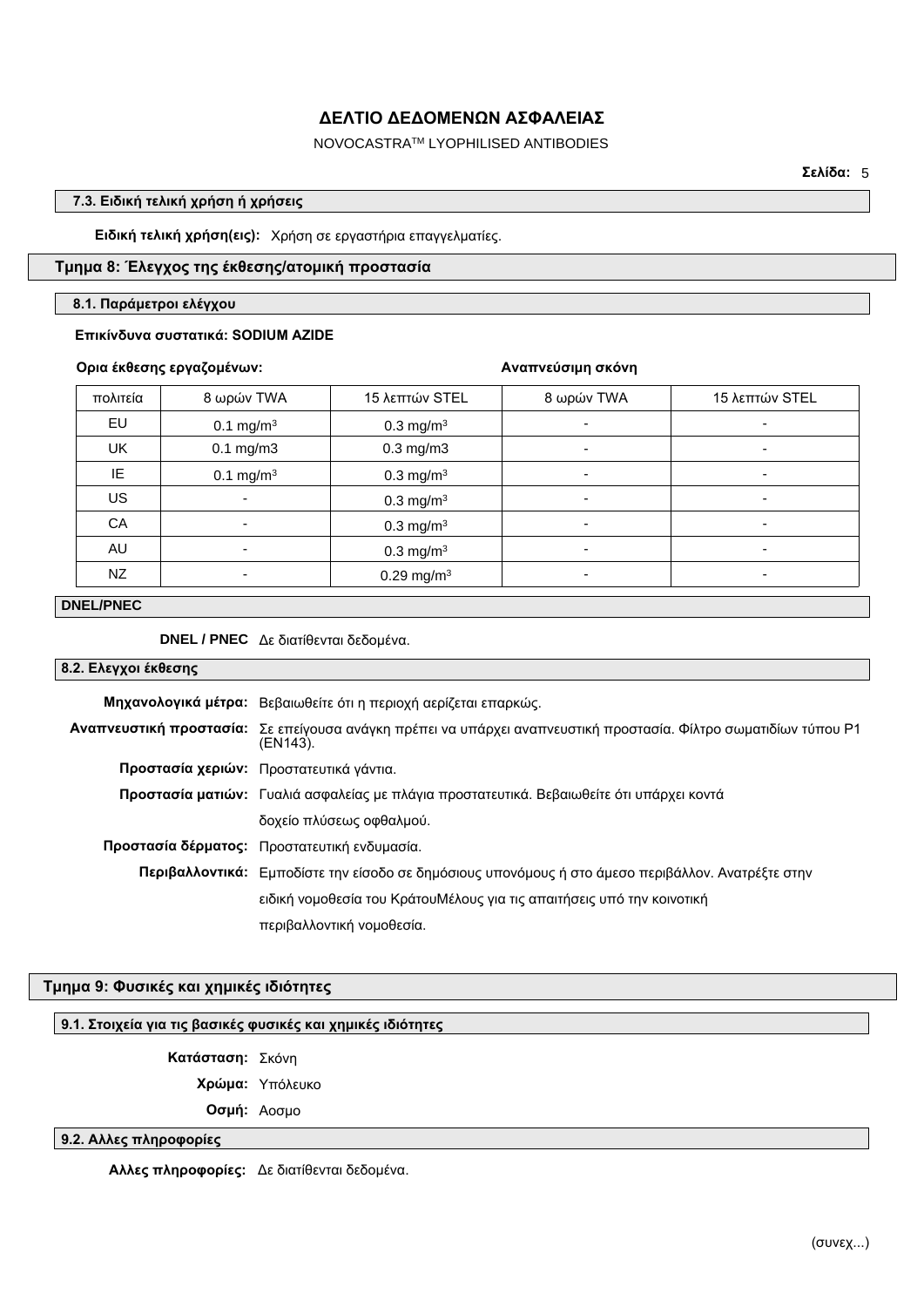**ΔΕΛΤΙΟ ΔΕΔΟΜΕΝΩΝ ΑΣΦΑΛΕΙΑΣ**

NOVOCASTRA$^{TM}$ LYOPHILISED ANTIBODIES

### 7.3. Ειδική τελική χρήση ή χρήσεις

**Ειδική τελική χρήση(εις):** Χρήση σε εργαστήρια επαγγελματίες.

## Τμημα 8: Έλεγχος της έκθεσης/ατομική προστασία

### 8.1. Παράμετροι ελέγχου

**Επικίνδυνα συστατικά: SODIUM AZIDE**

| **Ορια έκθεσης εργαζομένων:** | | | **Αναπνεύσιμη σκόνη** | |
|---|---|---|---|---|
| πολιτεία | 8 ωρών TWA | 15 λεπτών STEL | 8 ωρών TWA | 15 λεπτών STEL |
| EU | 0.1 $mg/m^3$ | 0.3 $mg/m^3$ | - | - |
| UK | 0.1 mg/m3 | 0.3 mg/m3 | - | - |
| IE | 0.1 $mg/m^3$ | 0.3 $mg/m^3$ | - | - |
| US | - | 0.3 $mg/m^3$ | - | - |
| CA | - | 0.3 $mg/m^3$ | - | - |
| AU | - | 0.3 $mg/m^3$ | - | - |
| NZ | - | 0.29 $mg/m^3$ | - | - |

### DNEL/PNEC

**DNEL / PNEC** Δε διατίθενται δεδομένα.

### 8.2. Ελεγχοι έκθεσης

**Μηχανολογικά μέτρα:** Βεβαιωθείτε ότι η περιοχή αερίζεται επαρκώς.

**Αναπνευστική προστασία:** Σε επείγουσα ανάγκη πρέπει να υπάρχει αναπνευστική προστασία. Φίλτρο σωματιδίων τύπου P1 (EN143).

**Προστασία χεριών:** Προστατευτικά γάντια.

**Προστασία ματιών:** Γυαλιά ασφαλείας με πλάγια προστατευτικά. Βεβαιωθείτε ότι υπάρχει κοντά δοχείο πλύσεως οφθαλμού.

**Προστασία δέρματος:** Προστατευτική ενδυμασία.

**Περιβαλλοντικά:** Εμποδίστε την είσοδο σε δημόσιους υπονόμους ή στο άμεσο περιβάλλον. Ανατρέξτε στην ειδική νομοθεσία του ΚράτουΜέλους για τις απαιτήσεις υπό την κοινοτική περιβαλλοντική νομοθεσία.

## Τμημα 9: Φυσικές και χημικές ιδιότητες

### 9.1. Στοιχεία για τις βασικές φυσικές και χημικές ιδιότητες

**Κατάσταση:** Σκόνη

**Χρώμα:** Υπόλευκο

**Οσμή:** Αοσμο

### 9.2. Αλλες πληροφορίες

**Αλλες πληροφορίες:** Δε διατίθενται δεδομένα.

(συνεχ...)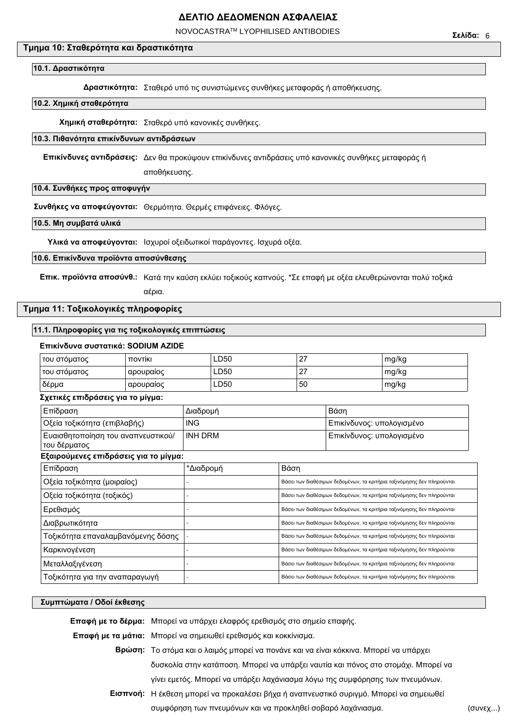## Τμημα 10: Σταθερότητα και δραστικότητα

### 10.1. Δραστικότητα

**Δραστικότητα:** Σταθερό υπό τις συνιστώμενες συνθήκες μεταφοράς ή αποθήκευσης.

### 10.2. Χημική σταθερότητα

**Χημική σταθερότητα:** Σταθερό υπό κανονικές συνθήκες.

### 10.3. Πιθανότητα επικίνδυνων αντιδράσεων

**Επικίνδυνες αντιδράσεις:** Δεν θα προκύψουν επικίνδυνες αντιδράσεις υπό κανονικές συνθήκες μεταφοράς ή αποθήκευσης.

### 10.4. Συνθήκες προς αποφυγήν

**Συνθήκες να αποφεύγονται:** Θερμότητα. Θερμές επιφάνειες. Φλόγες.

### 10.5. Μη συμβατά υλικά

**Υλικά να αποφεύγονται:** Ισχυροί οξειδωτικοί παράγοντες. Ισχυρά οξέα.

### 10.6. Επικίνδυνα προϊόντα αποσύνθεσης

**Επικ. προϊόντα αποσύνθ.:** Κατά την καύση εκλύει τοξικούς καπνούς. *Σε επαφή με οξέα ελευθερώνονται πολύ τοξικά αέρια.

## Τμημα 11: Τοξικολογικές πληροφορίες

### 11.1. Πληροφορίες για τις τοξικολογικές επιπτώσεις

**Επικίνδυνα συστατικά: SODIUM AZIDE**

| | | | | |
|---|---|---|---|---|
| του στόματος | ποντίκι | LD50 | 27 | mg/kg |
| του στόματος | αρουραίος | LD50 | 27 | mg/kg |
| δέρμα | αρουραίος | LD50 | 50 | mg/kg |

**Σχετικές επιδράσεις για το μίγμα:**

| Επίδραση | Διαδρομή | Βάση |
|---|---|---|
| Οξεία τοξικότητα (επιβλαβής) | ING | Επικίνδυνος: υπολογισμένο |
| Ευαισθητοποίηση του αναπνευστικού/ του δέρματος | INH DRM | Επικίνδυνος: υπολογισμένο |

**Εξαιρούμενες επιδράσεις για το μίγμα:**

| Επίδραση | *Διαδρομή | Βάση |
|---|---|---|
| Οξεία τοξικότητα (μοιραίος) | - | Βάσει των διαθέσιμων δεδομένων, τα κριτήρια ταξινόμησης δεν πληρούνται |
| Οξεία τοξικότητα (τοξικός) | - | Βάσει των διαθέσιμων δεδομένων, τα κριτήρια ταξινόμησης δεν πληρούνται |
| Ερεθισμός | - | Βάσει των διαθέσιμων δεδομένων, τα κριτήρια ταξινόμησης δεν πληρούνται |
| Διαβρωτικότητα | - | Βάσει των διαθέσιμων δεδομένων, τα κριτήρια ταξινόμησης δεν πληρούνται |
| Τοξικότητα επαναλαμβανόμενης δόσης | - | Βάσει των διαθέσιμων δεδομένων, τα κριτήρια ταξινόμησης δεν πληρούνται |
| Καρκινογένεση | - | Βάσει των διαθέσιμων δεδομένων, τα κριτήρια ταξινόμησης δεν πληρούνται |
| Μεταλλαξιγένεση | - | Βάσει των διαθέσιμων δεδομένων, τα κριτήρια ταξινόμησης δεν πληρούνται |
| Τοξικότητα για την αναπαραγωγή | - | Βάσει των διαθέσιμων δεδομένων, τα κριτήρια ταξινόμησης δεν πληρούνται |

### Συμπτώματα / Οδοί έκθεσης

**Επαφή με το δέρμα:** Μπορεί να υπάρχει ελαφρός ερεθισμός στο σημείο επαφής.

**Επαφή με τα μάτια:** Μπορεί να σημειωθεί ερεθισμός και κοκκίνισμα.

**Βρώση:** Το στόμα και ο λαιμός μπορεί να πονάνε και να είναι κόκκινα. Μπορεί να υπάρχει δυσκολία στην κατάποση. Μπορεί να υπάρξει ναυτία και πόνος στο στομάχι. Μπορεί να γίνει εμετός. Μπορεί να υπάρξει λαχάνιασμα λόγω της συμφόρησης των πνευμόνων.

**Εισπνοή:** Η έκθεση μπορεί να προκαλέσει βήχα ή αναπνευστικό συριγμό. Μπορεί να σημειωθεί συμφόρηση των πνευμόνων και να προκληθεί σοβαρό λαχάνιασμα.

(συνεχ...)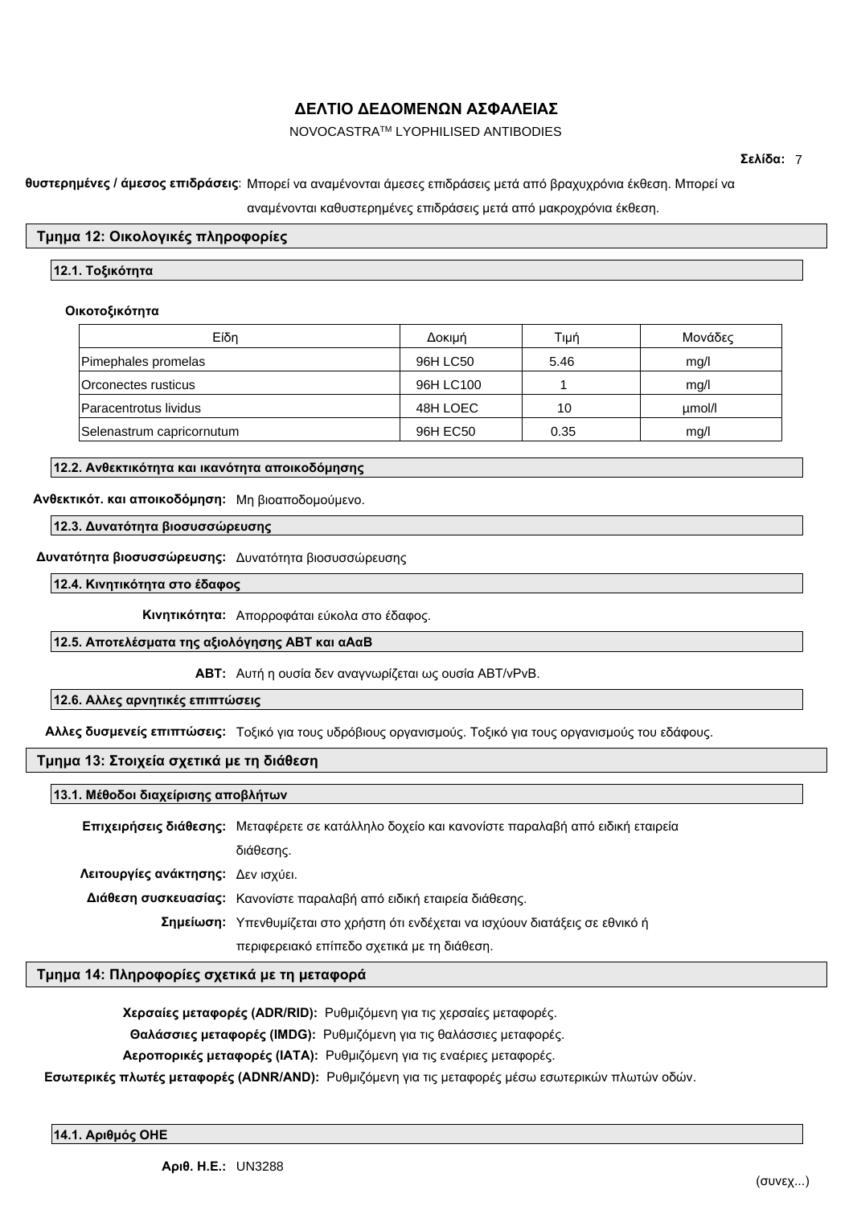**θυστερημένες / άμεσος επιδράσεις**: Μπορεί να αναμένονται άμεσες επιδράσεις μετά από βραχυχρόνια έκθεση. Μπορεί να αναμένονται καθυστερημένες επιδράσεις μετά από μακροχρόνια έκθεση.

## Τμημα 12: Οικολογικές πληροφορίες

### 12.1. Τοξικότητα

**Οικοτοξικότητα**

| Είδη | Δοκιμή | Τιμή | Μονάδες |
|---|---|---|---|
| Pimephales promelas | 96H LC50 | 5.46 | mg/l |
| Orconectes rusticus | 96H LC100 | 1 | mg/l |
| Paracentrotus lividus | 48H LOEC | 10 | µmol/l |
| Selenastrum capricornutum | 96H EC50 | 0.35 | mg/l |

### 12.2. Ανθεκτικότητα και ικανότητα αποικοδόμησης

**Ανθεκτικότ. και αποικοδόμηση:** Μη βιοαποδομούμενο.

### 12.3. Δυνατότητα βιοσυσσώρευσης

**Δυνατότητα βιοσυσσώρευσης:** Δυνατότητα βιοσυσσώρευσης

### 12.4. Κινητικότητα στο έδαφος

**Κινητικότητα:** Απορροφάται εύκολα στο έδαφος.

### 12.5. Αποτελέσματα της αξιολόγησης ΑΒΤ και αΑαΒ

**ΑΒΤ:** Αυτή η ουσία δεν αναγνωρίζεται ως ουσία ΑΒΤ/vPvB.

### 12.6. Αλλες αρνητικές επιπτώσεις

**Αλλες δυσμενείς επιπτώσεις:** Τοξικό για τους υδρόβιους οργανισμούς. Τοξικό για τους οργανισμούς του εδάφους.

## Τμημα 13: Στοιχεία σχετικά με τη διάθεση

### 13.1. Μέθοδοι διαχείρισης αποβλήτων

**Επιχειρήσεις διάθεσης:** Μεταφέρετε σε κατάλληλο δοχείο και κανονίστε παραλαβή από ειδική εταιρεία διάθεσης.

**Λειτουργίες ανάκτησης:** Δεν ισχύει.

**Διάθεση συσκευασίας:** Κανονίστε παραλαβή από ειδική εταιρεία διάθεσης.

**Σημείωση:** Υπενθυμίζεται στο χρήστη ότι ενδέχεται να ισχύουν διατάξεις σε εθνικό ή περιφερειακό επίπεδο σχετικά με τη διάθεση.

## Τμημα 14: Πληροφορίες σχετικά με τη μεταφορά

**Χερσαίες μεταφορές (ADR/RID):** Ρυθμιζόμενη για τις χερσαίες μεταφορές.

**Θαλάσσιες μεταφορές (IMDG):** Ρυθμιζόμενη για τις θαλάσσιες μεταφορές.

**Αεροπορικές μεταφορές (IATA):** Ρυθμιζόμενη για τις εναέριες μεταφορές.

**Εσωτερικές πλωτές μεταφορές (ADNR/AND):** Ρυθμιζόμενη για τις μεταφορές μέσω εσωτερικών πλωτών οδών.

### 14.1. Αριθμός ΟΗΕ

**Αριθ. Η.Ε.:** UN3288

(συνεχ...)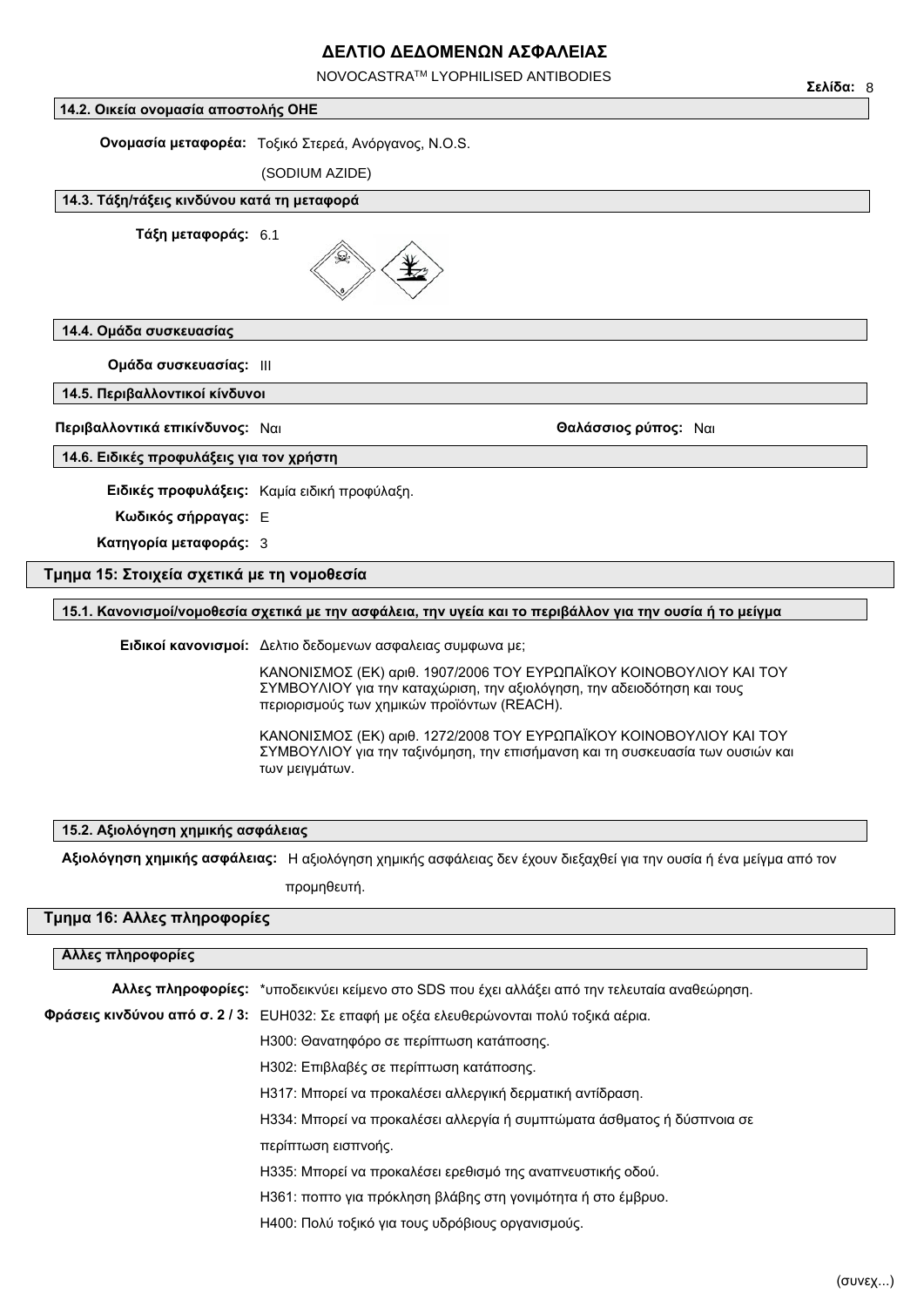### 14.2. Οικεία ονομασία αποστολής ΟΗΕ

**Ονομασία μεταφορέα:** Τοξικό Στερεά, Ανόργανος, N.O.S.

(SODIUM AZIDE)

### 14.3. Τάξη/τάξεις κινδύνου κατά τη μεταφορά

**Τάξη μεταφοράς:** 6.1

### 14.4. Ομάδα συσκευασίας

**Ομάδα συσκευασίας:** III

### 14.5. Περιβαλλοντικοί κίνδυνοι

**Περιβαλλοντικά επικίνδυνος:** Ναι **Θαλάσσιος ρύπος:** Ναι

### 14.6. Ειδικές προφυλάξεις για τον χρήστη

**Ειδικές προφυλάξεις:** Καμία ειδική προφύλαξη.

**Κωδικός σήρραγας:** E

**Κατηγορία μεταφοράς:** 3

## Τμημα 15: Στοιχεία σχετικά με τη νομοθεσία

### 15.1. Κανονισμοί/νομοθεσία σχετικά με την ασφάλεια, την υγεία και το περιβάλλον για την ουσία ή το μείγμα

**Ειδικοί κανονισμοί:** Δελτιο δεδομενων ασφαλειας συμφωνα με;

ΚΑΝΟΝΙΣΜΟΣ (ΕΚ) αριθ. 1907/2006 ΤΟΥ ΕΥΡΩΠΑΪΚΟΥ ΚΟΙΝΟΒΟΥΛΙΟΥ ΚΑΙ ΤΟΥ ΣΥΜΒΟΥΛΙΟΥ για την καταχώριση, την αξιολόγηση, την αδειοδότηση και τους περιορισμούς των χημικών προϊόντων (REACH).

ΚΑΝΟΝΙΣΜΟΣ (ΕΚ) αριθ. 1272/2008 ΤΟΥ ΕΥΡΩΠΑΪΚΟΥ ΚΟΙΝΟΒΟΥΛΙΟΥ ΚΑΙ ΤΟΥ ΣΥΜΒΟΥΛΙΟΥ για την ταξινόμηση, την επισήμανση και τη συσκευασία των ουσιών και των μειγμάτων.

### 15.2. Αξιολόγηση χημικής ασφάλειας

**Αξιολόγηση χημικής ασφάλειας:** Η αξιολόγηση χημικής ασφάλειας δεν έχουν διεξαχθεί για την ουσία ή ένα μείγμα από τον προμηθευτή.

## Τμημα 16: Αλλες πληροφορίες

### Αλλες πληροφορίες

**Αλλες πληροφορίες:** *υποδεικνύει κείμενο στο SDS που έχει αλλάξει από την τελευταία αναθεώρηση.

**Φράσεις κινδύνου από σ. 2 / 3:** EUH032: Σε επαφή με οξέα ελευθερώνονται πολύ τοξικά αέρια.

H300: Θανατηφόρο σε περίπτωση κατάποσης.

H302: Επιβλαβές σε περίπτωση κατάποσης.

H317: Μπορεί να προκαλέσει αλλεργική δερματική αντίδραση.

H334: Μπορεί να προκαλέσει αλλεργία ή συμπτώματα άσθματος ή δύσπνοια σε περίπτωση εισπνοής.

H335: Μπορεί να προκαλέσει ερεθισμό της αναπνευστικής οδού.

H361: ποπτο για πρόκληση βλάβης στη γονιμότητα ή στο έμβρυο.

H400: Πολύ τοξικό για τους υδρόβιους οργανισμούς.

(συνεχ...)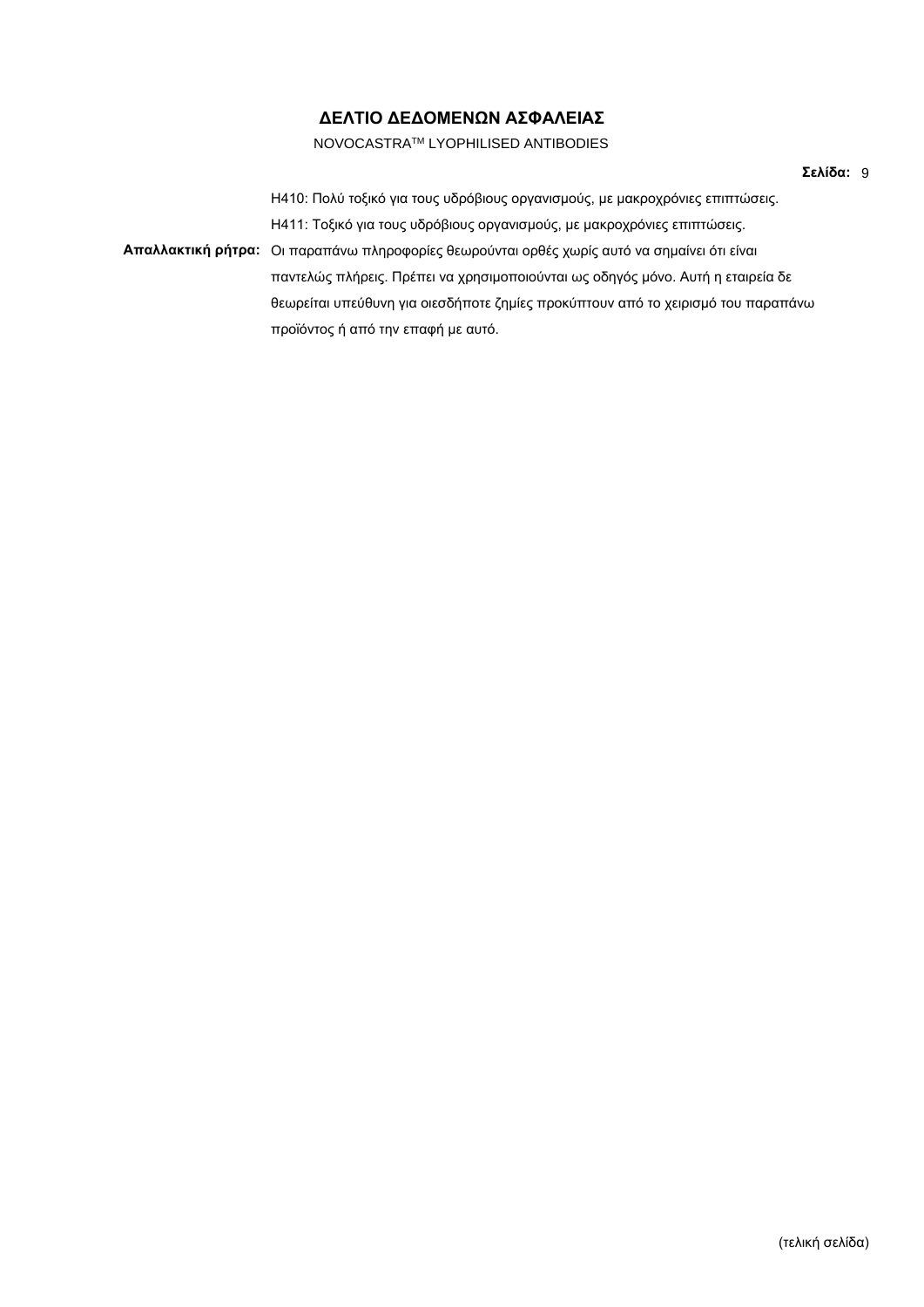H410: Πολύ τοξικό για τους υδρόβιους οργανισμούς, με μακροχρόνιες επιπτώσεις.

H411: Τοξικό για τους υδρόβιους οργανισμούς, με μακροχρόνιες επιπτώσεις.

**Απαλλακτική ρήτρα:** Οι παραπάνω πληροφορίες θεωρούνται ορθές χωρίς αυτό να σημαίνει ότι είναι παντελώς πλήρεις. Πρέπει να χρησιμοποιούνται ως οδηγός μόνο. Αυτή η εταιρεία δε θεωρείται υπεύθυνη για οιεσδήποτε ζημίες προκύπτουν από το χειρισμό του παραπάνω προϊόντος ή από την επαφή με αυτό.

(τελική σελίδα)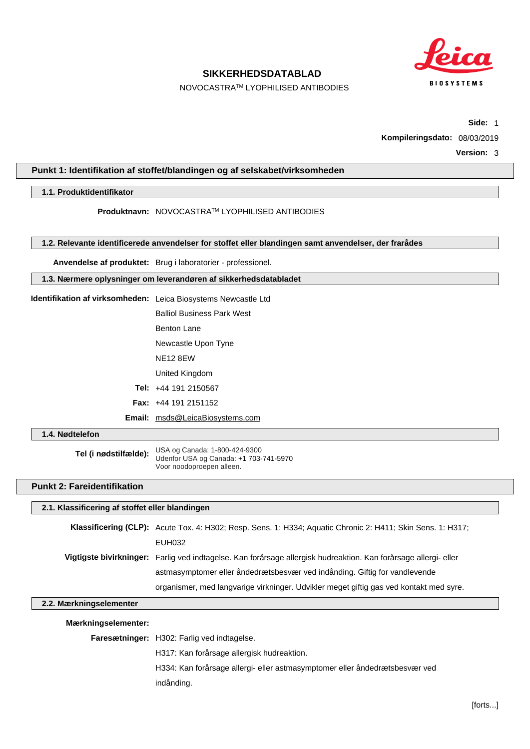# SIKKERHEDSDATABLAD

NOVOCASTRA[TM] LYOPHILISED ANTIBODIES

**Kompileringsdato:** 08/03/2019

**Version:** 3

## Punkt 1: Identifikation af stoffet/blandingen og af selskabet/virksomheden

### 1.1. Produktidentifikator

**Produktnavn:** NOVOCASTRA[TM] LYOPHILISED ANTIBODIES

### 1.2. Relevante identificerede anvendelser for stoffet eller blandingen samt anvendelser, der frarådes

**Anvendelse af produktet:** Brug i laboratorier - professionel.

### 1.3. Nærmere oplysninger om leverandøren af sikkerhedsdatabladet

**Identifikation af virksomheden:** Leica Biosystems Newcastle Ltd
Balliol Business Park West
Benton Lane
Newcastle Upon Tyne
NE12 8EW
United Kingdom

**Tel:** +44 191 2150567

**Fax:** +44 191 2151152

**Email:** msds@LeicaBiosystems.com

### 1.4. Nødtelefon

**Tel (i nødstilfælde):** USA og Canada: 1-800-424-9300
Udenfor USA og Canada: +1 703-741-5970
Voor noodoproepen alleen.

## Punkt 2: Fareidentifikation

### 2.1. Klassificering af stoffet eller blandingen

**Klassificering (CLP):** Acute Tox. 4: H302; Resp. Sens. 1: H334; Aquatic Chronic 2: H411; Skin Sens. 1: H317; EUH032

**Vigtigste bivirkninger:** Farlig ved indtagelse. Kan forårsage allergisk hudreaktion. Kan forårsage allergi- eller astmasymptomer eller åndedrætsbesvær ved indånding. Giftig for vandlevende organismer, med langvarige virkninger. Udvikler meget giftig gas ved kontakt med syre.

### 2.2. Mærkningselementer

**Mærkningselementer:**

**Faresætninger:** H302: Farlig ved indtagelse.
H317: Kan forårsage allergisk hudreaktion.
H334: Kan forårsage allergi- eller astmasymptomer eller åndedrætsbesvær ved indånding.

[forts...]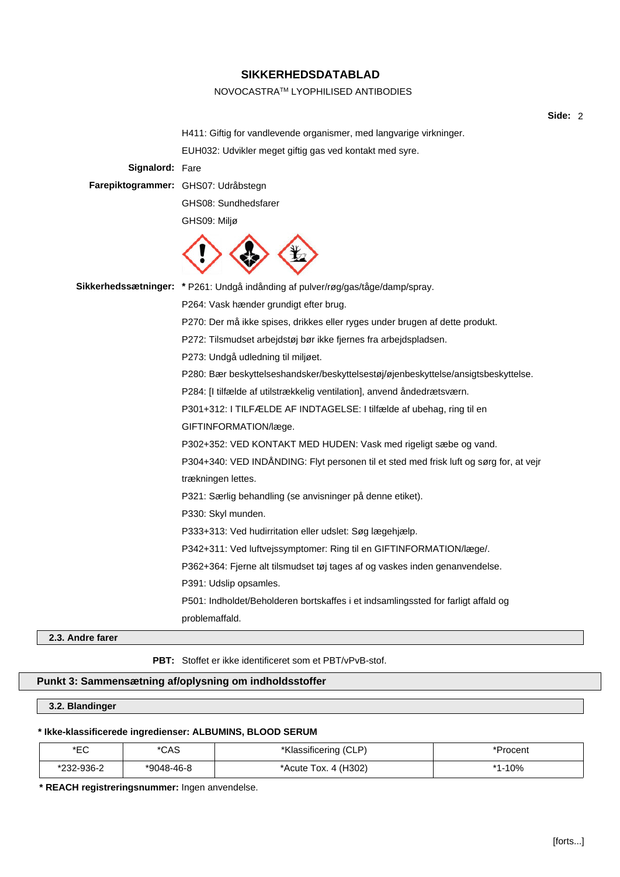H411: Giftig for vandlevende organismer, med langvarige virkninger.

EUH032: Udvikler meget giftig gas ved kontakt med syre.

**Signalord:** Fare

**Farepiktogrammer:** GHS07: Udråbstegn

GHS08: Sundhedsfarer

GHS09: Miljø

**Sikkerhedssætninger:** * P261: Undgå indånding af pulver/røg/gas/tåge/damp/spray.

P264: Vask hænder grundigt efter brug.

P270: Der må ikke spises, drikkes eller ryges under brugen af dette produkt.

P272: Tilsmudset arbejdstøj bør ikke fjernes fra arbejdspladsen.

P273: Undgå udledning til miljøet.

P280: Bær beskyttelseshandsker/beskyttelsestøj/øjenbeskyttelse/ansigtsbeskyttelse.

P284: [I tilfælde af utilstrækkelig ventilation], anvend åndedrætsværn.

P301+312: I TILFÆLDE AF INDTAGELSE: I tilfælde af ubehag, ring til en GIFTINFORMATION/læge.

P302+352: VED KONTAKT MED HUDEN: Vask med rigeligt sæbe og vand.

P304+340: VED INDÅNDING: Flyt personen til et sted med frisk luft og sørg for, at vejrtrækningen lettes.

P321: Særlig behandling (se anvisninger på denne etiket).

P330: Skyl munden.

P333+313: Ved hudirritation eller udslet: Søg lægehjælp.

P342+311: Ved luftvejssymptomer: Ring til en GIFTINFORMATION/læge/.

P362+364: Fjerne alt tilsmudset tøj tages af og vaskes inden genanvendelse.

P391: Udslip opsamles.

P501: Indholdet/Beholderen bortskaffes i et indsamlingssted for farligt affald og problemaffald.

### 2.3. Andre farer

**PBT:** Stoffet er ikke identificeret som et PBT/vPvB-stof.

## Punkt 3: Sammensætning af/oplysning om indholdsstoffer

### 3.2. Blandinger

**\* Ikke-klassificerede ingredienser: ALBUMINS, BLOOD SERUM**

| *EC | *CAS | *Klassificering (CLP) | *Procent |
|---|---|---|---|
| *232-936-2 | *9048-46-8 | *Acute Tox. 4 (H302) | *1-10% |

**\* REACH registreringsnummer:** Ingen anvendelse.

[forts...]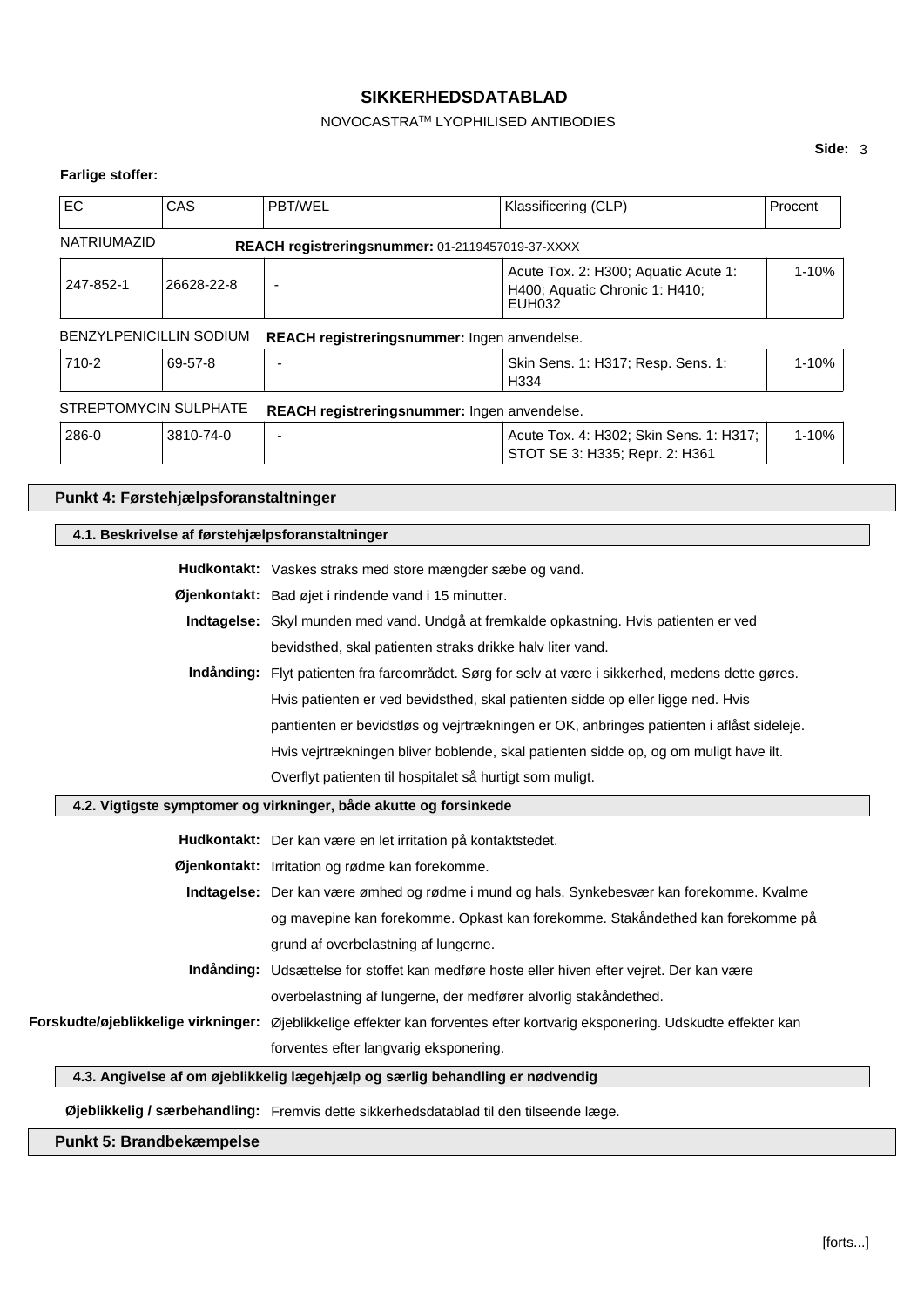**Farlige stoffer:**

| EC | CAS | PBT/WEL | Klassificering (CLP) | Procent |
|---|---|---|---|---|
| NATRIUMAZID | | **REACH registreringsnummer:** 01-2119457019-37-XXXX | | |
| 247-852-1 | 26628-22-8 | - | Acute Tox. 2: H300; Aquatic Acute 1: H400; Aquatic Chronic 1: H410; EUH032 | 1-10% |
| BENZYLPENICILLIN SODIUM | | **REACH registreringsnummer:** Ingen anvendelse. | | |
| 710-2 | 69-57-8 | - | Skin Sens. 1: H317; Resp. Sens. 1: H334 | 1-10% |
| STREPTOMYCIN SULPHATE | | **REACH registreringsnummer:** Ingen anvendelse. | | |
| 286-0 | 3810-74-0 | - | Acute Tox. 4: H302; Skin Sens. 1: H317; STOT SE 3: H335; Repr. 2: H361 | 1-10% |

## Punkt 4: Førstehjælpsforanstaltninger

### 4.1. Beskrivelse af førstehjælpsforanstaltninger

**Hudkontakt:** Vaskes straks med store mængder sæbe og vand.

**Øjenkontakt:** Bad øjet i rindende vand i 15 minutter.

**Indtagelse:** Skyl munden med vand. Undgå at fremkalde opkastning. Hvis patienten er ved bevidsthed, skal patienten straks drikke halv liter vand.

**Indånding:** Flyt patienten fra fareområdet. Sørg for selv at være i sikkerhed, medens dette gøres. Hvis patienten er ved bevidsthed, skal patienten sidde op eller ligge ned. Hvis pantienten er bevidstløs og vejrtrækningen er OK, anbringes patienten i aflåst sideleje. Hvis vejrtrækningen bliver boblende, skal patienten sidde op, og om muligt have ilt. Overflyt patienten til hospitalet så hurtigt som muligt.

### 4.2. Vigtigste symptomer og virkninger, både akutte og forsinkede

**Hudkontakt:** Der kan være en let irritation på kontaktstedet.

**Øjenkontakt:** Irritation og rødme kan forekomme.

**Indtagelse:** Der kan være ømhed og rødme i mund og hals. Synkebesvær kan forekomme. Kvalme og mavepine kan forekomme. Opkast kan forekomme. Stakåndethed kan forekomme på grund af overbelastning af lungerne.

**Indånding:** Udsættelse for stoffet kan medføre hoste eller hiven efter vejret. Der kan være overbelastning af lungerne, der medfører alvorlig stakåndethed.

**Forskudte/øjeblikkelige virkninger:** Øjeblikkelige effekter kan forventes efter kortvarig eksponering. Udskudte effekter kan forventes efter langvarig eksponering.

### 4.3. Angivelse af om øjeblikkelig lægehjælp og særlig behandling er nødvendig

**Øjeblikkelig / særbehandling:** Fremvis dette sikkerhedsdatablad til den tilseende læge.

## Punkt 5: Brandbekæmpelse

[forts...]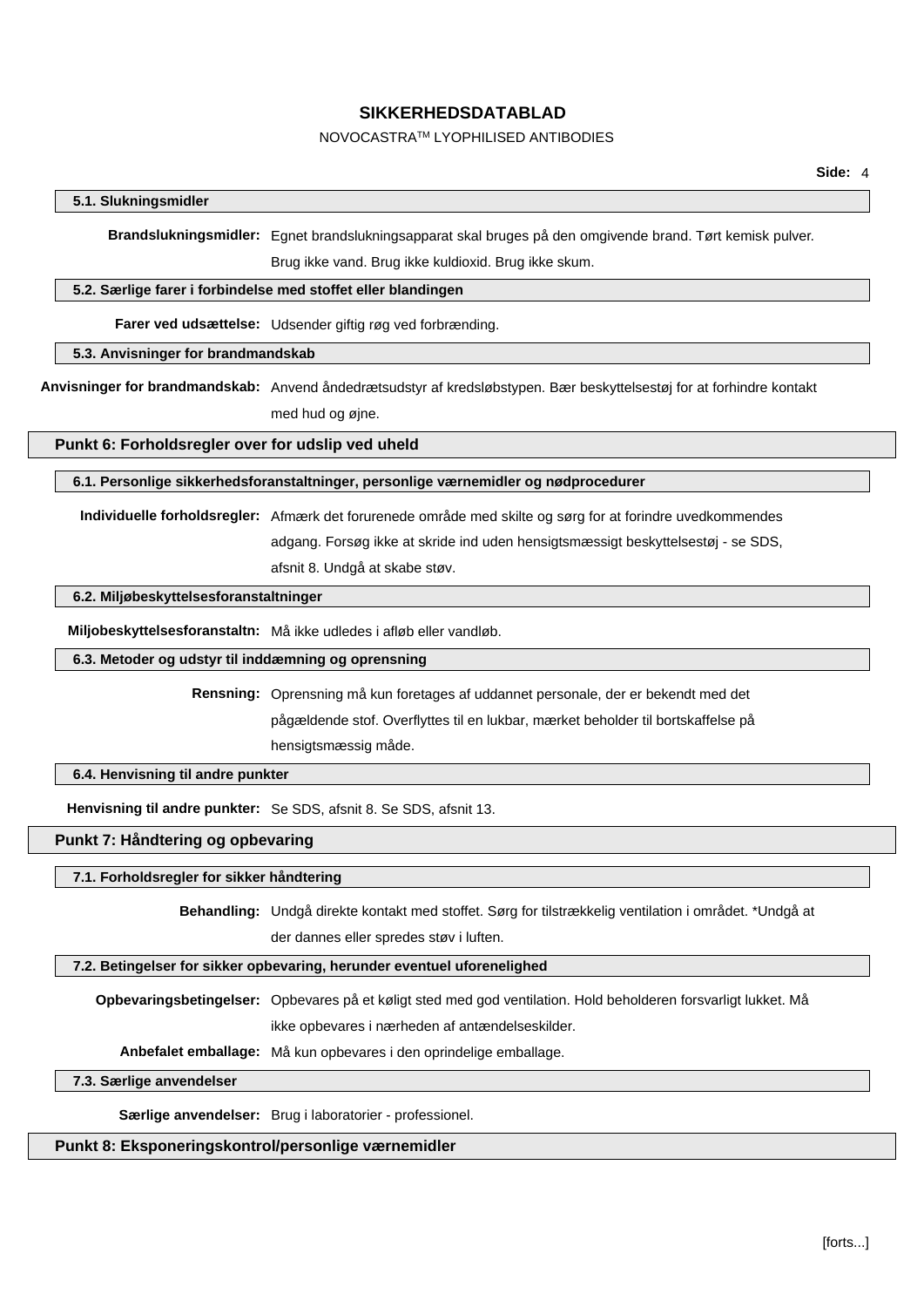### 5.1. Slukningsmidler

**Brandslukningsmidler:** Egnet brandslukningsapparat skal bruges på den omgivende brand. Tørt kemisk pulver. Brug ikke vand. Brug ikke kuldioxid. Brug ikke skum.

### 5.2. Særlige farer i forbindelse med stoffet eller blandingen

**Farer ved udsættelse:** Udsender giftig røg ved forbrænding.

### 5.3. Anvisninger for brandmandskab

**Anvisninger for brandmandskab:** Anvend åndedrætsudstyr af kredsløbstypen. Bær beskyttelsestøj for at forhindre kontakt med hud og øjne.

## Punkt 6: Forholdsregler over for udslip ved uheld

### 6.1. Personlige sikkerhedsforanstaltninger, personlige værnemidler og nødprocedurer

**Individuelle forholdsregler:** Afmærk det forurenede område med skilte og sørg for at forindre uvedkommendes adgang. Forsøg ikke at skride ind uden hensigtsmæssigt beskyttelsestøj - se SDS, afsnit 8. Undgå at skabe støv.

### 6.2. Miljøbeskyttelsesforanstaltninger

**Miljobeskyttelsesforanstaltn:** Må ikke udledes i afløb eller vandløb.

### 6.3. Metoder og udstyr til inddæmning og oprensning

**Rensning:** Oprensning må kun foretages af uddannet personale, der er bekendt med det pågældende stof. Overflyttes til en lukbar, mærket beholder til bortskaffelse på hensigtsmæssig måde.

### 6.4. Henvisning til andre punkter

**Henvisning til andre punkter:** Se SDS, afsnit 8. Se SDS, afsnit 13.

## Punkt 7: Håndtering og opbevaring

### 7.1. Forholdsregler for sikker håndtering

**Behandling:** Undgå direkte kontakt med stoffet. Sørg for tilstrækkelig ventilation i området. *Undgå at der dannes eller spredes støv i luften.

### 7.2. Betingelser for sikker opbevaring, herunder eventuel uforenelighed

**Opbevaringsbetingelser:** Opbevares på et køligt sted med god ventilation. Hold beholderen forsvarligt lukket. Må ikke opbevares i nærheden af antændelseskilder.

**Anbefalet emballage:** Må kun opbevares i den oprindelige emballage.

### 7.3. Særlige anvendelser

**Særlige anvendelser:** Brug i laboratorier - professionel.

## Punkt 8: Eksponeringskontrol/personlige værnemidler

[forts...]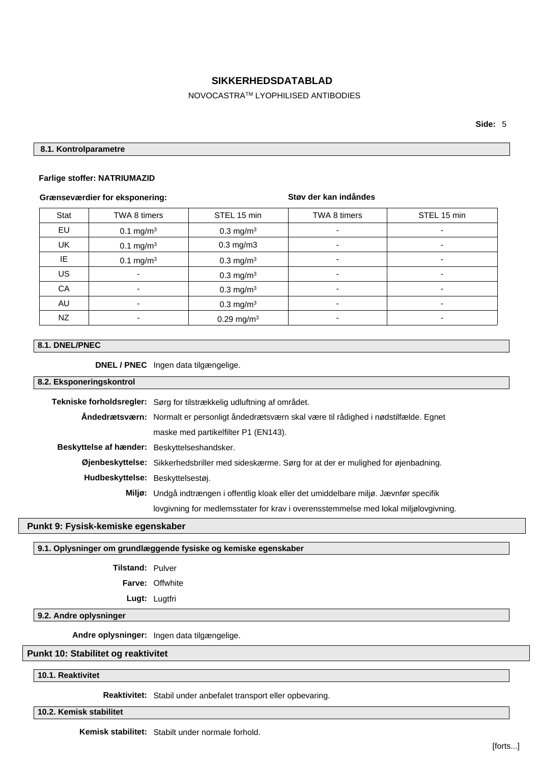**SIKKERHEDSDATABLAD**

NOVOCASTRA™ LYOPHILISED ANTIBODIES

#### 8.1. Kontrolparametre

**Farlige stoffer: NATRIUMAZID**

| Grænseværdier for eksponering: | | | Støv der kan indåndes | |
|---|---|---|---|---|
| Stat | TWA 8 timers | STEL 15 min | TWA 8 timers | STEL 15 min |
| EU | 0.1 mg/m$^3$ | 0.3 mg/m$^3$ | - | - |
| UK | 0.1 mg/m$^3$ | 0.3 mg/m3 | - | - |
| IE | 0.1 mg/m$^3$ | 0.3 mg/m$^3$ | - | - |
| US | - | 0.3 mg/m$^3$ | - | - |
| CA | - | 0.3 mg/m$^3$ | - | - |
| AU | - | 0.3 mg/m$^3$ | - | - |
| NZ | - | 0.29 mg/m$^3$ | - | - |

#### 8.1. DNEL/PNEC

**DNEL / PNEC:** Ingen data tilgængelige.

#### 8.2. Eksponeringskontrol

**Tekniske forholdsregler:** Sørg for tilstrækkelig udluftning af området.

**Åndedrætsværn:** Normalt er personligt åndedrætsværn skal være til rådighed i nødstilfælde. Egnet maske med partikelfilter P1 (EN143).

**Beskyttelse af hænder:** Beskyttelseshandsker.

**Øjenbeskyttelse:** Sikkerhedsbriller med sideskærme. Sørg for at der er mulighed for øjenbadning.

**Hudbeskyttelse:** Beskyttelsestøj.

**Miljø:** Undgå indtrængen i offentlig kloak eller det umiddelbare miljø. Jævnfør specifik lovgivning for medlemsstater for krav i overensstemmelse med lokal miljølovgivning.

## Punkt 9: Fysisk-kemiske egenskaber

#### 9.1. Oplysninger om grundlæggende fysiske og kemiske egenskaber

**Tilstand:** Pulver

**Farve:** Offwhite

**Lugt:** Lugtfri

#### 9.2. Andre oplysninger

**Andre oplysninger:** Ingen data tilgængelige.

## Punkt 10: Stabilitet og reaktivitet

#### 10.1. Reaktivitet

**Reaktivitet:** Stabil under anbefalet transport eller opbevaring.

#### 10.2. Kemisk stabilitet

**Kemisk stabilitet:** Stabilt under normale forhold.

[forts...]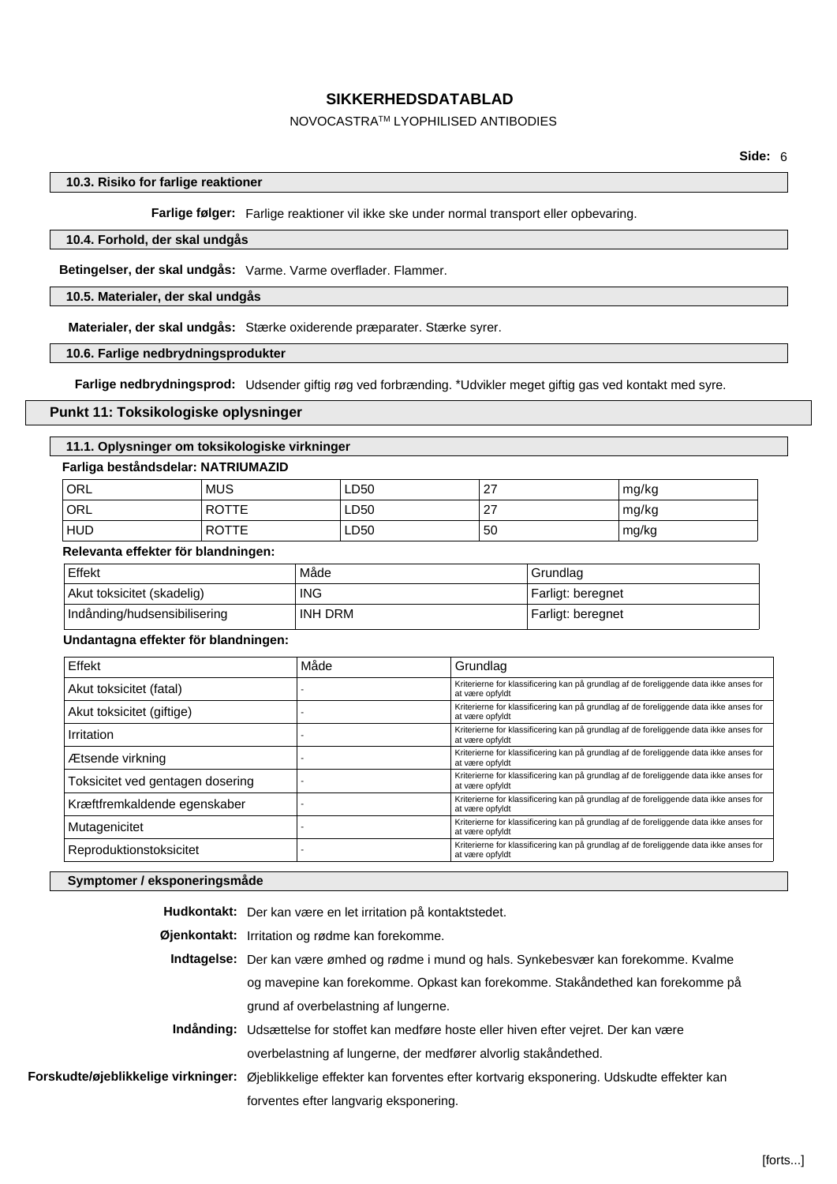### 10.3. Risiko for farlige reaktioner

**Farlige følger:** Farlige reaktioner vil ikke ske under normal transport eller opbevaring.

### 10.4. Forhold, der skal undgås

**Betingelser, der skal undgås:** Varme. Varme overflader. Flammer.

### 10.5. Materialer, der skal undgås

**Materialer, der skal undgås:** Stærke oxiderende præparater. Stærke syrer.

### 10.6. Farlige nedbrydningsprodukter

**Farlige nedbrydningsprod:** Udsender giftig røg ved forbrænding. *Udvikler meget giftig gas ved kontakt med syre.

## Punkt 11: Toksikologiske oplysninger

### 11.1. Oplysninger om toksikologiske virkninger

**Farliga beståndsdelar: NATRIUMAZID**

| | | | | |
|---|---|---|---|---|
| ORL | MUS | LD50 | 27 | mg/kg |
| ORL | ROTTE | LD50 | 27 | mg/kg |
| HUD | ROTTE | LD50 | 50 | mg/kg |

**Relevanta effekter för blandningen:**

| Effekt | Måde | Grundlag |
|---|---|---|
| Akut toksicitet (skadelig) | ING | Farligt: beregnet |
| Indånding/hudsensibilisering | INH DRM | Farligt: beregnet |

**Undantagna effekter för blandningen:**

| Effekt | Måde | Grundlag |
|---|---|---|
| Akut toksicitet (fatal) | - | Kriterierne for klassificering kan på grundlag af de foreliggende data ikke anses for at være opfyldt |
| Akut toksicitet (giftige) | - | Kriterierne for klassificering kan på grundlag af de foreliggende data ikke anses for at være opfyldt |
| Irritation | - | Kriterierne for klassificering kan på grundlag af de foreliggende data ikke anses for at være opfyldt |
| Ætsende virkning | - | Kriterierne for klassificering kan på grundlag af de foreliggende data ikke anses for at være opfyldt |
| Toksicitet ved gentagen dosering | - | Kriterierne for klassificering kan på grundlag af de foreliggende data ikke anses for at være opfyldt |
| Kræftfremkaldende egenskaber | - | Kriterierne for klassificering kan på grundlag af de foreliggende data ikke anses for at være opfyldt |
| Mutagenicitet | - | Kriterierne for klassificering kan på grundlag af de foreliggende data ikke anses for at være opfyldt |
| Reproduktionstoksicitet | - | Kriterierne for klassificering kan på grundlag af de foreliggende data ikke anses for at være opfyldt |

### Symptomer / eksponeringsmåde

**Hudkontakt:** Der kan være en let irritation på kontaktstedet.

**Øjenkontakt:** Irritation og rødme kan forekomme.

**Indtagelse:** Der kan være ømhed og rødme i mund og hals. Synkebesvær kan forekomme. Kvalme og mavepine kan forekomme. Opkast kan forekomme. Stakåndethed kan forekomme på grund af overbelastning af lungerne.

**Indånding:** Udsættelse for stoffet kan medføre hoste eller hiven efter vejret. Der kan være overbelastning af lungerne, der medfører alvorlig stakåndethed.

**Forskudte/øjeblikkelige virkninger:** Øjeblikkelige effekter kan forventes efter kortvarig eksponering. Udskudte effekter kan forventes efter langvarig eksponering.

[forts...]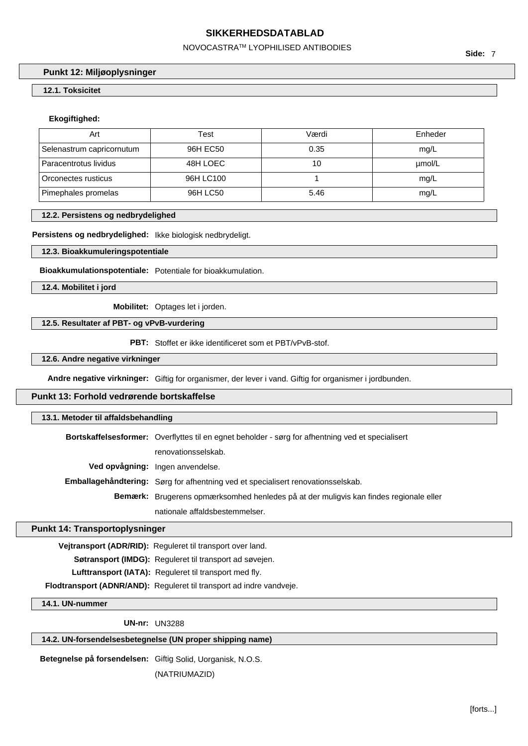## Punkt 12: Miljøoplysninger

### 12.1. Toksicitet

**Ekogiftighed:**

| Art | Test | Værdi | Enheder |
|---|---|---|---|
| Selenastrum capricornutum | 96H EC50 | 0.35 | mg/L |
| Paracentrotus lividus | 48H LOEC | 10 | μmol/L |
| Orconectes rusticus | 96H LC100 | 1 | mg/L |
| Pimephales promelas | 96H LC50 | 5.46 | mg/L |

### 12.2. Persistens og nedbrydelighed

**Persistens og nedbrydelighed:** Ikke biologisk nedbrydeligt.

### 12.3. Bioakkumuleringspotentiale

**Bioakkumulationspotentiale:** Potentiale for bioakkumulation.

### 12.4. Mobilitet i jord

**Mobilitet:** Optages let i jorden.

### 12.5. Resultater af PBT- og vPvB-vurdering

**PBT:** Stoffet er ikke identificeret som et PBT/vPvB-stof.

### 12.6. Andre negative virkninger

**Andre negative virkninger:** Giftig for organismer, der lever i vand. Giftig for organismer i jordbunden.

## Punkt 13: Forhold vedrørende bortskaffelse

### 13.1. Metoder til affaldsbehandling

**Bortskaffelsesformer:** Overflyttes til en egnet beholder - sørg for afhentning ved et specialiseret renovationsselskab.

**Ved opvågning:** Ingen anvendelse.

**Emballagehåndtering:** Sørg for afhentning ved et specialiseret renovationsselskab.

**Bemærk:** Brugerens opmærksomhed henledes på at der muligvis kan findes regionale eller nationale affaldsbestemmelser.

## Punkt 14: Transportoplysninger

**Vejtransport (ADR/RID):** Reguleret til transport over land.

**Søtransport (IMDG):** Reguleret til transport ad søvejen.

**Lufttransport (IATA):** Reguleret til transport med fly.

**Flodtransport (ADNR/AND):** Reguleret til transport ad indre vandveje.

### 14.1. UN-nummer

**UN-nr:** UN3288

### 14.2. UN-forsendelsesbetegnelse (UN proper shipping name)

**Betegnelse på forsendelsen:** Giftig Solid, Uorganisk, N.O.S. (NATRIUMAZID)

[forts...]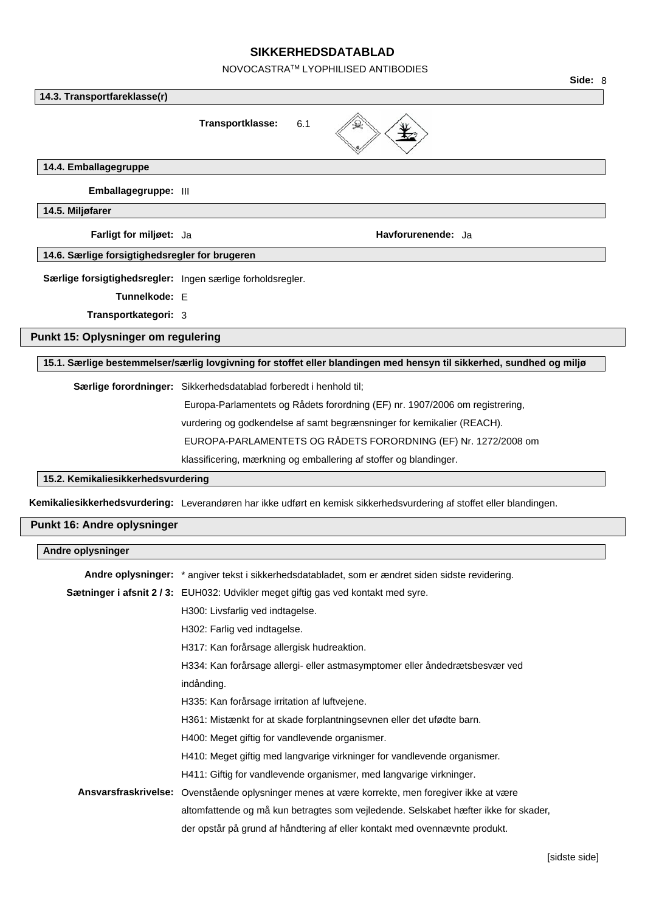### 14.3. Transportfareklasse(r)

**Transportklasse:** 6.1

### 14.4. Emballagegruppe

**Emballagegruppe:** III

### 14.5. Miljøfarer

**Farligt for miljøet:** Ja

**Havforurenende:** Ja

### 14.6. Særlige forsigtighedsregler for brugeren

**Særlige forsigtighedsregler:** Ingen særlige forholdsregler.

**Tunnelkode:** E

**Transportkategori:** 3

## Punkt 15: Oplysninger om regulering

### 15.1. Særlige bestemmelser/særlig lovgivning for stoffet eller blandingen med hensyn til sikkerhed, sundhed og miljø

**Særlige forordninger:** Sikkerhedsdatablad forberedt i henhold til;
Europa-Parlamentets og Rådets forordning (EF) nr. 1907/2006 om registrering, vurdering og godkendelse af samt begrænsninger for kemikalier (REACH).
EUROPA-PARLAMENTETS OG RÅDETS FORORDNING (EF) Nr. 1272/2008 om klassificering, mærkning og emballering af stoffer og blandinger.

### 15.2. Kemikaliesikkerhedsvurdering

**Kemikaliesikkerhedsvurdering:** Leverandøren har ikke udført en kemisk sikkerhedsvurdering af stoffet eller blandingen.

## Punkt 16: Andre oplysninger

### Andre oplysninger

**Andre oplysninger:** * angiver tekst i sikkerhedsdatabladet, som er ændret siden sidste revidering.

**Sætninger i afsnit 2 / 3:** EUH032: Udvikler meget giftig gas ved kontakt med syre.
H300: Livsfarlig ved indtagelse.
H302: Farlig ved indtagelse.
H317: Kan forårsage allergisk hudreaktion.
H334: Kan forårsage allergi- eller astmasymptomer eller åndedrætsbesvær ved indånding.
H335: Kan forårsage irritation af luftvejene.
H361: Mistænkt for at skade forplantningsevnen eller det ufødte barn.
H400: Meget giftig for vandlevende organismer.
H410: Meget giftig med langvarige virkninger for vandlevende organismer.
H411: Giftig for vandlevende organismer, med langvarige virkninger.

**Ansvarsfraskrivelse:** Ovenstående oplysninger menes at være korrekte, men foregiver ikke at være altomfattende og må kun betragtes som vejledende. Selskabet hæfter ikke for skader, der opstår på grund af håndtering af eller kontakt med ovennævnte produkt.

[sidste side]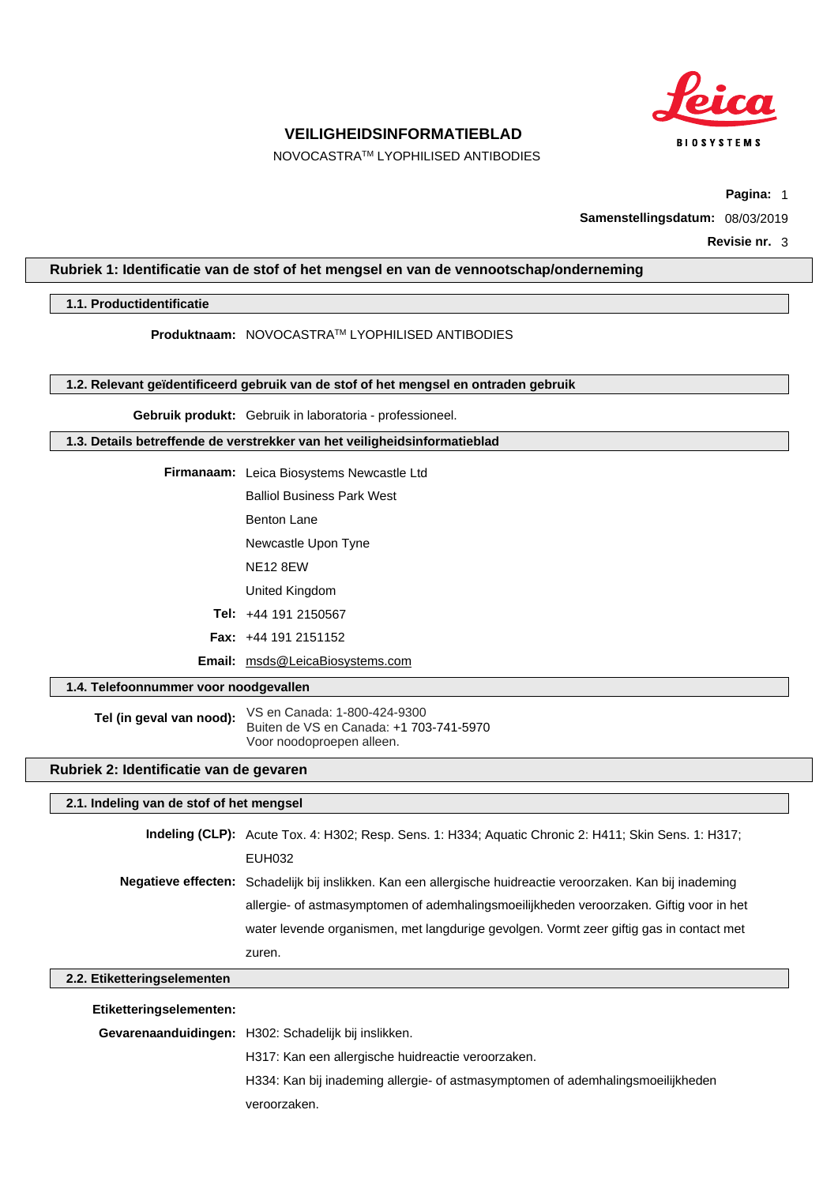# VEILIGHEIDSINFORMATIEBLAD

NOVOCASTRA™ LYOPHILISED ANTIBODIES

**Pagina:** 1

**Samenstellingsdatum:** 08/03/2019

**Revisie nr.** 3

## Rubriek 1: Identificatie van de stof of het mengsel en van de vennootschap/onderneming

### 1.1. Productidentificatie

**Produktnaam:** NOVOCASTRA™ LYOPHILISED ANTIBODIES

### 1.2. Relevant geïdentificeerd gebruik van de stof of het mengsel en ontraden gebruik

**Gebruik produkt:** Gebruik in laboratoria - professioneel.

### 1.3. Details betreffende de verstrekker van het veiligheidsinformatieblad

**Firmanaam:** Leica Biosystems Newcastle Ltd
Balliol Business Park West
Benton Lane
Newcastle Upon Tyne
NE12 8EW
United Kingdom

**Tel:** +44 191 2150567

**Fax:** +44 191 2151152

**Email:** msds@LeicaBiosystems.com

### 1.4. Telefoonnummer voor noodgevallen

**Tel (in geval van nood):** VS en Canada: 1-800-424-9300
Buiten de VS en Canada: +1 703-741-5970
Voor noodoproepen alleen.

## Rubriek 2: Identificatie van de gevaren

### 2.1. Indeling van de stof of het mengsel

**Indeling (CLP):** Acute Tox. 4: H302; Resp. Sens. 1: H334; Aquatic Chronic 2: H411; Skin Sens. 1: H317; EUH032

**Negatieve effecten:** Schadelijk bij inslikken. Kan een allergische huidreactie veroorzaken. Kan bij inademing allergie- of astmasymptomen of ademhalingsmoeilijkheden veroorzaken. Giftig voor in het water levende organismen, met langdurige gevolgen. Vormt zeer giftig gas in contact met zuren.

### 2.2. Etiketteringselementen

**Etiketteringselementen:**

**Gevarenaanduidingen:** H302: Schadelijk bij inslikken.
H317: Kan een allergische huidreactie veroorzaken.
H334: Kan bij inademing allergie- of astmasymptomen of ademhalingsmoeilijkheden veroorzaken.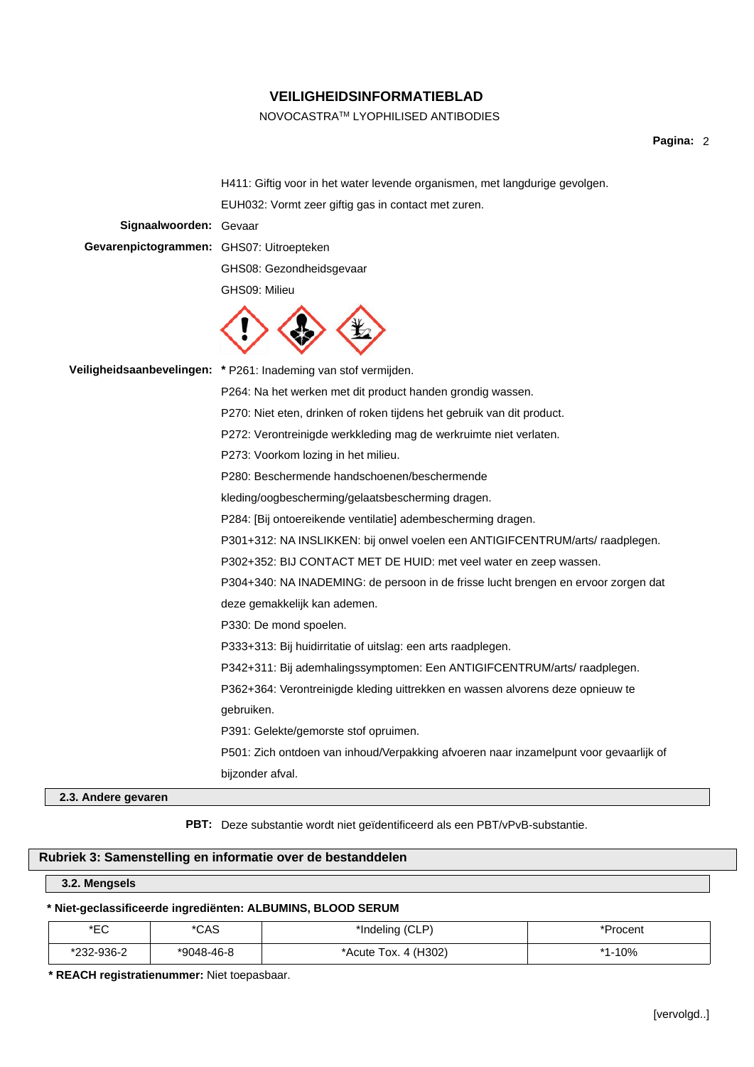H411: Giftig voor in het water levende organismen, met langdurige gevolgen.

EUH032: Vormt zeer giftig gas in contact met zuren.

**Signaalwoorden:** Gevaar

**Gevarenpictogrammen:** GHS07: Uitroepteken

GHS08: Gezondheidsgevaar

GHS09: Milieu

**Veiligheidsaanbevelingen:** * P261: Inademing van stof vermijden.

P264: Na het werken met dit product handen grondig wassen.

P270: Niet eten, drinken of roken tijdens het gebruik van dit product.

P272: Verontreinigde werkkleding mag de werkruimte niet verlaten.

P273: Voorkom lozing in het milieu.

P280: Beschermende handschoenen/beschermende kleding/oogbescherming/gelaatsbescherming dragen.

P284: [Bij ontoereikende ventilatie] adembescherming dragen.

P301+312: NA INSLIKKEN: bij onwel voelen een ANTIGIFCENTRUM/arts/ raadplegen.

P302+352: BIJ CONTACT MET DE HUID: met veel water en zeep wassen.

P304+340: NA INADEMING: de persoon in de frisse lucht brengen en ervoor zorgen dat deze gemakkelijk kan ademen.

P330: De mond spoelen.

P333+313: Bij huidirritatie of uitslag: een arts raadplegen.

P342+311: Bij ademhalingssymptomen: Een ANTIGIFCENTRUM/arts/ raadplegen.

P362+364: Verontreinigde kleding uittrekken en wassen alvorens deze opnieuw te gebruiken.

P391: Gelekte/gemorste stof opruimen.

P501: Zich ontdoen van inhoud/Verpakking afvoeren naar inzamelpunt voor gevaarlijk of bijzonder afval.

### 2.3. Andere gevaren

**PBT:** Deze substantie wordt niet geïdentificeerd als een PBT/vPvB-substantie.

## Rubriek 3: Samenstelling en informatie over de bestanddelen

### 3.2. Mengsels

**\* Niet-geclassificeerde ingrediënten: ALBUMINS, BLOOD SERUM**

| *EC | *CAS | *Indeling (CLP) | *Procent |
|---|---|---|---|
| *232-936-2 | *9048-46-8 | *Acute Tox. 4 (H302) | *1-10% |

**\* REACH registratienummer:** Niet toepasbaar.

[vervolgd..]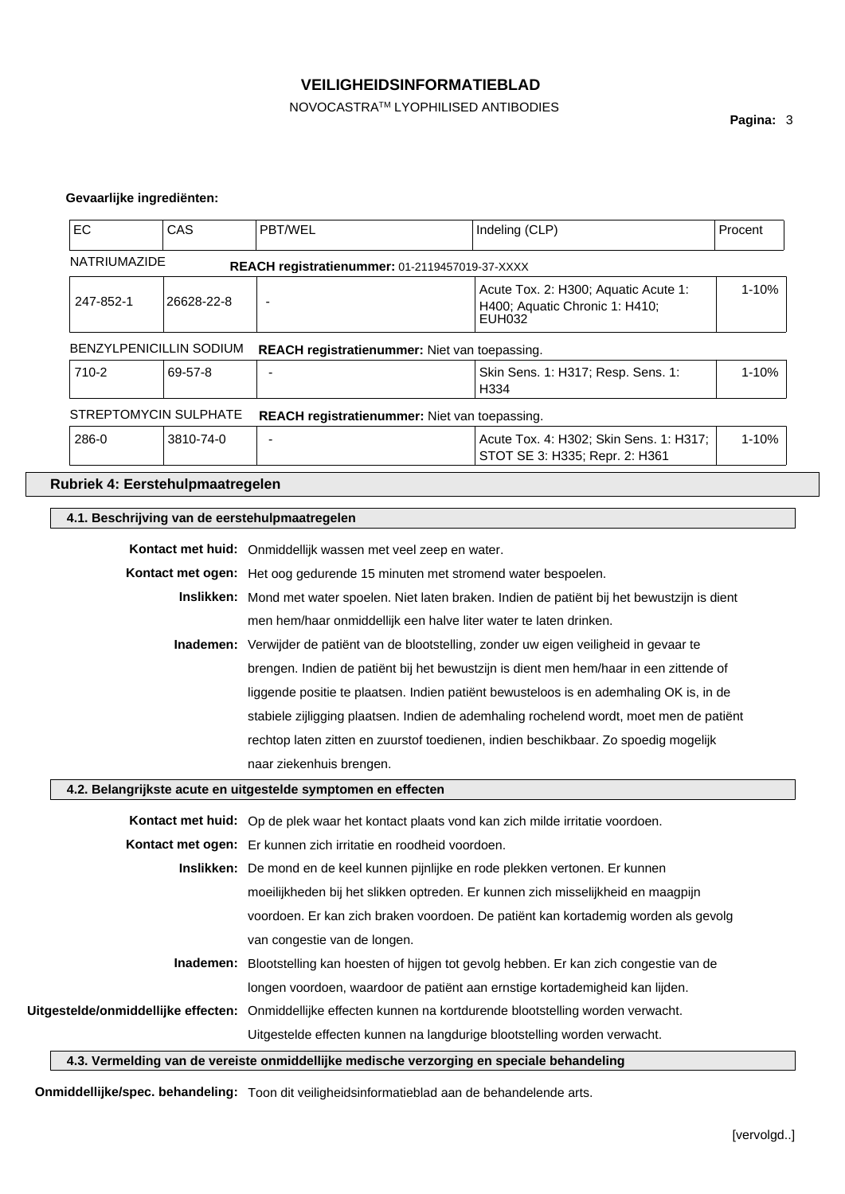**Gevaarlijke ingrediënten:**

| EC | CAS | PBT/WEL | Indeling (CLP) | Procent |
|---|---|---|---|---|
| NATRIUMAZIDE | | **REACH registratienummer:** 01-2119457019-37-XXXX | | |
| 247-852-1 | 26628-22-8 | - | Acute Tox. 2: H300; Aquatic Acute 1: H400; Aquatic Chronic 1: H410; EUH032 | 1-10% |
| BENZYLPENICILLIN SODIUM | | **REACH registratienummer:** Niet van toepassing. | | |
| 710-2 | 69-57-8 | - | Skin Sens. 1: H317; Resp. Sens. 1: H334 | 1-10% |
| STREPTOMYCIN SULPHATE | | **REACH registratienummer:** Niet van toepassing. | | |
| 286-0 | 3810-74-0 | - | Acute Tox. 4: H302; Skin Sens. 1: H317; STOT SE 3: H335; Repr. 2: H361 | 1-10% |

## Rubriek 4: Eerstehulpmaatregelen

### 4.1. Beschrijving van de eerstehulpmaatregelen

**Kontact met huid:** Onmiddellijk wassen met veel zeep en water.

**Kontact met ogen:** Het oog gedurende 15 minuten met stromend water bespoelen.

**Inslikken:** Mond met water spoelen. Niet laten braken. Indien de patiënt bij het bewustzijn is dient men hem/haar onmiddellijk een halve liter water te laten drinken.

**Inademen:** Verwijder de patiënt van de blootstelling, zonder uw eigen veiligheid in gevaar te brengen. Indien de patiënt bij het bewustzijn is dient men hem/haar in een zittende of liggende positie te plaatsen. Indien patiënt bewusteloos is en ademhaling OK is, in de stabiele zijligging plaatsen. Indien de ademhaling rochelend wordt, moet men de patiënt rechtop laten zitten en zuurstof toedienen, indien beschikbaar. Zo spoedig mogelijk naar ziekenhuis brengen.

### 4.2. Belangrijkste acute en uitgestelde symptomen en effecten

**Kontact met huid:** Op de plek waar het kontact plaats vond kan zich milde irritatie voordoen.

**Kontact met ogen:** Er kunnen zich irritatie en roodheid voordoen.

**Inslikken:** De mond en de keel kunnen pijnlijke en rode plekken vertonen. Er kunnen moeilijkheden bij het slikken optreden. Er kunnen zich misselijkheid en maagpijn voordoen. Er kan zich braken voordoen. De patiënt kan kortademig worden als gevolg van congestie van de longen.

**Inademen:** Blootstelling kan hoesten of hijgen tot gevolg hebben. Er kan zich congestie van de longen voordoen, waardoor de patiënt aan ernstige kortademigheid kan lijden.

**Uitgestelde/onmiddellijke effecten:** Onmiddellijke effecten kunnen na kortdurende blootstelling worden verwacht. Uitgestelde effecten kunnen na langdurige blootstelling worden verwacht.

### 4.3. Vermelding van de vereiste onmiddellijke medische verzorging en speciale behandeling

**Onmiddellijke/spec. behandeling:** Toon dit veiligheidsinformatieblad aan de behandelende arts.

[vervolgd..]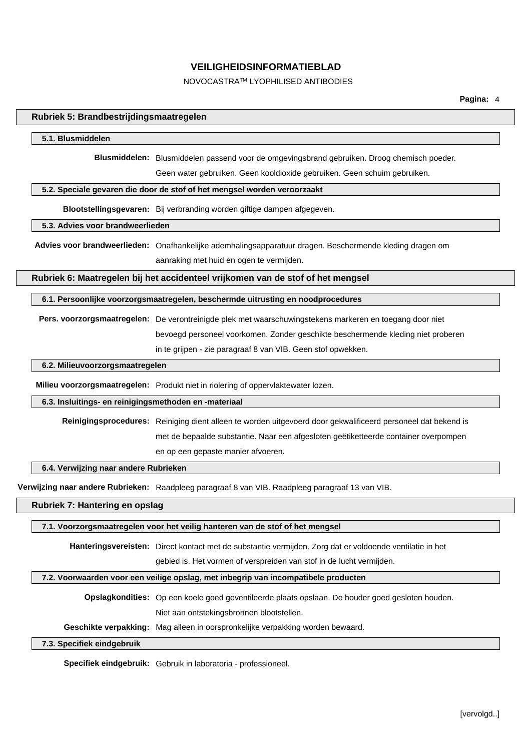## Rubriek 5: Brandbestrijdingsmaatregelen

### 5.1. Blusmiddelen

**Blusmiddelen:** Blusmiddelen passend voor de omgevingsbrand gebruiken. Droog chemisch poeder. Geen water gebruiken. Geen kooldioxide gebruiken. Geen schuim gebruiken.

### 5.2. Speciale gevaren die door de stof of het mengsel worden veroorzaakt

**Blootstellingsgevaren:** Bij verbranding worden giftige dampen afgegeven.

### 5.3. Advies voor brandweerlieden

**Advies voor brandweerlieden:** Onafhankelijke ademhalingsapparatuur dragen. Beschermende kleding dragen om aanraking met huid en ogen te vermijden.

## Rubriek 6: Maatregelen bij het accidenteel vrijkomen van de stof of het mengsel

### 6.1. Persoonlijke voorzorgsmaatregelen, beschermde uitrusting en noodprocedures

**Pers. voorzorgsmaatregelen:** De verontreinigde plek met waarschuwingstekens markeren en toegang door niet bevoegd personeel voorkomen. Zonder geschikte beschermende kleding niet proberen in te grijpen - zie paragraaf 8 van VIB. Geen stof opwekken.

### 6.2. Milieuvoorzorgsmaatregelen

**Milieu voorzorgsmaatregelen:** Produkt niet in riolering of oppervlaktewater lozen.

### 6.3. Insluitings- en reinigingsmethoden en -materiaal

**Reinigingsprocedures:** Reiniging dient alleen te worden uitgevoerd door gekwalificeerd personeel dat bekend is met de bepaalde substantie. Naar een afgesloten geëtiketteerde container overpompen en op een gepaste manier afvoeren.

### 6.4. Verwijzing naar andere Rubrieken

**Verwijzing naar andere Rubrieken:** Raadpleeg paragraaf 8 van VIB. Raadpleeg paragraaf 13 van VIB.

## Rubriek 7: Hantering en opslag

### 7.1. Voorzorgsmaatregelen voor het veilig hanteren van de stof of het mengsel

**Hanteringsvereisten:** Direct kontact met de substantie vermijden. Zorg dat er voldoende ventilatie in het gebied is. Het vormen of verspreiden van stof in de lucht vermijden.

### 7.2. Voorwaarden voor een veilige opslag, met inbegrip van incompatibele producten

**Opslagkondities:** Op een koele goed geventileerde plaats opslaan. De houder goed gesloten houden. Niet aan ontstekingsbronnen blootstellen.

**Geschikte verpakking:** Mag alleen in oorspronkelijke verpakking worden bewaard.

### 7.3. Specifiek eindgebruik

**Specifiek eindgebruik:** Gebruik in laboratoria - professioneel.

[vervolgd..]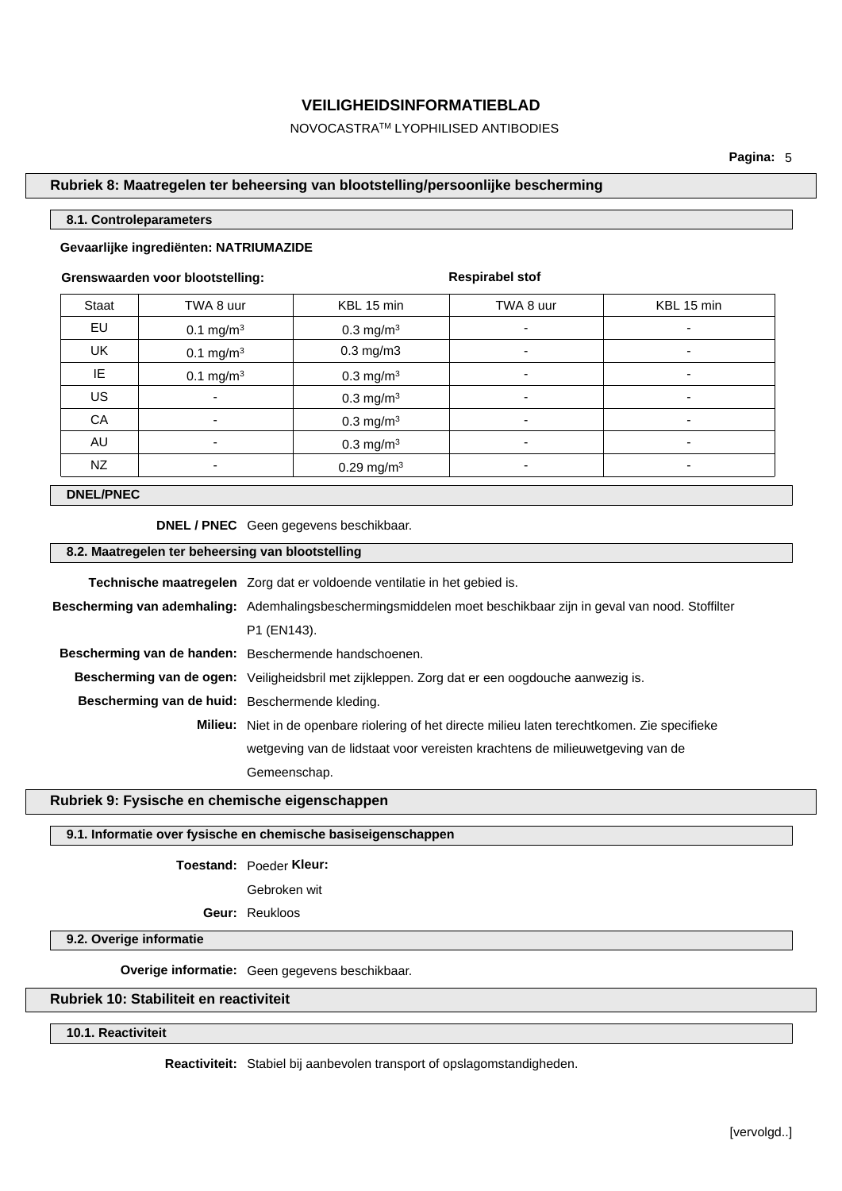## Rubriek 8: Maatregelen ter beheersing van blootstelling/persoonlijke bescherming

### 8.1. Controleparameters

**Gevaarlijke ingrediënten: NATRIUMAZIDE**

| **Grenswaarden voor blootstelling:** | | | **Respirabel stof** | |
|---|---|---|---|---|
| Staat | TWA 8 uur | KBL 15 min | TWA 8 uur | KBL 15 min |
| EU | 0.1 mg/m³ | 0.3 mg/m³ | - | - |
| UK | 0.1 mg/m³ | 0.3 mg/m3 | - | - |
| IE | 0.1 mg/m³ | 0.3 mg/m³ | - | - |
| US | - | 0.3 mg/m³ | - | - |
| CA | - | 0.3 mg/m³ | - | - |
| AU | - | 0.3 mg/m³ | - | - |
| NZ | - | 0.29 mg/m³ | - | - |

### DNEL/PNEC

**DNEL / PNEC** Geen gegevens beschikbaar.

### 8.2. Maatregelen ter beheersing van blootstelling

**Technische maatregelen** Zorg dat er voldoende ventilatie in het gebied is.

**Bescherming van ademhaling:** Ademhalingsbeschermingsmiddelen moet beschikbaar zijn in geval van nood. Stoffilter P1 (EN143).

**Bescherming van de handen:** Beschermende handschoenen.

**Bescherming van de ogen:** Veiligheidsbril met zijkleppen. Zorg dat er een oogdouche aanwezig is.

**Bescherming van de huid:** Beschermende kleding.

**Milieu:** Niet in de openbare riolering of het directe milieu laten terechtkomen. Zie specifieke wetgeving van de lidstaat voor vereisten krachtens de milieuwetgeving van de Gemeenschap.

## Rubriek 9: Fysische en chemische eigenschappen

### 9.1. Informatie over fysische en chemische basiseigenschappen

**Toestand:** Poeder **Kleur:** Gebroken wit

**Geur:** Reukloos

### 9.2. Overige informatie

**Overige informatie:** Geen gegevens beschikbaar.

## Rubriek 10: Stabiliteit en reactiviteit

### 10.1. Reactiviteit

**Reactiviteit:** Stabiel bij aanbevolen transport of opslagomstandigheden.

[vervolgd..]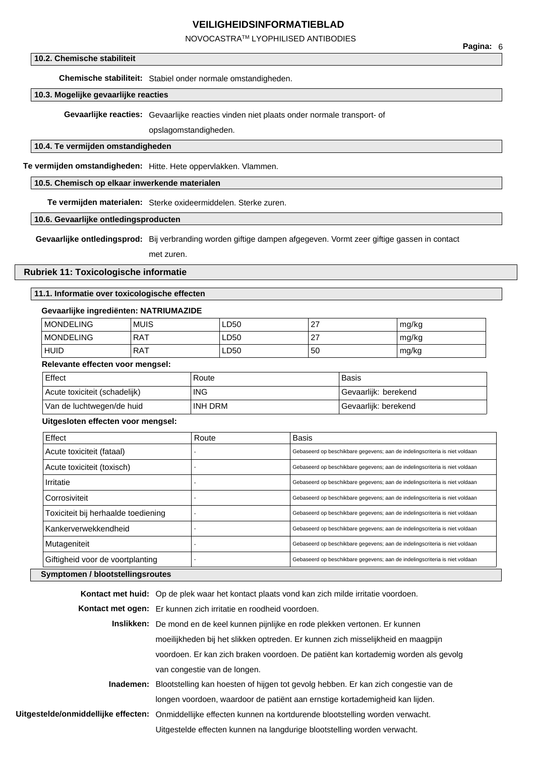### 10.2. Chemische stabiliteit

**Chemische stabiliteit:** Stabiel onder normale omstandigheden.

### 10.3. Mogelijke gevaarlijke reacties

**Gevaarlijke reacties:** Gevaarlijke reacties vinden niet plaats onder normale transport- of opslagomstandigheden.

### 10.4. Te vermijden omstandigheden

**Te vermijden omstandigheden:** Hitte. Hete oppervlakken. Vlammen.

### 10.5. Chemisch op elkaar inwerkende materialen

**Te vermijden materialen:** Sterke oxideermiddelen. Sterke zuren.

### 10.6. Gevaarlijke ontledingsproducten

**Gevaarlijke ontledingsprod:** Bij verbranding worden giftige dampen afgegeven. Vormt zeer giftige gassen in contact met zuren.

## Rubriek 11: Toxicologische informatie

### 11.1. Informatie over toxicologische effecten

**Gevaarlijke ingrediënten: NATRIUMAZIDE**

| | | | | |
|---|---|---|---|---|
| MONDELING | MUIS | LD50 | 27 | mg/kg |
| MONDELING | RAT | LD50 | 27 | mg/kg |
| HUID | RAT | LD50 | 50 | mg/kg |

**Relevante effecten voor mengsel:**

| Effect | Route | Basis |
|---|---|---|
| Acute toxiciteit (schadelijk) | ING | Gevaarlijk: berekend |
| Van de luchtwegen/de huid | INH DRM | Gevaarlijk: berekend |

**Uitgesloten effecten voor mengsel:**

| Effect | Route | Basis |
|---|---|---|
| Acute toxiciteit (fataal) | - | Gebaseerd op beschikbare gegevens; aan de indelingscriteria is niet voldaan |
| Acute toxiciteit (toxisch) | - | Gebaseerd op beschikbare gegevens; aan de indelingscriteria is niet voldaan |
| Irritatie | - | Gebaseerd op beschikbare gegevens; aan de indelingscriteria is niet voldaan |
| Corrosiviteit | - | Gebaseerd op beschikbare gegevens; aan de indelingscriteria is niet voldaan |
| Toxiciteit bij herhaalde toediening | - | Gebaseerd op beschikbare gegevens; aan de indelingscriteria is niet voldaan |
| Kankerverwekkendheid | - | Gebaseerd op beschikbare gegevens; aan de indelingscriteria is niet voldaan |
| Mutageniteit | - | Gebaseerd op beschikbare gegevens; aan de indelingscriteria is niet voldaan |
| Giftigheid voor de voortplanting | - | Gebaseerd op beschikbare gegevens; aan de indelingscriteria is niet voldaan |

### Symptomen / blootstellingsroutes

**Kontact met huid:** Op de plek waar het kontact plaats vond kan zich milde irritatie voordoen.

**Kontact met ogen:** Er kunnen zich irritatie en roodheid voordoen.

**Inslikken:** De mond en de keel kunnen pijnlijke en rode plekken vertonen. Er kunnen moeilijkheden bij het slikken optreden. Er kunnen zich misselijkheid en maagpijn voordoen. Er kan zich braken voordoen. De patiënt kan kortademig worden als gevolg van congestie van de longen.

**Inademen:** Blootstelling kan hoesten of hijgen tot gevolg hebben. Er kan zich congestie van de longen voordoen, waardoor de patiënt aan ernstige kortademigheid kan lijden.

**Uitgestelde/onmiddellijke effecten:** Onmiddellijke effecten kunnen na kortdurende blootstelling worden verwacht. Uitgestelde effecten kunnen na langdurige blootstelling worden verwacht.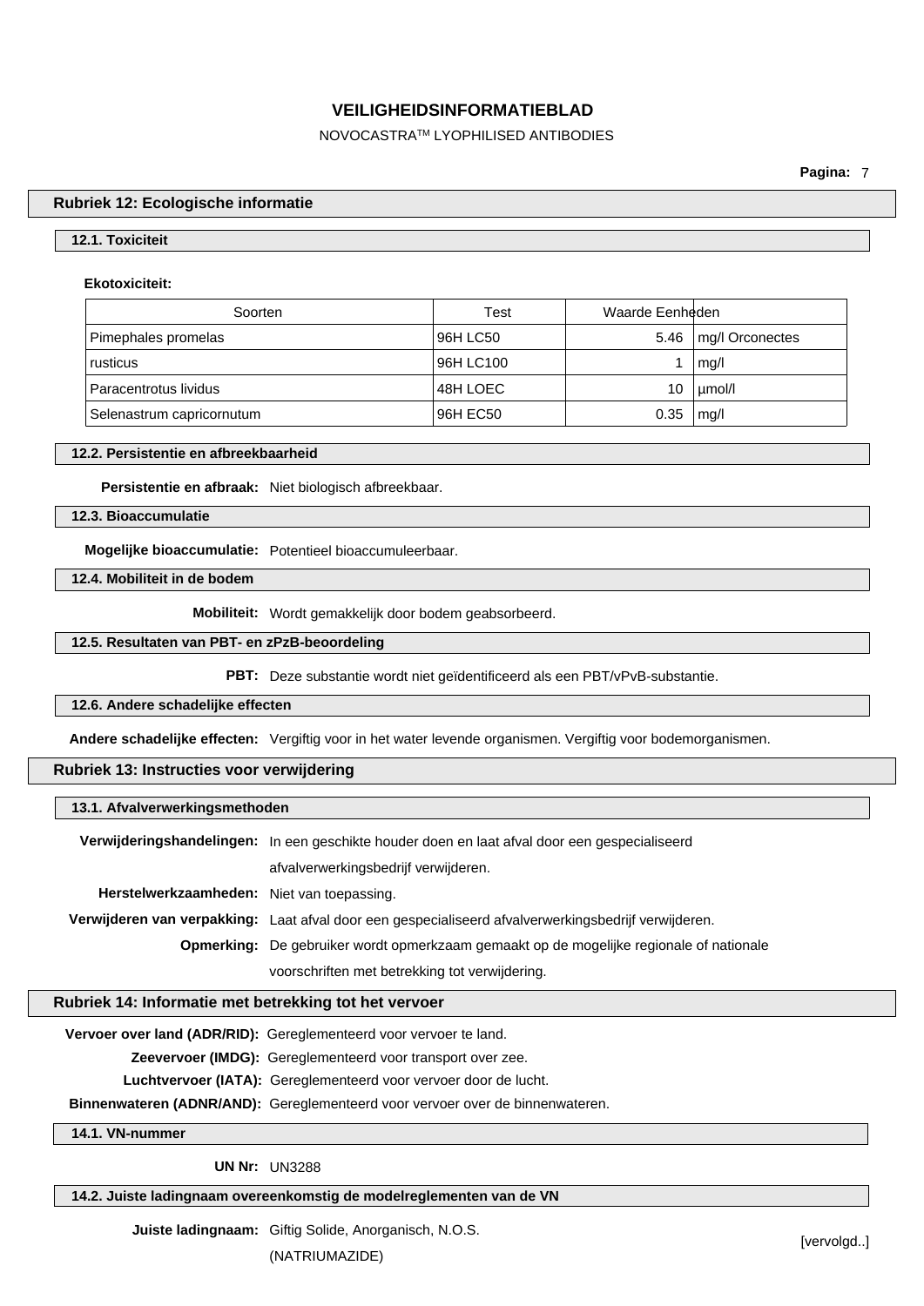# VEILIGHEIDSINFORMATIEBLAD

NOVOCASTRA™ LYOPHILISED ANTIBODIES

## Rubriek 12: Ecologische informatie

### 12.1. Toxiciteit

**Ekotoxiciteit:**

| Soorten | Test | Waarde | Eenheden |
|---|---|---|---|
| Pimephales promelas | 96H LC50 | 5.46 | mg/l Orconectes |
| rusticus | 96H LC100 | 1 | mg/l |
| Paracentrotus lividus | 48H LOEC | 10 | µmol/l |
| Selenastrum capricornutum | 96H EC50 | 0.35 | mg/l |

### 12.2. Persistentie en afbreekbaarheid

**Persistentie en afbraak:** Niet biologisch afbreekbaar.

### 12.3. Bioaccumulatie

**Mogelijke bioaccumulatie:** Potentieel bioaccumuleerbaar.

### 12.4. Mobiliteit in de bodem

**Mobiliteit:** Wordt gemakkelijk door bodem geabsorbeerd.

### 12.5. Resultaten van PBT- en zPzB-beoordeling

**PBT:** Deze substantie wordt niet geïdentificeerd als een PBT/vPvB-substantie.

### 12.6. Andere schadelijke effecten

**Andere schadelijke effecten:** Vergiftig voor in het water levende organismen. Vergiftig voor bodemorganismen.

## Rubriek 13: Instructies voor verwijdering

### 13.1. Afvalverwerkingsmethoden

**Verwijderingshandelingen:** In een geschikte houder doen en laat afval door een gespecialiseerd afvalverwerkingsbedrijf verwijderen.

**Herstelwerkzaamheden:** Niet van toepassing.

**Verwijderen van verpakking:** Laat afval door een gespecialiseerd afvalverwerkingsbedrijf verwijderen.

**Opmerking:** De gebruiker wordt opmerkzaam gemaakt op de mogelijke regionale of nationale voorschriften met betrekking tot verwijdering.

## Rubriek 14: Informatie met betrekking tot het vervoer

**Vervoer over land (ADR/RID):** Gereglementeerd voor vervoer te land.

**Zeevervoer (IMDG):** Gereglementeerd voor transport over zee.

**Luchtvervoer (IATA):** Gereglementeerd voor vervoer door de lucht.

**Binnenwateren (ADNR/AND):** Gereglementeerd voor vervoer over de binnenwateren.

### 14.1. VN-nummer

**UN Nr:** UN3288

### 14.2. Juiste ladingnaam overeenkomstig de modelreglementen van de VN

**Juiste ladingnaam:** Giftig Solide, Anorganisch, N.O.S. (NATRIUMAZIDE)

[vervolgd..]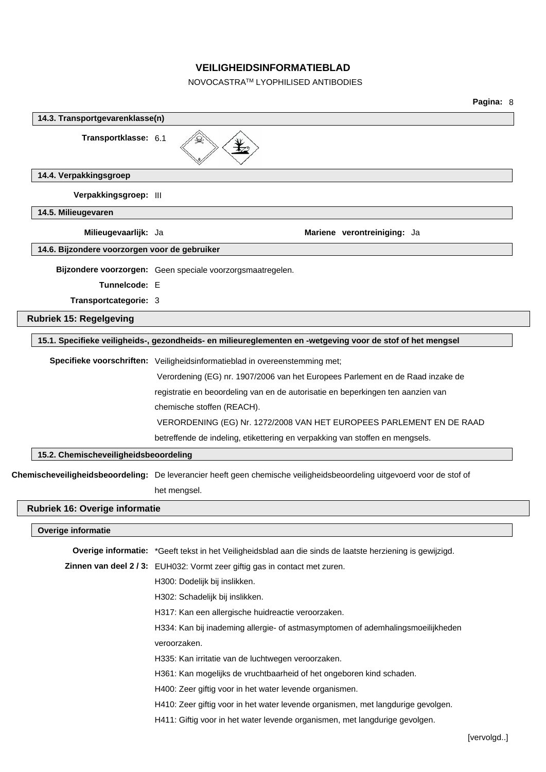# VEILIGHEIDSINFORMATIEBLAD

NOVOCASTRA™ LYOPHILISED ANTIBODIES

### 14.3. Transportgevarenklasse(n)

**Transportklasse:** 6.1

### 14.4. Verpakkingsgroep

**Verpakkingsgroep:** III

### 14.5. Milieugevaren

**Milieugevaarlijk:** Ja **Mariene verontreiniging:** Ja

### 14.6. Bijzondere voorzorgen voor de gebruiker

**Bijzondere voorzorgen:** Geen speciale voorzorgsmaatregelen.

**Tunnelcode:** E

**Transportcategorie:** 3

## Rubriek 15: Regelgeving

### 15.1. Specifieke veiligheids-, gezondheids- en milieureglementen en -wetgeving voor de stof of het mengsel

**Specifieke voorschriften:** Veiligheidsinformatieblad in overeenstemming met;
Verordening (EG) nr. 1907/2006 van het Europees Parlement en de Raad inzake de registratie en beoordeling van en de autorisatie en beperkingen ten aanzien van chemische stoffen (REACH).
VERORDENING (EG) Nr. 1272/2008 VAN HET EUROPEES PARLEMENT EN DE RAAD betreffende de indeling, etikettering en verpakking van stoffen en mengsels.

### 15.2. Chemischeveiligheidsbeoordeling

**Chemischeveiligheidsbeoordeling:** De leverancier heeft geen chemische veiligheidsbeoordeling uitgevoerd voor de stof of het mengsel.

## Rubriek 16: Overige informatie

### Overige informatie

**Overige informatie:** *Geeft tekst in het Veiligheidsblad aan die sinds de laatste herziening is gewijzigd.

**Zinnen van deel 2 / 3:** EUH032: Vormt zeer giftig gas in contact met zuren.
H300: Dodelijk bij inslikken.
H302: Schadelijk bij inslikken.
H317: Kan een allergische huidreactie veroorzaken.
H334: Kan bij inademing allergie- of astmasymptomen of ademhalingsmoeilijkheden veroorzaken.
H335: Kan irritatie van de luchtwegen veroorzaken.
H361: Kan mogelijks de vruchtbaarheid of het ongeboren kind schaden.
H400: Zeer giftig voor in het water levende organismen.
H410: Zeer giftig voor in het water levende organismen, met langdurige gevolgen.
H411: Giftig voor in het water levende organismen, met langdurige gevolgen.

[vervolgd..]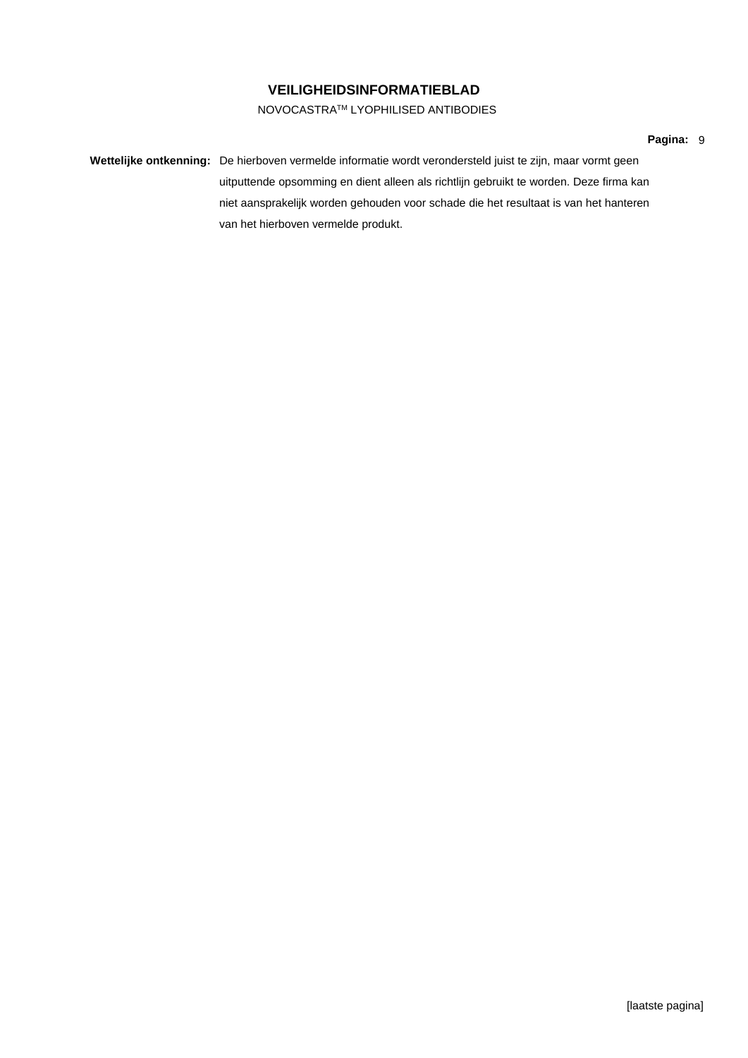**Wettelijke ontkenning:** De hierboven vermelde informatie wordt verondersteld juist te zijn, maar vormt geen uitputtende opsomming en dient alleen als richtlijn gebruikt te worden. Deze firma kan niet aansprakelijk worden gehouden voor schade die het resultaat is van het hanteren van het hierboven vermelde produkt.

[laatste pagina]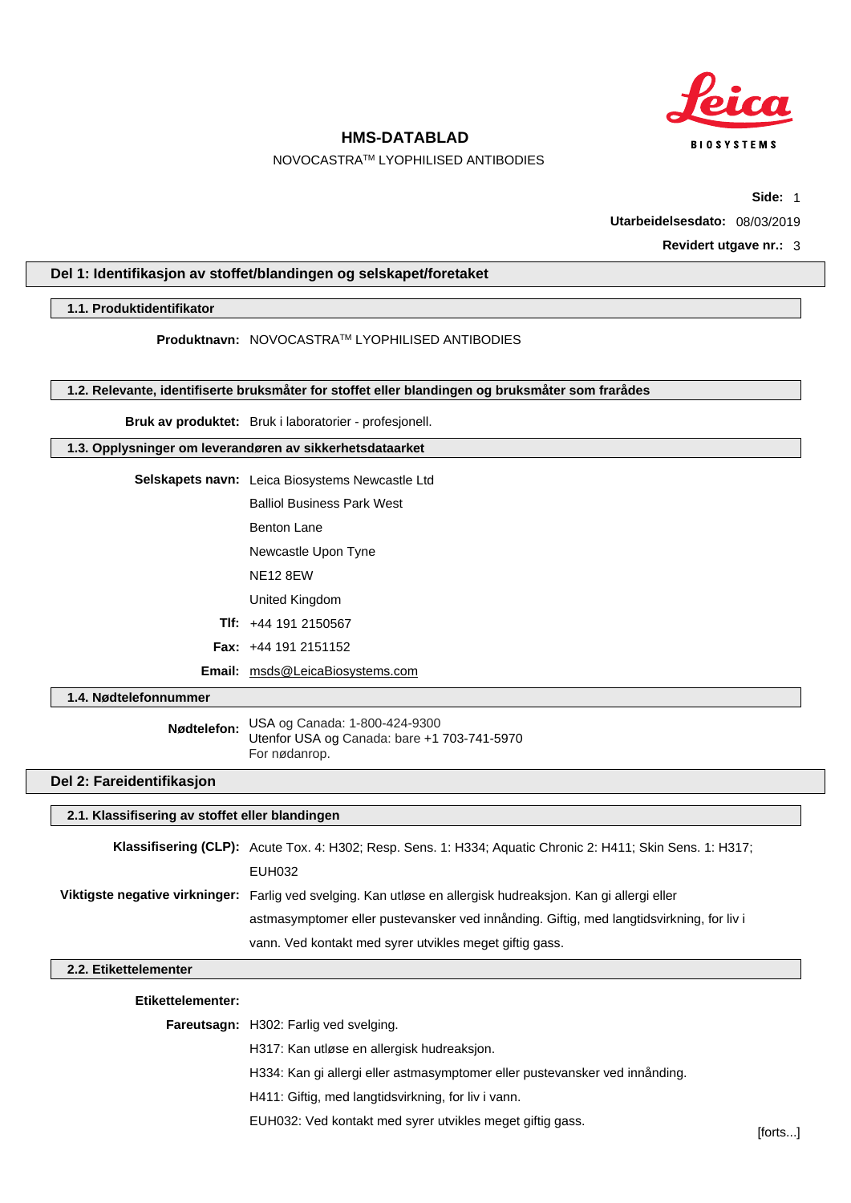# HMS-DATABLAD

NOVOCASTRA™ LYOPHILISED ANTIBODIES

**Side:** 1

**Utarbeidelsesdato:** 08/03/2019

**Revidert utgave nr.:** 3

## Del 1: Identifikasjon av stoffet/blandingen og selskapet/foretaket

### 1.1. Produktidentifikator

**Produktnavn:** NOVOCASTRA™ LYOPHILISED ANTIBODIES

### 1.2. Relevante, identifiserte bruksmåter for stoffet eller blandingen og bruksmåter som frarådes

**Bruk av produktet:** Bruk i laboratorier - profesjonell.

### 1.3. Opplysninger om leverandøren av sikkerhetsdataarket

**Selskapets navn:** Leica Biosystems Newcastle Ltd

Balliol Business Park West

Benton Lane

Newcastle Upon Tyne

NE12 8EW

United Kingdom

**Tlf:** +44 191 2150567

**Fax:** +44 191 2151152

**Email:** msds@LeicaBiosystems.com

### 1.4. Nødtelefonnummer

**Nødtelefon:** USA og Canada: 1-800-424-9300
Utenfor USA og Canada: bare +1 703-741-5970
For nødanrop.

## Del 2: Fareidentifikasjon

### 2.1. Klassifisering av stoffet eller blandingen

**Klassifisering (CLP):** Acute Tox. 4: H302; Resp. Sens. 1: H334; Aquatic Chronic 2: H411; Skin Sens. 1: H317; EUH032

**Viktigste negative virkninger:** Farlig ved svelging. Kan utløse en allergisk hudreaksjon. Kan gi allergi eller astmasymptomer eller pustevansker ved innånding. Giftig, med langtidsvirkning, for liv i vann. Ved kontakt med syrer utvikles meget giftig gass.

### 2.2. Etikettelementer

**Etikettelementer:**

**Fareutsagn:** H302: Farlig ved svelging.

H317: Kan utløse en allergisk hudreaksjon.

H334: Kan gi allergi eller astmasymptomer eller pustevansker ved innånding.

H411: Giftig, med langtidsvirkning, for liv i vann.

EUH032: Ved kontakt med syrer utvikles meget giftig gass.

[forts...]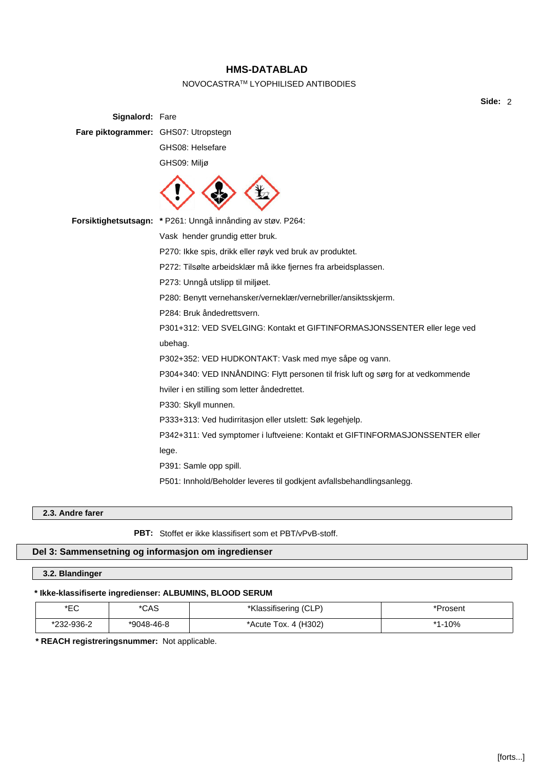**Signalord:** Fare

**Fare piktogrammer:** GHS07: Utropstegn

GHS08: Helsefare

GHS09: Miljø

**Forsiktighetsutsagn:** * P261: Unngå innånding av støv. P264: Vask hender grundig etter bruk.

P270: Ikke spis, drikk eller røyk ved bruk av produktet.

P272: Tilsølte arbeidsklær må ikke fjernes fra arbeidsplassen.

P273: Unngå utslipp til miljøet.

P280: Benytt vernehansker/verneklær/vernebriller/ansiktsskjerm.

P284: Bruk åndedrettsvern.

P301+312: VED SVELGING: Kontakt et GIFTINFORMASJONSSENTER eller lege ved ubehag.

P302+352: VED HUDKONTAKT: Vask med mye såpe og vann.

P304+340: VED INNÅNDING: Flytt personen til frisk luft og sørg for at vedkommende hviler i en stilling som letter åndedrettet.

P330: Skyll munnen.

P333+313: Ved hudirritasjon eller utslett: Søk legehjelp.

P342+311: Ved symptomer i luftveiene: Kontakt et GIFTINFORMASJONSSENTER eller lege.

P391: Samle opp spill.

P501: Innhold/Beholder leveres til godkjent avfallsbehandlingsanlegg.

### 2.3. Andre farer

**PBT:** Stoffet er ikke klassifisert som et PBT/vPvB-stoff.

## Del 3: Sammensetning og informasjon om ingredienser

### 3.2. Blandinger

**\* Ikke-klassifiserte ingredienser: ALBUMINS, BLOOD SERUM**

| *EC | *CAS | *Klassifisering (CLP) | *Prosent |
|---|---|---|---|
| *232-936-2 | *9048-46-8 | *Acute Tox. 4 (H302) | *1-10% |

**\* REACH registreringsnummer:** Not applicable.

[forts...]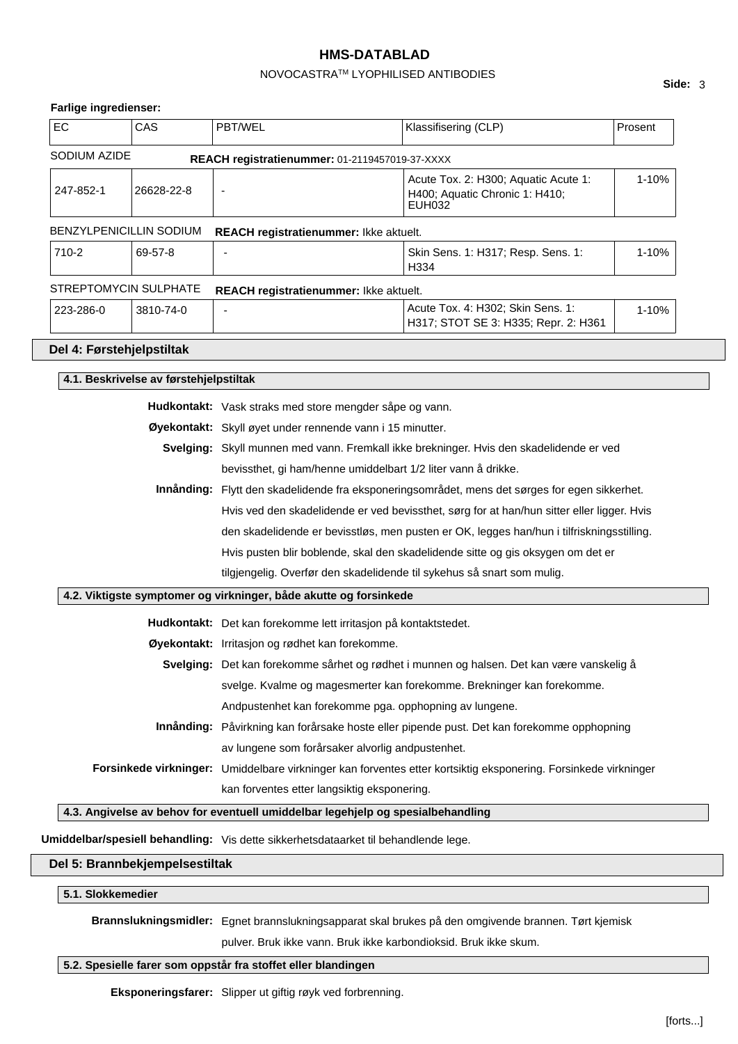**Farlige ingredienser:**

| EC | CAS | PBT/WEL | Klassifisering (CLP) | Prosent |
|---|---|---|---|---|
| SODIUM AZIDE | | **REACH registratienummer:** 01-2119457019-37-XXXX | | |
| 247-852-1 | 26628-22-8 | - | Acute Tox. 2: H300; Aquatic Acute 1: H400; Aquatic Chronic 1: H410; EUH032 | 1-10% |
| BENZYLPENICILLIN SODIUM | | **REACH registratienummer:** Ikke aktuelt. | | |
| 710-2 | 69-57-8 | - | Skin Sens. 1: H317; Resp. Sens. 1: H334 | 1-10% |
| STREPTOMYCIN SULPHATE | | **REACH registratienummer:** Ikke aktuelt. | | |
| 223-286-0 | 3810-74-0 | - | Acute Tox. 4: H302; Skin Sens. 1: H317; STOT SE 3: H335; Repr. 2: H361 | 1-10% |

## Del 4: Førstehjelpstiltak

### 4.1. Beskrivelse av førstehjelpstiltak

**Hudkontakt:** Vask straks med store mengder såpe og vann.

**Øyekontakt:** Skyll øyet under rennende vann i 15 minutter.

**Svelging:** Skyll munnen med vann. Fremkall ikke brekninger. Hvis den skadelidende er ved bevissthet, gi ham/henne umiddelbart 1/2 liter vann å drikke.

**Innånding:** Flytt den skadelidende fra eksponeringsområdet, mens det sørges for egen sikkerhet. Hvis ved den skadelidende er ved bevissthet, sørg for at han/hun sitter eller ligger. Hvis den skadelidende er bevisstløs, men pusten er OK, legges han/hun i tilfriskningsstilling. Hvis pusten blir boblende, skal den skadelidende sitte og gis oksygen om det er tilgjengelig. Overfør den skadelidende til sykehus så snart som mulig.

### 4.2. Viktigste symptomer og virkninger, både akutte og forsinkede

**Hudkontakt:** Det kan forekomme lett irritasjon på kontaktstedet.

**Øyekontakt:** Irritasjon og rødhet kan forekomme.

**Svelging:** Det kan forekomme sårhet og rødhet i munnen og halsen. Det kan være vanskelig å svelge. Kvalme og magesmerter kan forekomme. Brekninger kan forekomme. Andpustenhet kan forekomme pga. opphopning av lungene.

**Innånding:** Påvirkning kan forårsake hoste eller pipende pust. Det kan forekomme opphopning av lungene som forårsaker alvorlig andpustenhet.

**Forsinkede virkninger:** Umiddelbare virkninger kan forventes etter kortsiktig eksponering. Forsinkede virkninger kan forventes etter langsiktig eksponering.

### 4.3. Angivelse av behov for eventuell umiddelbar legehjelp og spesialbehandling

**Umiddelbar/spesiell behandling:** Vis dette sikkerhetsdataarket til behandlende lege.

## Del 5: Brannbekjempelsestiltak

### 5.1. Slokkemedier

**Brannslukningsmidler:** Egnet brannslukningsapparat skal brukes på den omgivende brannen. Tørt kjemisk pulver. Bruk ikke vann. Bruk ikke karbondioksid. Bruk ikke skum.

### 5.2. Spesielle farer som oppstår fra stoffet eller blandingen

**Eksponeringsfarer:** Slipper ut giftig røyk ved forbrenning.

[forts...]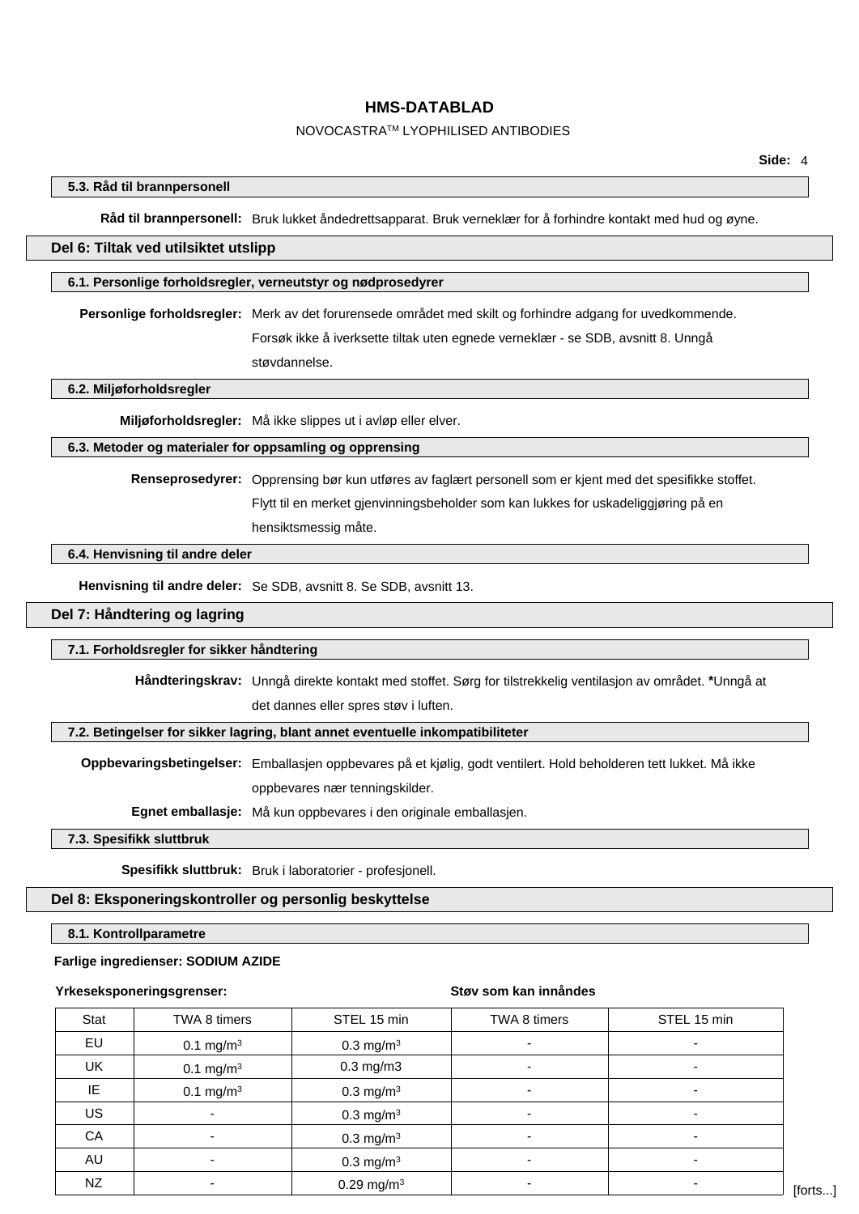### 5.3. Råd til brannpersonell

**Råd til brannpersonell:** Bruk lukket åndedrettsapparat. Bruk verneklær for å forhindre kontakt med hud og øyne.

## Del 6: Tiltak ved utilsiktet utslipp

### 6.1. Personlige forholdsregler, verneutstyr og nødprosedyrer

**Personlige forholdsregler:** Merk av det forurensede området med skilt og forhindre adgang for uvedkommende. Forsøk ikke å iverksette tiltak uten egnede verneklær - se SDB, avsnitt 8. Unngå støvdannelse.

### 6.2. Miljøforholdsregler

**Miljøforholdsregler:** Må ikke slippes ut i avløp eller elver.

### 6.3. Metoder og materialer for oppsamling og opprensing

**Renseprosedyrer:** Opprensing bør kun utføres av faglært personell som er kjent med det spesifikke stoffet. Flytt til en merket gjenvinningsbeholder som kan lukkes for uskadeliggjøring på en hensiktsmessig måte.

### 6.4. Henvisning til andre deler

**Henvisning til andre deler:** Se SDB, avsnitt 8. Se SDB, avsnitt 13.

## Del 7: Håndtering og lagring

### 7.1. Forholdsregler for sikker håndtering

**Håndteringskrav:** Unngå direkte kontakt med stoffet. Sørg for tilstrekkelig ventilasjon av området. ***Unngå at det dannes eller spres støv i luften.**

### 7.2. Betingelser for sikker lagring, blant annet eventuelle inkompatibiliteter

**Oppbevaringsbetingelser:** Emballasjen oppbevares på et kjølig, godt ventilert. Hold beholderen tett lukket. Må ikke oppbevares nær tenningskilder.

**Egnet emballasje:** Må kun oppbevares i den originale emballasjen.

### 7.3. Spesifikk sluttbruk

**Spesifikk sluttbruk:** Bruk i laboratorier - profesjonell.

## Del 8: Eksponeringskontroller og personlig beskyttelse

### 8.1. Kontrollparametre

**Farlige ingredienser: SODIUM AZIDE**

| **Yrkeseksponeringsgrenser:** | | | **Støv som kan innåndes** | |
|---|---|---|---|---|
| Stat | TWA 8 timers | STEL 15 min | TWA 8 timers | STEL 15 min |
| EU | 0.1 mg/m³ | 0.3 mg/m³ | - | - |
| UK | 0.1 mg/m³ | 0.3 mg/m3 | - | - |
| IE | 0.1 mg/m³ | 0.3 mg/m³ | - | - |
| US | - | 0.3 mg/m³ | - | - |
| CA | - | 0.3 mg/m³ | - | - |
| AU | - | 0.3 mg/m³ | - | - |
| NZ | - | 0.29 mg/m³ | - | - |

[forts...]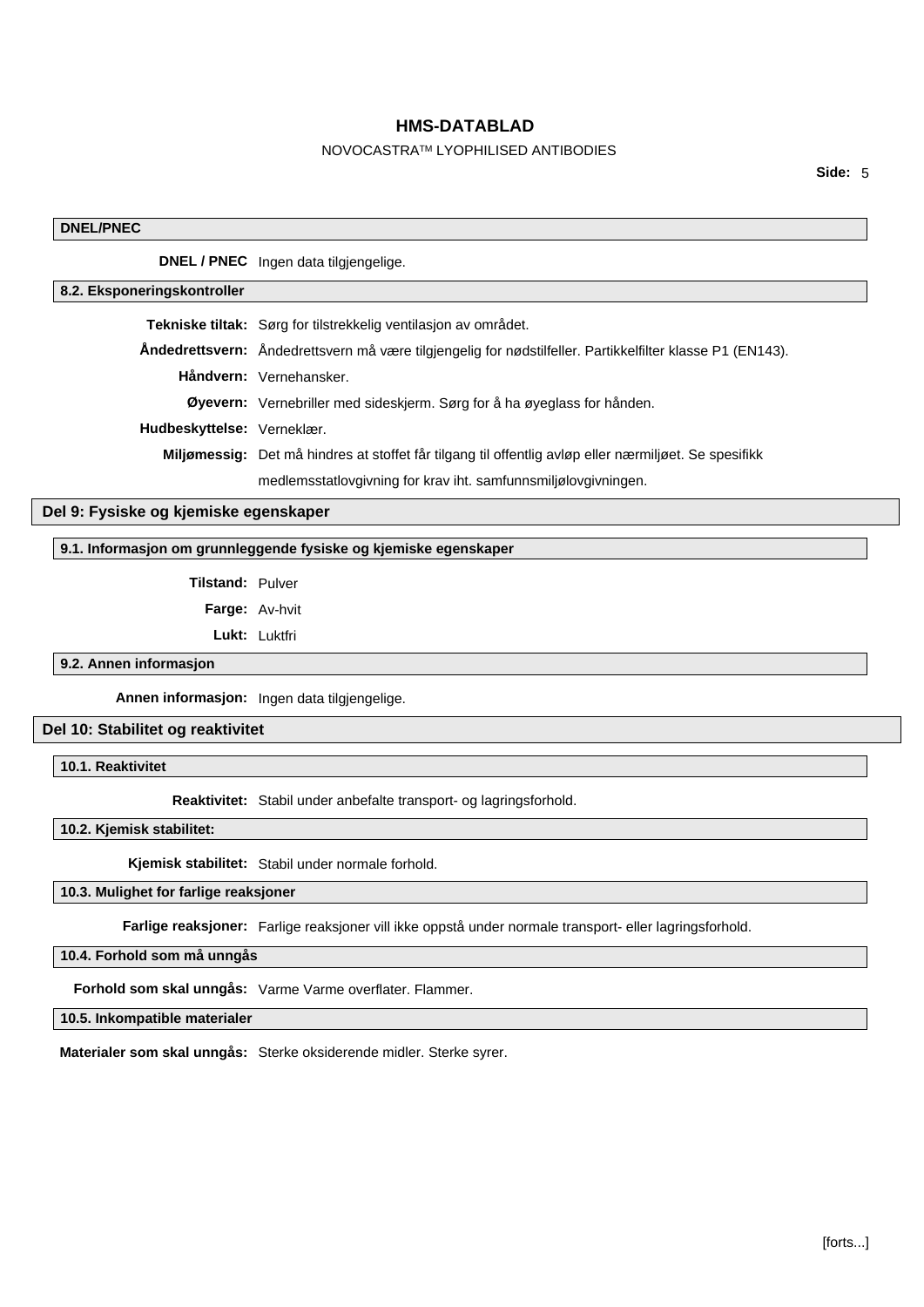### DNEL/PNEC

**DNEL / PNEC** Ingen data tilgjengelige.

### 8.2. Eksponeringskontroller

**Tekniske tiltak:** Sørg for tilstrekkelig ventilasjon av området.

**Åndedrettsvern:** Åndedrettsvern må være tilgjengelig for nødstilfeller. Partikkelfilter klasse P1 (EN143).

**Håndvern:** Vernehansker.

**Øyevern:** Vernebriller med sideskjerm. Sørg for å ha øyeglass for hånden.

**Hudbeskyttelse:** Verneklær.

**Miljømessig:** Det må hindres at stoffet får tilgang til offentlig avløp eller nærmiljøet. Se spesifikk medlemsstatlovgivning for krav iht. samfunnsmiljølovgivningen.

## Del 9: Fysiske og kjemiske egenskaper

### 9.1. Informasjon om grunnleggende fysiske og kjemiske egenskaper

**Tilstand:** Pulver

**Farge:** Av-hvit

**Lukt:** Luktfri

### 9.2. Annen informasjon

**Annen informasjon:** Ingen data tilgjengelige.

## Del 10: Stabilitet og reaktivitet

### 10.1. Reaktivitet

**Reaktivitet:** Stabil under anbefalte transport- og lagringsforhold.

### 10.2. Kjemisk stabilitet:

**Kjemisk stabilitet:** Stabil under normale forhold.

### 10.3. Mulighet for farlige reaksjoner

**Farlige reaksjoner:** Farlige reaksjoner vill ikke oppstå under normale transport- eller lagringsforhold.

### 10.4. Forhold som må unngås

**Forhold som skal unngås:** Varme Varme overflater. Flammer.

### 10.5. Inkompatible materialer

**Materialer som skal unngås:** Sterke oksiderende midler. Sterke syrer.

[forts...]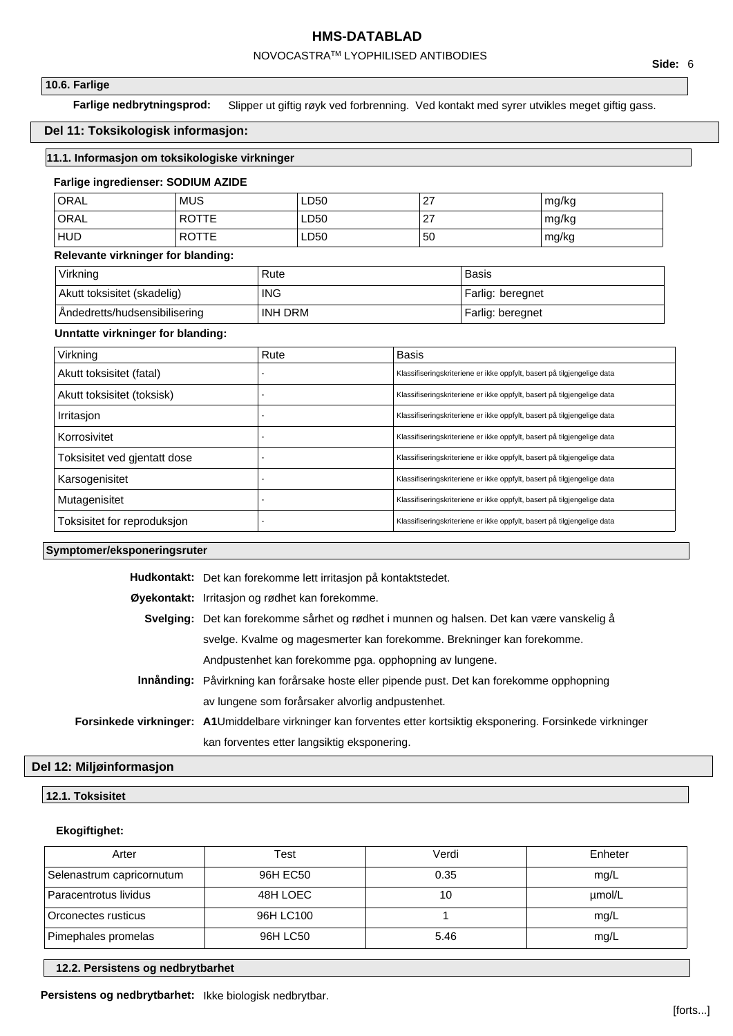#### 10.6. Farlige

**Farlige nedbrytningsprod:** Slipper ut giftig røyk ved forbrenning. Ved kontakt med syrer utvikles meget giftig gass.

## Del 11: Toksikologisk informasjon:

### 11.1. Informasjon om toksikologiske virkninger

**Farlige ingredienser: SODIUM AZIDE**

| ORAL | MUS | LD50 | 27 | mg/kg |
|---|---|---|---|---|
| ORAL | ROTTE | LD50 | 27 | mg/kg |
| HUD | ROTTE | LD50 | 50 | mg/kg |

**Relevante virkninger for blanding:**

| Virkning | Rute | Basis |
|---|---|---|
| Akutt toksisitet (skadelig) | ING | Farlig: beregnet |
| Åndedretts/hudsensibilisering | INH DRM | Farlig: beregnet |

**Unntatte virkninger for blanding:**

| Virkning | Rute | Basis |
|---|---|---|
| Akutt toksisitet (fatal) | - | Klassifiseringskriteriene er ikke oppfylt, basert på tilgjengelige data |
| Akutt toksisitet (toksisk) | - | Klassifiseringskriteriene er ikke oppfylt, basert på tilgjengelige data |
| Irritasjon | - | Klassifiseringskriteriene er ikke oppfylt, basert på tilgjengelige data |
| Korrosivitet | - | Klassifiseringskriteriene er ikke oppfylt, basert på tilgjengelige data |
| Toksisitet ved gjentatt dose | - | Klassifiseringskriteriene er ikke oppfylt, basert på tilgjengelige data |
| Karsogenisitet | - | Klassifiseringskriteriene er ikke oppfylt, basert på tilgjengelige data |
| Mutagenisitet | - | Klassifiseringskriteriene er ikke oppfylt, basert på tilgjengelige data |
| Toksisitet for reproduksjon | - | Klassifiseringskriteriene er ikke oppfylt, basert på tilgjengelige data |

#### Symptomer/eksponeringsruter

**Hudkontakt:** Det kan forekomme lett irritasjon på kontaktstedet.

**Øyekontakt:** Irritasjon og rødhet kan forekomme.

**Svelging:** Det kan forekomme sårhet og rødhet i munnen og halsen. Det kan være vanskelig å svelge. Kvalme og magesmerter kan forekomme. Brekninger kan forekomme. Andpustenhet kan forekomme pga. opphopning av lungene.

**Innånding:** Påvirkning kan forårsake hoste eller pipende pust. Det kan forekomme opphopning av lungene som forårsaker alvorlig andpustenhet.

**Forsinkede virkninger:** **A1**Umiddelbare virkninger kan forventes etter kortsiktig eksponering. Forsinkede virkninger kan forventes etter langsiktig eksponering.

## Del 12: Miljøinformasjon

### 12.1. Toksisitet

**Økogiftighet:**

| Arter | Test | Verdi | Enheter |
|---|---|---|---|
| Selenastrum capricornutum | 96H EC50 | 0.35 | mg/L |
| Paracentrotus lividus | 48H LOEC | 10 | µmol/L |
| Orconectes rusticus | 96H LC100 | 1 | mg/L |
| Pimephales promelas | 96H LC50 | 5.46 | mg/L |

### 12.2. Persistens og nedbrytbarhet

**Persistens og nedbrytbarhet:** Ikke biologisk nedbrytbar.

[forts...]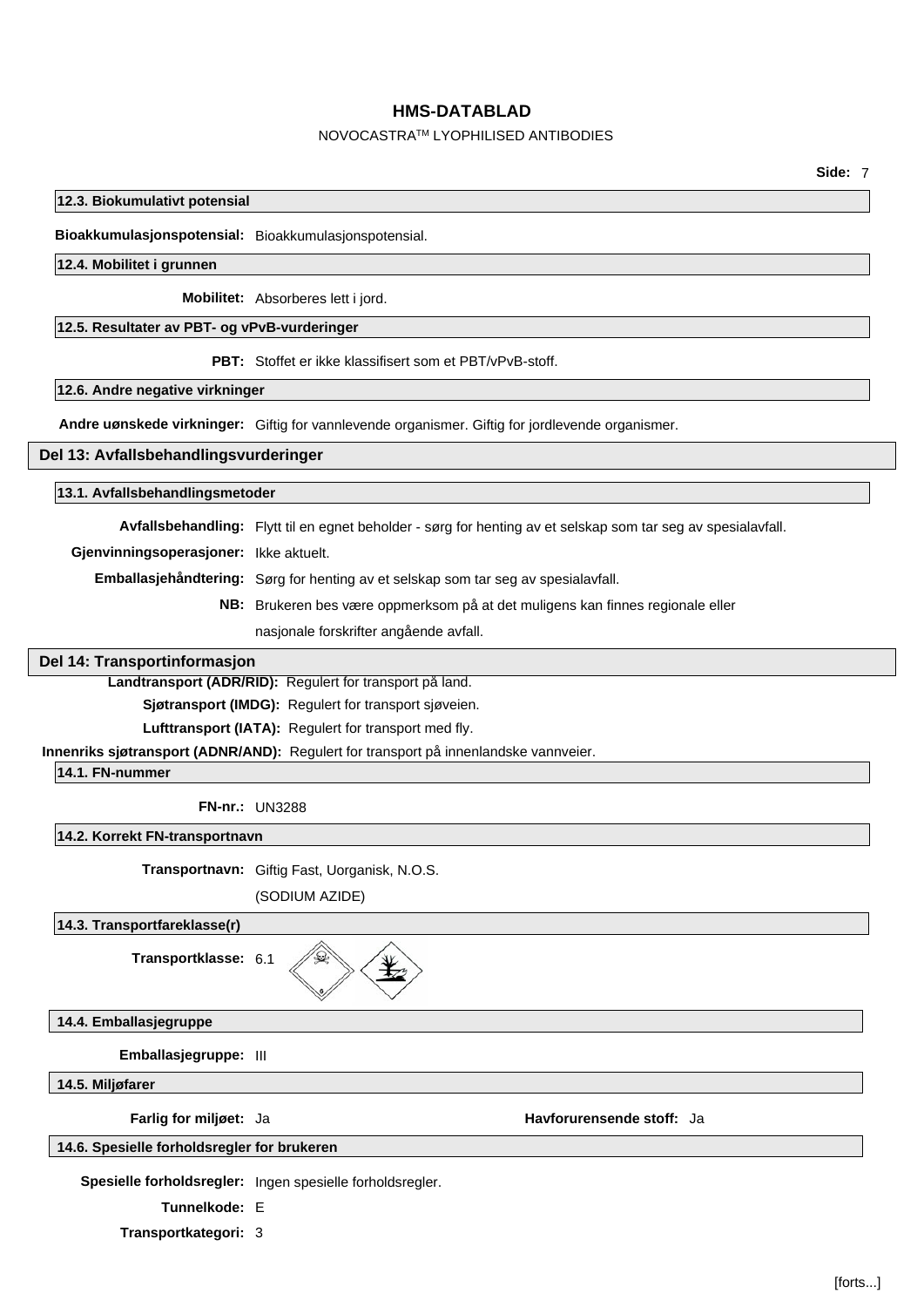### 12.3. Biokumulativt potensial

**Bioakkumulasjonspotensial:** Bioakkumulasjonspotensial.

### 12.4. Mobilitet i grunnen

**Mobilitet:** Absorberes lett i jord.

### 12.5. Resultater av PBT- og vPvB-vurderinger

**PBT:** Stoffet er ikke klassifisert som et PBT/vPvB-stoff.

### 12.6. Andre negative virkninger

**Andre uønskede virkninger:** Giftig for vannlevende organismer. Giftig for jordlevende organismer.

## Del 13: Avfallsbehandlingsvurderinger

### 13.1. Avfallsbehandlingsmetoder

**Avfallsbehandling:** Flytt til en egnet beholder - sørg for henting av et selskap som tar seg av spesialavfall.

**Gjenvinningsoperasjoner:** Ikke aktuelt.

**Emballasjehåndtering:** Sørg for henting av et selskap som tar seg av spesialavfall.

**NB:** Brukeren bes være oppmerksom på at det muligens kan finnes regionale eller nasjonale forskrifter angående avfall.

## Del 14: Transportinformasjon

**Landtransport (ADR/RID):** Regulert for transport på land.

**Sjøtransport (IMDG):** Regulert for transport sjøveien.

**Lufttransport (IATA):** Regulert for transport med fly.

**Innenriks sjøtransport (ADNR/AND):** Regulert for transport på innenlandske vannveier.

### 14.1. FN-nummer

**FN-nr.:** UN3288

### 14.2. Korrekt FN-transportnavn

**Transportnavn:** Giftig Fast, Uorganisk, N.O.S.
(SODIUM AZIDE)

### 14.3. Transportfareklasse(r)

**Transportklasse:** 6.1

### 14.4. Emballasjegruppe

**Emballasjegruppe:** III

### 14.5. Miljøfarer

**Farlig for miljøet:** Ja **Havforurensende stoff:** Ja

### 14.6. Spesielle forholdsregler for brukeren

**Spesielle forholdsregler:** Ingen spesielle forholdsregler.

**Tunnelkode:** E

**Transportkategori:** 3

[forts...]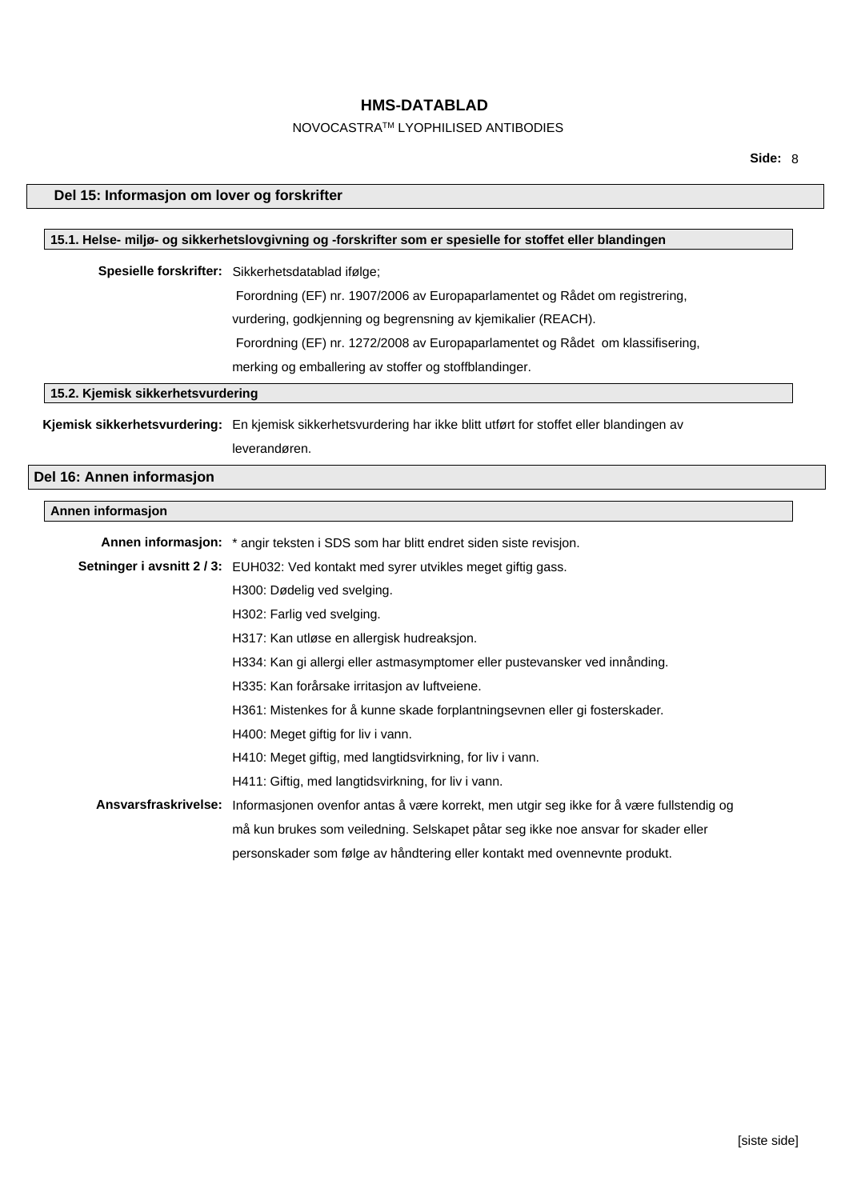## Del 15: Informasjon om lover og forskrifter

### 15.1. Helse- miljø- og sikkerhetslovgivning og -forskrifter som er spesielle for stoffet eller blandingen

**Spesielle forskrifter:** Sikkerhetsdatablad ifølge;
Forordning (EF) nr. 1907/2006 av Europaparlamentet og Rådet om registrering, vurdering, godkjenning og begrensning av kjemikalier (REACH).
Forordning (EF) nr. 1272/2008 av Europaparlamentet og Rådet om klassifisering, merking og emballering av stoffer og stoffblandinger.

### 15.2. Kjemisk sikkerhetsvurdering

**Kjemisk sikkerhetsvurdering:** En kjemisk sikkerhetsvurdering har ikke blitt utført for stoffet eller blandingen av leverandøren.

## Del 16: Annen informasjon

### Annen informasjon

**Annen informasjon:** * angir teksten i SDS som har blitt endret siden siste revisjon.

**Setninger i avsnitt 2 / 3:** EUH032: Ved kontakt med syrer utvikles meget giftig gass.
H300: Dødelig ved svelging.
H302: Farlig ved svelging.
H317: Kan utløse en allergisk hudreaksjon.
H334: Kan gi allergi eller astmasymptomer eller pustevansker ved innånding.
H335: Kan forårsake irritasjon av luftveiene.
H361: Mistenkes for å kunne skade forplantningsevnen eller gi fosterskader.
H400: Meget giftig for liv i vann.
H410: Meget giftig, med langtidsvirkning, for liv i vann.
H411: Giftig, med langtidsvirkning, for liv i vann.

**Ansvarsfraskrivelse:** Informasjonen ovenfor antas å være korrekt, men utgir seg ikke for å være fullstendig og må kun brukes som veiledning. Selskapet påtar seg ikke noe ansvar for skader eller personskader som følge av håndtering eller kontakt med ovennevnte produkt.

[siste side]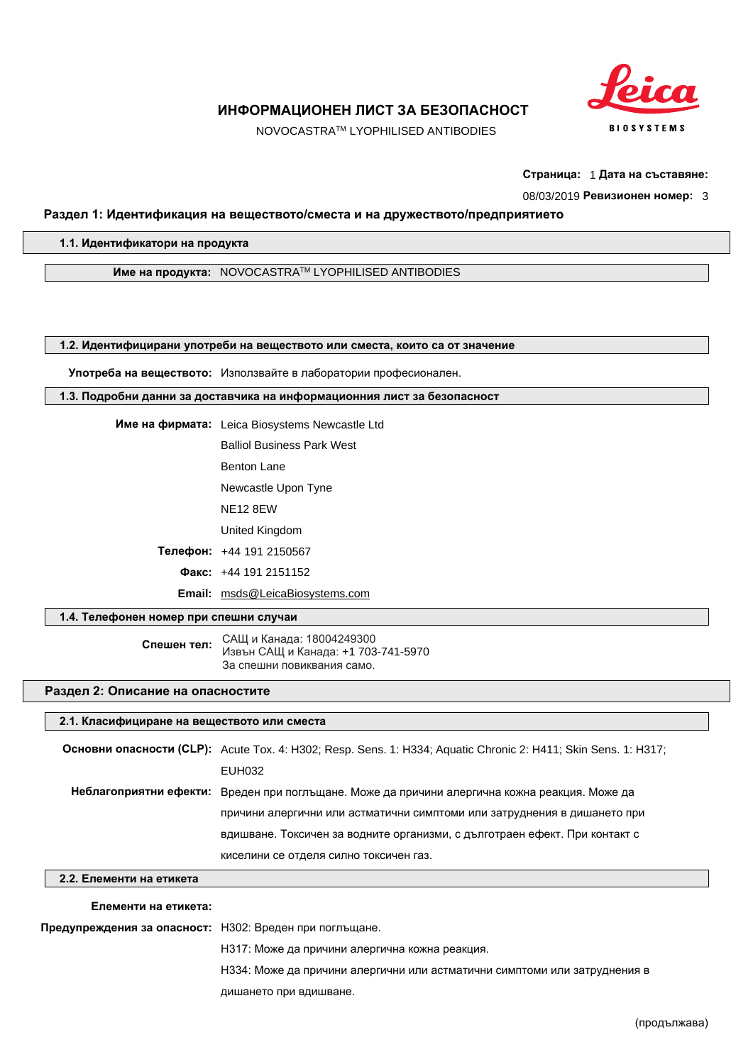# ИНФОРМАЦИОНЕН ЛИСТ ЗА БЕЗОПАСНОСТ

NOVOCASTRA[TM] LYOPHILISED ANTIBODIES

**Страница:** 1 **Дата на съставяне:** 08/03/2019 **Ревизионен номер:** 3

## Раздел 1: Идентификация на веществото/сместа и на дружеството/предприятието

### 1.1. Идентификатори на продукта

**Име на продукта:** NOVOCASTRA[TM] LYOPHILISED ANTIBODIES

### 1.2. Идентифицирани употреби на веществото или сместа, които са от значение

**Употреба на веществото:** Използвайте в лаборатории професионален.

### 1.3. Подробни данни за доставчика на информационния лист за безопасност

**Име на фирмата:** Leica Biosystems Newcastle Ltd
Balliol Business Park West
Benton Lane
Newcastle Upon Tyne
NE12 8EW
United Kingdom

**Телефон:** +44 191 2150567

**Факс:** +44 191 2151152

**Email:** msds@LeicaBiosystems.com

### 1.4. Телефонен номер при спешни случаи

**Спешен тел:** САЩ и Канада: 18004249300
Извън САЩ и Канада: +1 703-741-5970
За спешни повиквания само.

## Раздел 2: Описание на опасностите

### 2.1. Класифициране на веществото или сместа

**Основни опасности (CLP):** Acute Tox. 4: H302; Resp. Sens. 1: H334; Aquatic Chronic 2: H411; Skin Sens. 1: H317; EUH032

**Неблагоприятни ефекти:** Вреден при поглъщане. Може да причини алергична кожна реакция. Може да причини алергични или астматични симптоми или затруднения в дишането при вдишване. Токсичен за водните организми, с дълготраен ефект. При контакт с киселини се отделя силно токсичен газ.

### 2.2. Елементи на етикета

**Елементи на етикета:**

**Предупреждения за опасност:** H302: Вреден при поглъщане.
H317: Може да причини алергична кожна реакция.
H334: Може да причини алергични или астматични симптоми или затруднения в дишането при вдишване.

(продължава)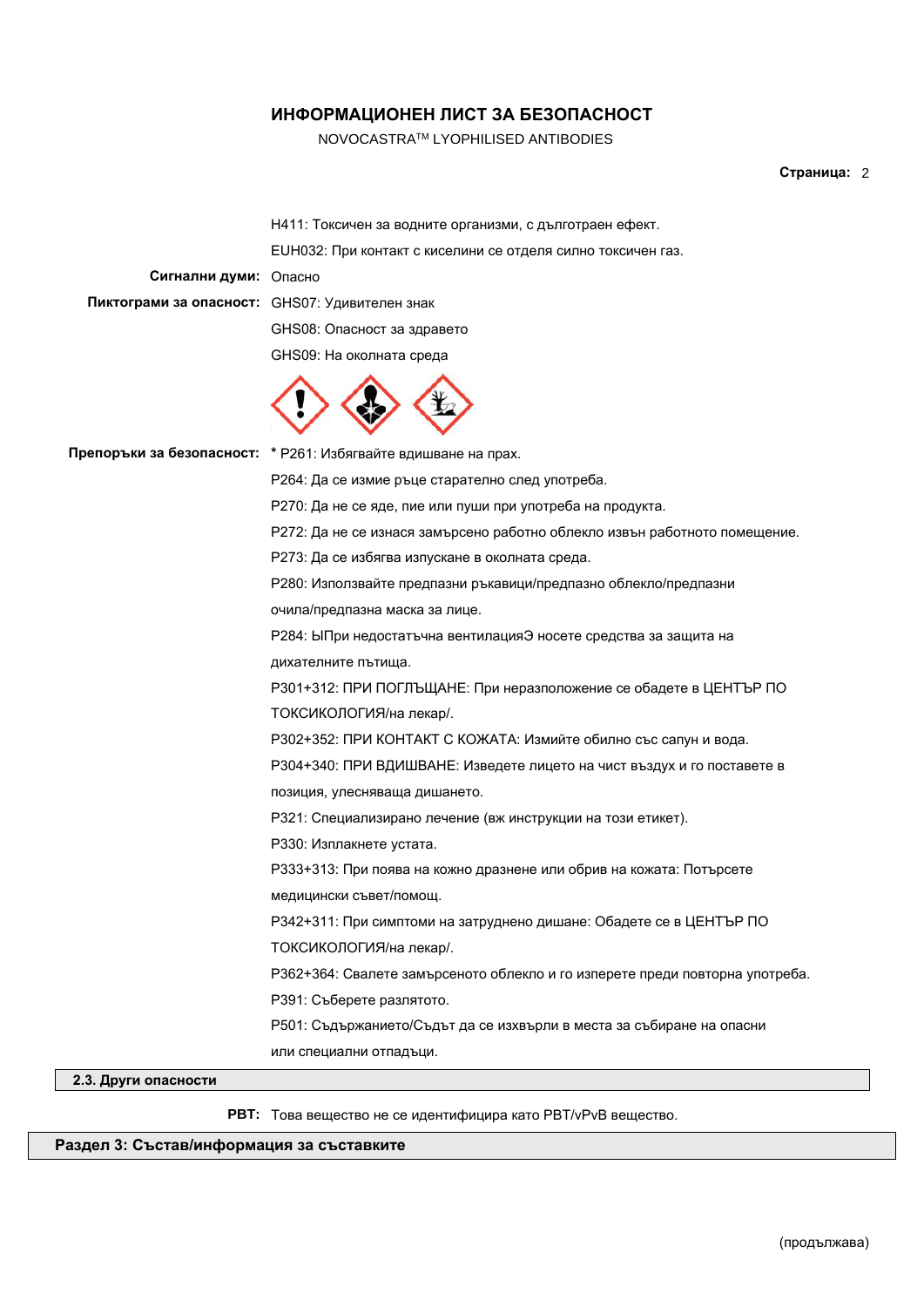H411: Токсичен за водните организми, с дълготраен ефект.

EUH032: При контакт с киселини се отделя силно токсичен газ.

**Сигнални думи:** Опасно

**Пиктограми за опасност:** GHS07: Удивителен знак

GHS08: Опасност за здравето

GHS09: На околната среда

**Препоръки за безопасност:** * P261: Избягвайте вдишване на прах.

P264: Да се измие ръце старателно след употреба.

P270: Да не се яде, пие или пуши при употреба на продукта.

P272: Да не се изнася замърсено работно облекло извън работното помещение.

P273: Да се избягва изпускане в околната среда.

P280: Използвайте предпазни ръкавици/предпазно облекло/предпазни очила/предпазна маска за лице.

P284: ЫПри недостатъчна вентилацияЭ носете средства за защита на дихателните пътища.

P301+312: ПРИ ПОГЛЪЩАНЕ: При неразположение се обадете в ЦЕНТЪР ПО ТОКСИКОЛОГИЯ/на лекар/.

P302+352: ПРИ КОНТАКТ С КОЖАТА: Измийте обилно със сапун и вода.

P304+340: ПРИ ВДИШВАНЕ: Изведете лицето на чист въздух и го поставете в позиция, улесняваща дишането.

P321: Специализирано лечение (вж инструкции на този етикет).

P330: Изплакнете устата.

P333+313: При поява на кожно дразнене или обрив на кожата: Потърсете медицински съвет/помощ.

P342+311: При симптоми на затруднено дишане: Обадете се в ЦЕНТЪР ПО ТОКСИКОЛОГИЯ/на лекар/.

P362+364: Свалете замърсеното облекло и го изперете преди повторна употреба.

P391: Съберете разлятото.

P501: Съдържанието/Съдът да се изхвърли в места за събиране на опасни или специални отпадъци.

### 2.3. Други опасности

**PBT:** Това вещество не се идентифицира като PBT/vPvB вещество.

## Раздел 3: Състав/информация за съставките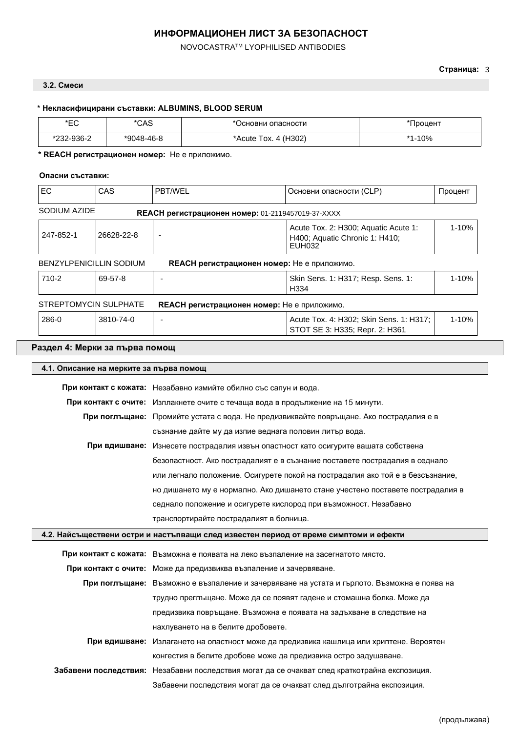### 3.2. Смеси

**\* Некласифицирани съставки: ALBUMINS, BLOOD SERUM**

| *EC | *CAS | *Основни опасности | *Процент |
|---|---|---|---|
| *232-936-2 | *9048-46-8 | *Acute Tox. 4 (H302) | *1-10% |

**\* REACH регистрационен номер:** Не е приложимо.

**Опасни съставки:**

| EC | CAS | PBT/WEL | Основни опасности (CLP) | Процент |
|---|---|---|---|---|
| SODIUM AZIDE | | **REACH регистрационен номер:** 01-2119457019-37-XXXX | | |
| 247-852-1 | 26628-22-8 | - | Acute Tox. 2: H300; Aquatic Acute 1: H400; Aquatic Chronic 1: H410; EUH032 | 1-10% |
| BENZYLPENICILLIN SODIUM | | **REACH регистрационен номер:** Не е приложимо. | | |
| 710-2 | 69-57-8 | - | Skin Sens. 1: H317; Resp. Sens. 1: H334 | 1-10% |
| STREPTOMYCIN SULPHATE | | **REACH регистрационен номер:** Не е приложимо. | | |
| 286-0 | 3810-74-0 | - | Acute Tox. 4: H302; Skin Sens. 1: H317; STOT SE 3: H335; Repr. 2: H361 | 1-10% |

## Раздел 4: Мерки за първа помощ

### 4.1. Описание на мерките за първа помощ

**При контакт с кожата:** Незабавно измийте обилно със сапун и вода.

**При контакт с очите:** Изплакнете очите с течаща вода в продължение на 15 минути.

**При поглъщане:** Промийте устата с вода. Не предизвиквайте повръщане. Ако пострадалия е в съзнание дайте му да изпие веднага половин литър вода.

**При вдишване:** Изнесете пострадалия извън опастност като осигурите вашата собствена безопастност. Ако пострадалият е в съзнание поставете пострадалия в седнало или легнало положение. Осигурете покой на пострадалия ако той е в безсъзнание, но дишането му е нормално. Ако дишането стане учестено поставете пострадалия в седнало положение и осигурете кислород при възможност. Незабавно транспортирайте пострадалият в болница.

### 4.2. Найсъществени остри и настъпващи след известен период от време симптоми и ефекти

**При контакт с кожата:** Възможна е появата на леко възпаление на засегнатото място.

**При контакт с очите:** Може да предизвиква възпаление и зачервяване.

**При поглъщане:** Възможно е възпаление и зачервяване на устата и гърлото. Възможна е поява на трудно преглъщане. Може да се появят гадене и стомашна болка. Може да предизвика повръщане. Възможна е появата на задъхване вследствие на нахлуването на в белите дробовете.

**При вдишване:** Излагането на опастност може да предизвика кашлица или хриптене. Вероятен конгестия в белите дробове може да предизвика остро задушаване.

**Забавени последствия:** Незабавни последствия могат да се очакват след краткотрайна експозиция. Забавени последствия могат да се очакват след дълготрайна експозиция.

(продължава)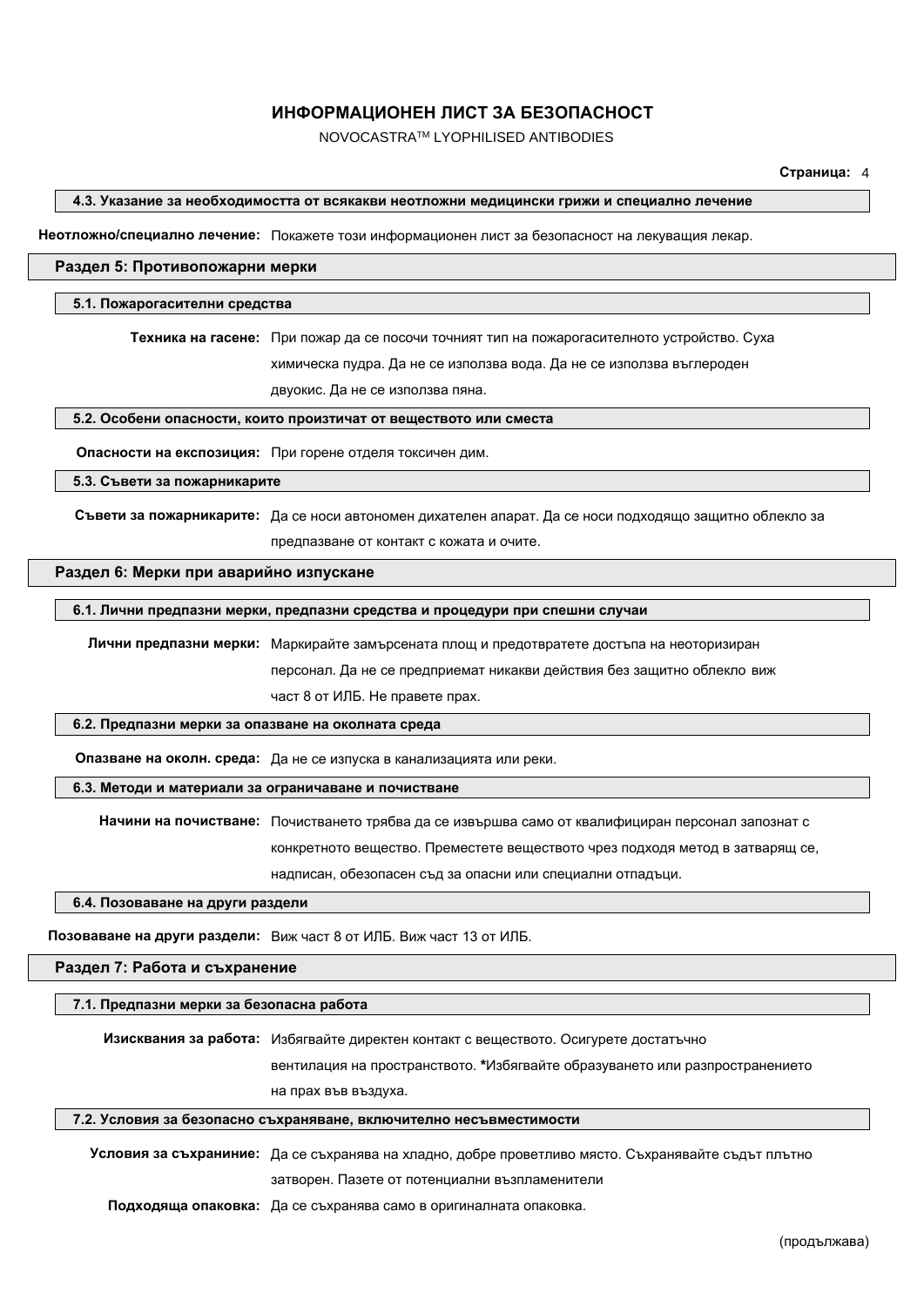### 4.3. Указание за необходимостта от всякакви неотложни медицински грижи и специално лечение

**Неотложно/специално лечение:** Покажете този информационен лист за безопасност на лекуващия лекар.

## Раздел 5: Противопожарни мерки

### 5.1. Пожарогасителни средства

**Техника на гасене:** При пожар да се посочи точният тип на пожарогасителното устройство. Суха химическа пудра. Да не се използва вода. Да не се използва въглероден двуокис. Да не се използва пяна.

### 5.2. Особени опасности, които произтичат от веществото или сместа

**Опасности на експозиция:** При горене отделя токсичен дим.

### 5.3. Съвети за пожарникарите

**Съвети за пожарникарите:** Да се носи автономен дихателен апарат. Да се носи подходящо защитно облекло за предпазване от контакт с кожата и очите.

## Раздел 6: Мерки при аварийно изпускане

### 6.1. Лични предпазни мерки, предпазни средства и процедури при спешни случаи

**Лични предпазни мерки:** Маркирайте замърсената площ и предотвратете достъпа на неоторизиран персонал. Да не се предприемат никакви действия без защитно облекло виж част 8 от ИЛБ. Не правете прах.

### 6.2. Предпазни мерки за опазване на околната среда

**Опазване на околн. среда:** Да не се изпуска в канализацията или реки.

### 6.3. Методи и материали за ограничаване и почистване

**Начини на почистване:** Почистването трябва да се извършва само от квалифициран персонал запознат с конкретното вещество. Преместете веществото чрез подходя метод в затварящ се, надписан, обезопасен съд за опасни или специални отпадъци.

### 6.4. Позоваване на други раздели

**Позоваване на други раздели:** Виж част 8 от ИЛБ. Виж част 13 от ИЛБ.

## Раздел 7: Работа и съхранение

### 7.1. Предпазни мерки за безопасна работа

**Изисквания за работа:** Избягвайте директен контакт с веществото. Осигурете достатъчно вентилация на пространството. ***Избягвайте образуването или разпространението на прах във въздуха.**

### 7.2. Условия за безопасно съхраняване, включително несъвместимости

**Условия за съхранение:** Да се съхранява на хладно, добре проветливо място. Съхранявайте съдът плътно затворен. Пазете от потенциални възпламенители

**Подходяща опаковка:** Да се съхранява само в оригиналната опаковка.

(продължава)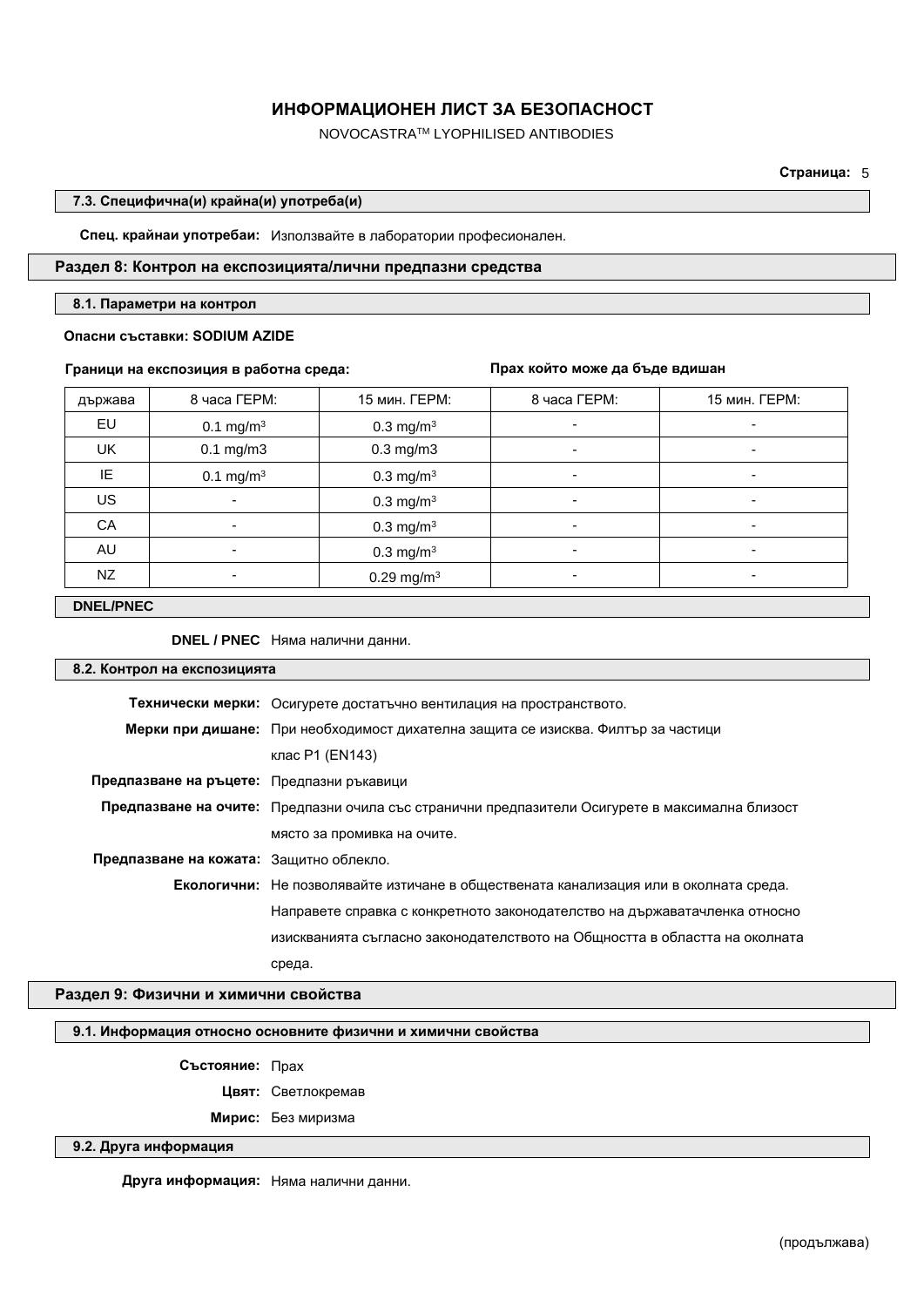### 7.3. Специфична(и) крайна(и) употреба(и)

**Спец. крайнаи употребаи:** Използвайте в лаборатории професионален.

## Раздел 8: Контрол на експозицията/лични предпазни средства

### 8.1. Параметри на контрол

**Опасни съставки: SODIUM AZIDE**

| | **Граници на експозиция в работна среда:** | | **Прах който може да бъде вдишан** | |
|---|---|---|---|---|
| държава | 8 часа ГЕРМ: | 15 мин. ГЕРМ: | 8 часа ГЕРМ: | 15 мин. ГЕРМ: |
| EU | 0.1 mg/m$^3$ | 0.3 mg/m$^3$ | - | - |
| UK | 0.1 mg/m3 | 0.3 mg/m3 | - | - |
| IE | 0.1 mg/m$^3$ | 0.3 mg/m$^3$ | - | - |
| US | - | 0.3 mg/m$^3$ | - | - |
| CA | - | 0.3 mg/m$^3$ | - | - |
| AU | - | 0.3 mg/m$^3$ | - | - |
| NZ | - | 0.29 mg/m$^3$ | - | - |

### DNEL/PNEC

**DNEL / PNEC** Няма налични данни.

### 8.2. Контрол на експозицията

**Технически мерки:** Осигурете достатъчно вентилация на пространството.

**Мерки при дишане:** При необходимост дихателна защита се изисква. Филтър за частици клас P1 (EN143)

**Предпазване на ръцете:** Предпазни ръкавици

**Предпазване на очите:** Предпазни очила със странични предпазители Осигурете в максимална близост място за промивка на очите.

**Предпазване на кожата:** Защитно облекло.

**Екологични:** Не позволявайте изтичане в обществената канализация или в околната среда. Направете справка с конкретното законодателство на държаватачленка относно изискванията съгласно законодателството на Общността в областта на околната среда.

## Раздел 9: Физични и химични свойства

### 9.1. Информация относно основните физични и химични свойства

**Състояние:** Прах

**Цвят:** Светлокремав

**Мирис:** Без миризма

### 9.2. Друга информация

**Друга информация:** Няма налични данни.

(продължава)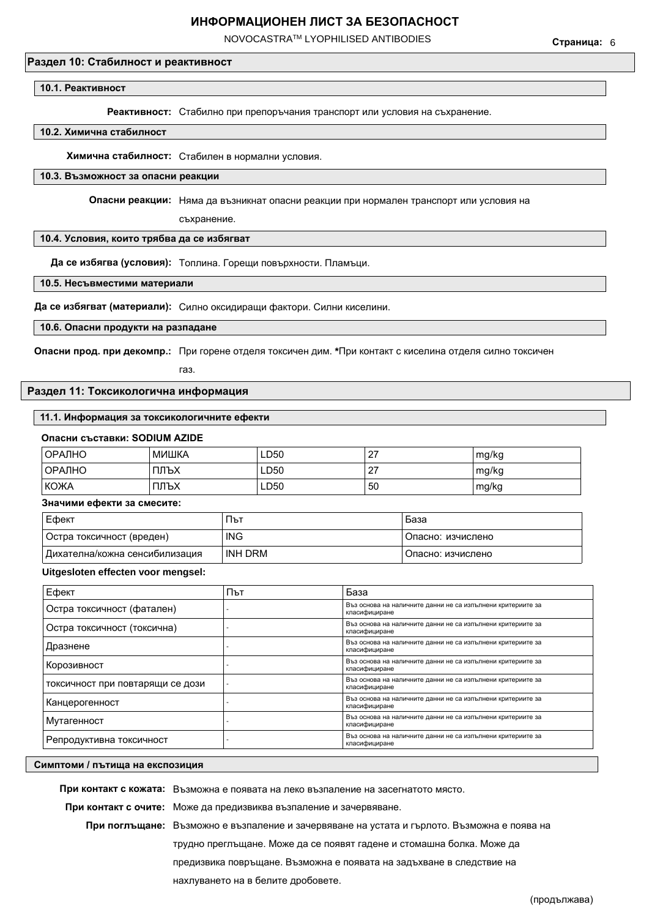## Раздел 10: Стабилност и реактивност

### 10.1. Реактивност

**Реактивност:** Стабилно при препоръчания транспорт или условия на съхранение.

### 10.2. Химична стабилност

**Химична стабилност:** Стабилен в нормални условия.

### 10.3. Възможност за опасни реакции

**Опасни реакции:** Няма да възникнат опасни реакции при нормален транспорт или условия на съхранение.

### 10.4. Условия, които трябва да се избягват

**Да се избягва (условия):** Топлина. Горещи повърхности. Пламъци.

### 10.5. Несъвместими материали

**Да се избягват (материали):** Силно оксидиращи фактори. Силни киселини.

### 10.6. Опасни продукти на разпадане

**Опасни прод. при декомпр.:** При горене отделя токсичен дим. ***** При контакт с киселина отделя силно токсичен газ.

## Раздел 11: Токсикологична информация

### 11.1. Информация за токсикологичните ефекти

**Опасни съставки: SODIUM AZIDE**

| ОРАЛНО | МИШКА | LD50 | 27 | mg/kg |
|---|---|---|---|---|
| ОРАЛНО | ПЛЪХ | LD50 | 27 | mg/kg |
| КОЖА | ПЛЪХ | LD50 | 50 | mg/kg |

**Значими ефекти за смесите:**

| Ефект | Път | База |
|---|---|---|
| Остра токсичност (вреден) | ING | Опасно: изчислено |
| Дихателна/кожна сенсибилизация | INH DRM | Опасно: изчислено |

**Uitgesloten effecten voor mengsel:**

| Ефект | Път | База |
|---|---|---|
| Остра токсичност (фатален) | - | Въз основа на наличните данни не са изпълнени критериите за класифициране |
| Остра токсичност (токсична) | - | Въз основа на наличните данни не са изпълнени критериите за класифициране |
| Дразнене | - | Въз основа на наличните данни не са изпълнени критериите за класифициране |
| Корозивност | - | Въз основа на наличните данни не са изпълнени критериите за класифициране |
| токсичност при повтарящи се дози | - | Въз основа на наличните данни не са изпълнени критериите за класифициране |
| Канцерогенност | - | Въз основа на наличните данни не са изпълнени критериите за класифициране |
| Мутагенност | - | Въз основа на наличните данни не са изпълнени критериите за класифициране |
| Репродуктивна токсичност | - | Въз основа на наличните данни не са изпълнени критериите за класифициране |

### Симптоми / пътища на експозиция

**При контакт с кожата:** Възможна е появата на леко възпаление на засегнатото място.

**При контакт с очите:** Може да предизвиква възпаление и зачервяване.

**При поглъщане:** Възможно е възпаление и зачервяване на устата и гърлото. Възможна е поява на трудно преглъщане. Може да се появят гадене и стомашна болка. Може да предизвика повръщане. Възможна е появата на задъхване в следствие на нахлуването на в белите дробове.

(продължава)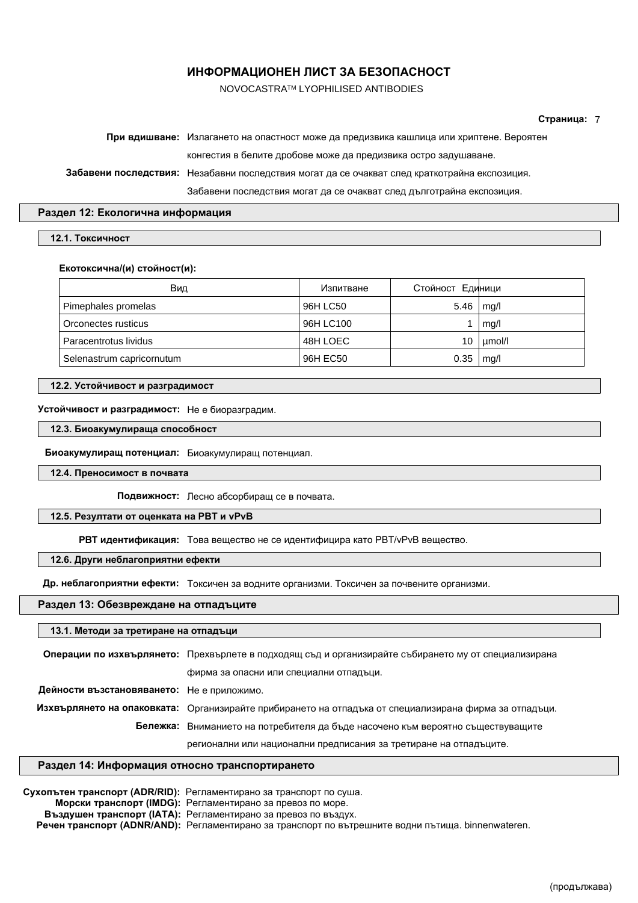**При вдишване:** Излагането на опастност може да предизвика кашлица или хриптене. Вероятен конгестия в белите дробове може да предизвика остро задушаване.

**Забавени последствия:** Незабавни последствия могат да се очакват след краткотрайна експозиция. Забавени последствия могат да се очакват след дълготрайна експозиция.

## Раздел 12: Екологична информация

### 12.1. Токсичност

**Екотоксична/(и) стойност(и):**

| Вид | Изпитване | Стойност | Единици |
|---|---|---|---|
| Pimephales promelas | 96H LC50 | 5.46 | mg/l |
| Orconectes rusticus | 96H LC100 | 1 | mg/l |
| Paracentrotus lividus | 48H LOEC | 10 | µmol/l |
| Selenastrum capricornutum | 96H EC50 | 0.35 | mg/l |

### 12.2. Устойчивост и разградимост

**Устойчивост и разградимост:** Не е биоразградим.

### 12.3. Биоакумулираща способност

**Биоакумулиращ потенциал:** Биоакумулиращ потенциал.

### 12.4. Преносимост в почвата

**Подвижност:** Лесно абсорбиращ се в почвата.

### 12.5. Резултати от оценката на PBT и vPvB

**PBT идентификация:** Това вещество не се идентифицира като PBT/vPvB вещество.

### 12.6. Други неблагоприятни ефекти

**Др. неблагоприятни ефекти:** Токсичен за водните организми. Токсичен за почвените организми.

## Раздел 13: Обезвреждане на отпадъците

### 13.1. Методи за третиране на отпадъци

**Операции по изхвърлянето:** Прехвърлете в подходящ съд и организирайте събирането му от специализирана фирма за опасни или специални отпадъци.

**Дейности възстановяването:** Не е приложимо.

**Изхвърлянето на опаковката:** Организирайте прибирането на отпадъка от специализирана фирма за отпадъци.

**Бележка:** Вниманието на потребителя да бъде насочено към вероятно съществуващите регионални или национални предписания за третиране на отпадъците.

## Раздел 14: Информация относно транспортирането

**Сухопътен транспорт (ADR/RID):** Регламентирано за транспорт по суша.
**Морски транспорт (IMDG):** Регламентирано за превоз по море.
**Въздушен транспорт (IATA):** Регламентирано за превоз по въздух.
**Речен транспорт (ADNR/AND):** Регламентирано за транспорт по вътрешните водни пътища. binnenwateren.

(продължава)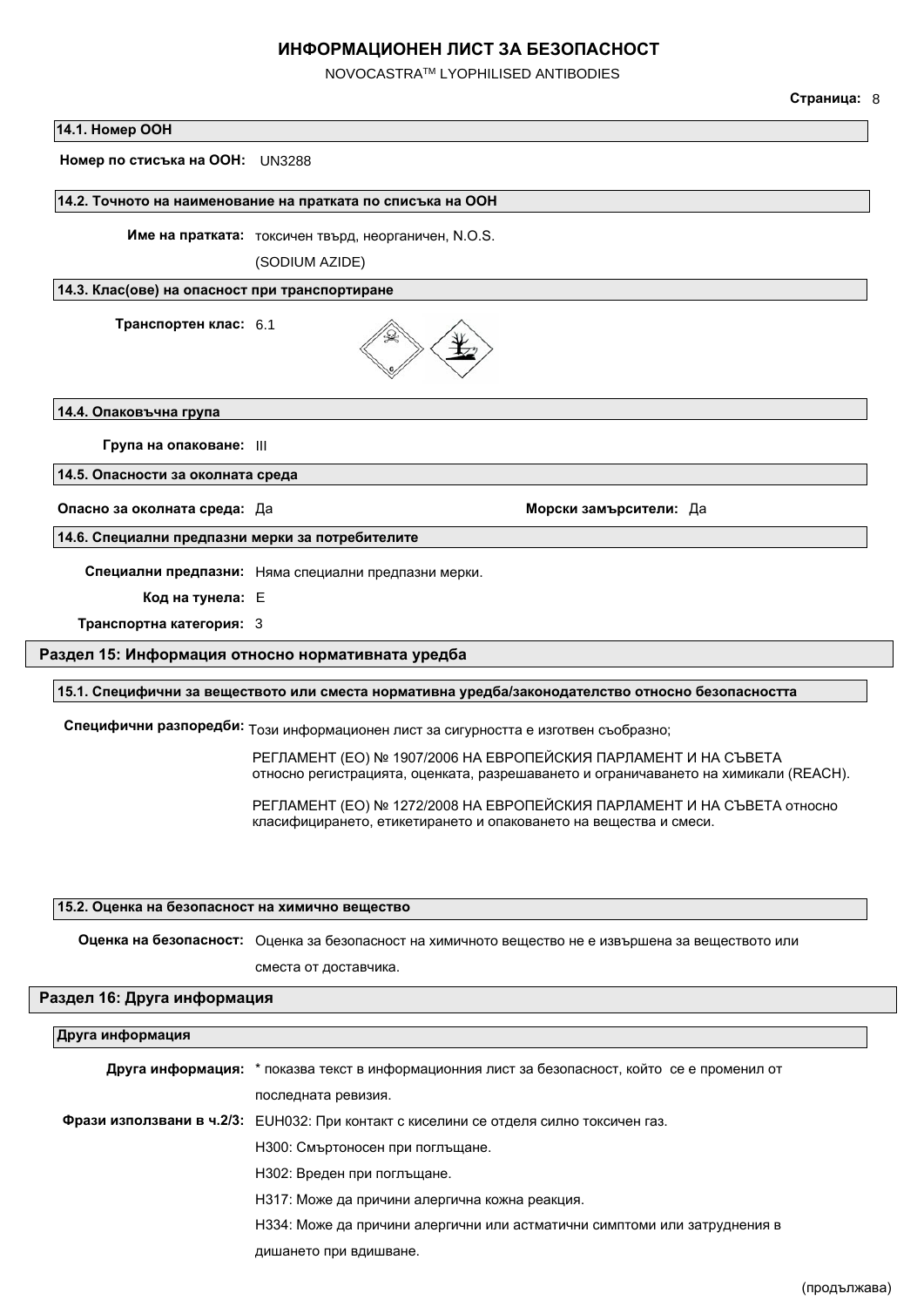### 14.1. Номер ООН

**Номер по списъка на ООН:** UN3288

### 14.2. Точното на наименование на пратката по списъка на ООН

**Име на пратката:** токсичен твърд, неорганичен, N.O.S.

(SODIUM AZIDE)

### 14.3. Клас(ове) на опасност при транспортиране

**Транспортен клас:** 6.1

### 14.4. Опаковъчна група

**Група на опаковане:** III

### 14.5. Опасности за околната среда

**Опасно за околната среда:** Да

**Морски замърсители:** Да

### 14.6. Специални предпазни мерки за потребителите

**Специални предпазни:** Няма специални предпазни мерки.

**Код на тунела:** E

**Транспортна категория:** 3

## Раздел 15: Информация относно нормативната уредба

### 15.1. Специфични за веществото или сместа нормативна уредба/законодателство относно безопасността

**Специфични разпоредби:** Този информационен лист за сигурността е изготвен съобразно;

РЕГЛАМЕНТ (ЕО) № 1907/2006 НА ЕВРОПЕЙСКИЯ ПАРЛАМЕНТ И НА СЪВЕТА относно регистрацията, оценката, разрешаването и ограничаването на химикали (REACH).

РЕГЛАМЕНТ (ЕО) № 1272/2008 НА ЕВРОПЕЙСКИЯ ПАРЛАМЕНТ И НА СЪВЕТА относно класифицирането, етикетирането и опаковането на вещества и смеси.

### 15.2. Оценка на безопасност на химично вещество

**Оценка на безопасност:** Оценка за безопасност на химичното вещество не е извършена за веществото или сместа от доставчика.

## Раздел 16: Друга информация

### Друга информация

**Друга информация:** * показва текст в информационния лист за безопасност, който се е променил от последната ревизия.

**Фрази използвани в ч.2/3:** EUH032: При контакт с киселини се отделя силно токсичен газ.

H300: Смъртоносен при поглъщане.

H302: Вреден при поглъщане.

H317: Може да причини алергична кожна реакция.

H334: Може да причини алергични или астматични симптоми или затруднения в дишането при вдишване.

(продължава)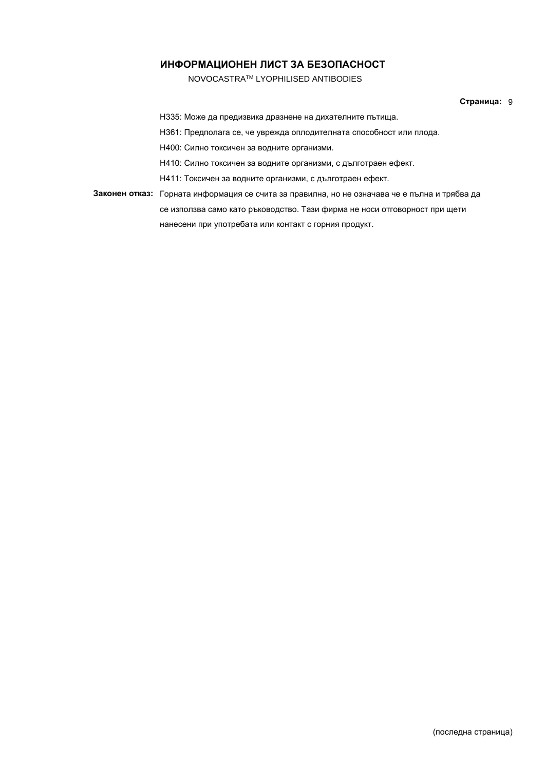H335: Може да предизвика дразнене на дихателните пътища.

H361: Предполага се, че уврежда оплодителната способност или плода.

H400: Силно токсичен за водните организми.

H410: Силно токсичен за водните организми, с дълготраен ефект.

H411: Токсичен за водните организми, с дълготраен ефект.

**Законен отказ:** Горната информация се счита за правилна, но не означава че е пълна и трябва да се използва само като ръководство. Тази фирма не носи отговорност при щети нанесени при употребата или контакт с горния продукт.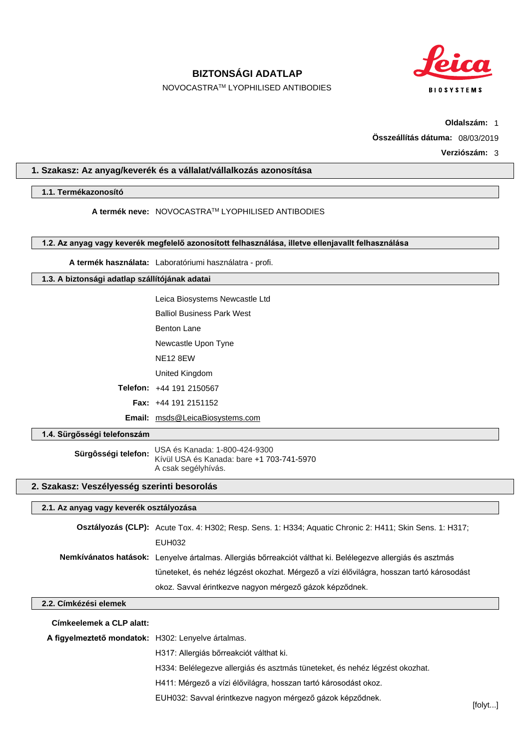# BIZTONSÁGI ADATLAP

NOVOCASTRA™ LYOPHILISED ANTIBODIES

**Oldalszám:** 1

**Összeállítás dátuma:** 08/03/2019

**Verziószám:** 3

## 1. Szakasz: Az anyag/keverék és a vállalat/vállalkozás azonosítása

### 1.1. Termékazonosító

**A termék neve:** NOVOCASTRA™ LYOPHILISED ANTIBODIES

### 1.2. Az anyag vagy keverék megfelelő azonosított felhasználása, illetve ellenjavallt felhasználása

**A termék használata:** Laboratóriumi használatra - profi.

### 1.3. A biztonsági adatlap szállítójának adatai

Leica Biosystems Newcastle Ltd
Balliol Business Park West
Benton Lane
Newcastle Upon Tyne
NE12 8EW
United Kingdom

**Telefon:** +44 191 2150567

**Fax:** +44 191 2151152

**Email:** msds@LeicaBiosystems.com

### 1.4. Sürgősségi telefonszám

**Sürgôsségi telefon:** USA és Kanada: 1-800-424-9300
Kívül USA és Kanada: bare +1 703-741-5970
A csak segélyhívás.

## 2. Szakasz: Veszélyesség szerinti besorolás

### 2.1. Az anyag vagy keverék osztályozása

**Osztályozás (CLP):** Acute Tox. 4: H302; Resp. Sens. 1: H334; Aquatic Chronic 2: H411; Skin Sens. 1: H317; EUH032

**Nemkívánatos hatások:** Lenyelve ártalmas. Allergiás bőrreakciót válthat ki. Belélegezve allergiás és asztmás tüneteket, és nehéz légzést okozhat. Mérgező a vízi élővilágra, hosszan tartó károsodást okoz. Savval érintkezve nagyon mérgező gázok képződnek.

### 2.2. Címkézési elemek

**Címkeelemek a CLP alatt:**

**A figyelmeztető mondatok:** H302: Lenyelve ártalmas.
H317: Allergiás bőrreakciót válthat ki.
H334: Belélegezve allergiás és asztmás tüneteket, és nehéz légzést okozhat.
H411: Mérgező a vízi élővilágra, hosszan tartó károsodást okoz.
EUH032: Savval érintkezve nagyon mérgező gázok képződnek.

[folyt...]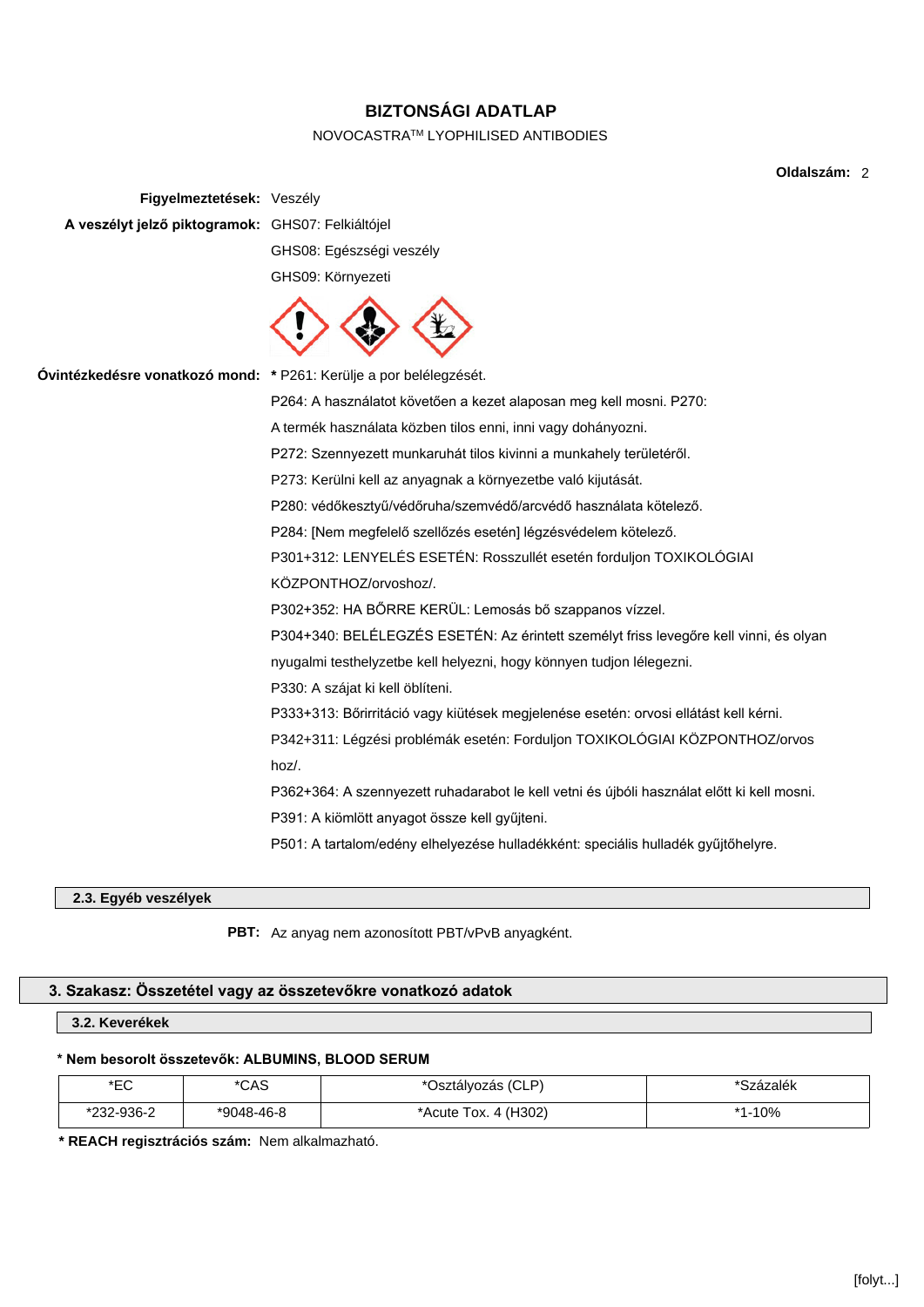**BIZTONSÁGI ADATLAP**

NOVOCASTRA™ LYOPHILISED ANTIBODIES

**Figyelmeztetések:** Veszély

**A veszélyt jelző piktogramok:** GHS07: Felkiáltójel

GHS08: Egészségi veszély

GHS09: Környezeti

**Óvintézkedésre vonatkozó mond:** * P261: Kerülje a por belélegzését.

P264: A használatot követően a kezet alaposan meg kell mosni. P270: A termék használata közben tilos enni, inni vagy dohányozni.

P272: Szennyezett munkaruhát tilos kivinni a munkahely területéről.

P273: Kerülni kell az anyagnak a környezetbe való kijutását.

P280: védőkesztyű/védőruha/szemvédő/arcvédő használata kötelező.

P284: [Nem megfelelő szellőzés esetén] légzésvédelem kötelező.

P301+312: LENYELÉS ESETÉN: Rosszullét esetén forduljon TOXIKOLÓGIAI KÖZPONTHOZ/orvoshoz/.

P302+352: HA BŐRRE KERÜL: Lemosás bő szappanos vízzel.

P304+340: BELÉLEGZÉS ESETÉN: Az érintett személyt friss levegőre kell vinni, és olyan nyugalmi testhelyzetbe kell helyezni, hogy könnyen tudjon lélegezni.

P330: A száját ki kell öblíteni.

P333+313: Bőrirritáció vagy kiütések megjelenése esetén: orvosi ellátást kell kérni.

P342+311: Légzési problémák esetén: Forduljon TOXIKOLÓGIAI KÖZPONTHOZ/orvoshoz/.

P362+364: A szennyezett ruhadarabot le kell vetni és újbóli használat előtt ki kell mosni.

P391: A kiömlött anyagot össze kell gyűjteni.

P501: A tartalom/edény elhelyezése hulladékként: speciális hulladék gyűjtőhelyre.

### 2.3. Egyéb veszélyek

**PBT:** Az anyag nem azonosított PBT/vPvB anyagként.

## 3. Szakasz: Összetétel vagy az összetevőkre vonatkozó adatok

### 3.2. Keverékek

**\* Nem besorolt összetevők: ALBUMINS, BLOOD SERUM**

| *EC | *CAS | *Osztályozás (CLP) | *Százalék |
|---|---|---|---|
| *232-936-2 | *9048-46-8 | *Acute Tox. 4 (H302) | *1-10% |

**\* REACH regisztrációs szám:** Nem alkalmazható.

[folyt...]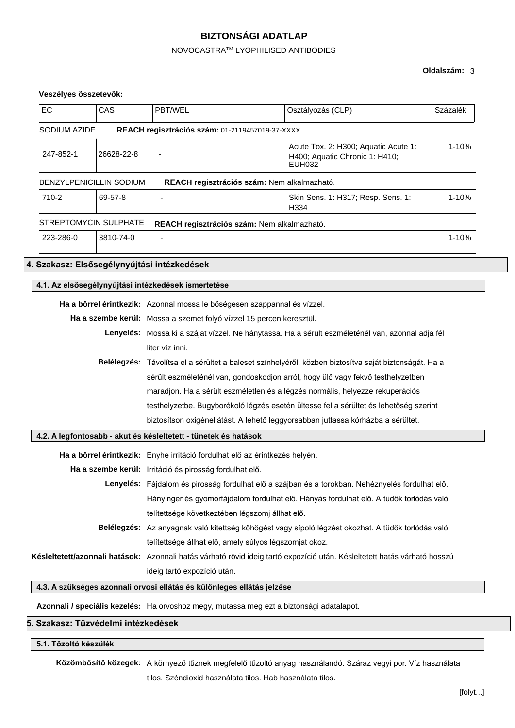**Veszélyes összetevôk:**

| EC | CAS | PBT/WEL | Osztályozás (CLP) | Százalék |
|---|---|---|---|---|
| SODIUM AZIDE | **REACH regisztrációs szám:** 01-2119457019-37-XXXX | | | |
| 247-852-1 | 26628-22-8 | - | Acute Tox. 2: H300; Aquatic Acute 1: H400; Aquatic Chronic 1: H410; EUH032 | 1-10% |
| BENZYLPENICILLIN SODIUM | **REACH regisztrációs szám:** Nem alkalmazható. | | | |
| 710-2 | 69-57-8 | - | Skin Sens. 1: H317; Resp. Sens. 1: H334 | 1-10% |
| STREPTOMYCIN SULPHATE | **REACH regisztrációs szám:** Nem alkalmazható. | | | |
| 223-286-0 | 3810-74-0 | - | | 1-10% |

## 4. Szakasz: Elsősegélynyújtási intézkedések

### 4.1. Az elsősegélynyújtási intézkedések ismertetése

**Ha a bôrrel érintkezik:** Azonnal mossa le bőségesen szappannal és vízzel.

**Ha a szembe kerül:** Mossa a szemet folyó vízzel 15 percen keresztül.

**Lenyelés:** Mossa ki a száját vízzel. Ne hánytassa. Ha a sérült eszméleténél van, azonnal adja fél liter víz inni.

**Belélegzés:** Távolítsa el a sérültet a baleset színhelyéről, közben biztosítva saját biztonságát. Ha a sérült eszméleténél van, gondoskodjon arról, hogy ülő vagy fekvő testhelyzetben maradjon. Ha a sérült eszméletlen és a légzés normális, helyezze rekuperációs testhelyzetbe. Bugyborékoló légzés esetén ültesse fel a sérültet és lehetőség szerint biztosítson oxigénellátást. A lehető leggyorsabban juttassa kórházba a sérültet.

### 4.2. A legfontosabb - akut és késleltetett - tünetek és hatások

**Ha a bôrrel érintkezik:** Enyhe irritáció fordulhat elő az érintkezés helyén.

**Ha a szembe kerül:** Irritáció és pirosság fordulhat elő.

**Lenyelés:** Fájdalom és pirosság fordulhat elő a szájban és a torokban. Nehéznyelés fordulhat elő. Hányinger és gyomorfájdalom fordulhat elő. Hányás fordulhat elő. A tüdők torlódás való telítettsége következtében légszomj állhat elő.

**Belélegzés:** Az anyagnak való kitettség köhögést vagy sípoló légzést okozhat. A tüdők torlódás való telítettsége állhat elő, amely súlyos légszomjat okoz.

**Késleltetett/azonnali hatások:** Azonnali hatás várható rövid ideig tartó expozíció után. Késleltetett hatás várható hosszú ideig tartó expozíció után.

### 4.3. A szükséges azonnali orvosi ellátás és különleges ellátás jelzése

**Azonnali / speciális kezelés:** Ha orvoshoz megy, mutassa meg ezt a biztonsági adatalapot.

## 5. Szakasz: Tűzvédelmi intézkedések

### 5.1. Tőzoltó készülék

**Közömbösítô közegek:** A környező tűznek megfelelő tűzoltó anyag használandó. Száraz vegyi por. Víz használata tilos. Széndioxid használata tilos. Hab használata tilos.

[folyt...]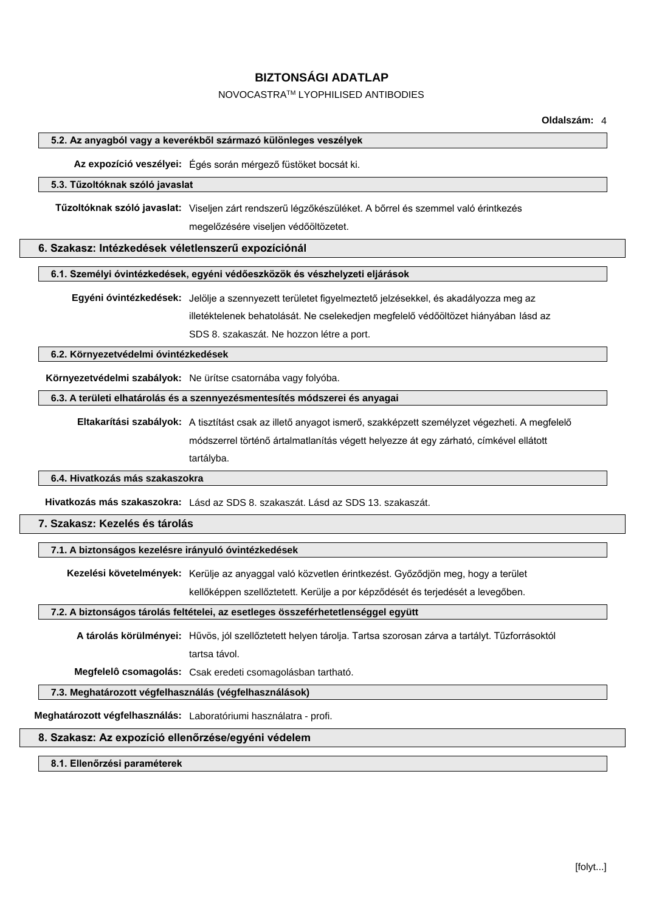### 5.2. Az anyagból vagy a keverékből származó különleges veszélyek

**Az expozíció veszélyei:** Égés során mérgező füstöket bocsát ki.

### 5.3. Tűzoltóknak szóló javaslat

**Tűzoltóknak szóló javaslat:** Viseljen zárt rendszerű légzőkészüléket. A bőrrel és szemmel való érintkezés megelőzésére viseljen védőöltözetet.

## 6. Szakasz: Intézkedések véletlenszerű expozíciónál

### 6.1. Személyi óvintézkedések, egyéni védőeszközök és vészhelyzeti eljárások

**Egyéni óvintézkedések:** Jelölje a szennyezett területet figyelmeztető jelzésekkel, és akadályozza meg az illetéktelenek behatolását. Ne cselekedjen megfelelő védőöltözet hiányában lásd az SDS 8. szakaszát. Ne hozzon létre a port.

### 6.2. Környezetvédelmi óvintézkedések

**Környezetvédelmi szabályok:** Ne ürítse csatornába vagy folyóba.

### 6.3. A területi elhatárolás és a szennyezésmentesítés módszerei és anyagai

**Eltakarítási szabályok:** A tisztítást csak az illető anyagot ismerő, szakképzett személyzet végezheti. A megfelelő módszerrel történő ártalmatlanítás végett helyezze át egy zárható, címkével ellátott tartályba.

### 6.4. Hivatkozás más szakaszokra

**Hivatkozás más szakaszokra:** Lásd az SDS 8. szakaszát. Lásd az SDS 13. szakaszát.

## 7. Szakasz: Kezelés és tárolás

### 7.1. A biztonságos kezelésre irányuló óvintézkedések

**Kezelési követelmények:** Kerülje az anyaggal való közvetlen érintkezést. Győződjön meg, hogy a terület kellőképpen szellőztetett. Kerülje a por képződését és terjedését a levegőben.

### 7.2. A biztonságos tárolás feltételei, az esetleges összeférhetetlenséggel együtt

**A tárolás körülményei:** Hűvös, jól szellőztetett helyen tárolja. Tartsa szorosan zárva a tartályt. Tűzforrásoktól tartsa távol.

**Megfelelô csomagolás:** Csak eredeti csomagolásban tartható.

### 7.3. Meghatározott végfelhasználás (végfelhasználások)

**Meghatározott végfelhasználás:** Laboratóriumi használatra - profi.

## 8. Szakasz: Az expozíció ellenőrzése/egyéni védelem

### 8.1. Ellenőrzési paraméterek

[folyt...]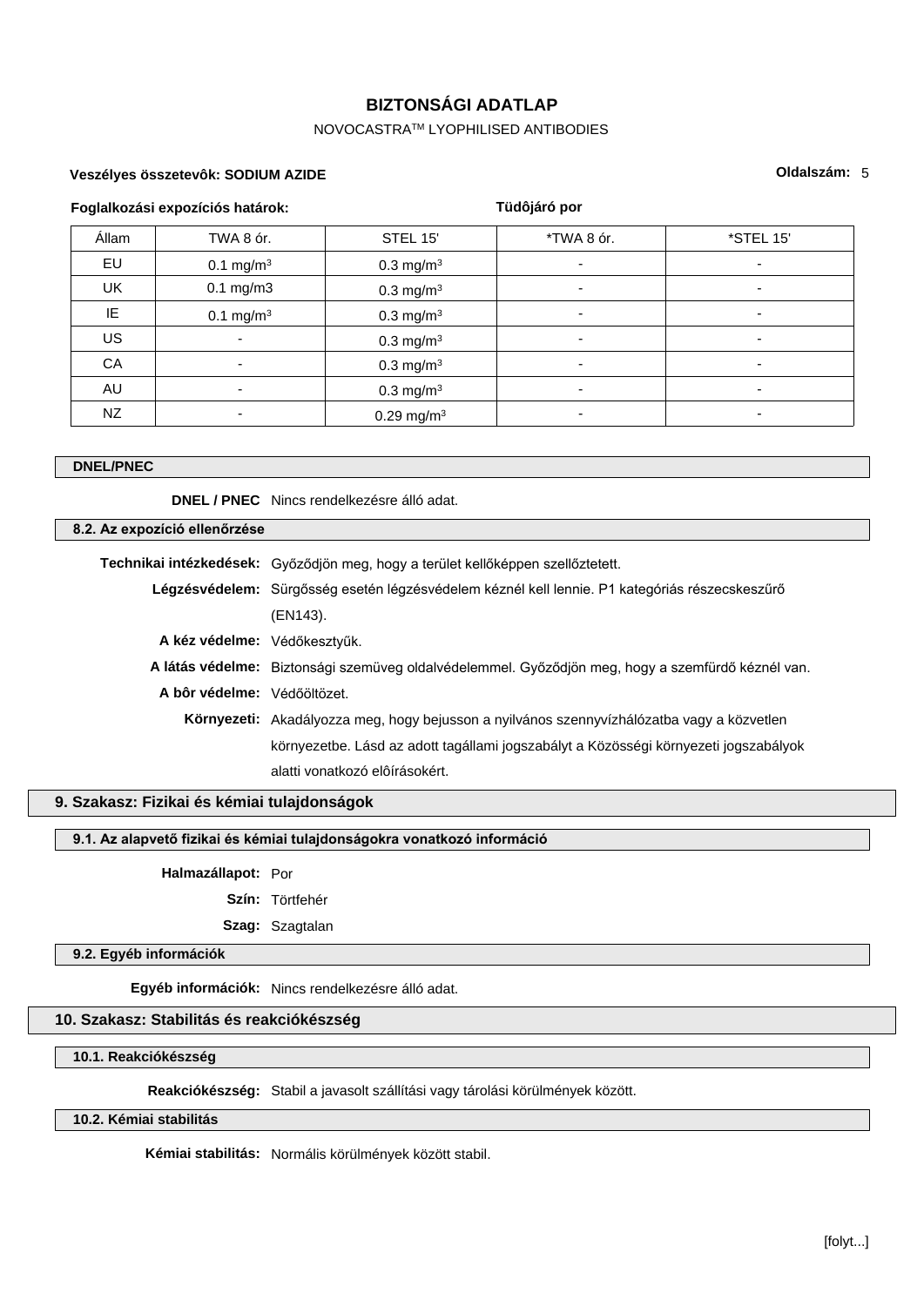**Veszélyes összetevôk: SODIUM AZIDE**

**Foglalkozási expozíciós határok:** **Tüdôjáró por**

| Állam | TWA 8 ór. | STEL 15' | *TWA 8 ór. | *STEL 15' |
|---|---|---|---|---|
| EU | 0.1 mg/m³ | 0.3 mg/m³ | - | - |
| UK | 0.1 mg/m3 | 0.3 mg/m³ | - | - |
| IE | 0.1 mg/m³ | 0.3 mg/m³ | - | - |
| US | - | 0.3 mg/m³ | - | - |
| CA | - | 0.3 mg/m³ | - | - |
| AU | - | 0.3 mg/m³ | - | - |
| NZ | - | 0.29 mg/m³ | - | - |

### DNEL/PNEC

**DNEL / PNEC** Nincs rendelkezésre álló adat.

### 8.2. Az expozíció ellenőrzése

**Technikai intézkedések:** Győződjön meg, hogy a terület kellőképpen szellőztetett.

**Légzésvédelem:** Sürgősség esetén légzésvédelem kéznél kell lennie. P1 kategóriás részecskeszűrő (EN143).

**A kéz védelme:** Védőkesztyűk.

**A látás védelme:** Biztonsági szemüveg oldalvédelemmel. Győződjön meg, hogy a szemfürdő kéznél van.

**A bôr védelme:** Védőöltözet.

**Környezeti:** Akadályozza meg, hogy bejusson a nyilvános szennyvízhálózatba vagy a közvetlen környezetbe. Lásd az adott tagállami jogszabályt a Közösségi környezeti jogszabályok alatti vonatkozó elôírásokért.

## 9. Szakasz: Fizikai és kémiai tulajdonságok

### 9.1. Az alapvető fizikai és kémiai tulajdonságokra vonatkozó információ

**Halmazállapot:** Por

**Szín:** Törtfehér

**Szag:** Szagtalan

### 9.2. Egyéb információk

**Egyéb információk:** Nincs rendelkezésre álló adat.

## 10. Szakasz: Stabilitás és reakciókészség

### 10.1. Reakciókészség

**Reakciókészség:** Stabil a javasolt szállítási vagy tárolási körülmények között.

### 10.2. Kémiai stabilitás

**Kémiai stabilitás:** Normális körülmények között stabil.

[folyt...]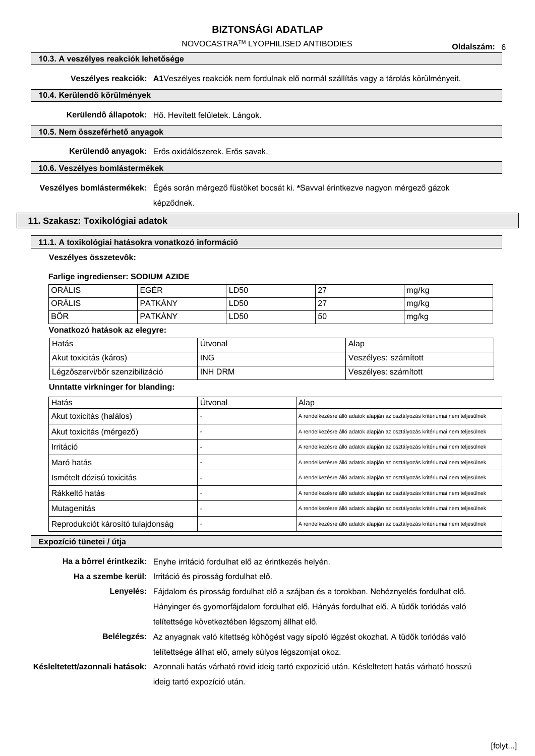### 10.3. A veszélyes reakciók lehetősége

**Veszélyes reakciók:** **A1**Veszélyes reakciók nem fordulnak elő normál szállítás vagy a tárolás körülményeit.

### 10.4. Kerülendő körülmények

**Kerülendô állapotok:** Hő. Hevített felületek. Lángok.

### 10.5. Nem összeférhető anyagok

**Kerülendô anyagok:** Erős oxidálószerek. Erős savak.

### 10.6. Veszélyes bomlástermékek

**Veszélyes bomlástermékek:** Égés során mérgező füstöket bocsát ki. ***Savval érintkezve nagyon mérgező gázok képződnek.

## 11. Szakasz: Toxikológiai adatok

### 11.1. A toxikológiai hatásokra vonatkozó információ

**Veszélyes összetevôk:**

**Farlige ingredienser: SODIUM AZIDE**

| ORÁLIS | EGÉR | LD50 | 27 | mg/kg |
|---|---|---|---|---|
| ORÁLIS | PATKÁNY | LD50 | 27 | mg/kg |
| BŐR | PATKÁNY | LD50 | 50 | mg/kg |

**Vonatkozó hatások az elegyre:**

| Hatás | Útvonal | Alap |
|---|---|---|
| Akut toxicitás (káros) | ING | Veszélyes: számított |
| Légzőszervi/bőr szenzibilizáció | INH DRM | Veszélyes: számított |

**Unntatte virkninger for blanding:**

| Hatás | Útvonal | Alap |
|---|---|---|
| Akut toxicitás (halálos) | - | A rendelkezésre álló adatok alapján az osztályozás kritériumai nem teljesülnek |
| Akut toxicitás (mérgező) | - | A rendelkezésre álló adatok alapján az osztályozás kritériumai nem teljesülnek |
| Irritáció | - | A rendelkezésre álló adatok alapján az osztályozás kritériumai nem teljesülnek |
| Maró hatás | - | A rendelkezésre álló adatok alapján az osztályozás kritériumai nem teljesülnek |
| Ismételt dózisú toxicitás | - | A rendelkezésre álló adatok alapján az osztályozás kritériumai nem teljesülnek |
| Rákkeltő hatás | - | A rendelkezésre álló adatok alapján az osztályozás kritériumai nem teljesülnek |
| Mutagenitás | - | A rendelkezésre álló adatok alapján az osztályozás kritériumai nem teljesülnek |
| Reprodukciót károsító tulajdonság | - | A rendelkezésre álló adatok alapján az osztályozás kritériumai nem teljesülnek |

### Expozíció tünetei / útja

**Ha a bôrrel érintkezik:** Enyhe irritáció fordulhat elő az érintkezés helyén.

**Ha a szembe kerül:** Irritáció és pirosság fordulhat elő.

**Lenyelés:** Fájdalom és pirosság fordulhat elő a szájban és a torokban. Nehéznyelés fordulhat elő. Hányinger és gyomorfájdalom fordulhat elő. Hányás fordulhat elő. A tüdők torlódás való telítettsége következtében légszomj állhat elő.

**Belélegzés:** Az anyagnak való kitettség köhögést vagy sípoló légzést okozhat. A tüdők torlódás való telítettsége állhat elő, amely súlyos légszomjat okoz.

**Késleltetett/azonnali hatások:** Azonnali hatás várható rövid ideig tartó expozíció után. Késleltetett hatás várható hosszú ideig tartó expozíció után.

[folyt...]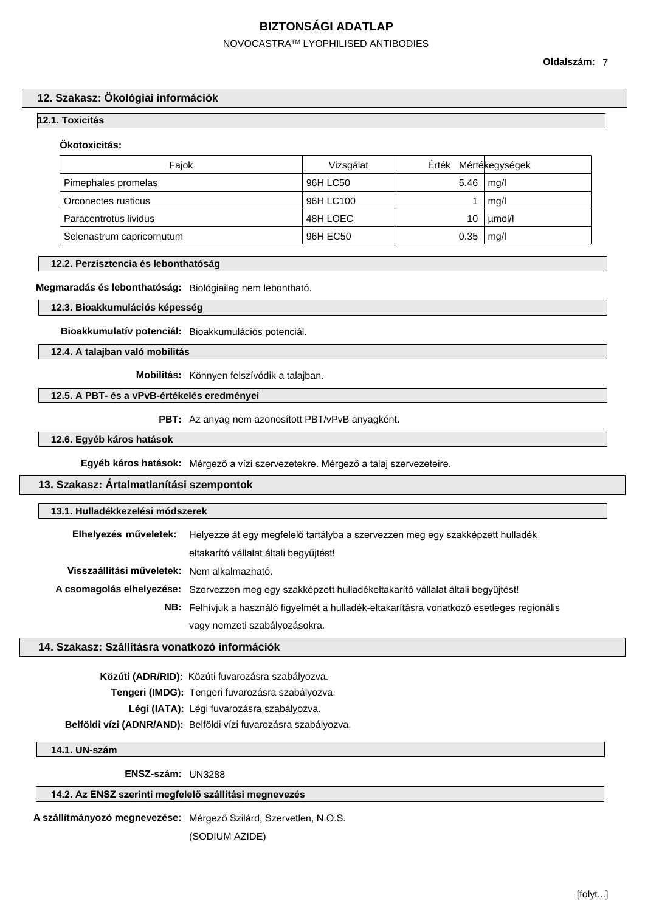## 12. Szakasz: Ökológiai információk

### 12.1. Toxicitás

**Ökotoxicitás:**

| Fajok | Vizsgálat | Érték | Mértékegységek |
|---|---|---|---|
| Pimephales promelas | 96H LC50 | 5.46 | mg/l |
| Orconectes rusticus | 96H LC100 | 1 | mg/l |
| Paracentrotus lividus | 48H LOEC | 10 | µmol/l |
| Selenastrum capricornutum | 96H EC50 | 0.35 | mg/l |

### 12.2. Perzisztencia és lebonthatóság

**Megmaradás és lebonthatóság:** Biológiailag nem lebontható.

### 12.3. Bioakkumulációs képesség

**Bioakkumulatív potenciál:** Bioakkumulációs potenciál.

### 12.4. A talajban való mobilitás

**Mobilitás:** Könnyen felszívódik a talajban.

### 12.5. A PBT- és a vPvB-értékelés eredményei

**PBT:** Az anyag nem azonosított PBT/vPvB anyagként.

### 12.6. Egyéb káros hatások

**Egyéb káros hatások:** Mérgező a vízi szervezetekre. Mérgező a talaj szervezeteire.

## 13. Szakasz: Ártalmatlanítási szempontok

### 13.1. Hulladékkezelési módszerek

**Elhelyezés műveletek:** Helyezze át egy megfelelő tartályba a szervezzen meg egy szakképzett hulladék eltakarító vállalat általi begyűjtést!

**Visszaállítási műveletek:** Nem alkalmazható.

**A csomagolás elhelyezése:** Szervezzen meg egy szakképzett hulladékeltakarító vállalat általi begyűjtést!

**NB:** Felhívjuk a használó figyelmét a hulladék-eltakarításra vonatkozó esetleges regionális vagy nemzeti szabályozásokra.

## 14. Szakasz: Szállításra vonatkozó információk

**Közúti (ADR/RID):** Közúti fuvarozásra szabályozva.

**Tengeri (IMDG):** Tengeri fuvarozásra szabályozva.

**Légi (IATA):** Légi fuvarozásra szabályozva.

**Belföldi vízi (ADNR/AND):** Belföldi vízi fuvarozásra szabályozva.

### 14.1. UN-szám

**ENSZ-szám:** UN3288

### 14.2. Az ENSZ szerinti megfelelő szállítási megnevezés

**A szállítmányozó megnevezése:** Mérgező Szilárd, Szervetlen, N.O.S. (SODIUM AZIDE)

[folyt...]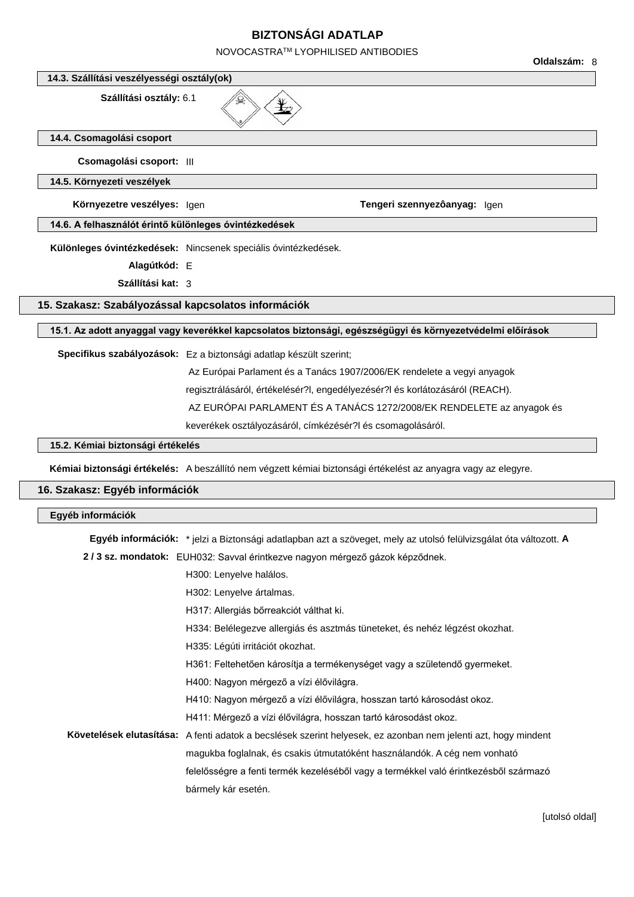### 14.3. Szállítási veszélyességi osztály(ok)

**Szállítási osztály:** 6.1

### 14.4. Csomagolási csoport

**Csomagolási csoport:** III

### 14.5. Környezeti veszélyek

**Környezetre veszélyes:** Igen

**Tengeri szennyezôanyag:** Igen

### 14.6. A felhasználót érintő különleges óvintézkedések

**Különleges óvintézkedések:** Nincsenek speciális óvintézkedések.

**Alagútkód:** E

**Szállítási kat:** 3

## 15. Szakasz: Szabályozással kapcsolatos információk

### 15.1. Az adott anyaggal vagy keverékkel kapcsolatos biztonsági, egészségügyi és környezetvédelmi előírások

**Specifikus szabályozások:** Ez a biztonsági adatlap készült szerint;

Az Európai Parlament és a Tanács 1907/2006/EK rendelete a vegyi anyagok regisztrálásáról, értékelésér?l, engedélyezésér?l és korlátozásáról (REACH).

AZ EURÓPAI PARLAMENT ÉS A TANÁCS 1272/2008/EK RENDELETE az anyagok és keverékek osztályozásáról, címkézésér?l és csomagolásáról.

### 15.2. Kémiai biztonsági értékelés

**Kémiai biztonsági értékelés:** A beszállító nem végzett kémiai biztonsági értékelést az anyagra vagy az elegyre.

## 16. Szakasz: Egyéb információk

### Egyéb információk

**Egyéb információk:** * jelzi a Biztonsági adatlapban azt a szöveget, mely az utolsó felülvizsgálat óta változott.

**A 2 / 3 sz. mondatok:** EUH032: Savval érintkezve nagyon mérgező gázok képződnek.

H300: Lenyelve halálos.

H302: Lenyelve ártalmas.

H317: Allergiás bőrreakciót válthat ki.

H334: Belélegezve allergiás és asztmás tüneteket, és nehéz légzést okozhat.

H335: Légúti irritációt okozhat.

H361: Feltehetően károsítja a termékenységet vagy a születendő gyermeket.

H400: Nagyon mérgező a vízi élővilágra.

H410: Nagyon mérgező a vízi élővilágra, hosszan tartó károsodást okoz.

H411: Mérgező a vízi élővilágra, hosszan tartó károsodást okoz.

**Követelések elutasítása:** A fenti adatok a becslések szerint helyesek, ez azonban nem jelenti azt, hogy mindent magukba foglalnak, és csakis útmutatóként használandók. A cég nem vonható felelősségre a fenti termék kezeléséből vagy a termékkel való érintkezésből származó bármely kár esetén.

[utolsó oldal]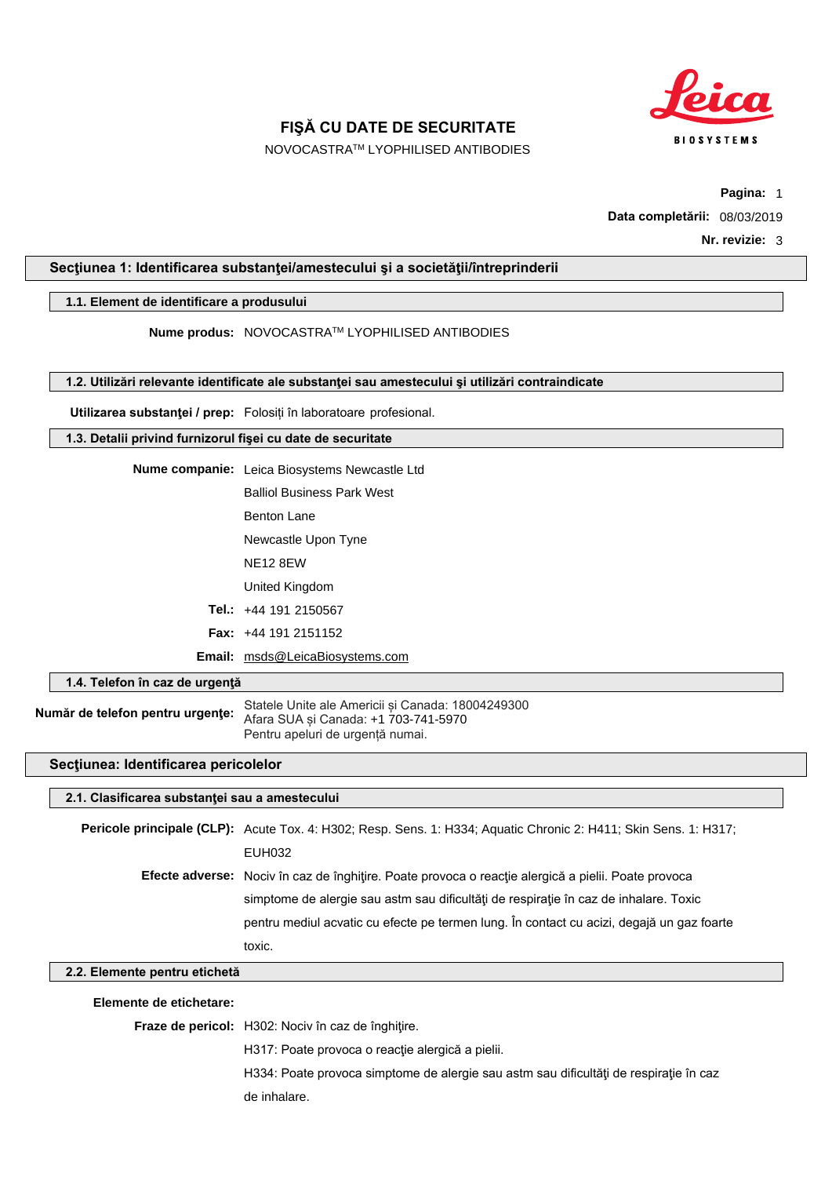# FIŞĂ CU DATE DE SECURITATE

NOVOCASTRA™ LYOPHILISED ANTIBODIES

**Data completării:** 08/03/2019

**Nr. revizie:** 3

## Secţiunea 1: Identificarea substanţei/amestecului şi a societăţii/întreprinderii

### 1.1. Element de identificare a produsului

**Nume produs:** NOVOCASTRA™ LYOPHILISED ANTIBODIES

### 1.2. Utilizări relevante identificate ale substanţei sau amestecului şi utilizări contraindicate

**Utilizarea substanţei / prep:** Folosiți în laboratoare profesional.

### 1.3. Detalii privind furnizorul fişei cu date de securitate

**Nume companie:** Leica Biosystems Newcastle Ltd
Balliol Business Park West
Benton Lane
Newcastle Upon Tyne
NE12 8EW
United Kingdom

**Tel.:** +44 191 2150567

**Fax:** +44 191 2151152

**Email:** msds@LeicaBiosystems.com

### 1.4. Telefon în caz de urgenţă

**Număr de telefon pentru urgenţe:** Statele Unite ale Americii și Canada: 18004249300
Afara SUA și Canada: +1 703-741-5970
Pentru apeluri de urgență numai.

## Secţiunea: Identificarea pericolelor

### 2.1. Clasificarea substanţei sau a amestecului

**Pericole principale (CLP):** Acute Tox. 4: H302; Resp. Sens. 1: H334; Aquatic Chronic 2: H411; Skin Sens. 1: H317; EUH032

**Efecte adverse:** Nociv în caz de înghiţire. Poate provoca o reacţie alergică a pielii. Poate provoca simptome de alergie sau astm sau dificultăţi de respiraţie în caz de inhalare. Toxic pentru mediul acvatic cu efecte pe termen lung. În contact cu acizi, degajă un gaz foarte toxic.

### 2.2. Elemente pentru etichetă

**Elemente de etichetare:**

**Fraze de pericol:** H302: Nociv în caz de înghiţire.
H317: Poate provoca o reacţie alergică a pielii.
H334: Poate provoca simptome de alergie sau astm sau dificultăţi de respiraţie în caz de inhalare.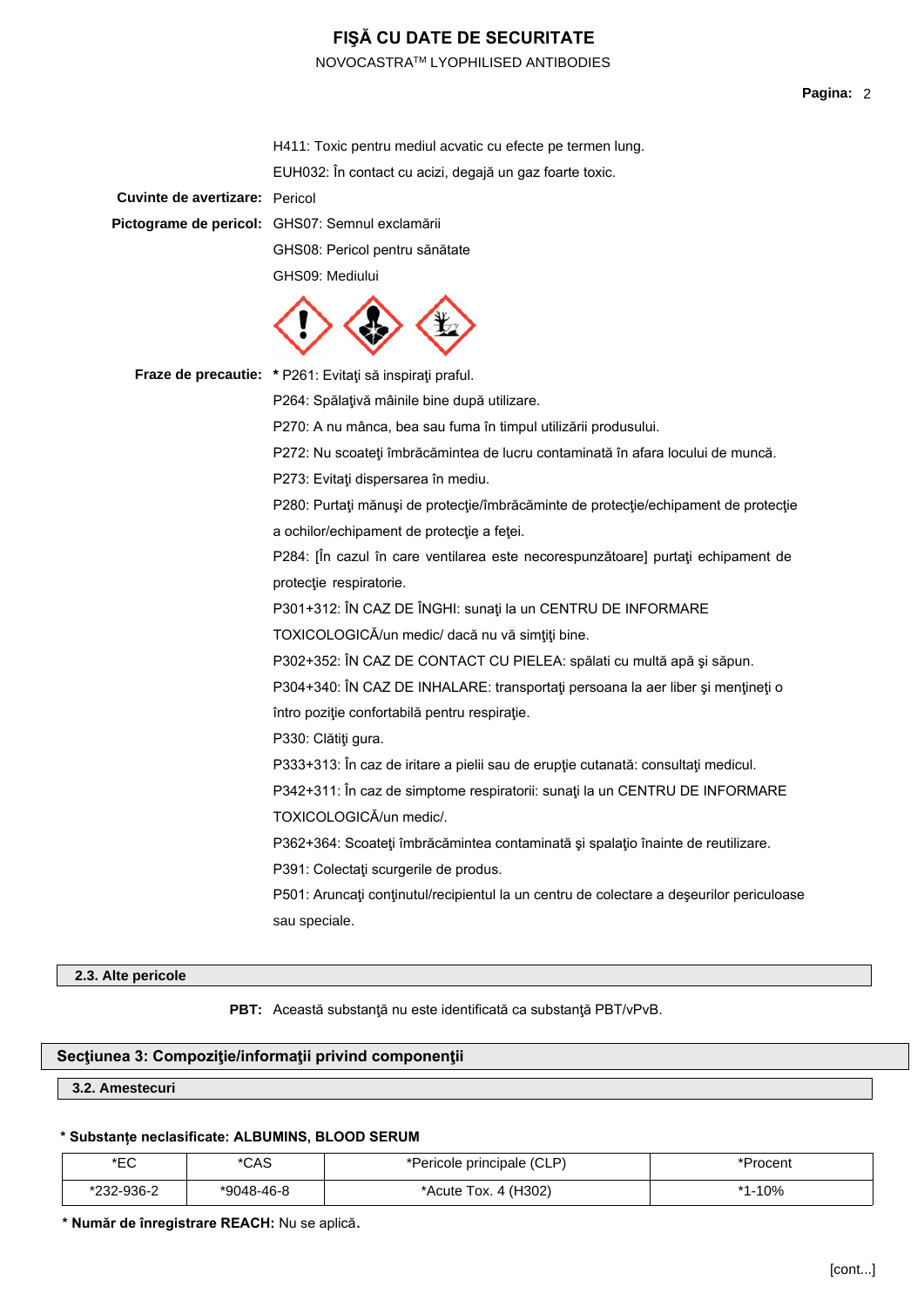H411: Toxic pentru mediul acvatic cu efecte pe termen lung.

EUH032: În contact cu acizi, degajă un gaz foarte toxic.

**Cuvinte de avertizare:** Pericol

**Pictograme de pericol:** GHS07: Semnul exclamării

GHS08: Pericol pentru sănătate

GHS09: Mediului

**Fraze de precautie:** * P261: Evitaţi să inspiraţi praful.

P264: Spălaţivă mâinile bine după utilizare.

P270: A nu mânca, bea sau fuma în timpul utilizării produsului.

P272: Nu scoateţi îmbrăcămintea de lucru contaminată în afara locului de muncă.

P273: Evitaţi dispersarea în mediu.

P280: Purtaţi mănuşi de protecţie/îmbrăcăminte de protecţie/echipament de protecţie a ochilor/echipament de protecţie a feţei.

P284: [În cazul în care ventilarea este necorespunzătoare] purtaţi echipament de protecţie respiratorie.

P301+312: ÎN CAZ DE ÎNGHI: sunaţi la un CENTRU DE INFORMARE TOXICOLOGICĂ/un medic/ dacă nu vă simţiţi bine.

P302+352: ÎN CAZ DE CONTACT CU PIELEA: spălati cu multă apă şi săpun.

P304+340: ÎN CAZ DE INHALARE: transportaţi persoana la aer liber şi menţineţi o întro poziţie confortabilă pentru respiraţie.

P330: Clătiţi gura.

P333+313: În caz de iritare a pielii sau de erupţie cutanată: consultaţi medicul.

P342+311: În caz de simptome respiratorii: sunaţi la un CENTRU DE INFORMARE TOXICOLOGICĂ/un medic/.

P362+364: Scoateţi îmbrăcămintea contaminată şi spalaţio înainte de reutilizare.

P391: Colectaţi scurgerile de produs.

P501: Aruncaţi conţinutul/recipientul la un centru de colectare a deşeurilor periculoase sau speciale.

### 2.3. Alte pericole

**PBT:** Această substanţă nu este identificată ca substanţă PBT/vPvB.

## Secţiunea 3: Compoziţie/informaţii privind componenţii

### 3.2. Amestecuri

**\* Substanțe neclasificate: ALBUMINS, BLOOD SERUM**

| *EC | *CAS | *Pericole principale (CLP) | *Procent |
|---|---|---|---|
| *232-936-2 | *9048-46-8 | *Acute Tox. 4 (H302) | *1-10% |

**\* Număr de înregistrare REACH:** Nu se aplică.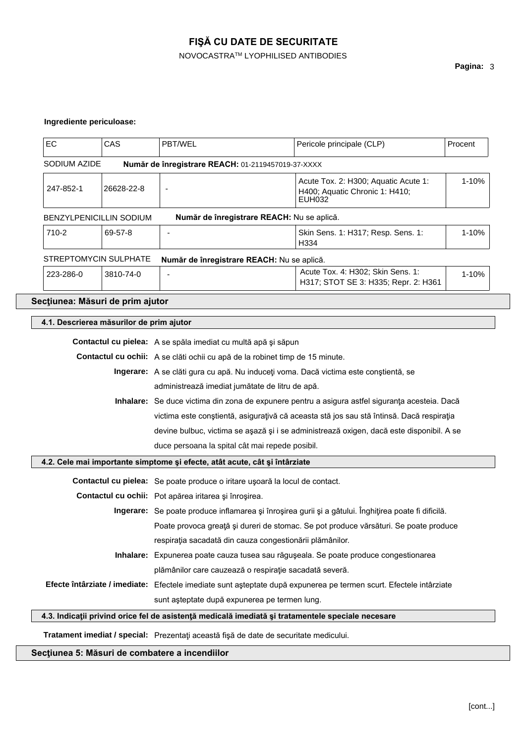**Ingrediente periculoase:**

| EC | CAS | PBT/WEL | Pericole principale (CLP) | Procent |
|---|---|---|---|---|
| SODIUM AZIDE | **Număr de înregistrare REACH:** 01-2119457019-37-XXXX | | | |
| 247-852-1 | 26628-22-8 | - | Acute Tox. 2: H300; Aquatic Acute 1: H400; Aquatic Chronic 1: H410; EUH032 | 1-10% |
| BENZYLPENICILLIN SODIUM | **Număr de înregistrare REACH:** Nu se aplică. | | | |
| 710-2 | 69-57-8 | - | Skin Sens. 1: H317; Resp. Sens. 1: H334 | 1-10% |
| STREPTOMYCIN SULPHATE | **Număr de înregistrare REACH:** Nu se aplică. | | | |
| 223-286-0 | 3810-74-0 | - | Acute Tox. 4: H302; Skin Sens. 1: H317; STOT SE 3: H335; Repr. 2: H361 | 1-10% |

## Secţiunea: Măsuri de prim ajutor

### 4.1. Descrierea măsurilor de prim ajutor

**Contactul cu pielea:** A se spăla imediat cu multă apă şi săpun

**Contactul cu ochii:** A se clăti ochii cu apă de la robinet timp de 15 minute.

**Ingerare:** A se clăti gura cu apă. Nu induceţi voma. Dacă victima este conştientă, se administrează imediat jumătate de litru de apă.

**Inhalare:** Se duce victima din zona de expunere pentru a asigura astfel siguranţa acesteia. Dacă victima este conştientă, asiguraţivă că aceasta stă jos sau stă întinsă. Dacă respiraţia devine bulbuc, victima se aşază şi i se administrează oxigen, dacă este disponibil. A se duce persoana la spital cât mai repede posibil.

### 4.2. Cele mai importante simptome şi efecte, atât acute, cât şi întârziate

**Contactul cu pielea:** Se poate produce o iritare uşoară la locul de contact.

**Contactul cu ochii:** Pot apărea iritarea şi înroşirea.

**Ingerare:** Se poate produce inflamarea şi înroşirea gurii şi a gâtului. Înghiţirea poate fi dificilă. Poate provoca greaţă şi dureri de stomac. Se pot produce vărsături. Se poate produce respiraţia sacadată din cauza congestionării plămânilor.

**Inhalare:** Expunerea poate cauza tusea sau răguşeala. Se poate produce congestionarea plămânilor care cauzează o respiraţie sacadată severă.

**Efecte întârziate / imediate:** Efectele imediate sunt aşteptate după expunerea pe termen scurt. Efectele intârziate sunt aşteptate după expunerea pe termen lung.

### 4.3. Indicaţii privind orice fel de asistenţă medicală imediată şi tratamentele speciale necesare

**Tratament imediat / special:** Prezentaţi această fişă de date de securitate medicului.

## Secţiunea 5: Măsuri de combatere a incendiilor

[cont...]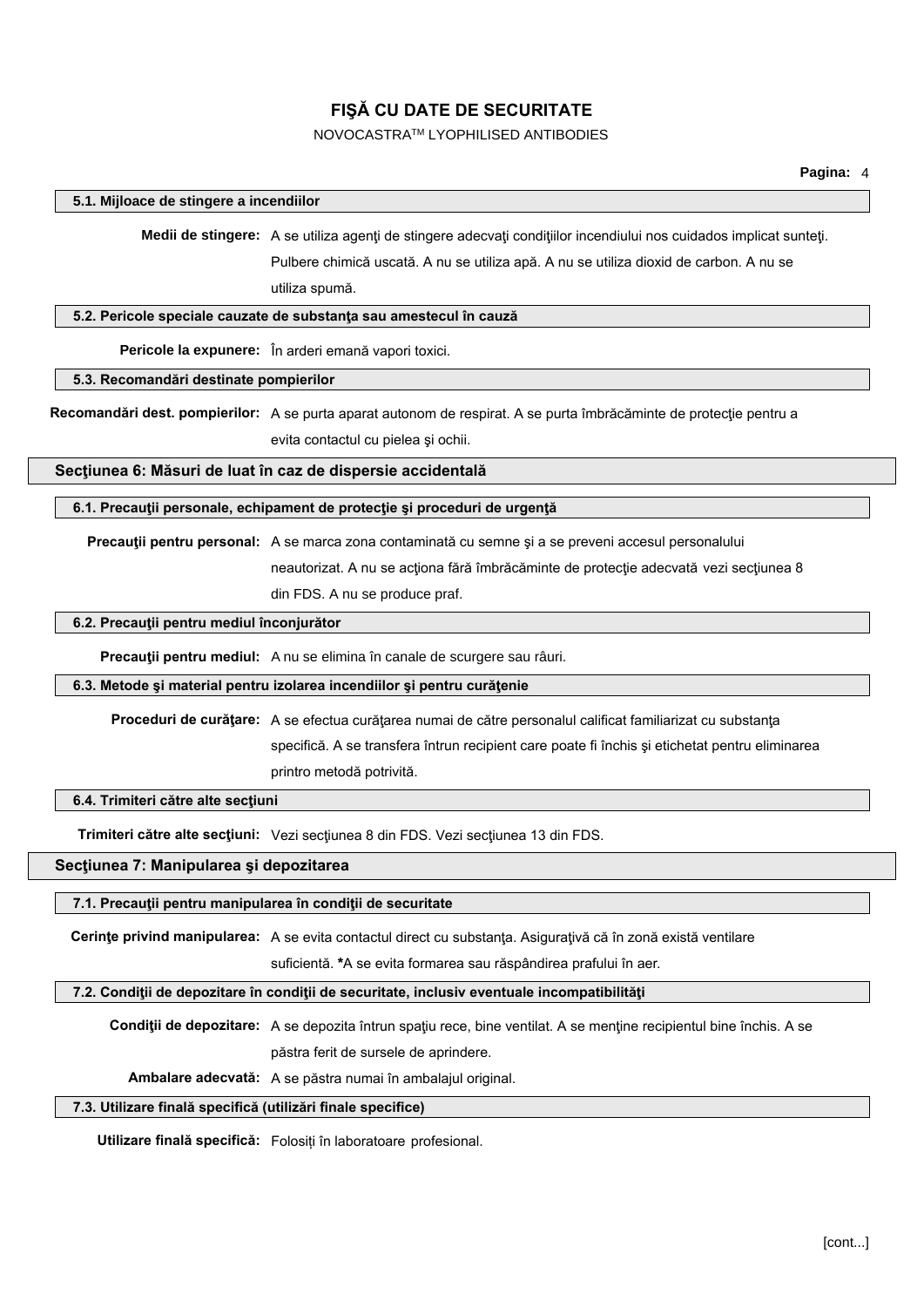### 5.1. Mijloace de stingere a incendiilor

**Medii de stingere:** A se utiliza agenţi de stingere adecvaţi condiţiilor incendiului nos cuidados implicat sunteţi. Pulbere chimică uscată. A nu se utiliza apă. A nu se utiliza dioxid de carbon. A nu se utiliza spumă.

### 5.2. Pericole speciale cauzate de substanţa sau amestecul în cauză

**Pericole la expunere:** În arderi emană vapori toxici.

### 5.3. Recomandări destinate pompierilor

**Recomandări dest. pompierilor:** A se purta aparat autonom de respirat. A se purta îmbrăcăminte de protecţie pentru a evita contactul cu pielea şi ochii.

## Secţiunea 6: Măsuri de luat în caz de dispersie accidentală

### 6.1. Precauţii personale, echipament de protecţie şi proceduri de urgenţă

**Precauţii pentru personal:** A se marca zona contaminată cu semne şi a se preveni accesul personalului neautorizat. A nu se acţiona fără îmbrăcăminte de protecţie adecvată vezi secţiunea 8 din FDS. A nu se produce praf.

### 6.2. Precauţii pentru mediul înconjurător

**Precauţii pentru mediul:** A nu se elimina în canale de scurgere sau râuri.

### 6.3. Metode şi material pentru izolarea incendiilor şi pentru curăţenie

**Proceduri de curăţare:** A se efectua curăţarea numai de către personalul calificat familiarizat cu substanţa specifică. A se transfera întrun recipient care poate fi închis şi etichetat pentru eliminarea printro metodă potrivită.

### 6.4. Trimiteri către alte secţiuni

**Trimiteri către alte secţiuni:** Vezi secţiunea 8 din FDS. Vezi secţiunea 13 din FDS.

## Secţiunea 7: Manipularea şi depozitarea

### 7.1. Precauţii pentru manipularea în condiţii de securitate

**Cerinţe privind manipularea:** A se evita contactul direct cu substanţa. Asiguraţivă că în zonă există ventilare suficientă. *A se evita formarea sau răspândirea prafului în aer.

### 7.2. Condiţii de depozitare în condiţii de securitate, inclusiv eventuale incompatibilităţi

**Condiţii de depozitare:** A se depozita întrun spaţiu rece, bine ventilat. A se menţine recipientul bine închis. A se păstra ferit de sursele de aprindere.

**Ambalare adecvată:** A se păstra numai în ambalajul original.

### 7.3. Utilizare finală specifică (utilizări finale specifice)

**Utilizare finală specifică:** Folosiți în laboratoare profesional.

[cont...]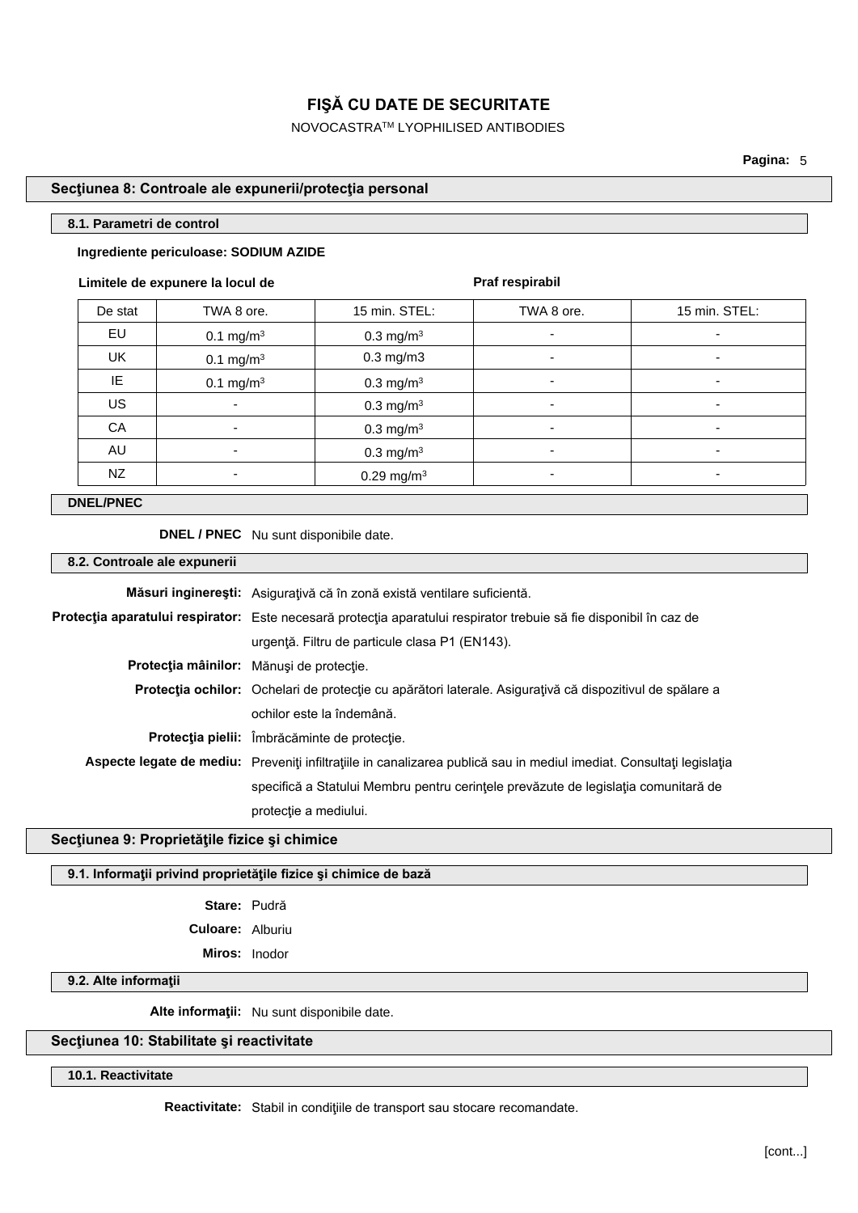# FIŞĂ CU DATE DE SECURITATE

NOVOCASTRA[TM] LYOPHILISED ANTIBODIES

## Secţiunea 8: Controale ale expunerii/protecţia personal

### 8.1. Parametri de control

**Ingrediente periculoase: SODIUM AZIDE**

| **Limitele de expunere la locul de** | | | **Praf respirabil** | |
|---|---|---|---|---|
| De stat | TWA 8 ore. | 15 min. STEL: | TWA 8 ore. | 15 min. STEL: |
| EU | 0.1 mg/m$^3$ | 0.3 mg/m$^3$ | - | - |
| UK | 0.1 mg/m$^3$ | 0.3 mg/m3 | - | - |
| IE | 0.1 mg/m$^3$ | 0.3 mg/m$^3$ | - | - |
| US | - | 0.3 mg/m$^3$ | - | - |
| CA | - | 0.3 mg/m$^3$ | - | - |
| AU | - | 0.3 mg/m$^3$ | - | - |
| NZ | - | 0.29 mg/m$^3$ | - | - |

### DNEL/PNEC

**DNEL / PNEC** Nu sunt disponibile date.

### 8.2. Controale ale expunerii

**Măsuri inginereşti:** Asiguraţivă că în zonă există ventilare suficientă.

**Protecţia aparatului respirator:** Este necesară protecţia aparatului respirator trebuie să fie disponibil în caz de urgenţă. Filtru de particule clasa P1 (EN143).

**Protecţia mâinilor:** Mănuşi de protecţie.

**Protecţia ochilor:** Ochelari de protecţie cu apărători laterale. Asiguraţivă că dispozitivul de spălare a ochilor este la îndemână.

**Protecţia pielii:** Îmbrăcăminte de protecţie.

**Aspecte legate de mediu:** Preveniţi infiltraţiile in canalizarea publică sau in mediul imediat. Consultaţi legislaţia specifică a Statului Membru pentru cerinţele prevăzute de legislaţia comunitară de protecţie a mediului.

## Secţiunea 9: Proprietăţile fizice şi chimice

### 9.1. Informaţii privind proprietăţile fizice şi chimice de bază

**Stare:** Pudră

**Culoare:** Alburiu

**Miros:** Inodor

### 9.2. Alte informaţii

**Alte informaţii:** Nu sunt disponibile date.

## Secţiunea 10: Stabilitate şi reactivitate

### 10.1. Reactivitate

**Reactivitate:** Stabil in condiţiile de transport sau stocare recomandate.

[cont...]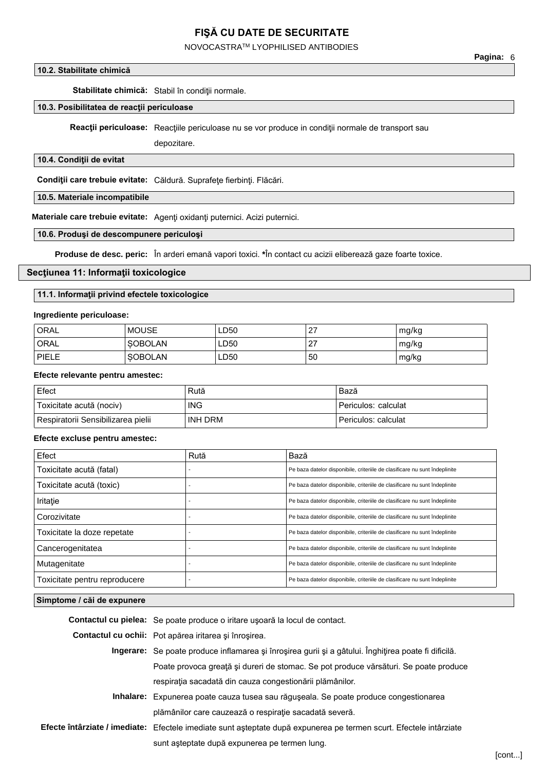### 10.2. Stabilitate chimică

**Stabilitate chimică:** Stabil în condiţii normale.

### 10.3. Posibilitatea de reacţii periculoase

**Reacţii periculoase:** Reacţiile periculoase nu se vor produce in condiţii normale de transport sau depozitare.

### 10.4. Condiţii de evitat

**Condiţii care trebuie evitate:** Căldură. Suprafeţe fierbinţi. Flăcări.

### 10.5. Materiale incompatibile

**Materiale care trebuie evitate:** Agenţi oxidanţi puternici. Acizi puternici.

### 10.6. Produşi de descompunere periculoşi

**Produse de desc. peric:** În arderi emană vapori toxici. ***** În contact cu acizii eliberează gaze foarte toxice.

## Secţiunea 11: Informaţii toxicologice

### 11.1. Informaţii privind efectele toxicologice

**Ingrediente periculoase:**

| | | | | |
|---|---|---|---|---|
| ORAL | MOUSE | LD50 | 27 | mg/kg |
| ORAL | ŞOBOLAN | LD50 | 27 | mg/kg |
| PIELE | ŞOBOLAN | LD50 | 50 | mg/kg |

**Efecte relevante pentru amestec:**

| Efect | Rută | Bază |
|---|---|---|
| Toxicitate acută (nociv) | ING | Periculos: calculat |
| Respiratorii Sensibilizarea pielii | INH DRM | Periculos: calculat |

**Efecte excluse pentru amestec:**

| Efect | Rută | Bază |
|---|---|---|
| Toxicitate acută (fatal) | - | Pe baza datelor disponibile, criteriile de clasificare nu sunt îndeplinite |
| Toxicitate acută (toxic) | - | Pe baza datelor disponibile, criteriile de clasificare nu sunt îndeplinite |
| Iritaţie | - | Pe baza datelor disponibile, criteriile de clasificare nu sunt îndeplinite |
| Corozivitate | - | Pe baza datelor disponibile, criteriile de clasificare nu sunt îndeplinite |
| Toxicitate la doze repetate | - | Pe baza datelor disponibile, criteriile de clasificare nu sunt îndeplinite |
| Cancerogenitatea | - | Pe baza datelor disponibile, criteriile de clasificare nu sunt îndeplinite |
| Mutagenitate | - | Pe baza datelor disponibile, criteriile de clasificare nu sunt îndeplinite |
| Toxicitate pentru reproducere | - | Pe baza datelor disponibile, criteriile de clasificare nu sunt îndeplinite |

### Simptome / căi de expunere

**Contactul cu pielea:** Se poate produce o iritare uşoară la locul de contact.

**Contactul cu ochii:** Pot apărea iritarea şi înroşirea.

**Ingerare:** Se poate produce inflamarea şi înroşirea gurii şi a gâtului. Înghiţirea poate fi dificilă. Poate provoca greaţă şi dureri de stomac. Se pot produce vărsături. Se poate produce respiraţia sacadată din cauza congestionării plămânilor.

**Inhalare:** Expunerea poate cauza tusea sau răguşeala. Se poate produce congestionarea plămânilor care cauzează o respiraţie sacadată severă.

**Efecte întârziate / imediate:** Efectele imediate sunt aşteptate după expunerea pe termen scurt. Efectele intârziate sunt aşteptate după expunerea pe termen lung.

[cont...]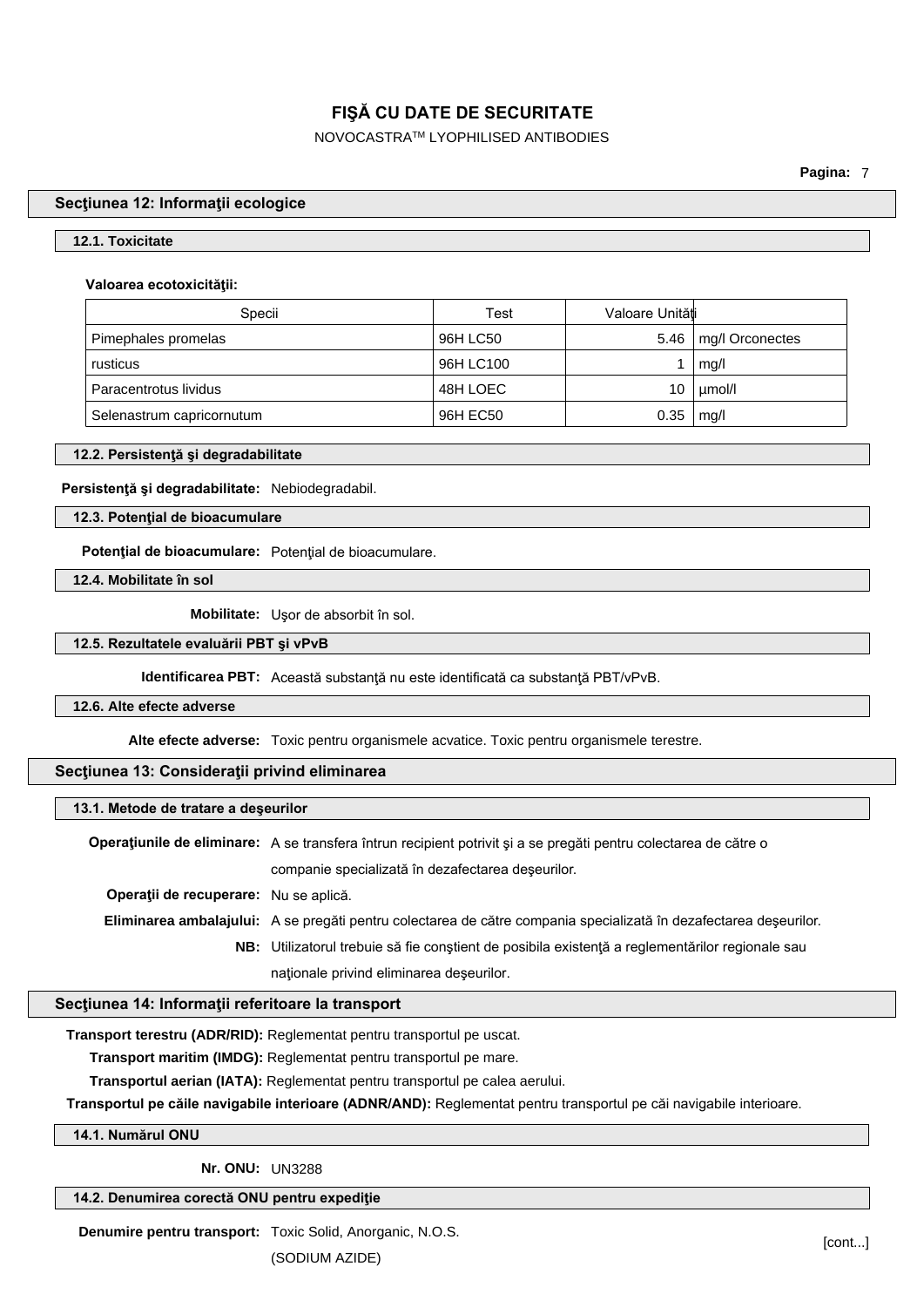## Secţiunea 12: Informaţii ecologice

### 12.1. Toxicitate

**Valoarea ecotoxicităţii:**

| Specii | Test | Valoare Unităţi | |
|---|---|---|---|
| Pimephales promelas | 96H LC50 | 5.46 | mg/l Orconectes |
| rusticus | 96H LC100 | 1 | mg/l |
| Paracentrotus lividus | 48H LOEC | 10 | µmol/l |
| Selenastrum capricornutum | 96H EC50 | 0.35 | mg/l |

### 12.2. Persistenţă şi degradabilitate

**Persistenţă şi degradabilitate:** Nebiodegradabil.

### 12.3. Potenţial de bioacumulare

**Potenţial de bioacumulare:** Potenţial de bioacumulare.

### 12.4. Mobilitate în sol

**Mobilitate:** Uşor de absorbit în sol.

### 12.5. Rezultatele evaluării PBT şi vPvB

**Identificarea PBT:** Această substanţă nu este identificată ca substanţă PBT/vPvB.

### 12.6. Alte efecte adverse

**Alte efecte adverse:** Toxic pentru organismele acvatice. Toxic pentru organismele terestre.

## Secţiunea 13: Consideraţii privind eliminarea

### 13.1. Metode de tratare a deşeurilor

**Operaţiunile de eliminare:** A se transfera întrun recipient potrivit şi a se pregăti pentru colectarea de către o companie specializată în dezafectarea deşeurilor.

**Operaţii de recuperare:** Nu se aplică.

**Eliminarea ambalajului:** A se pregăti pentru colectarea de către compania specializată în dezafectarea deşeurilor.

**NB:** Utilizatorul trebuie să fie conştient de posibila existenţă a reglementărilor regionale sau naţionale privind eliminarea deşeurilor.

## Secţiunea 14: Informaţii referitoare la transport

**Transport terestru (ADR/RID):** Reglementat pentru transportul pe uscat.

**Transport maritim (IMDG):** Reglementat pentru transportul pe mare.

**Transportul aerian (IATA):** Reglementat pentru transportul pe calea aerului.

**Transportul pe căile navigabile interioare (ADNR/AND):** Reglementat pentru transportul pe căi navigabile interioare.

### 14.1. Numărul ONU

**Nr. ONU:** UN3288

### 14.2. Denumirea corectă ONU pentru expediţie

**Denumire pentru transport:** Toxic Solid, Anorganic, N.O.S. (SODIUM AZIDE)

[cont...]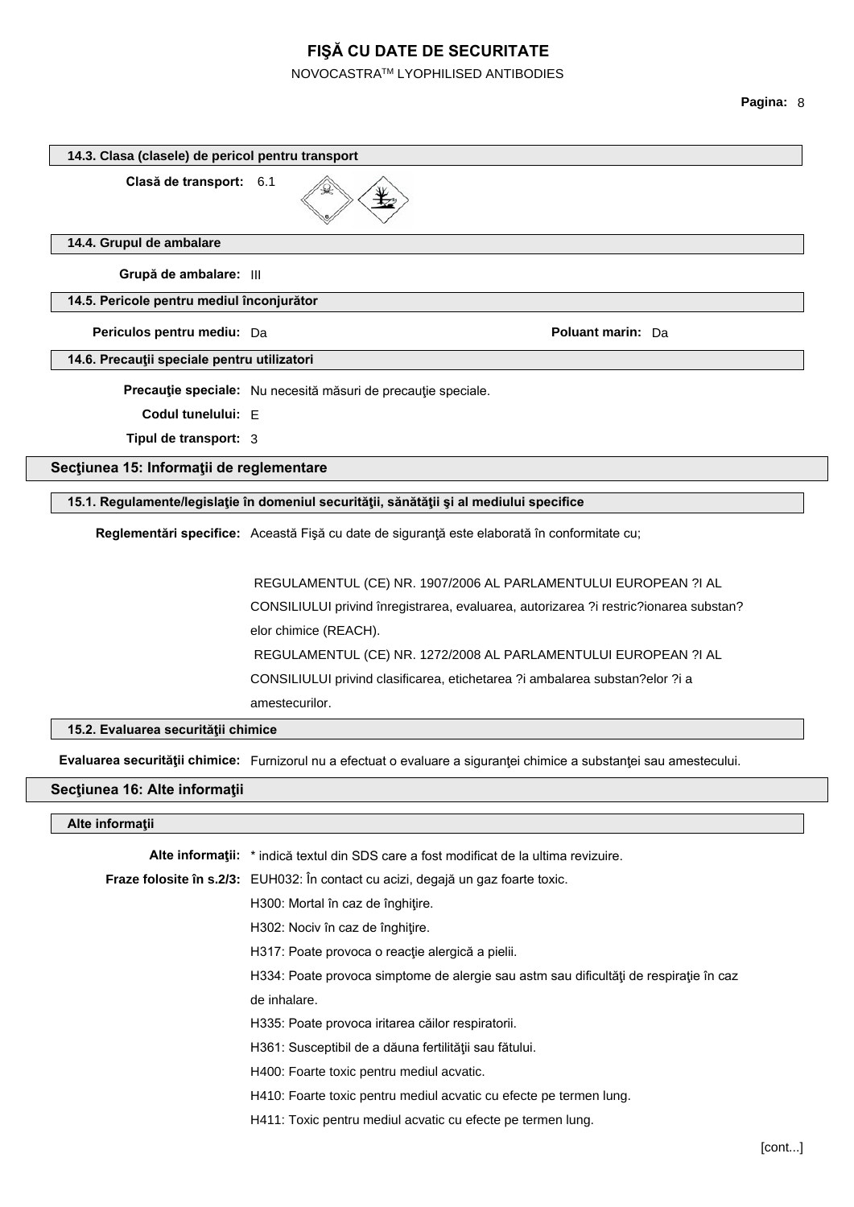### 14.3. Clasa (clasele) de pericol pentru transport

**Clasă de transport:** 6.1

### 14.4. Grupul de ambalare

**Grupă de ambalare:** III

### 14.5. Pericole pentru mediul înconjurător

**Periculos pentru mediu:** Da

**Poluant marin:** Da

### 14.6. Precauţii speciale pentru utilizatori

**Precauţie speciale:** Nu necesită măsuri de precauţie speciale.

**Codul tunelului:** E

**Tipul de transport:** 3

## Secţiunea 15: Informaţii de reglementare

### 15.1. Regulamente/legislaţie în domeniul securităţii, sănătăţii şi al mediului specifice

**Reglementări specifice:** Această Fişă cu date de siguranţă este elaborată în conformitate cu;

REGULAMENTUL (CE) NR. 1907/2006 AL PARLAMENTULUI EUROPEAN ?I AL CONSILIULUI privind înregistrarea, evaluarea, autorizarea ?i restric?ionarea substan?elor chimice (REACH).
REGULAMENTUL (CE) NR. 1272/2008 AL PARLAMENTULUI EUROPEAN ?I AL CONSILIULUI privind clasificarea, etichetarea ?i ambalarea substan?elor ?i a amestecurilor.

### 15.2. Evaluarea securităţii chimice

**Evaluarea securităţii chimice:** Furnizorul nu a efectuat o evaluare a siguranţei chimice a substanţei sau amestecului.

## Secţiunea 16: Alte informaţii

### Alte informaţii

**Alte informaţii:** * indică textul din SDS care a fost modificat de la ultima revizuire.

**Fraze folosite în s.2/3:** EUH032: În contact cu acizi, degajă un gaz foarte toxic.
H300: Mortal în caz de înghiţire.
H302: Nociv în caz de înghiţire.
H317: Poate provoca o reacţie alergică a pielii.
H334: Poate provoca simptome de alergie sau astm sau dificultăţi de respiraţie în caz de inhalare.
H335: Poate provoca iritarea căilor respiratorii.
H361: Susceptibil de a dăuna fertilităţii sau fătului.
H400: Foarte toxic pentru mediul acvatic.
H410: Foarte toxic pentru mediul acvatic cu efecte pe termen lung.
H411: Toxic pentru mediul acvatic cu efecte pe termen lung.

[cont...]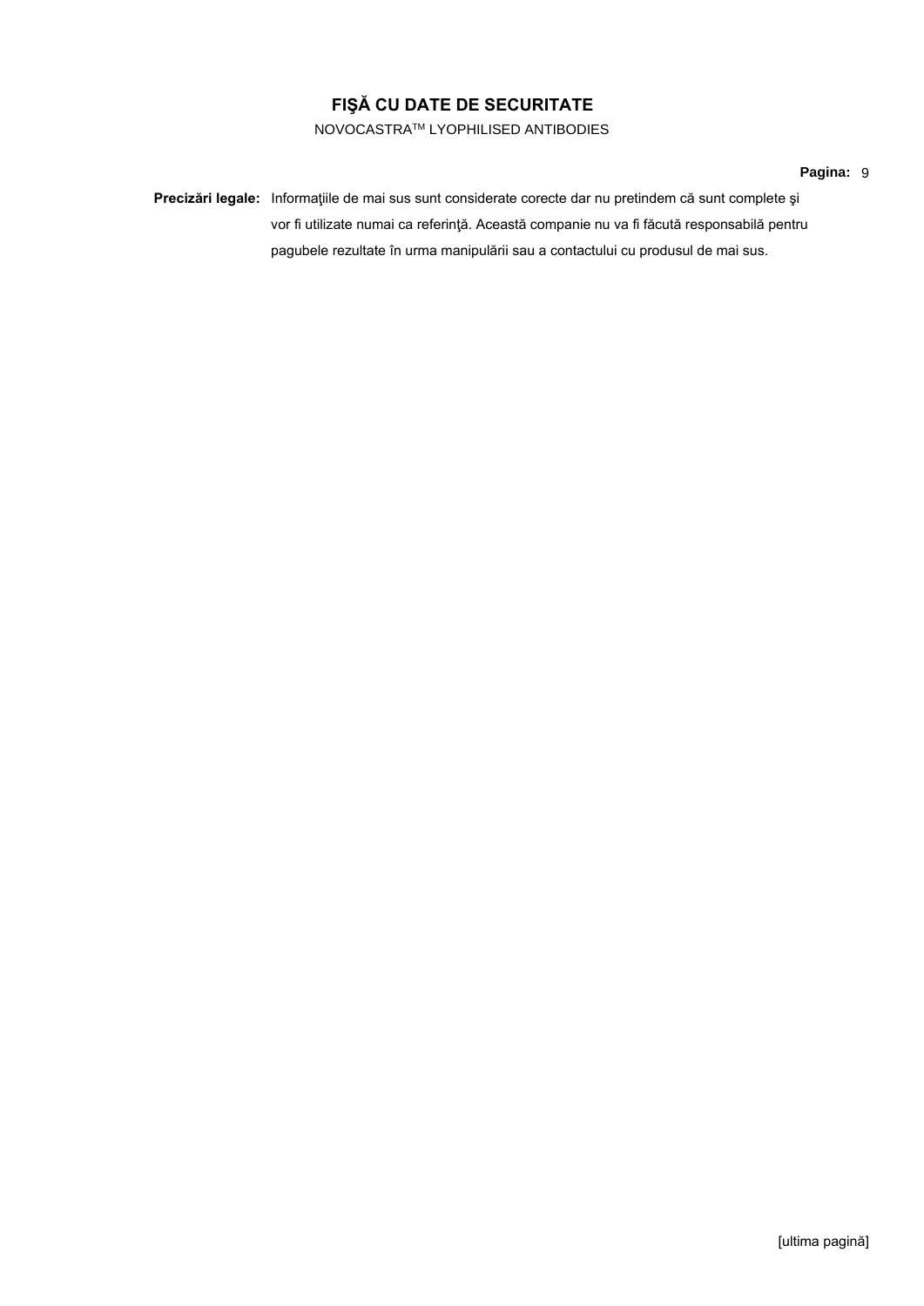**Precizări legale:** Informaţiile de mai sus sunt considerate corecte dar nu pretindem că sunt complete şi vor fi utilizate numai ca referinţă. Această companie nu va fi făcută responsabilă pentru pagubele rezultate în urma manipulării sau a contactului cu produsul de mai sus.

[ultima pagină]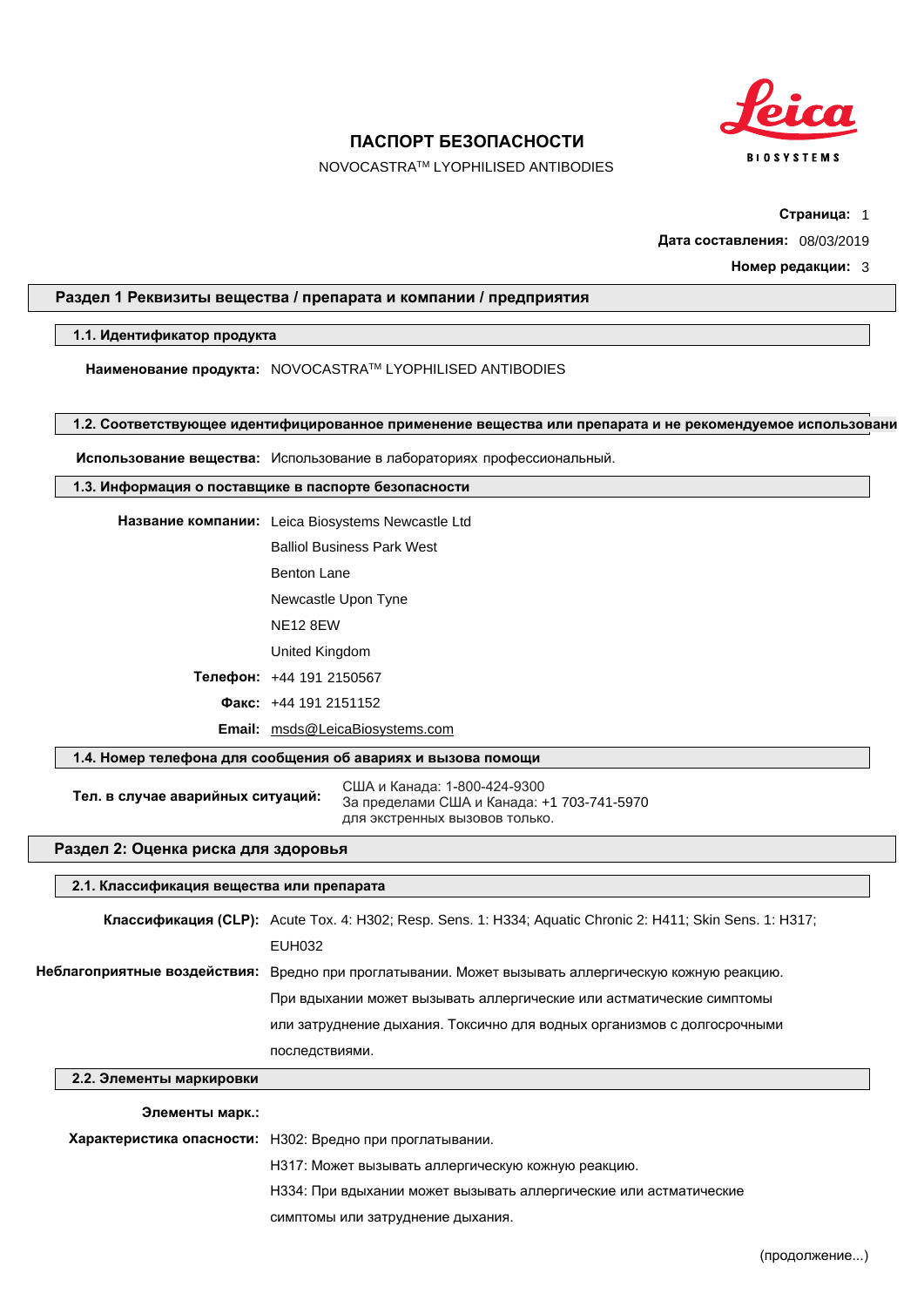# ПАСПОРТ БЕЗОПАСНОСТИ

NOVOCASTRA™ LYOPHILISED ANTIBODIES

**Страница:** 1

**Дата составления:** 08/03/2019

**Номер редакции:** 3

## Раздел 1 Реквизиты вещества / препарата и компании / предприятия

### 1.1. Идентификатор продукта

**Наименование продукта:** NOVOCASTRA™ LYOPHILISED ANTIBODIES

### 1.2. Соответствующее идентифицированное применение вещества или препарата и не рекомендуемое использовани

**Использование вещества:** Использование в лабораториях профессиональный.

### 1.3. Информация о поставщике в паспорте безопасности

**Название компании:** Leica Biosystems Newcastle Ltd

Balliol Business Park West

Benton Lane

Newcastle Upon Tyne

NE12 8EW

United Kingdom

**Телефон:** +44 191 2150567

**Факс:** +44 191 2151152

**Email:** msds@LeicaBiosystems.com

### 1.4. Номер телефона для сообщения об авариях и вызова помощи

**Тел. в случае аварийных ситуаций:** США и Канада: 1-800-424-9300
За пределами США и Канада: +1 703-741-5970
для экстренных вызовов только.

## Раздел 2: Оценка риска для здоровья

### 2.1. Классификация вещества или препарата

**Классификация (CLP):** Acute Tox. 4: H302; Resp. Sens. 1: H334; Aquatic Chronic 2: H411; Skin Sens. 1: H317; EUH032

**Неблагоприятные воздействия:** Вредно при проглатывании. Может вызывать аллергическую кожную реакцию. При вдыхании может вызывать аллергические или астматические симптомы или затруднение дыхания. Токсично для водных организмов с долгосрочными последствиями.

### 2.2. Элементы маркировки

**Элементы марк.:**

**Характеристика опасности:** H302: Вредно при проглатывании.

H317: Может вызывать аллергическую кожную реакцию.

H334: При вдыхании может вызывать аллергические или астматические симптомы или затруднение дыхания.

(продолжение...)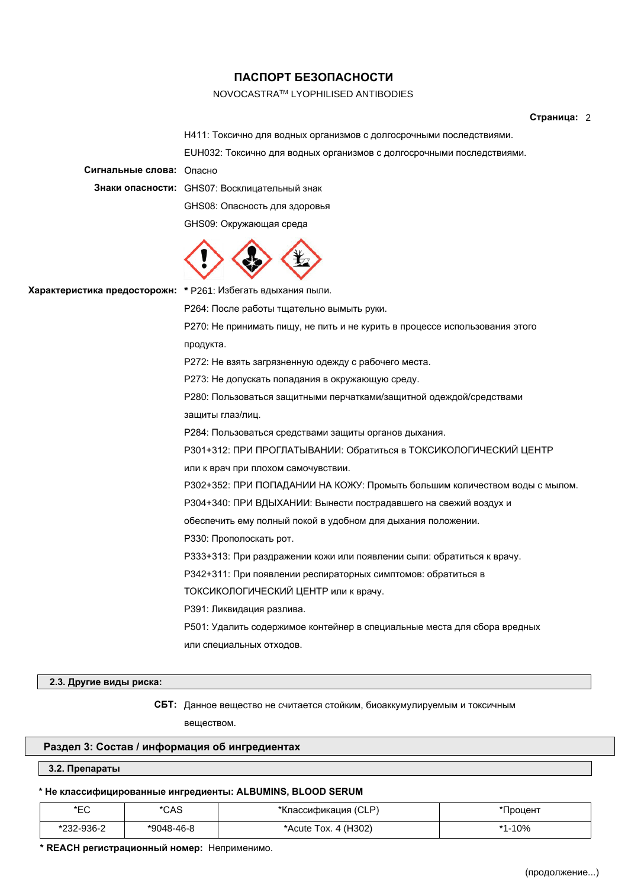H411: Токсично для водных организмов с долгосрочными последствиями.

EUH032: Токсично для водных организмов с долгосрочными последствиями.

**Сигнальные слова:** Опасно

**Знаки опасности:** GHS07: Восклицательный знак

GHS08: Опасность для здоровья

GHS09: Окружающая среда

**Характеристика предосторожн:** * P261: Избегать вдыхания пыли.

P264: После работы тщательно вымыть руки.

P270: Не принимать пищу, не пить и не курить в процессе использования этого продукта.

P272: Не взять загрязненную одежду с рабочего места.

P273: Не допускать попадания в окружающую среду.

P280: Пользоваться защитными перчатками/защитной одеждой/средствами защиты глаз/лиц.

P284: Пользоваться средствами защиты органов дыхания.

P301+312: ПРИ ПРОГЛАТЫВАНИИ: Обратиться в ТОКСИКОЛОГИЧЕСКИЙ ЦЕНТР или к врач при плохом самочувствии.

P302+352: ПРИ ПОПАДАНИИ НА КОЖУ: Промыть большим количеством воды с мылом.

P304+340: ПРИ ВДЫХАНИИ: Вынести пострадавшего на свежий воздух и обеспечить ему полный покой в удобном для дыхания положении.

P330: Прополоскать рот.

P333+313: При раздражении кожи или появлении сыпи: обратиться к врачу.

P342+311: При появлении респираторных симптомов: обратиться в ТОКСИКОЛОГИЧЕСКИЙ ЦЕНТР или к врачу.

P391: Ликвидация разлива.

P501: Удалить содержимое контейнер в специальные места для сбора вредных или специальных отходов.

### 2.3. Другие виды риска:

**СБТ:** Данное вещество не считается стойким, биоаккумулируемым и токсичным веществом.

## Раздел 3: Состав / информация об ингредиентах

### 3.2. Препараты

**\* Не классифицированные ингредиенты: ALBUMINS, BLOOD SERUM**

| *EC | *CAS | *Классификация (CLP) | *Процент |
|---|---|---|---|
| *232-936-2 | *9048-46-8 | *Acute Tox. 4 (H302) | *1-10% |

**\* REACH регистрационный номер:** Неприменимо.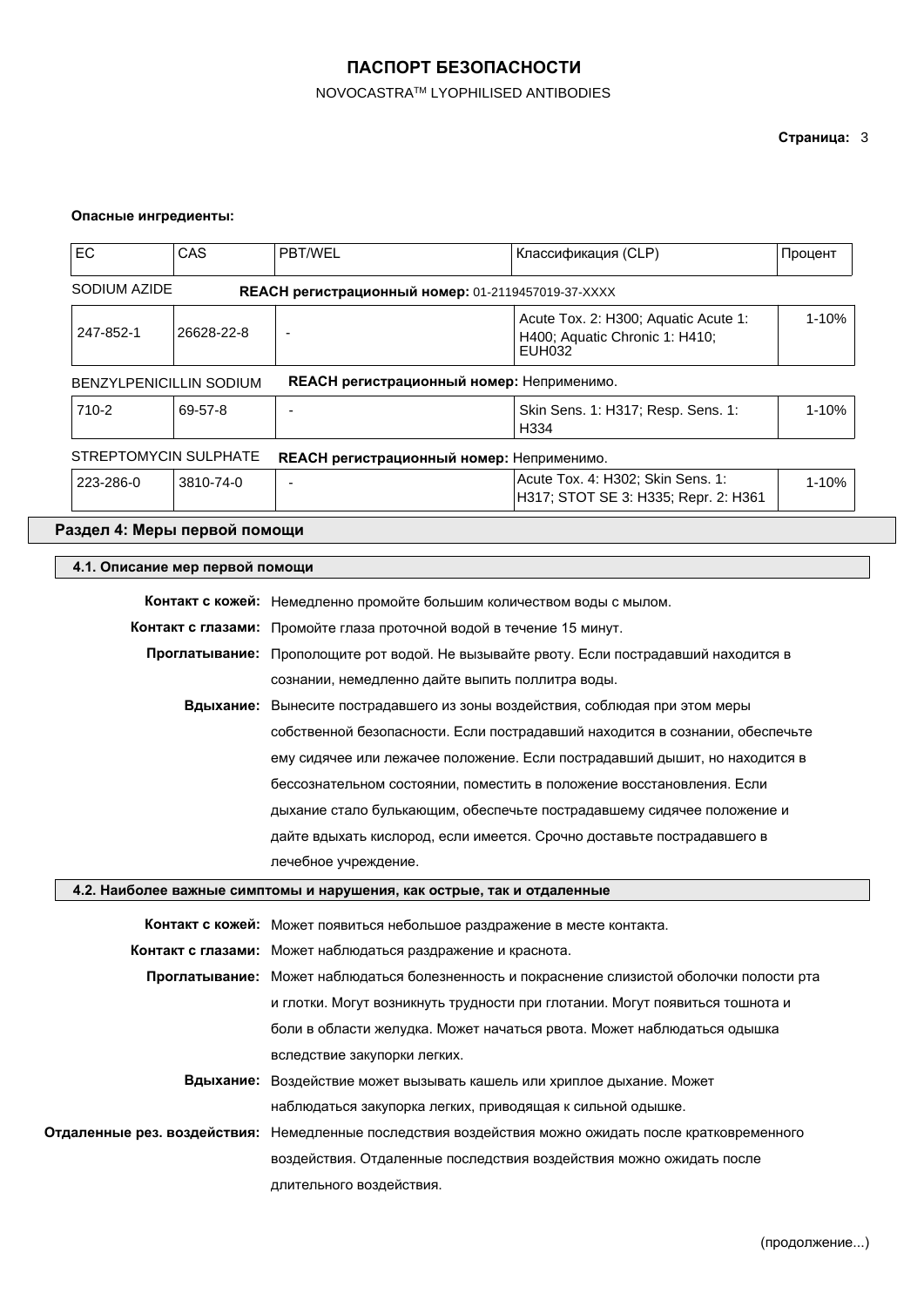**Опасные ингредиенты:**

| EC | CAS | PBT/WEL | Классификация (CLP) | Процент |
|---|---|---|---|---|
| SODIUM AZIDE | **REACH регистрационный номер:** 01-2119457019-37-XXXX | | | |
| 247-852-1 | 26628-22-8 | - | Acute Tox. 2: H300; Aquatic Acute 1: H400; Aquatic Chronic 1: H410; EUH032 | 1-10% |
| BENZYLPENICILLIN SODIUM | **REACH регистрационный номер:** Неприменимо. | | | |
| 710-2 | 69-57-8 | - | Skin Sens. 1: H317; Resp. Sens. 1: H334 | 1-10% |
| STREPTOMYCIN SULPHATE | **REACH регистрационный номер:** Неприменимо. | | | |
| 223-286-0 | 3810-74-0 | - | Acute Tox. 4: H302; Skin Sens. 1: H317; STOT SE 3: H335; Repr. 2: H361 | 1-10% |

## Раздел 4: Меры первой помощи

### 4.1. Описание мер первой помощи

**Контакт с кожей:** Немедленно промойте большим количеством воды с мылом.

**Контакт с глазами:** Промойте глаза проточной водой в течение 15 минут.

**Проглатывание:** Прополощите рот водой. Не вызывайте рвоту. Если пострадавший находится в сознании, немедленно дайте выпить поллитра воды.

**Вдыхание:** Вынесите пострадавшего из зоны воздействия, соблюдая при этом меры собственной безопасности. Если пострадавший находится в сознании, обеспечьте ему сидячее или лежачее положение. Если пострадавший дышит, но находится в бессознательном состоянии, поместить в положение восстановления. Если дыхание стало булькающим, обеспечьте пострадавшему сидячее положение и дайте вдыхать кислород, если имеется. Срочно доставьте пострадавшего в лечебное учреждение.

### 4.2. Наиболее важные симптомы и нарушения, как острые, так и отдаленные

**Контакт с кожей:** Может появиться небольшое раздражение в месте контакта.

**Контакт с глазами:** Может наблюдаться раздражение и краснота.

**Проглатывание:** Может наблюдаться болезненность и покраснение слизистой оболочки полости рта и глотки. Могут возникнуть трудности при глотании. Могут появиться тошнота и боли в области желудка. Может начаться рвота. Может наблюдаться одышка вследствие закупорки легких.

**Вдыхание:** Воздействие может вызывать кашель или хриплое дыхание. Может наблюдаться закупорка легких, приводящая к сильной одышке.

**Отдаленные рез. воздействия:** Немедленные последствия воздействия можно ожидать после кратковременного воздействия. Отдаленные последствия воздействия можно ожидать после длительного воздействия.

(продолжение...)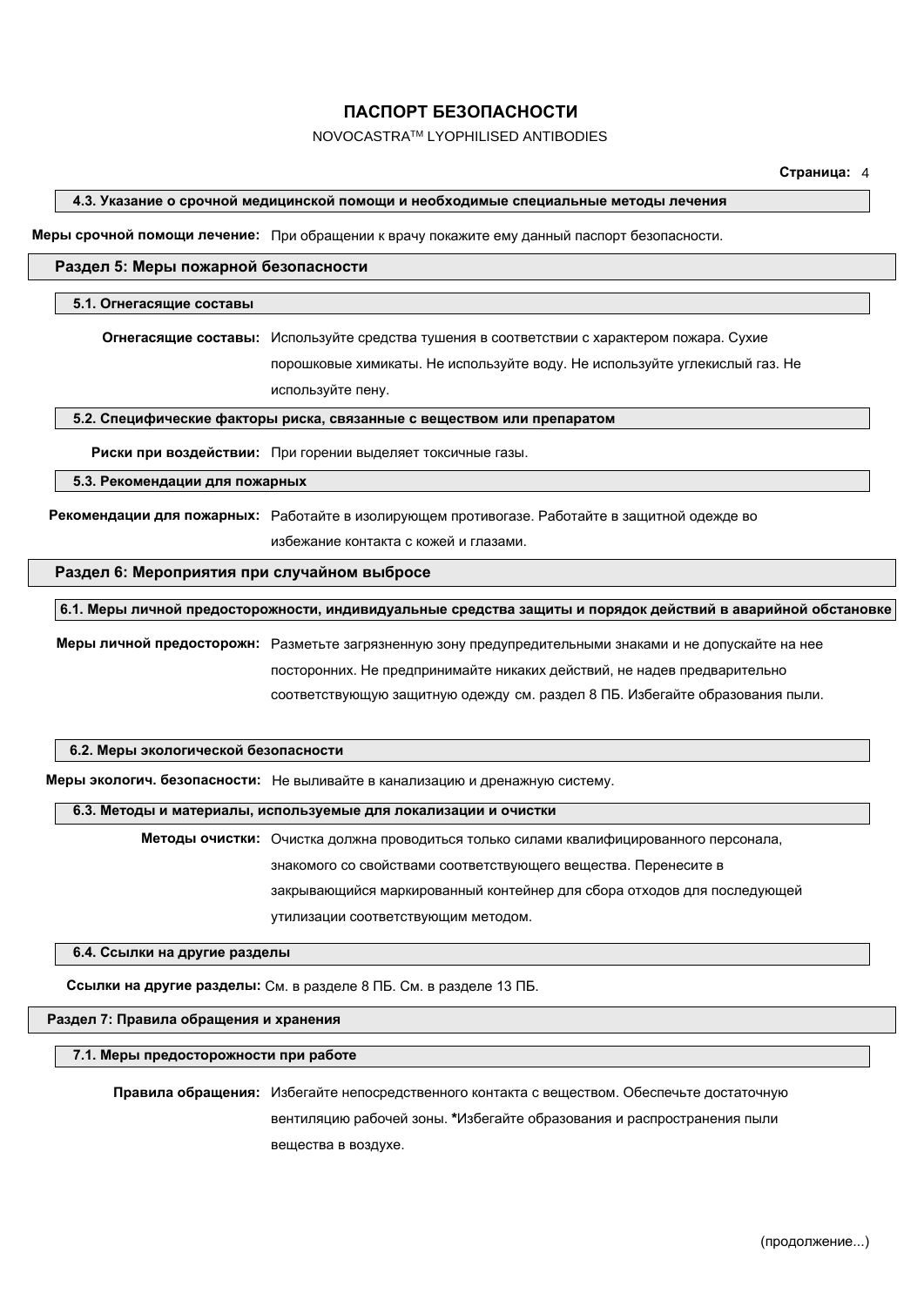# ПАСПОРТ БЕЗОПАСНОСТИ

NOVOCASTRA™ LYOPHILISED ANTIBODIES

### 4.3. Указание о срочной медицинской помощи и необходимые специальные методы лечения

**Меры срочной помощи лечение:** При обращении к врачу покажите ему данный паспорт безопасности.

## Раздел 5: Меры пожарной безопасности

### 5.1. Огнегасящие составы

**Огнегасящие составы:** Используйте средства тушения в соответствии с характером пожара. Сухие порошковые химикаты. Не используйте воду. Не используйте углекислый газ. Не используйте пену.

### 5.2. Специфические факторы риска, связанные с веществом или препаратом

**Риски при воздействии:** При горении выделяет токсичные газы.

### 5.3. Рекомендации для пожарных

**Рекомендации для пожарных:** Работайте в изолирующем противогазе. Работайте в защитной одежде во избежание контакта с кожей и глазами.

## Раздел 6: Мероприятия при случайном выбросе

### 6.1. Меры личной предосторожности, индивидуальные средства защиты и порядок действий в аварийной обстановке

**Меры личной предосторожн:** Разметьте загрязненную зону предупредительными знаками и не допускайте на нее посторонних. Не предпринимайте никаких действий, не надев предварительно соответствующую защитную одежду см. раздел 8 ПБ. Избегайте образования пыли.

### 6.2. Меры экологической безопасности

**Меры экологич. безопасности:** Не выливайте в канализацию и дренажную систему.

### 6.3. Методы и материалы, используемые для локализации и очистки

**Методы очистки:** Очистка должна проводиться только силами квалифицированного персонала, знакомого со свойствами соответствующего вещества. Перенесите в закрывающийся маркированный контейнер для сбора отходов для последующей утилизации соответствующим методом.

### 6.4. Ссылки на другие разделы

**Ссылки на другие разделы:** См. в разделе 8 ПБ. См. в разделе 13 ПБ.

## Раздел 7: Правила обращения и хранения

### 7.1. Меры предосторожности при работе

**Правила обращения:** Избегайте непосредственного контакта с веществом. Обеспечьте достаточную вентиляцию рабочей зоны. ***Избегайте образования и распространения пыли вещества в воздухе.**

(продолжение...)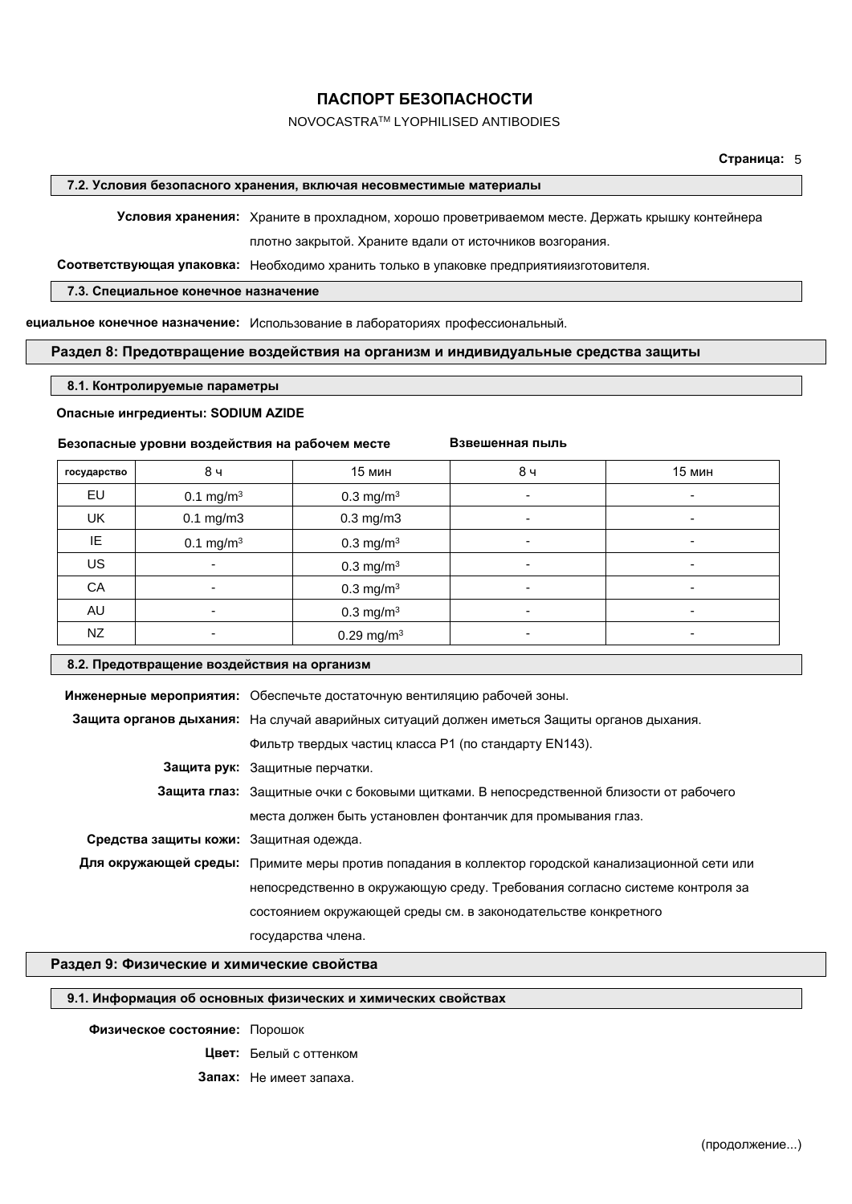#### 7.2. Условия безопасного хранения, включая несовместимые материалы

**Условия хранения:** Храните в прохладном, хорошо проветриваемом месте. Держать крышку контейнера плотно закрытой. Храните вдали от источников возгорания.

**Соответствующая упаковка:** Необходимо хранить только в упаковке предприятияизготовителя.

#### 7.3. Специальное конечное назначение

**ециальное конечное назначение:** Использование в лабораториях профессиональный.

## Раздел 8: Предотвращение воздействия на организм и индивидуальные средства защиты

#### 8.1. Контролируемые параметры

**Опасные ингредиенты: SODIUM AZIDE**

| | **Безопасные уровни воздействия на рабочем месте** | | **Взвешенная пыль** | |
|---|---|---|---|---|
| **государство** | 8 ч | 15 мин | 8 ч | 15 мин |
| EU | 0.1 mg/m³ | 0.3 mg/m³ | - | - |
| UK | 0.1 mg/m3 | 0.3 mg/m3 | - | - |
| IE | 0.1 mg/m³ | 0.3 mg/m³ | - | - |
| US | - | 0.3 mg/m³ | - | - |
| CA | - | 0.3 mg/m³ | - | - |
| AU | - | 0.3 mg/m³ | - | - |
| NZ | - | 0.29 mg/m³ | - | - |

#### 8.2. Предотвращение воздействия на организм

**Инженерные мероприятия:** Обеспечьте достаточную вентиляцию рабочей зоны.

**Защита органов дыхания:** На случай аварийных ситуаций должен иметься Защиты органов дыхания. Фильтр твердых частиц класса P1 (по стандарту EN143).

**Защита рук:** Защитные перчатки.

**Защита глаз:** Защитные очки с боковыми щитками. В непосредственной близости от рабочего места должен быть установлен фонтанчик для промывания глаз.

**Средства защиты кожи:** Защитная одежда.

**Для окружающей среды:** Примите меры против попадания в коллектор городской канализационной сети или непосредственно в окружающую среду. Требования согласно системе контроля за состоянием окружающей среды см. в законодательстве конкретного государства члена.

## Раздел 9: Физические и химические свойства

#### 9.1. Информация об основных физических и химических свойствах

**Физическое состояние:** Порошок

**Цвет:** Белый с оттенком

**Запах:** Не имеет запаха.

(продолжение...)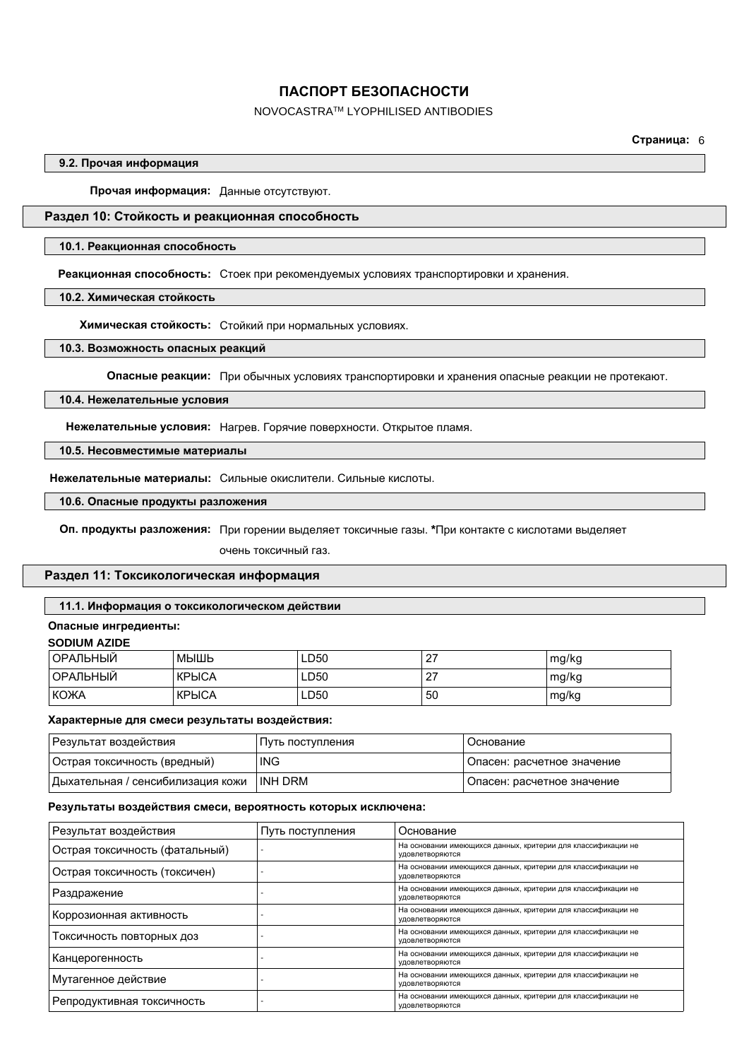#### 9.2. Прочая информация

**Прочая информация:** Данные отсутствуют.

## Раздел 10: Стойкость и реакционная способность

#### 10.1. Реакционная способность

**Реакционная способность:** Стоек при рекомендуемых условиях транспортировки и хранения.

#### 10.2. Химическая стойкость

**Химическая стойкость:** Стойкий при нормальных условиях.

#### 10.3. Возможность опасных реакций

**Опасные реакции:** При обычных условиях транспортировки и хранения опасные реакции не протекают.

#### 10.4. Нежелательные условия

**Нежелательные условия:** Нагрев. Горячие поверхности. Открытое пламя.

#### 10.5. Несовместимые материалы

**Нежелательные материалы:** Сильные окислители. Сильные кислоты.

#### 10.6. Опасные продукты разложения

**Оп. продукты разложения:** При горении выделяет токсичные газы. **\***При контакте с кислотами выделяет очень токсичный газ.

## Раздел 11: Токсикологическая информация

#### 11.1. Информация о токсикологическом действии

**Опасные ингредиенты:**

**SODIUM AZIDE**

| | | | | |
|---|---|---|---|---|
| ОРАЛЬНЫЙ | МЫШЬ | LD50 | 27 | mg/kg |
| ОРАЛЬНЫЙ | КРЫСА | LD50 | 27 | mg/kg |
| КОЖА | КРЫСА | LD50 | 50 | mg/kg |

**Характерные для смеси результаты воздействия:**

| Результат воздействия | Путь поступления | Основание |
|---|---|---|
| Острая токсичность (вредный) | ING | Опасен: расчетное значение |
| Дыхательная / сенсибилизация кожи | INH DRM | Опасен: расчетное значение |

**Результаты воздействия смеси, вероятность которых исключена:**

| Результат воздействия | Путь поступления | Основание |
|---|---|---|
| Острая токсичность (фатальный) | - | На основании имеющихся данных, критерии для классификации не удовлетворяются |
| Острая токсичность (токсичен) | - | На основании имеющихся данных, критерии для классификации не удовлетворяются |
| Раздражение | - | На основании имеющихся данных, критерии для классификации не удовлетворяются |
| Коррозионная активность | - | На основании имеющихся данных, критерии для классификации не удовлетворяются |
| Токсичность повторных доз | - | На основании имеющихся данных, критерии для классификации не удовлетворяются |
| Канцерогенность | - | На основании имеющихся данных, критерии для классификации не удовлетворяются |
| Мутагенное действие | - | На основании имеющихся данных, критерии для классификации не удовлетворяются |
| Репродуктивная токсичность | - | На основании имеющихся данных, критерии для классификации не удовлетворяются |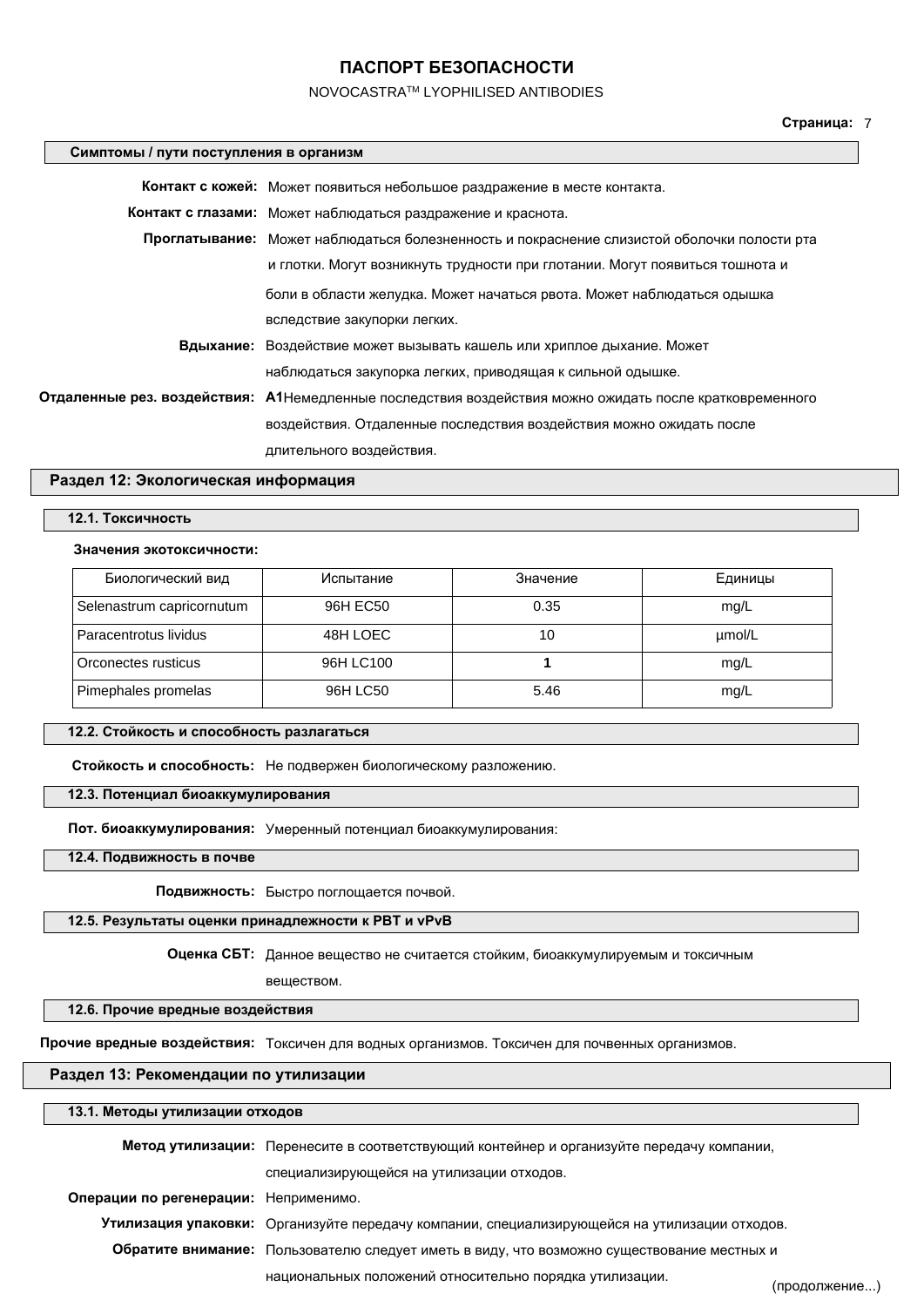### Симптомы / пути поступления в организм

**Контакт с кожей:** Может появиться небольшое раздражение в месте контакта.

**Контакт с глазами:** Может наблюдаться раздражение и краснота.

**Проглатывание:** Может наблюдаться болезненность и покраснение слизистой оболочки полости рта и глотки. Могут возникнуть трудности при глотании. Могут появиться тошнота и боли в области желудка. Может начаться рвота. Может наблюдаться одышка вследствие закупорки легких.

**Вдыхание:** Воздействие может вызывать кашель или хриплое дыхание. Может наблюдаться закупорка легких, приводящая к сильной одышке.

**Отдаленные рез. воздействия:** **A1**Немедленные последствия воздействия можно ожидать после кратковременного воздействия. Отдаленные последствия воздействия можно ожидать после длительного воздействия.

## Раздел 12: Экологическая информация

### 12.1. Токсичность

**Значения экотоксичности:**

| Биологический вид | Испытание | Значение | Единицы |
|---|---|---|---|
| Selenastrum capricornutum | 96H EC50 | 0.35 | mg/L |
| Paracentrotus lividus | 48H LOEC | 10 | µmol/L |
| Orconectes rusticus | 96H LC100 | **1** | mg/L |
| Pimephales promelas | 96H LC50 | 5.46 | mg/L |

### 12.2. Стойкость и способность разлагаться

**Стойкость и способность:** Не подвержен биологическому разложению.

### 12.3. Потенциал биоаккумулирования

**Пот. биоаккумулирования:** Умеренный потенциал биоаккумулирования:

### 12.4. Подвижность в почве

**Подвижность:** Быстро поглощается почвой.

### 12.5. Результаты оценки принадлежности к PBT и vPvB

**Оценка СБТ:** Данное вещество не считается стойким, биоаккумулируемым и токсичным веществом.

### 12.6. Прочие вредные воздействия

**Прочие вредные воздействия:** Токсичен для водных организмов. Токсичен для почвенных организмов.

## Раздел 13: Рекомендации по утилизации

### 13.1. Методы утилизации отходов

**Метод утилизации:** Перенесите в соответствующий контейнер и организуйте передачу компании, специализирующейся на утилизации отходов.

**Операции по регенерации:** Неприменимо.

**Утилизация упаковки:** Организуйте передачу компании, специализирующейся на утилизации отходов.

**Обратите внимание:** Пользователю следует иметь в виду, что возможно существование местных и национальных положений относительно порядка утилизации.

(продолжение...)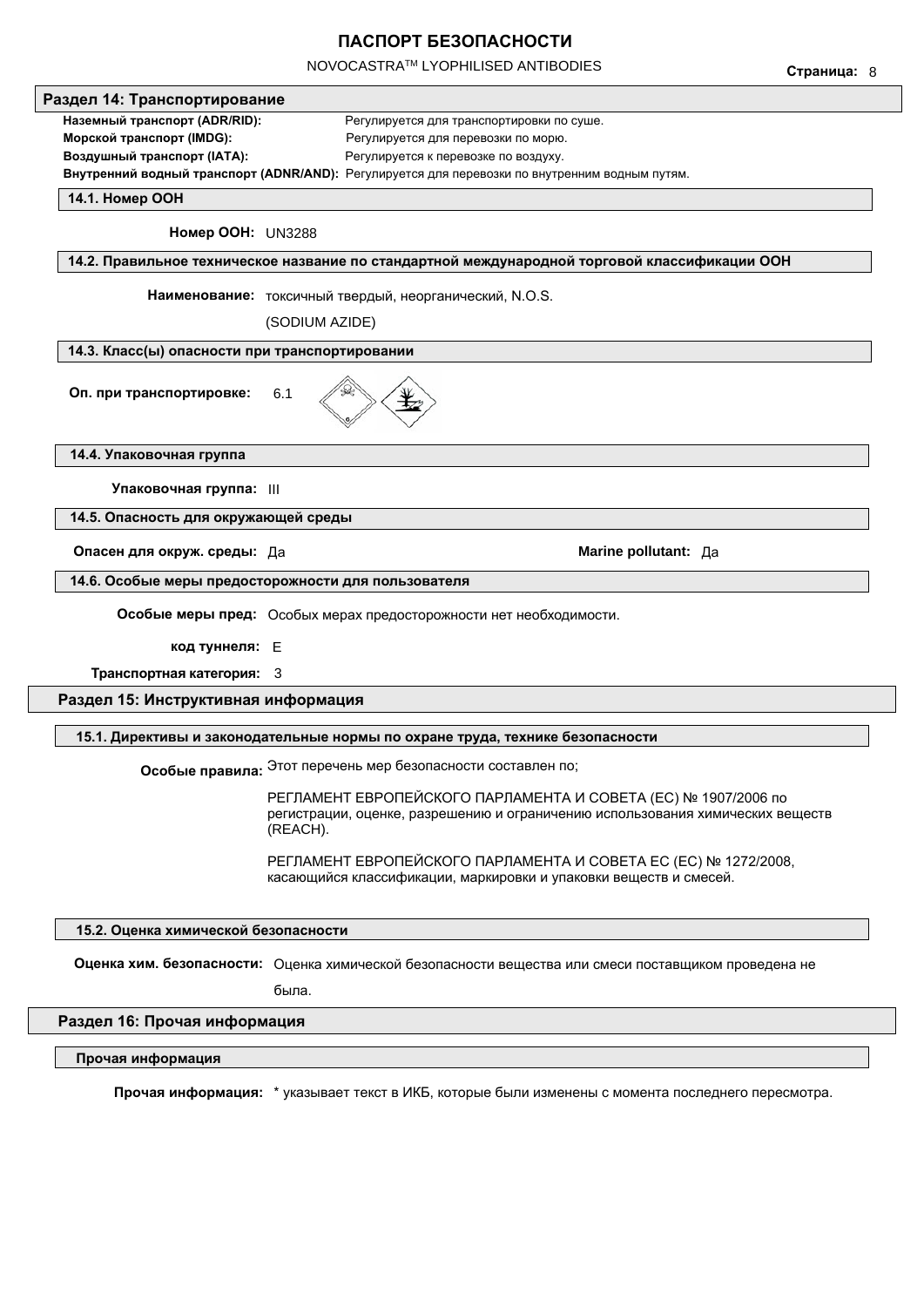## Раздел 14: Транспортирование

**Наземный транспорт (ADR/RID):** Регулируется для транспортировки по суше.

**Морской транспорт (IMDG):** Регулируется для перевозки по морю.

**Воздушный транспорт (IATA):** Регулируется к перевозке по воздуху.

**Внутренний водный транспорт (ADNR/AND):** Регулируется для перевозки по внутренним водным путям.

### 14.1. Номер ООН

**Номер ООН:** UN3288

### 14.2. Правильное техническое название по стандартной международной торговой классификации ООН

**Наименование:** токсичный твердый, неорганический, N.O.S.

(SODIUM AZIDE)

### 14.3. Класс(ы) опасности при транспортировании

**Оп. при транспортировке:** 6.1

### 14.4. Упаковочная группа

**Упаковочная группа:** III

### 14.5. Опасность для окружающей среды

**Опасен для окруж. среды:** Да

**Marine pollutant:** Да

### 14.6. Особые меры предосторожности для пользователя

**Особые меры пред:** Особых мерах предосторожности нет необходимости.

**код туннеля:** E

**Транспортная категория:** 3

## Раздел 15: Инструктивная информация

### 15.1. Директивы и законодательные нормы по охране труда, технике безопасности

**Особые правила:** Этот перечень мер безопасности составлен по;

РЕГЛАМЕНТ ЕВРОПЕЙСКОГО ПАРЛАМЕНТА И СОВЕТА (ЕС) № 1907/2006 по регистрации, оценке, разрешению и ограничению использования химических веществ (REACH).

РЕГЛАМЕНТ ЕВРОПЕЙСКОГО ПАРЛАМЕНТА И СОВЕТА ЕС (ЕС) № 1272/2008, касающийся классификации, маркировки и упаковки веществ и смесей.

### 15.2. Оценка химической безопасности

**Оценка хим. безопасности:** Оценка химической безопасности вещества или смеси поставщиком проведена не была.

## Раздел 16: Прочая информация

### Прочая информация

**Прочая информация:** * указывает текст в ИКБ, которые были изменены с момента последнего пересмотра.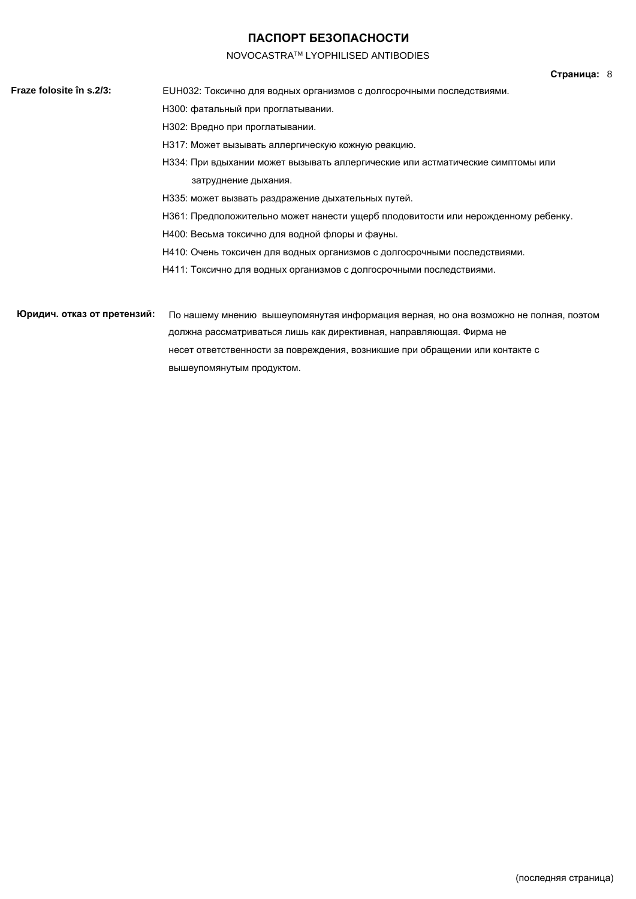# ПАСПОРТ БЕЗОПАСНОСТИ

NOVOCASTRA™ LYOPHILISED ANTIBODIES

**Fraze folosite în s.2/3:**

EUH032: Токсично для водных организмов с долгосрочными последствиями.

H300: фатальный при проглатывании.

H302: Вредно при проглатывании.

H317: Может вызывать аллергическую кожную реакцию.

H334: При вдыхании может вызывать аллергические или астматические симптомы или затруднение дыхания.

H335: может вызвать раздражение дыхательных путей.

H361: Предположительно может нанести ущерб плодовитости или нерожденному ребенку.

H400: Весьма токсично для водной флоры и фауны.

H410: Очень токсичен для водных организмов с долгосрочными последствиями.

H411: Токсично для водных организмов с долгосрочными последствиями.

**Юридич. отказ от претензий:** По нашему мнению вышеупомянутая информация верная, но она возможно не полная, поэтом должна рассматриваться лишь как директивная, направляющая. Фирма не несет ответственности за повреждения, возникшие при обращении или контакте с вышеупомянутым продуктом.

(последняя страница)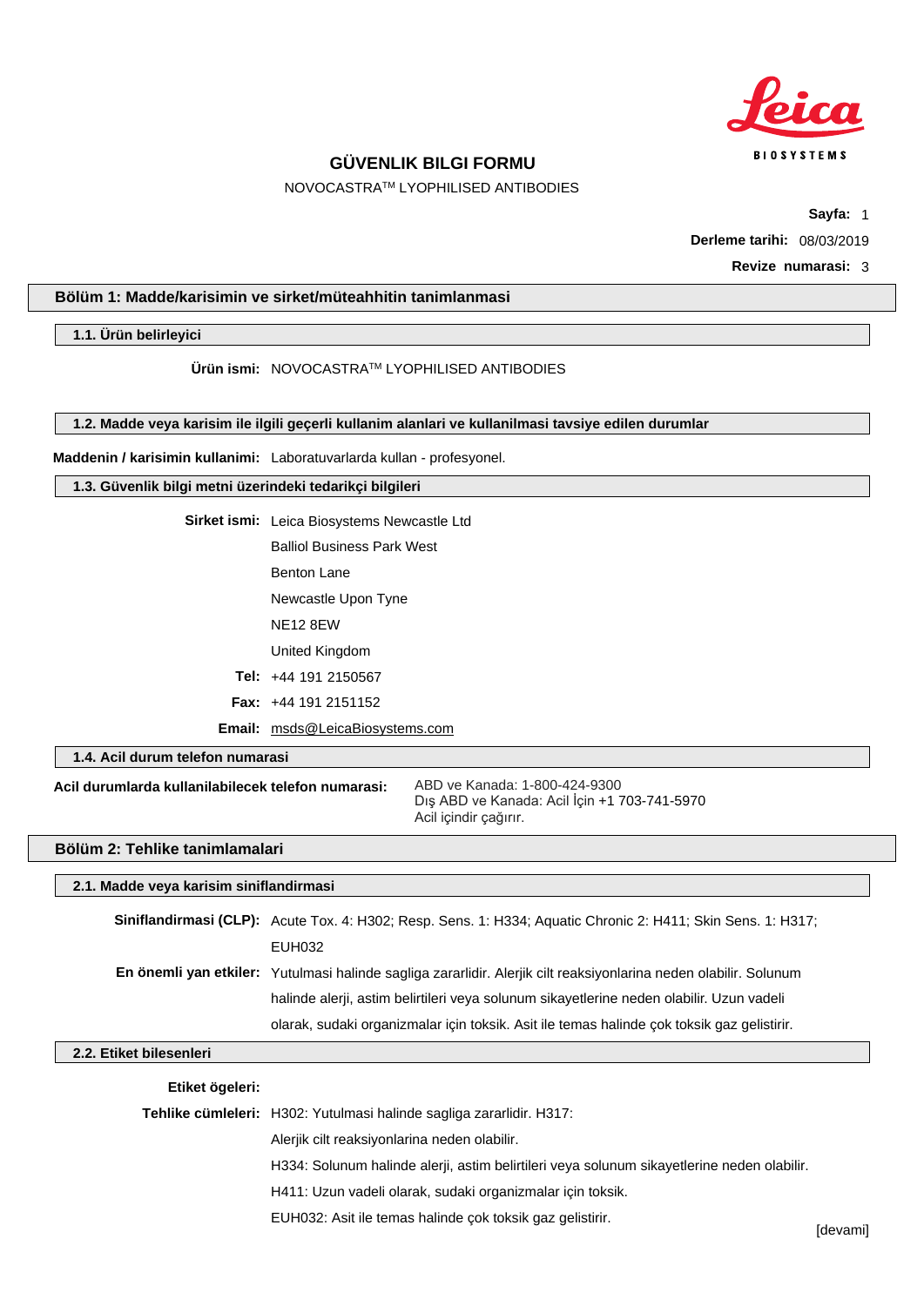# GÜVENLIK BILGI FORMU

NOVOCASTRA™ LYOPHILISED ANTIBODIES

**Sayfa:** 1

**Derleme tarihi:** 08/03/2019

**Revize numarasi:** 3

## Bölüm 1: Madde/karisimin ve sirket/müteahhitin tanimlanmasi

### 1.1. Ürün belirleyici

**Ürün ismi:** NOVOCASTRA™ LYOPHILISED ANTIBODIES

### 1.2. Madde veya karisim ile ilgili geçerli kullanim alanlari ve kullanilmasi tavsiye edilen durumlar

**Maddenin / karisimin kullanimi:** Laboratuvarlarda kullan - profesyonel.

### 1.3. Güvenlik bilgi metni üzerindeki tedarikçi bilgileri

**Sirket ismi:** Leica Biosystems Newcastle Ltd
Balliol Business Park West
Benton Lane
Newcastle Upon Tyne
NE12 8EW
United Kingdom

**Tel:** +44 191 2150567

**Fax:** +44 191 2151152

**Email:** msds@LeicaBiosystems.com

### 1.4. Acil durum telefon numarasi

**Acil durumlarda kullanilabilecek telefon numarasi:** ABD ve Kanada: 1-800-424-9300
Dış ABD ve Kanada: Acil İçin +1 703-741-5970
Acil içindir çağırır.

## Bölüm 2: Tehlike tanimlamalari

### 2.1. Madde veya karisim siniflandirmasi

**Siniflandirmasi (CLP):** Acute Tox. 4: H302; Resp. Sens. 1: H334; Aquatic Chronic 2: H411; Skin Sens. 1: H317; EUH032

**En önemli yan etkiler:** Yutulmasi halinde sagliga zararlidir. Alerjik cilt reaksiyonlarina neden olabilir. Solunum halinde alerji, astim belirtileri veya solunum sikayetlerine neden olabilir. Uzun vadeli olarak, sudaki organizmalar için toksik. Asit ile temas halinde çok toksik gaz gelistirir.

### 2.2. Etiket bilesenleri

**Etiket ögeleri:**

**Tehlike cümleleri:** H302: Yutulmasi halinde sagliga zararlidir. H317: Alerjik cilt reaksiyonlarina neden olabilir.
H334: Solunum halinde alerji, astim belirtileri veya solunum sikayetlerine neden olabilir.
H411: Uzun vadeli olarak, sudaki organizmalar için toksik.
EUH032: Asit ile temas halinde çok toksik gaz gelistirir.

[devami]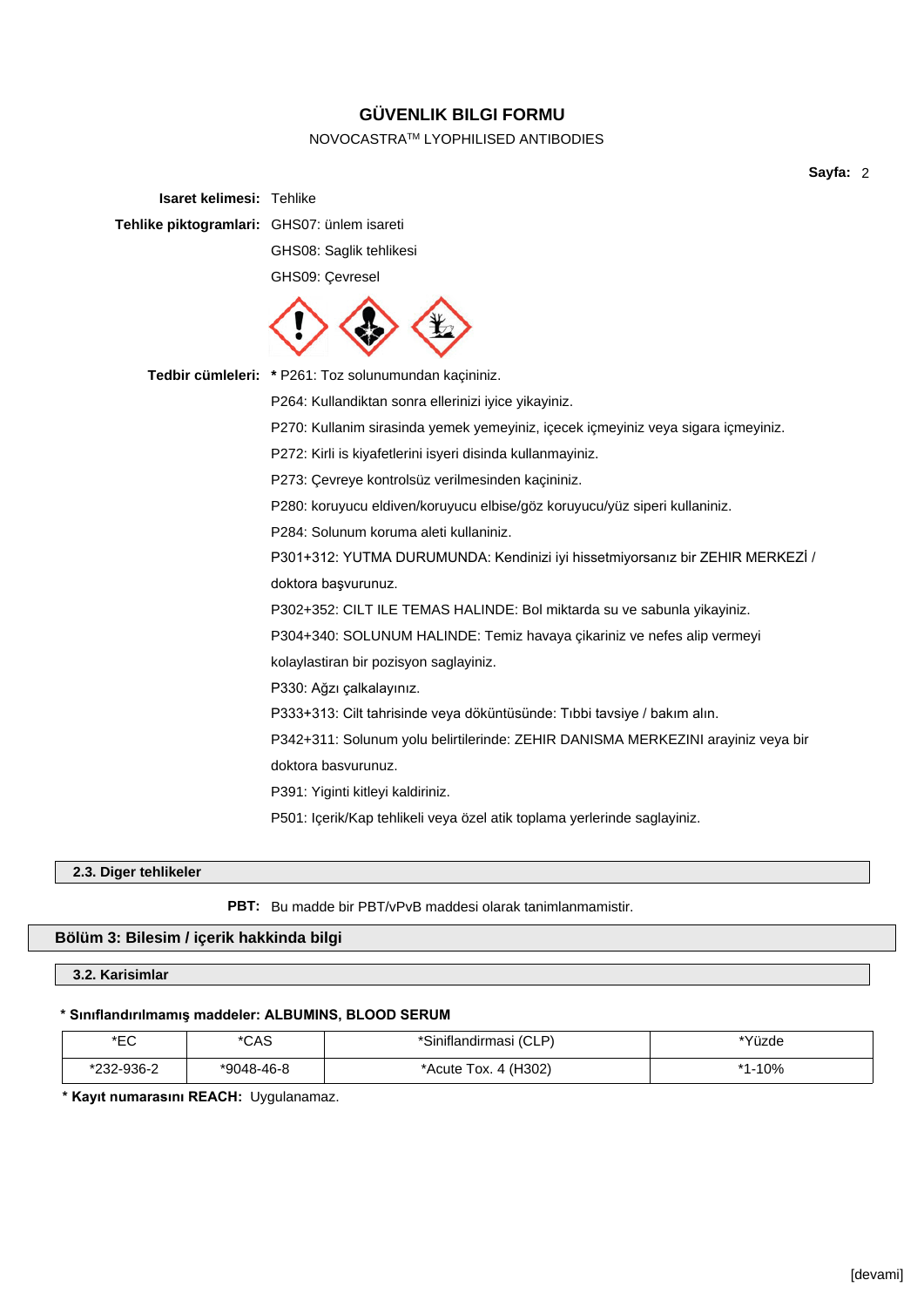# GÜVENLIK BILGI FORMU

NOVOCASTRA™ LYOPHILISED ANTIBODIES

**Isaret kelimesi:** Tehlike

**Tehlike piktogramlari:** GHS07: ünlem isareti

GHS08: Saglik tehlikesi

GHS09: Çevresel

**Tedbir cümleleri:** * P261: Toz solunumundan kaçininiz.

P264: Kullandiktan sonra ellerinizi iyice yikayiniz.

P270: Kullanim sirasinda yemek yemeyiniz, içecek içmeyiniz veya sigara içmeyiniz.

P272: Kirli is kiyafetlerini isyeri disinda kullanmayiniz.

P273: Çevreye kontrolsüz verilmesinden kaçininiz.

P280: koruyucu eldiven/koruyucu elbise/göz koruyucu/yüz siperi kullaniniz.

P284: Solunum koruma aleti kullaniniz.

P301+312: YUTMA DURUMUNDA: Kendinizi iyi hissetmiyorsanız bir ZEHIR MERKEZİ / doktora başvurunuz.

P302+352: CILT ILE TEMAS HALINDE: Bol miktarda su ve sabunla yikayiniz.

P304+340: SOLUNUM HALINDE: Temiz havaya çikariniz ve nefes alip vermeyi kolaylastiran bir pozisyon saglayiniz.

P330: Ağzı çalkalayınız.

P333+313: Cilt tahrisinde veya döküntüsünde: Tıbbi tavsiye / bakım alın.

P342+311: Solunum yolu belirtilerinde: ZEHIR DANISMA MERKEZINI arayiniz veya bir doktora basvurunuz.

P391: Yiginti kitleyi kaldiriniz.

P501: Içerik/Kap tehlikeli veya özel atik toplama yerlerinde saglayiniz.

### 2.3. Diger tehlikeler

**PBT:** Bu madde bir PBT/vPvB maddesi olarak tanimlanmamistir.

## Bölüm 3: Bilesim / içerik hakkinda bilgi

### 3.2. Karisimlar

**\* Sınıflandırılmamış maddeler: ALBUMINS, BLOOD SERUM**

| *EC | *CAS | *Siniflandirmasi (CLP) | *Yüzde |
|---|---|---|---|
| *232-936-2 | *9048-46-8 | *Acute Tox. 4 (H302) | *1-10% |

**\* Kayıt numarasını REACH:** Uygulanamaz.

[devami]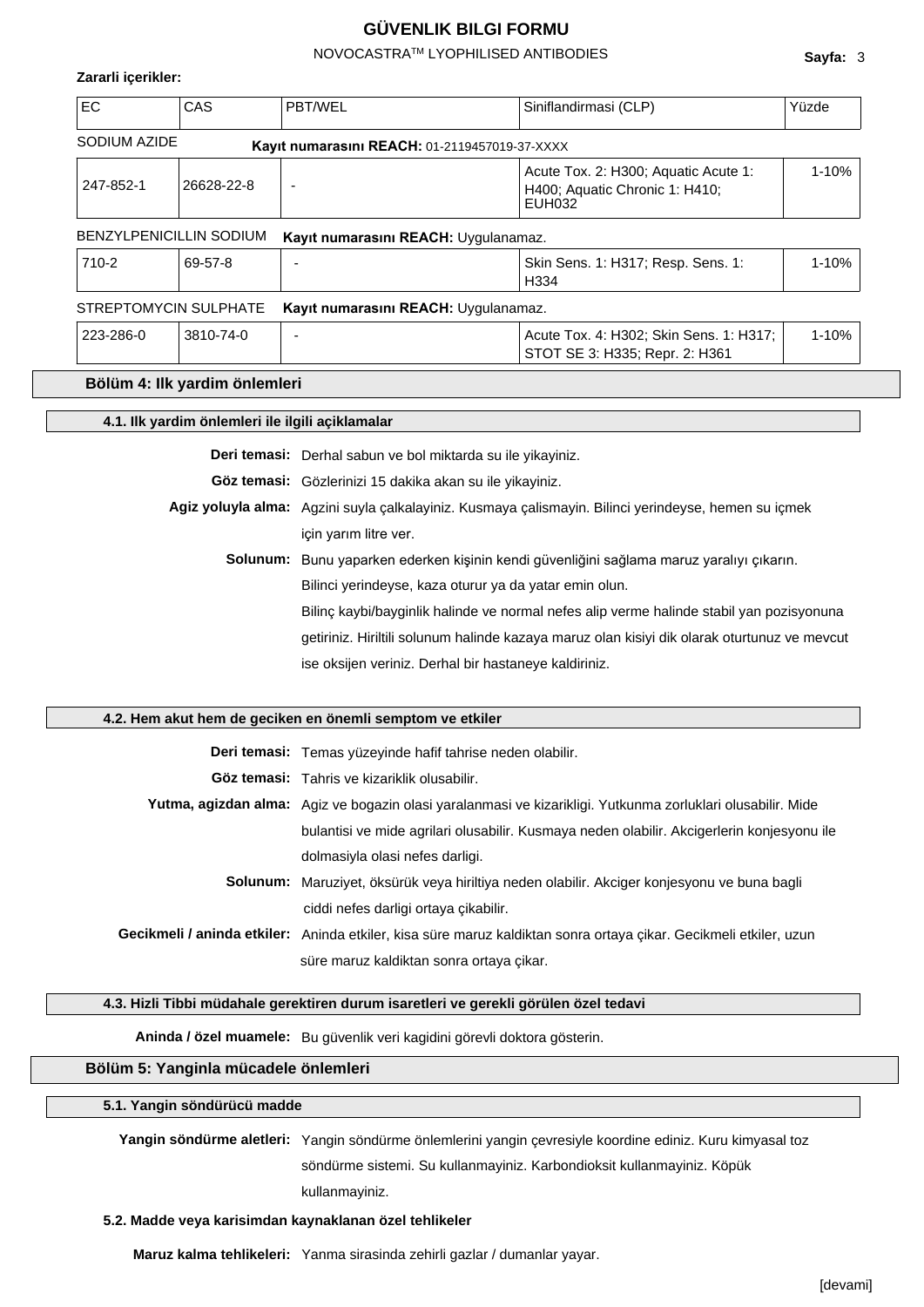**Zararli içerikler:**

| EC | CAS | PBT/WEL | Siniflandirmasi (CLP) | Yüzde |
|---|---|---|---|---|
| SODIUM AZIDE | | **Kayıt numarasını REACH:** 01-2119457019-37-XXXX | | |
| 247-852-1 | 26628-22-8 | - | Acute Tox. 2: H300; Aquatic Acute 1: H400; Aquatic Chronic 1: H410; EUH032 | 1-10% |
| BENZYLPENICILLIN SODIUM | | **Kayıt numarasını REACH:** Uygulanamaz. | | |
| 710-2 | 69-57-8 | - | Skin Sens. 1: H317; Resp. Sens. 1: H334 | 1-10% |
| STREPTOMYCIN SULPHATE | | **Kayıt numarasını REACH:** Uygulanamaz. | | |
| 223-286-0 | 3810-74-0 | - | Acute Tox. 4: H302; Skin Sens. 1: H317; STOT SE 3: H335; Repr. 2: H361 | 1-10% |

## Bölüm 4: Ilk yardim önlemleri

### 4.1. Ilk yardim önlemleri ile ilgili açiklamalar

**Deri temasi:** Derhal sabun ve bol miktarda su ile yikayiniz.

**Göz temasi:** Gözlerinizi 15 dakika akan su ile yikayiniz.

**Agiz yoluyla alma:** Agzini suyla çalkalayiniz. Kusmaya çalismayin. Bilinci yerindeyse, hemen su içmek için yarım litre ver.

**Solunum:** Bunu yaparken ederken kişinin kendi güvenliğini sağlama maruz yaralıyı çıkarın. Bilinci yerindeyse, kaza oturur ya da yatar emin olun. Bilinç kaybi/bayginlik halinde ve normal nefes alip verme halinde stabil yan pozisyonuna getiriniz. Hiriltili solunum halinde kazaya maruz olan kisiyi dik olarak oturtunuz ve mevcut ise oksijen veriniz. Derhal bir hastaneye kaldiriniz.

### 4.2. Hem akut hem de geciken en önemli semptom ve etkiler

**Deri temasi:** Temas yüzeyinde hafif tahrise neden olabilir.

**Göz temasi:** Tahris ve kizariklik olusabilir.

**Yutma, agizdan alma:** Agiz ve bogazin olasi yaralanmasi ve kizarikligi. Yutkunma zorluklari olusabilir. Mide bulantisi ve mide agrilari olusabilir. Kusmaya neden olabilir. Akcigerlerin konjesyonu ile dolmasiyla olasi nefes darligi.

**Solunum:** Maruziyet, öksürük veya hiriltiya neden olabilir. Akciger konjesyonu ve buna bagli ciddi nefes darligi ortaya çikabilir.

**Gecikmeli / aninda etkiler:** Aninda etkiler, kisa süre maruz kaldiktan sonra ortaya çikar. Gecikmeli etkiler, uzun süre maruz kaldiktan sonra ortaya çikar.

### 4.3. Hizli Tibbi müdahale gerektiren durum isaretleri ve gerekli görülen özel tedavi

**Aninda / özel muamele:** Bu güvenlik veri kagidini görevli doktora gösterin.

## Bölüm 5: Yanginla mücadele önlemleri

### 5.1. Yangin söndürücü madde

**Yangin söndürme aletleri:** Yangin söndürme önlemlerini yangin çevresiyle koordine ediniz. Kuru kimyasal toz söndürme sistemi. Su kullanmayiniz. Karbondioksit kullanmayiniz. Köpük kullanmayiniz.

### 5.2. Madde veya karisimdan kaynaklanan özel tehlikeler

**Maruz kalma tehlikeleri:** Yanma sirasinda zehirli gazlar / dumanlar yayar.

[devami]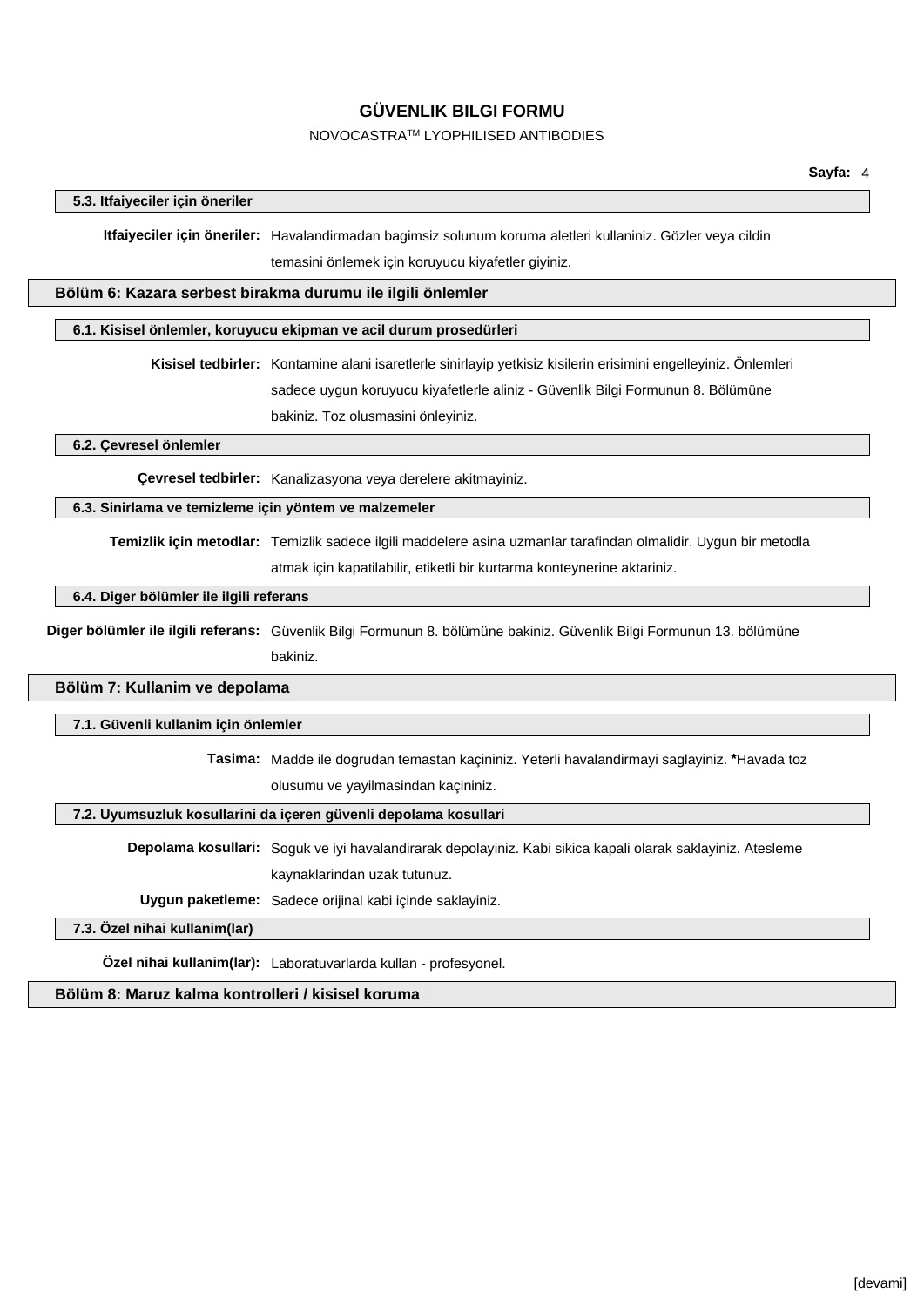### 5.3. Itfaiyeciler için öneriler

**Itfaiyeciler için öneriler:** Havalandirmadan bagimsiz solunum koruma aletleri kullaniniz. Gözler veya cildin temasini önlemek için koruyucu kiyafetler giyiniz.

## Bölüm 6: Kazara serbest birakma durumu ile ilgili önlemler

### 6.1. Kisisel önlemler, koruyucu ekipman ve acil durum prosedürleri

**Kisisel tedbirler:** Kontamine alani isaretlerle sinirlayip yetkisiz kisilerin erisimini engelleyiniz. Önlemleri sadece uygun koruyucu kiyafetlerle aliniz - Güvenlik Bilgi Formunun 8. Bölümüne bakiniz. Toz olusmasini önleyiniz.

### 6.2. Çevresel önlemler

**Çevresel tedbirler:** Kanalizasyona veya derelere akitmayiniz.

### 6.3. Sinirlama ve temizleme için yöntem ve malzemeler

**Temizlik için metodlar:** Temizlik sadece ilgili maddelere asina uzmanlar tarafindan olmalidir. Uygun bir metodla atmak için kapatilabilir, etiketli bir kurtarma konteynerine aktariniz.

### 6.4. Diger bölümler ile ilgili referans

**Diger bölümler ile ilgili referans:** Güvenlik Bilgi Formunun 8. bölümüne bakiniz. Güvenlik Bilgi Formunun 13. bölümüne bakiniz.

## Bölüm 7: Kullanim ve depolama

### 7.1. Güvenli kullanim için önlemler

**Tasima:** Madde ile dogrudan temastan kaçininiz. Yeterli havalandirmayi saglayiniz. ***Havada toz olusumu ve yayilmasindan kaçininiz.

### 7.2. Uyumsuzluk kosullarini da içeren güvenli depolama kosullari

**Depolama kosullari:** Soguk ve iyi havalandirarak depolayiniz. Kabi sikica kapali olarak saklayiniz. Atesleme kaynaklarindan uzak tutunuz.

**Uygun paketleme:** Sadece orijinal kabi içinde saklayiniz.

### 7.3. Özel nihai kullanim(lar)

**Özel nihai kullanim(lar):** Laboratuvarlarda kullan - profesyonel.

## Bölüm 8: Maruz kalma kontrolleri / kisisel koruma

[devami]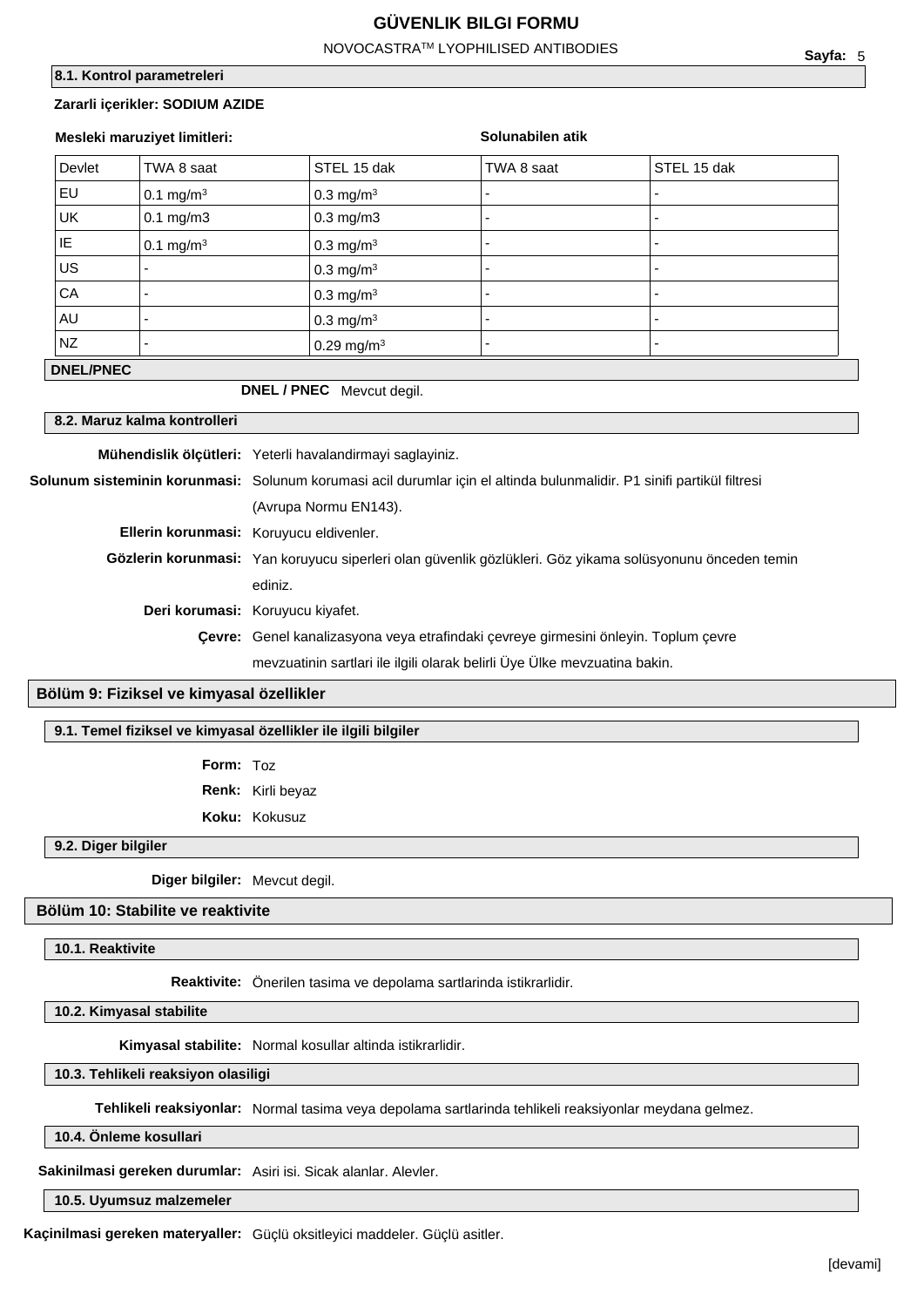### 8.1. Kontrol parametreleri

**Zararli içerikler: SODIUM AZIDE**

**Mesleki maruziyet limitleri:** **Solunabilen atik**

| Devlet | TWA 8 saat | STEL 15 dak | TWA 8 saat | STEL 15 dak |
|---|---|---|---|---|
| EU | 0.1 mg/m$^3$ | 0.3 mg/m$^3$ | - | - |
| UK | 0.1 mg/m3 | 0.3 mg/m3 | - | - |
| IE | 0.1 mg/m$^3$ | 0.3 mg/m$^3$ | - | - |
| US | - | 0.3 mg/m$^3$ | - | - |
| CA | - | 0.3 mg/m$^3$ | - | - |
| AU | - | 0.3 mg/m$^3$ | - | - |
| NZ | - | 0.29 mg/m$^3$ | - | - |

### DNEL/PNEC

**DNEL / PNEC** Mevcut degil.

### 8.2. Maruz kalma kontrolleri

**Mühendislik ölçütleri:** Yeterli havalandirmayi saglayiniz.

**Solunum sisteminin korunmasi:** Solunum korumasi acil durumlar için el altinda bulunmalidir. P1 sinifi partikül filtresi (Avrupa Normu EN143).

**Ellerin korunmasi:** Koruyucu eldivenler.

**Gözlerin korunmasi:** Yan koruyucu siperleri olan güvenlik gözlükleri. Göz yikama solüsyonunu önceden temin ediniz.

**Deri korumasi:** Koruyucu kiyafet.

**Çevre:** Genel kanalizasyona veya etrafindaki çevreye girmesini önleyin. Toplum çevre mevzuatinin sartlari ile ilgili olarak belirli Üye Ülke mevzuatina bakin.

## Bölüm 9: Fiziksel ve kimyasal özellikler

### 9.1. Temel fiziksel ve kimyasal özellikler ile ilgili bilgiler

**Form:** Toz

**Renk:** Kirli beyaz

**Koku:** Kokusuz

### 9.2. Diger bilgiler

**Diger bilgiler:** Mevcut degil.

## Bölüm 10: Stabilite ve reaktivite

### 10.1. Reaktivite

**Reaktivite:** Önerilen tasima ve depolama sartlarinda istikrarlidir.

### 10.2. Kimyasal stabilite

**Kimyasal stabilite:** Normal kosullar altinda istikrarlidir.

### 10.3. Tehlikeli reaksiyon olasiligi

**Tehlikeli reaksiyonlar:** Normal tasima veya depolama sartlarinda tehlikeli reaksiyonlar meydana gelmez.

### 10.4. Önleme kosullari

**Sakinilmasi gereken durumlar:** Asiri isi. Sicak alanlar. Alevler.

### 10.5. Uyumsuz malzemeler

**Kaçinilmasi gereken materyaller:** Güçlü oksitleyici maddeler. Güçlü asitler.

[devami]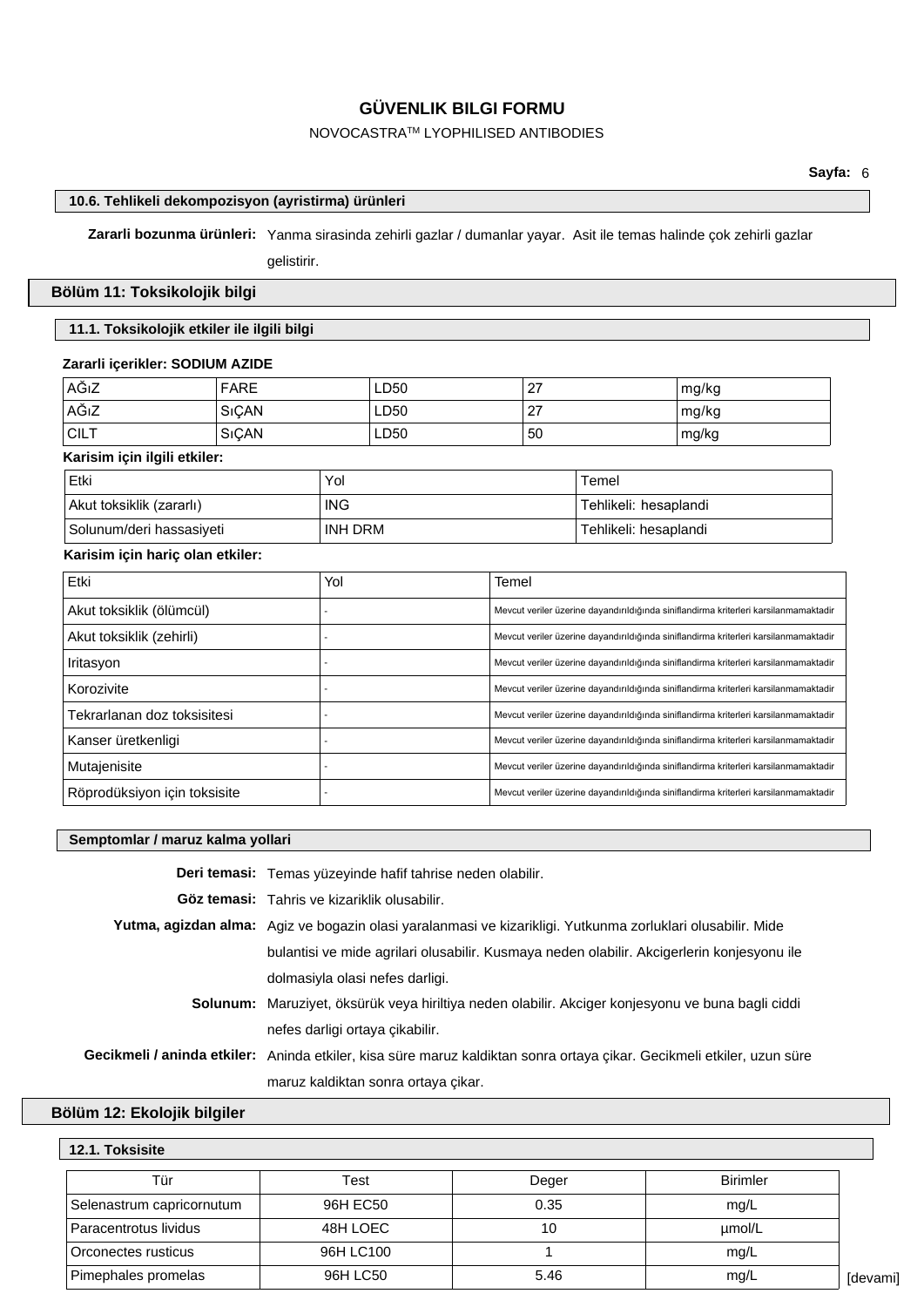### 10.6. Tehlikeli dekompozisyon (ayristirma) ürünleri

**Zararli bozunma ürünleri:** Yanma sirasinda zehirli gazlar / dumanlar yayar. Asit ile temas halinde çok zehirli gazlar gelistirir.

## Bölüm 11: Toksikolojik bilgi

### 11.1. Toksikolojik etkiler ile ilgili bilgi

**Zararli içerikler: SODIUM AZIDE**

| AĞıZ | FARE | LD50 | 27 | mg/kg |
|---|---|---|---|---|
| AĞıZ | SıÇAN | LD50 | 27 | mg/kg |
| CILT | SıÇAN | LD50 | 50 | mg/kg |

**Karisim için ilgili etkiler:**

| Etki | Yol | Temel |
|---|---|---|
| Akut toksiklik (zararlı) | ING | Tehlikeli: hesaplandi |
| Solunum/deri hassasiyeti | INH DRM | Tehlikeli: hesaplandi |

**Karisim için hariç olan etkiler:**

| Etki | Yol | Temel |
|---|---|---|
| Akut toksiklik (ölümcül) | - | Mevcut veriler üzerine dayandırıldığında siniflandirma kriterleri karsilanmamaktadir |
| Akut toksiklik (zehirli) | - | Mevcut veriler üzerine dayandırıldığında siniflandirma kriterleri karsilanmamaktadir |
| Iritasyon | - | Mevcut veriler üzerine dayandırıldığında siniflandirma kriterleri karsilanmamaktadir |
| Korozivite | - | Mevcut veriler üzerine dayandırıldığında siniflandirma kriterleri karsilanmamaktadir |
| Tekrarlanan doz toksisitesi | - | Mevcut veriler üzerine dayandırıldığında siniflandirma kriterleri karsilanmamaktadir |
| Kanser üretkenligi | - | Mevcut veriler üzerine dayandırıldığında siniflandirma kriterleri karsilanmamaktadir |
| Mutajenisite | - | Mevcut veriler üzerine dayandırıldığında siniflandirma kriterleri karsilanmamaktadir |
| Röprodüksiyon için toksisite | - | Mevcut veriler üzerine dayandırıldığında siniflandirma kriterleri karsilanmamaktadir |

### Semptomlar / maruz kalma yollari

**Deri temasi:** Temas yüzeyinde hafif tahrise neden olabilir.

**Göz temasi:** Tahris ve kizariklik olusabilir.

**Yutma, agizdan alma:** Agiz ve bogazin olasi yaralanmasi ve kizarikligi. Yutkunma zorluklari olusabilir. Mide bulantisi ve mide agrilari olusabilir. Kusmaya neden olabilir. Akcigerlerin konjesyonu ile dolmasiyla olasi nefes darligi.

**Solunum:** Maruziyet, öksürük veya hiriltiya neden olabilir. Akciger konjesyonu ve buna bagli ciddi nefes darligi ortaya çikabilir.

**Gecikmeli / aninda etkiler:** Aninda etkiler, kisa süre maruz kaldiktan sonra ortaya çikar. Gecikmeli etkiler, uzun süre maruz kaldiktan sonra ortaya çikar.

## Bölüm 12: Ekolojik bilgiler

### 12.1. Toksisite

| Tür | Test | Deger | Birimler |
|---|---|---|---|
| Selenastrum capricornutum | 96H EC50 | 0.35 | mg/L |
| Paracentrotus lividus | 48H LOEC | 10 | µmol/L |
| Orconectes rusticus | 96H LC100 | 1 | mg/L |
| Pimephales promelas | 96H LC50 | 5.46 | mg/L |

[devami]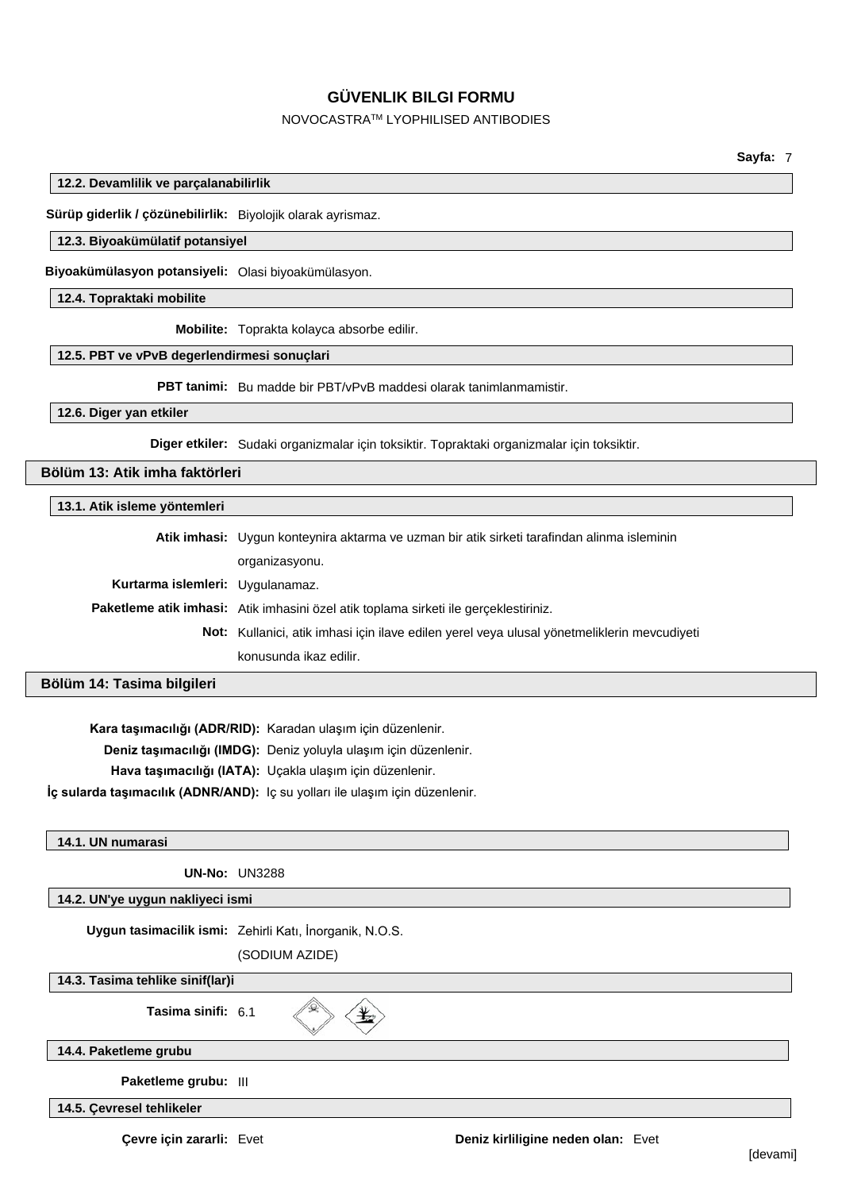### 12.2. Devamlilik ve parçalanabilirlik

**Sürüp giderlik / çözünebilirlik:** Biyolojik olarak ayrismaz.

### 12.3. Biyoakümülatif potansiyel

**Biyoakümülasyon potansiyeli:** Olasi biyoakümülasyon.

### 12.4. Topraktaki mobilite

**Mobilite:** Toprakta kolayca absorbe edilir.

### 12.5. PBT ve vPvB degerlendirmesi sonuçlari

**PBT tanimi:** Bu madde bir PBT/vPvB maddesi olarak tanimlanmamistir.

### 12.6. Diger yan etkiler

**Diger etkiler:** Sudaki organizmalar için toksiktir. Topraktaki organizmalar için toksiktir.

## Bölüm 13: Atik imha faktörleri

### 13.1. Atik isleme yöntemleri

**Atik imhasi:** Uygun konteynira aktarma ve uzman bir atik sirketi tarafindan alinma isleminin organizasyonu.

**Kurtarma islemleri:** Uygulanamaz.

**Paketleme atik imhasi:** Atik imhasini özel atik toplama sirketi ile gerçeklestiriniz.

**Not:** Kullanici, atik imhasi için ilave edilen yerel veya ulusal yönetmeliklerin mevcudiyeti konusunda ikaz edilir.

## Bölüm 14: Tasima bilgileri

**Kara taşımacılığı (ADR/RID):** Karadan ulaşım için düzenlenir.

**Deniz taşımacılığı (IMDG):** Deniz yoluyla ulaşım için düzenlenir.

**Hava taşımacılığı (IATA):** Uçakla ulaşım için düzenlenir.

**İç sularda taşımacılık (ADNR/AND):** Iç su yolları ile ulaşım için düzenlenir.

### 14.1. UN numarasi

**UN-No:** UN3288

### 14.2. UN'ye uygun nakliyeci ismi

**Uygun tasimacilik ismi:** Zehirli Katı, İnorganik, N.O.S. (SODIUM AZIDE)

### 14.3. Tasima tehlike sinif(lar)i

**Tasima sinifi:** 6.1

### 14.4. Paketleme grubu

**Paketleme grubu:** III

### 14.5. Çevresel tehlikeler

**Çevre için zararli:** Evet **Deniz kirliligine neden olan:** Evet

[devami]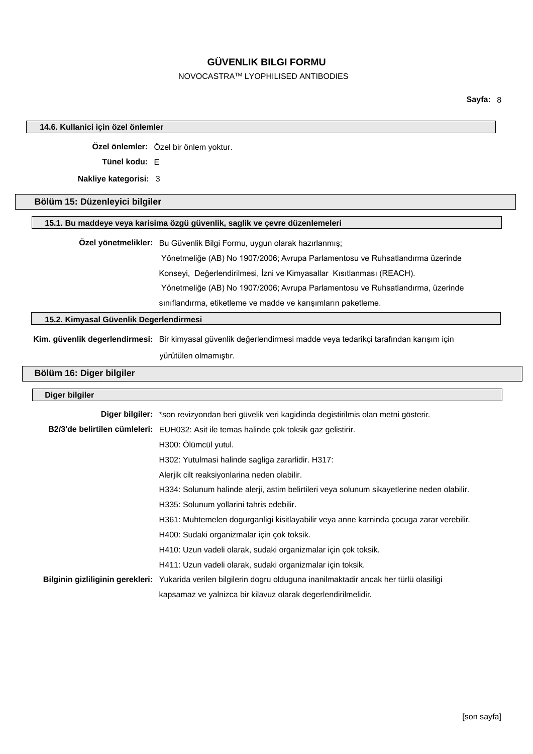### 14.6. Kullanici için özel önlemler

**Özel önlemler:** Özel bir önlem yoktur.

**Tünel kodu:** E

**Nakliye kategorisi:** 3

## Bölüm 15: Düzenleyici bilgiler

### 15.1. Bu maddeye veya karisima özgü güvenlik, saglik ve çevre düzenlemeleri

**Özel yönetmelikler:** Bu Güvenlik Bilgi Formu, uygun olarak hazırlanmış;
Yönetmeliğe (AB) No 1907/2006; Avrupa Parlamentosu ve Ruhsatlandırma üzerinde Konseyi, Değerlendirilmesi, İzni ve Kimyasallar Kısıtlanması (REACH).
Yönetmeliğe (AB) No 1907/2006; Avrupa Parlamentosu ve Ruhsatlandırma, üzerinde sınıflandırma, etiketleme ve madde ve karışımların paketleme.

### 15.2. Kimyasal Güvenlik Degerlendirmesi

**Kim. güvenlik degerlendirmesi:** Bir kimyasal güvenlik değerlendirmesi madde veya tedarikçi tarafından karışım için yürütülen olmamıştır.

## Bölüm 16: Diger bilgiler

### Diger bilgiler

**Diger bilgiler:** *son revizyondan beri güvelik veri kagidinda degistirilmis olan metni gösterir.

**B2/3'de belirtilen cümleleri:** EUH032: Asit ile temas halinde çok toksik gaz gelistirir.
H300: Ölümcül yutul.
H302: Yutulmasi halinde sagliga zararlidir. H317:
Alerjik cilt reaksiyonlarina neden olabilir.
H334: Solunum halinde alerji, astim belirtileri veya solunum sikayetlerine neden olabilir.
H335: Solunum yollarini tahris edebilir.
H361: Muhtemelen dogurganligi kisitlayabilir veya anne karninda çocuga zarar verebilir.
H400: Sudaki organizmalar için çok toksik.
H410: Uzun vadeli olarak, sudaki organizmalar için çok toksik.
H411: Uzun vadeli olarak, sudaki organizmalar için toksik.

**Bilginin gizliliginin gerekleri:** Yukarida verilen bilgilerin dogru olduguna inanilmaktadir ancak her türlü olasiligi kapsamaz ve yalnizca bir kilavuz olarak degerlendirilmelidir.

[son sayfa]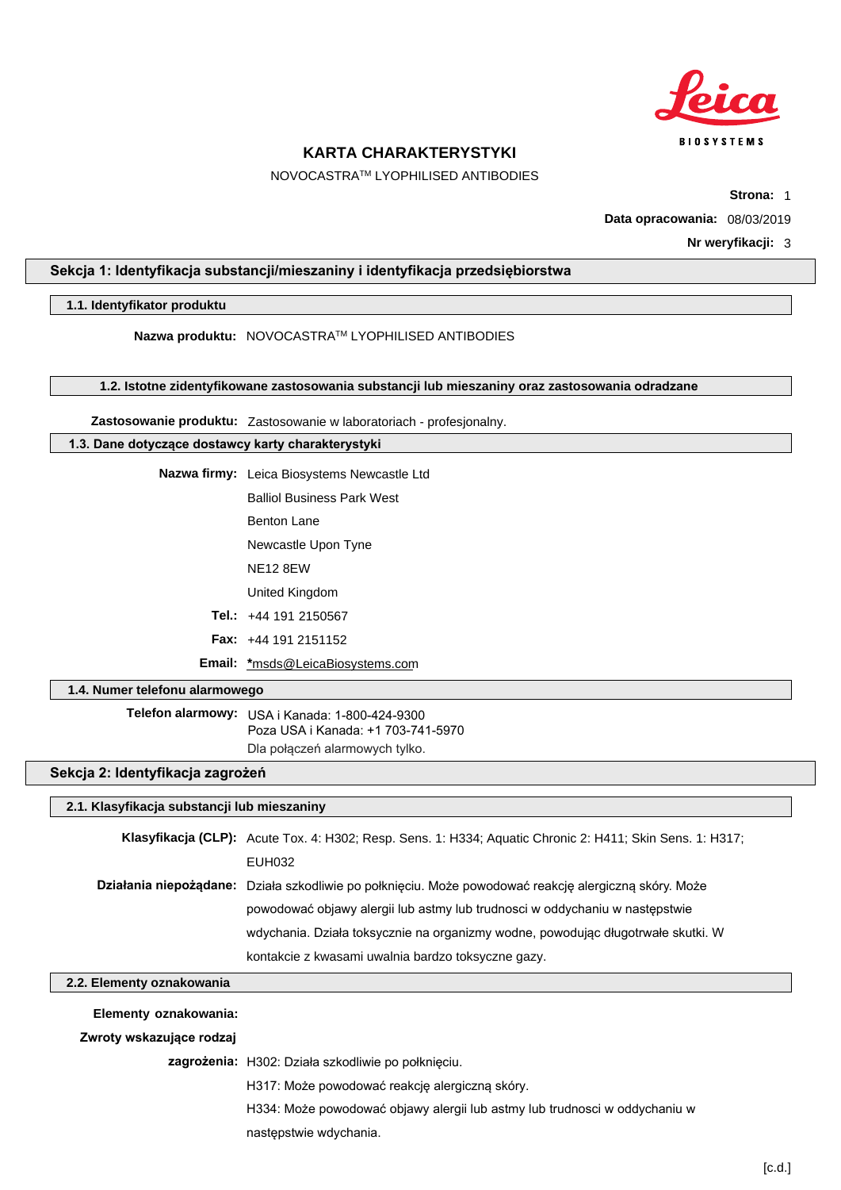# KARTA CHARAKTERYSTYKI

NOVOCASTRA™ LYOPHILISED ANTIBODIES

**Strona:** 1

**Data opracowania:** 08/03/2019

**Nr weryfikacji:** 3

## Sekcja 1: Identyfikacja substancji/mieszaniny i identyfikacja przedsiębiorstwa

### 1.1. Identyfikator produktu

**Nazwa produktu:** NOVOCASTRA™ LYOPHILISED ANTIBODIES

### 1.2. Istotne zidentyfikowane zastosowania substancji lub mieszaniny oraz zastosowania odradzane

**Zastosowanie produktu:** Zastosowanie w laboratoriach - profesjonalny.

### 1.3. Dane dotyczące dostawcy karty charakterystyki

**Nazwa firmy:** Leica Biosystems Newcastle Ltd
Balliol Business Park West
Benton Lane
Newcastle Upon Tyne
NE12 8EW
United Kingdom

**Tel.:** +44 191 2150567

**Fax:** +44 191 2151152

**Email:** *msds@LeicaBiosystems.com

### 1.4. Numer telefonu alarmowego

**Telefon alarmowy:** USA i Kanada: 1-800-424-9300
Poza USA i Kanada: +1 703-741-5970
Dla połączeń alarmowych tylko.

## Sekcja 2: Identyfikacja zagrożeń

### 2.1. Klasyfikacja substancji lub mieszaniny

**Klasyfikacja (CLP):** Acute Tox. 4: H302; Resp. Sens. 1: H334; Aquatic Chronic 2: H411; Skin Sens. 1: H317; EUH032

**Działania niepożądane:** Działa szkodliwie po połknięciu. Może powodować reakcję alergiczną skóry. Może powodować objawy alergii lub astmy lub trudnosci w oddychaniu w następstwie wdychania. Działa toksycznie na organizmy wodne, powodując długotrwałe skutki. W kontakcie z kwasami uwalnia bardzo toksyczne gazy.

### 2.2. Elementy oznakowania

**Elementy oznakowania:**

**Zwroty wskazujące rodzaj zagrożenia:** H302: Działa szkodliwie po połknięciu.
H317: Może powodować reakcję alergiczną skóry.
H334: Może powodować objawy alergii lub astmy lub trudnosci w oddychaniu w następstwie wdychania.

[c.d.]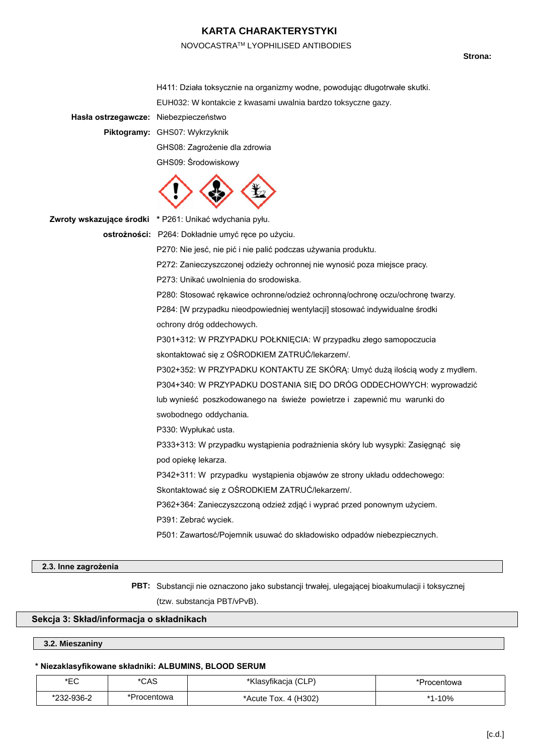H411: Działa toksycznie na organizmy wodne, powodując długotrwałe skutki.

EUH032: W kontakcie z kwasami uwalnia bardzo toksyczne gazy.

**Hasła ostrzegawcze:** Niebezpieczeństwo

**Piktogramy:** GHS07: Wykrzyknik

GHS08: Zagrożenie dla zdrowia

GHS09: Środowiskowy

**Zwroty wskazujące środki ostrożności:** * P261: Unikać wdychania pyłu.

P264: Dokładnie umyć ręce po użyciu.

P270: Nie jeść, nie pić i nie palić podczas używania produktu.

P272: Zanieczyszczonej odzieży ochronnej nie wynosić poza miejsce pracy.

P273: Unikać uwolnienia do srodowiska.

P280: Stosować rękawice ochronne/odzież ochronną/ochronę oczu/ochronę twarzy.

P284: [W przypadku nieodpowiedniej wentylacji] stosować indywidualne środki ochrony dróg oddechowych.

P301+312: W PRZYPADKU POŁKNIĘCIA: W przypadku złego samopoczucia skontaktować się z OŚRODKIEM ZATRUĆ/lekarzem/.

P302+352: W PRZYPADKU KONTAKTU ZE SKÓRĄ: Umyć dużą ilością wody z mydłem.

P304+340: W PRZYPADKU DOSTANIA SIĘ DO DRÓG ODDECHOWYCH: wyprowadzić lub wynieść poszkodowanego na świeże powietrze i zapewnić mu warunki do swobodnego oddychania.

P330: Wypłukać usta.

P333+313: W przypadku wystąpienia podrażnienia skóry lub wysypki: Zasięgnąć się pod opiekę lekarza.

P342+311: W przypadku wystąpienia objawów ze strony układu oddechowego: Skontaktować się z OŚRODKIEM ZATRUĆ/lekarzem/.

P362+364: Zanieczyszczoną odzież zdjąć i wyprać przed ponownym użyciem.

P391: Zebrać wyciek.

P501: Zawartość/Pojemnik usuwać do składowisko odpadów niebezpiecznych.

### 2.3. Inne zagrożenia

**PBT:** Substancji nie oznaczono jako substancji trwałej, ulegającej bioakumulacji i toksycznej (tzw. substancja PBT/vPvB).

## Sekcja 3: Skład/informacja o składnikach

### 3.2. Mieszaniny

**\* Niezaklasyfikowane składniki: ALBUMINS, BLOOD SERUM**

| *EC | *CAS | *Klasyfikacja (CLP) | *Procentowa |
|---|---|---|---|
| *232-936-2 | *Procentowa | *Acute Tox. 4 (H302) | *1-10% |

[c.d.]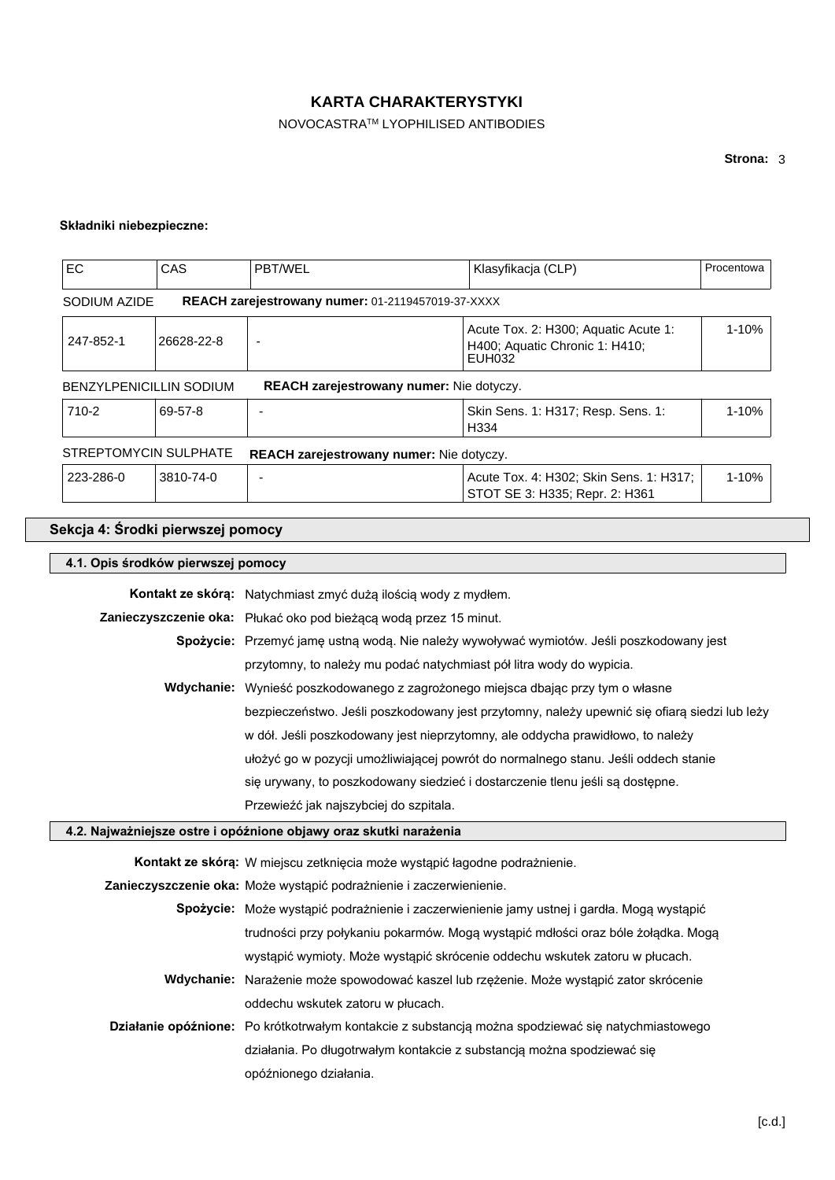**Składniki niebezpieczne:**

| EC | CAS | PBT/WEL | Klasyfikacja (CLP) | Procentowa |
|---|---|---|---|---|
| SODIUM AZIDE | **REACH zarejestrowany numer:** 01-2119457019-37-XXXX | | | |
| 247-852-1 | 26628-22-8 | - | Acute Tox. 2: H300; Aquatic Acute 1: H400; Aquatic Chronic 1: H410; EUH032 | 1-10% |
| BENZYLPENICILLIN SODIUM | **REACH zarejestrowany numer:** Nie dotyczy. | | | |
| 710-2 | 69-57-8 | - | Skin Sens. 1: H317; Resp. Sens. 1: H334 | 1-10% |
| STREPTOMYCIN SULPHATE | **REACH zarejestrowany numer:** Nie dotyczy. | | | |
| 223-286-0 | 3810-74-0 | - | Acute Tox. 4: H302; Skin Sens. 1: H317; STOT SE 3: H335; Repr. 2: H361 | 1-10% |

## Sekcja 4: Środki pierwszej pomocy

### 4.1. Opis środków pierwszej pomocy

**Kontakt ze skórą:** Natychmiast zmyć dużą ilością wody z mydłem.

**Zanieczyszczenie oka:** Płukać oko pod bieżącą wodą przez 15 minut.

**Spożycie:** Przemyć jamę ustną wodą. Nie należy wywoływać wymiotów. Jeśli poszkodowany jest przytomny, to należy mu podać natychmiast pół litra wody do wypicia.

**Wdychanie:** Wynieść poszkodowanego z zagrożonego miejsca dbając przy tym o własne bezpieczeństwo. Jeśli poszkodowany jest przytomny, należy upewnić się ofiarą siedzi lub leży w dół. Jeśli poszkodowany jest nieprzytomny, ale oddycha prawidłowo, to należy ułożyć go w pozycji umożliwiającej powrót do normalnego stanu. Jeśli oddech stanie się urywany, to poszkodowany siedzieć i dostarczenie tlenu jeśli są dostępne. Przewieźć jak najszybciej do szpitala.

### 4.2. Najważniejsze ostre i opóźnione objawy oraz skutki narażenia

**Kontakt ze skórą:** W miejscu zetknięcia może wystąpić łagodne podrażnienie.

**Zanieczyszczenie oka:** Może wystąpić podrażnienie i zaczerwienienie.

**Spożycie:** Może wystąpić podrażnienie i zaczerwienienie jamy ustnej i gardła. Mogą wystąpić trudności przy połykaniu pokarmów. Mogą wystąpić mdłości oraz bóle żołądka. Mogą wystąpić wymioty. Może wystąpić skrócenie oddechu wskutek zatoru w płucach.

**Wdychanie:** Narażenie może spowodować kaszel lub rzężenie. Może wystąpić zator skrócenie oddechu wskutek zatoru w płucach.

**Działanie opóźnione:** Po krótkotrwałym kontakcie z substancją można spodziewać się natychmiastowego działania. Po długotrwałym kontakcie z substancją można spodziewać się opóźnionego działania.

[c.d.]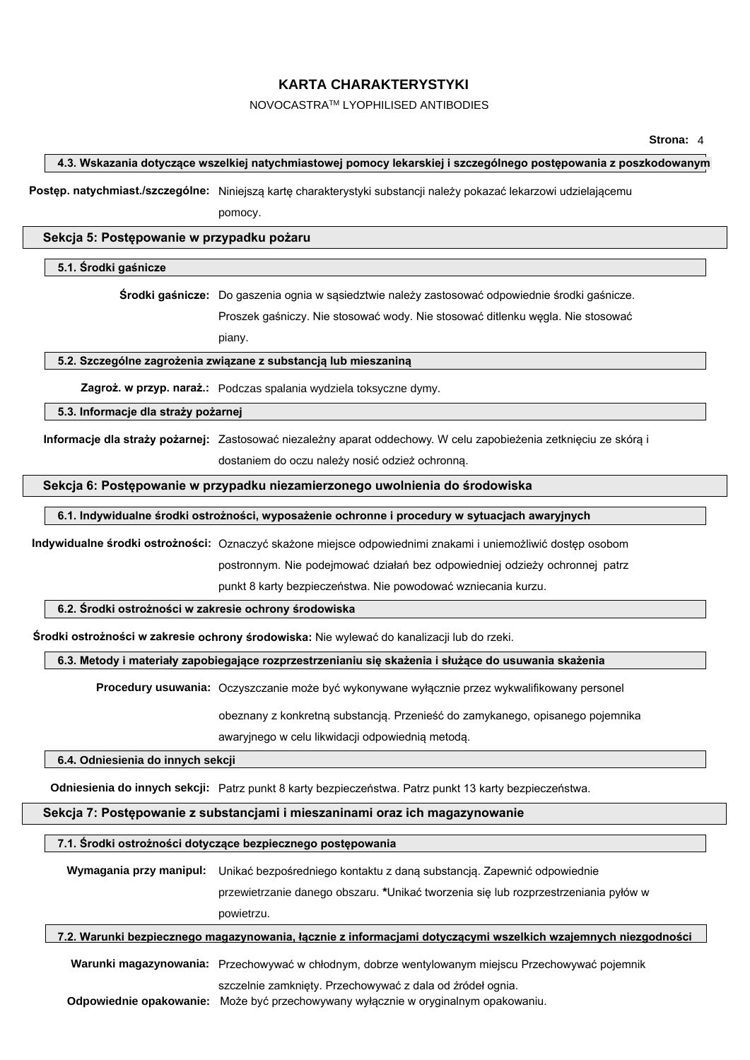#### 4.3. Wskazania dotyczące wszelkiej natychmiastowej pomocy lekarskiej i szczególnego postępowania z poszkodowanym

**Postęp. natychmiast./szczególne:** Niniejszą kartę charakterystyki substancji należy pokazać lekarzowi udzielającemu pomocy.

## Sekcja 5: Postępowanie w przypadku pożaru

#### 5.1. Środki gaśnicze

**Środki gaśnicze:** Do gaszenia ognia w sąsiedztwie należy zastosować odpowiednie środki gaśnicze. Proszek gaśniczy. Nie stosować wody. Nie stosować ditlenku węgla. Nie stosować piany.

#### 5.2. Szczególne zagrożenia związane z substancją lub mieszaniną

**Zagroż. w przyp. naraż.:** Podczas spalania wydziela toksyczne dymy.

#### 5.3. Informacje dla straży pożarnej

**Informacje dla straży pożarnej:** Zastosować niezależny aparat oddechowy. W celu zapobieżenia zetknięciu ze skórą i dostaniem do oczu należy nosić odzież ochronną.

## Sekcja 6: Postępowanie w przypadku niezamierzonego uwolnienia do środowiska

#### 6.1. Indywidualne środki ostrożności, wyposażenie ochronne i procedury w sytuacjach awaryjnych

**Indywidualne środki ostrożności:** Oznaczyć skażone miejsce odpowiednimi znakami i uniemożliwić dostęp osobom postronnym. Nie podejmować działań bez odpowiedniej odzieży ochronnej patrz punkt 8 karty bezpieczeństwa. Nie powodować wzniecania kurzu.

#### 6.2. Środki ostrożności w zakresie ochrony środowiska

**Środki ostrożności w zakresie ochrony środowiska:** Nie wylewać do kanalizacji lub do rzeki.

#### 6.3. Metody i materiały zapobiegające rozprzestrzenianiu się skażenia i służące do usuwania skażenia

**Procedury usuwania:** Oczyszczanie może być wykonywane wyłącznie przez wykwalifikowany personel obeznany z konkretną substancją. Przenieść do zamykanego, opisanego pojemnika awaryjnego w celu likwidacji odpowiednią metodą.

#### 6.4. Odniesienia do innych sekcji

**Odniesienia do innych sekcji:** Patrz punkt 8 karty bezpieczeństwa. Patrz punkt 13 karty bezpieczeństwa.

## Sekcja 7: Postępowanie z substancjami i mieszaninami oraz ich magazynowanie

#### 7.1. Środki ostrożności dotyczące bezpiecznego postępowania

**Wymagania przy manipul:** Unikać bezpośredniego kontaktu z daną substancją. Zapewnić odpowiednie przewietrzanie danego obszaru. ***Unikać tworzenia się lub rozprzestrzeniania pyłów w powietrzu.**

#### 7.2. Warunki bezpiecznego magazynowania, łącznie z informacjami dotyczącymi wszelkich wzajemnych niezgodności

**Warunki magazynowania:** Przechowywać w chłodnym, dobrze wentylowanym miejscu Przechowywać pojemnik szczelnie zamknięty. Przechowywać z dala od źródeł ognia.

**Odpowiednie opakowanie:** Może być przechowywany wyłącznie w oryginalnym opakowaniu.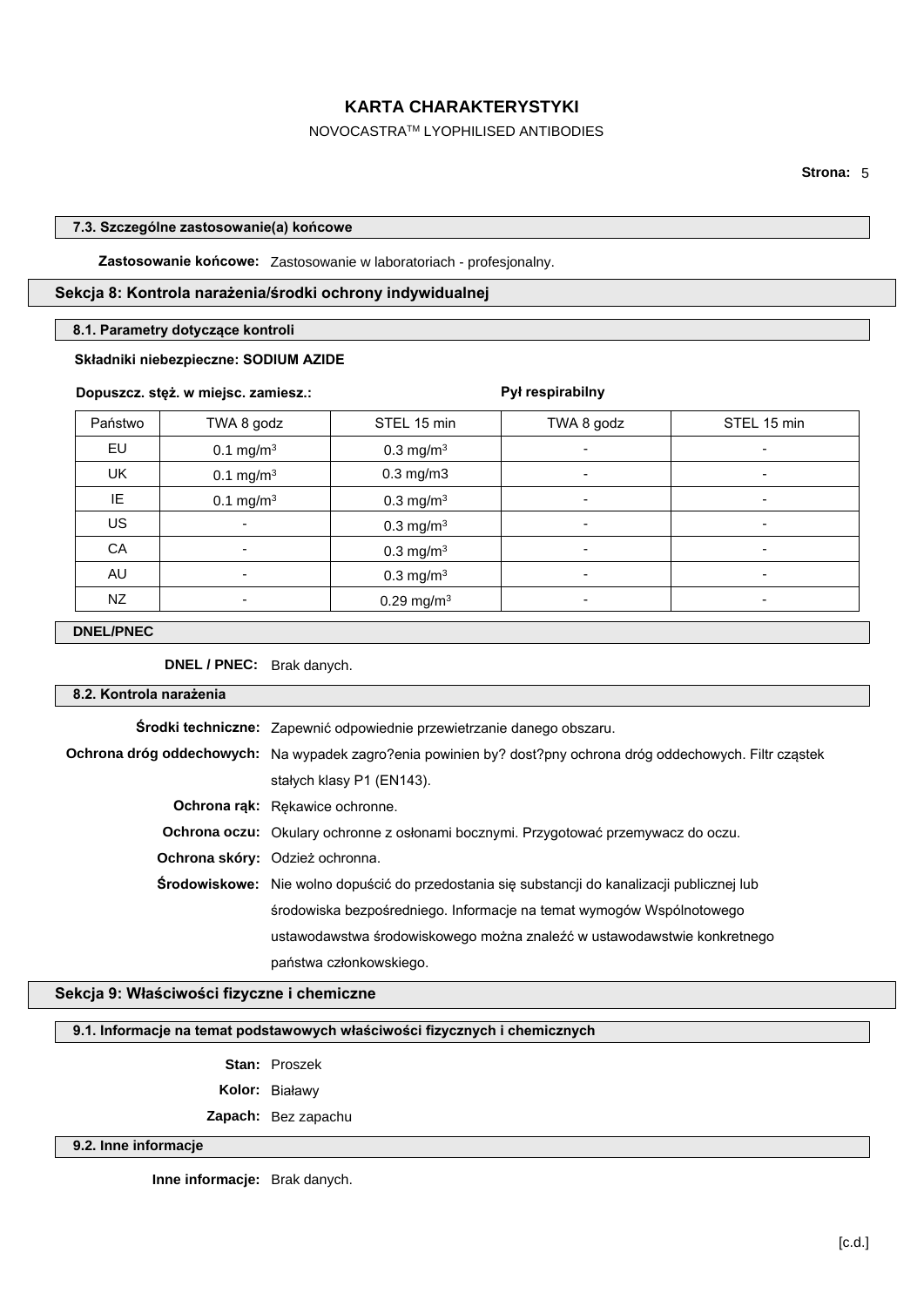### 7.3. Szczególne zastosowanie(a) końcowe

**Zastosowanie końcowe:** Zastosowanie w laboratoriach - profesjonalny.

## Sekcja 8: Kontrola narażenia/środki ochrony indywidualnej

### 8.1. Parametry dotyczące kontroli

**Składniki niebezpieczne: SODIUM AZIDE**

| Dopuszcz. stęż. w miejsc. zamiesz.: | | | Pył respirabilny | |
|---|---|---|---|---|
| Państwo | TWA 8 godz | STEL 15 min | TWA 8 godz | STEL 15 min |
| EU | 0.1 mg/m$^3$ | 0.3 mg/m$^3$ | - | - |
| UK | 0.1 mg/m$^3$ | 0.3 mg/m3 | - | - |
| IE | 0.1 mg/m$^3$ | 0.3 mg/m$^3$ | - | - |
| US | - | 0.3 mg/m$^3$ | - | - |
| CA | - | 0.3 mg/m$^3$ | - | - |
| AU | - | 0.3 mg/m$^3$ | - | - |
| NZ | - | 0.29 mg/m$^3$ | - | - |

### DNEL/PNEC

**DNEL / PNEC:** Brak danych.

### 8.2. Kontrola narażenia

**Środki techniczne:** Zapewnić odpowiednie przewietrzanie danego obszaru.

**Ochrona dróg oddechowych:** Na wypadek zagro?enia powinien by? dost?pny ochrona dróg oddechowych. Filtr cząstek stałych klasy P1 (EN143).

**Ochrona rąk:** Rękawice ochronne.

**Ochrona oczu:** Okulary ochronne z osłonami bocznymi. Przygotować przemywacz do oczu.

**Ochrona skóry:** Odzież ochronna.

**Środowiskowe:** Nie wolno dopuścić do przedostania się substancji do kanalizacji publicznej lub środowiska bezpośredniego. Informacje na temat wymogów Wspólnotowego ustawodawstwa środowiskowego można znaleźć w ustawodawstwie konkretnego państwa członkowskiego.

## Sekcja 9: Właściwości fizyczne i chemiczne

### 9.1. Informacje na temat podstawowych właściwości fizycznych i chemicznych

**Stan:** Proszek

**Kolor:** Białawy

**Zapach:** Bez zapachu

### 9.2. Inne informacje

**Inne informacje:** Brak danych.

[c.d.]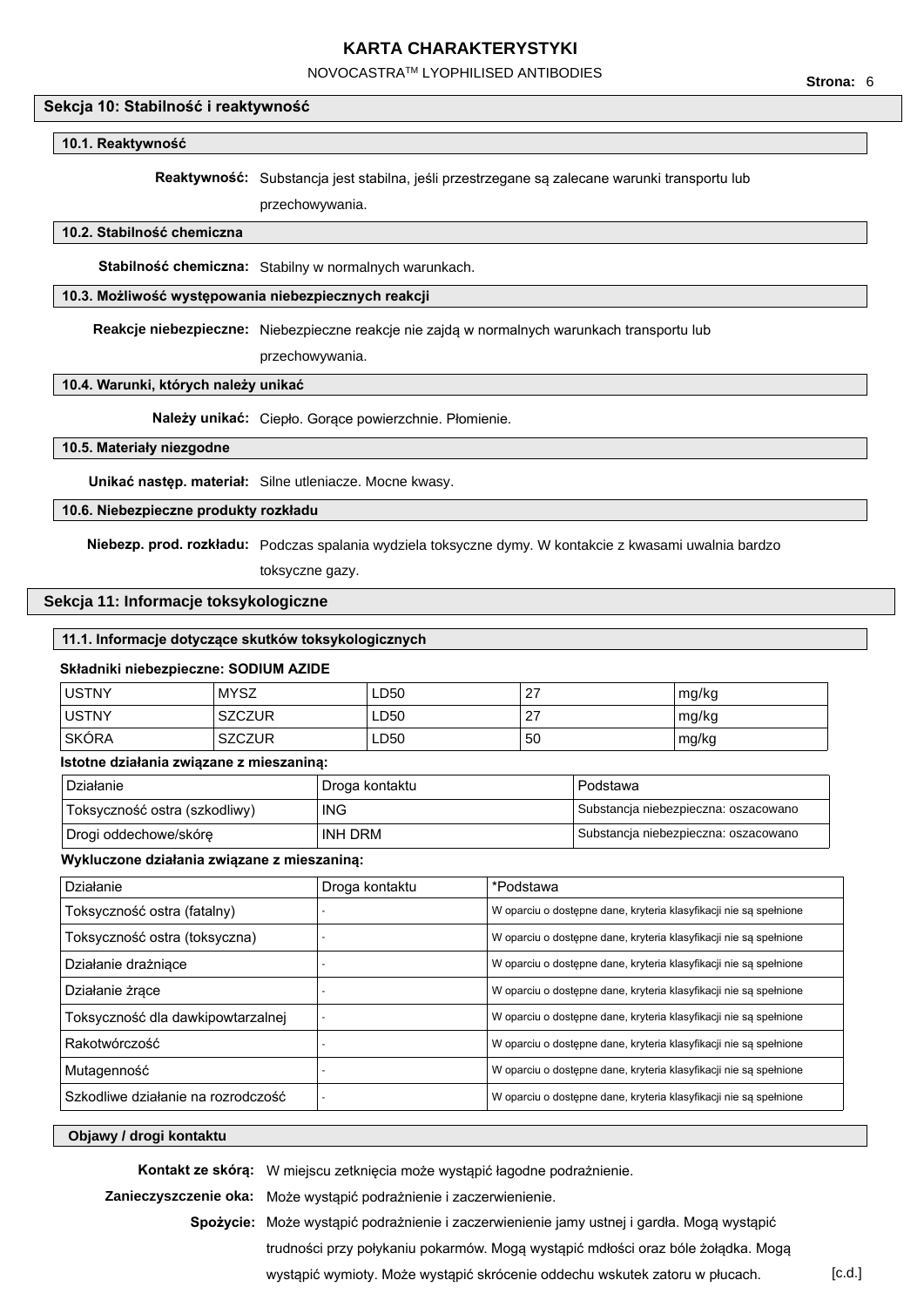## Sekcja 10: Stabilność i reaktywność

### 10.1. Reaktywność

**Reaktywność:** Substancja jest stabilna, jeśli przestrzegane są zalecane warunki transportu lub przechowywania.

### 10.2. Stabilność chemiczna

**Stabilność chemiczna:** Stabilny w normalnych warunkach.

### 10.3. Możliwość występowania niebezpiecznych reakcji

**Reakcje niebezpieczne:** Niebezpieczne reakcje nie zajdą w normalnych warunkach transportu lub przechowywania.

### 10.4. Warunki, których należy unikać

**Należy unikać:** Ciepło. Gorące powierzchnie. Płomienie.

### 10.5. Materiały niezgodne

**Unikać następ. materiał:** Silne utleniacze. Mocne kwasy.

### 10.6. Niebezpieczne produkty rozkładu

**Niebezp. prod. rozkładu:** Podczas spalania wydziela toksyczne dymy. W kontakcie z kwasami uwalnia bardzo toksyczne gazy.

## Sekcja 11: Informacje toksykologiczne

### 11.1. Informacje dotyczące skutków toksykologicznych

**Składniki niebezpieczne: SODIUM AZIDE**

| USTNY | MYSZ | LD50 | 27 | mg/kg |
|---|---|---|---|---|
| USTNY | SZCZUR | LD50 | 27 | mg/kg |
| SKÓRA | SZCZUR | LD50 | 50 | mg/kg |

**Istotne działania związane z mieszaniną:**

| Działanie | Droga kontaktu | Podstawa |
|---|---|---|
| Toksyczność ostra (szkodliwy) | ING | Substancja niebezpieczna: oszacowano |
| Drogi oddechowe/skórę | INH DRM | Substancja niebezpieczna: oszacowano |

**Wykluczone działania związane z mieszaniną:**

| Działanie | Droga kontaktu | *Podstawa |
|---|---|---|
| Toksyczność ostra (fatalny) | - | W oparciu o dostępne dane, kryteria klasyfikacji nie są spełnione |
| Toksyczność ostra (toksyczna) | - | W oparciu o dostępne dane, kryteria klasyfikacji nie są spełnione |
| Działanie drażniące | - | W oparciu o dostępne dane, kryteria klasyfikacji nie są spełnione |
| Działanie żrące | - | W oparciu o dostępne dane, kryteria klasyfikacji nie są spełnione |
| Toksyczność dla dawkipowtarzalnej | - | W oparciu o dostępne dane, kryteria klasyfikacji nie są spełnione |
| Rakotwórczość | - | W oparciu o dostępne dane, kryteria klasyfikacji nie są spełnione |
| Mutagenność | - | W oparciu o dostępne dane, kryteria klasyfikacji nie są spełnione |
| Szkodliwe działanie na rozrodczość | - | W oparciu o dostępne dane, kryteria klasyfikacji nie są spełnione |

### Objawy / drogi kontaktu

**Kontakt ze skórą:** W miejscu zetknięcia może wystąpić łagodne podrażnienie.

**Zanieczyszczenie oka:** Może wystąpić podrażnienie i zaczerwienienie.

**Spożycie:** Może wystąpić podrażnienie i zaczerwienienie jamy ustnej i gardła. Mogą wystąpić trudności przy połykaniu pokarmów. Mogą wystąpić mdłości oraz bóle żołądka. Mogą wystąpić wymioty. Może wystąpić skrócenie oddechu wskutek zatoru w płucach.

[c.d.]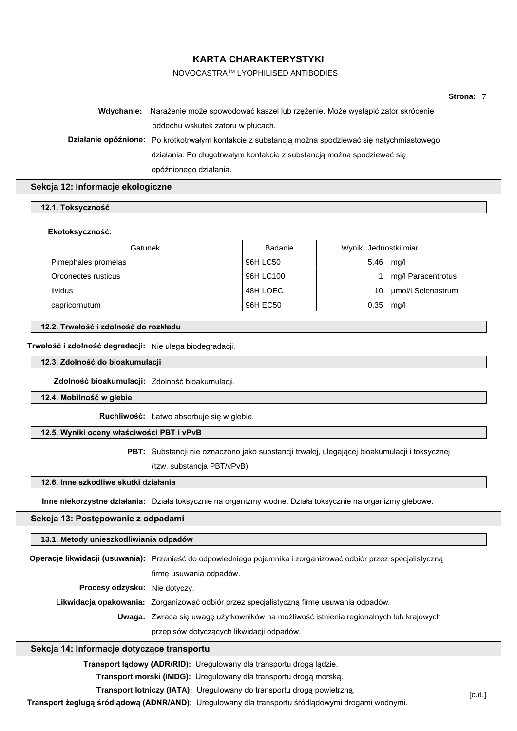# KARTA CHARAKTERYSTYKI

NOVOCASTRA™ LYOPHILISED ANTIBODIES

**Wdychanie:** Narażenie może spowodować kaszel lub rzężenie. Może wystąpić zator skrócenie oddechu wskutek zatoru w płucach.

**Działanie opóźnione:** Po krótkotrwałym kontakcie z substancją można spodziewać się natychmiastowego działania. Po długotrwałym kontakcie z substancją można spodziewać się opóźnionego działania.

## Sekcja 12: Informacje ekologiczne

### 12.1. Toksyczność

**Ekotoksyczność:**

| Gatunek | Badanie | Wynik | Jednostki miar |
|---|---|---|---|
| Pimephales promelas | 96H LC50 | 5.46 | mg/l |
| Orconectes rusticus | 96H LC100 | 1 | mg/l Paracentrotus |
| lividus | 48H LOEC | 10 | µmol/l Selenastrum |
| capricornutum | 96H EC50 | 0.35 | mg/l |

### 12.2. Trwałość i zdolność do rozkładu

**Trwałość i zdolność degradacji:** Nie ulega biodegradacji.

### 12.3. Zdolność do bioakumulacji

**Zdolność bioakumulacji:** Zdolność bioakumulacji.

### 12.4. Mobilność w glebie

**Ruchliwość:** Łatwo absorbuje się w glebie.

### 12.5. Wyniki oceny właściwości PBT i vPvB

**PBT:** Substancji nie oznaczono jako substancji trwałej, ulegającej bioakumulacji i toksycznej (tzw. substancja PBT/vPvB).

### 12.6. Inne szkodliwe skutki działania

**Inne niekorzystne działania:** Działa toksycznie na organizmy wodne. Działa toksycznie na organizmy glebowe.

## Sekcja 13: Postępowanie z odpadami

### 13.1. Metody unieszkodliwiania odpadów

**Operacje likwidacji (usuwania):** Przenieść do odpowiedniego pojemnika i zorganizować odbiór przez specjalistyczną firmę usuwania odpadów.

**Procesy odzysku:** Nie dotyczy.

**Likwidacja opakowania:** Zorganizować odbiór przez specjalistyczną firmę usuwania odpadów.

**Uwaga:** Zwraca się uwagę użytkowników na możliwość istnienia regionalnych lub krajowych przepisów dotyczących likwidacji odpadów.

## Sekcja 14: Informacje dotyczące transportu

**Transport lądowy (ADR/RID):** Uregulowany dla transportu drogą lądzie.

**Transport morski (IMDG):** Uregulowany dla transportu drogą morską.

**Transport lotniczy (IATA):** Uregulowany do transportu drogą powietrzną.

**Transport żeglugą śródlądową (ADNR/AND):** Uregulowany dla transportu śródlądowymi drogami wodnymi.

[c.d.]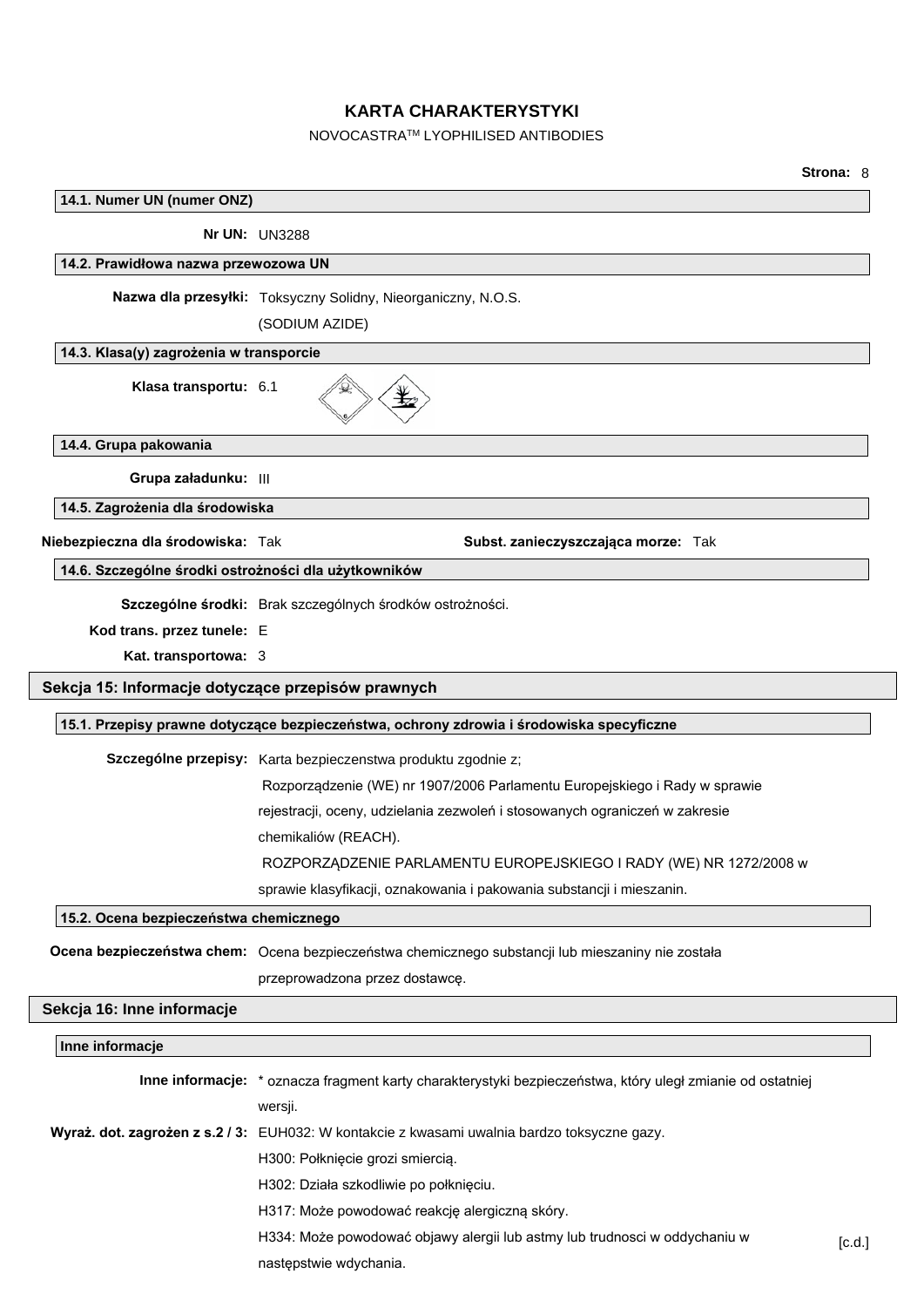**14.1. Numer UN (numer ONZ)**

**Nr UN:** UN3288

**14.2. Prawidłowa nazwa przewozowa UN**

**Nazwa dla przesyłki:** Toksyczny Solidny, Nieorganiczny, N.O.S. (SODIUM AZIDE)

**14.3. Klasa(y) zagrożenia w transporcie**

**Klasa transportu:** 6.1

**14.4. Grupa pakowania**

**Grupa załadunku:** III

**14.5. Zagrożenia dla środowiska**

**Niebezpieczna dla środowiska:** Tak **Subst. zanieczyszczająca morze:** Tak

**14.6. Szczególne środki ostrożności dla użytkowników**

**Szczególne środki:** Brak szczególnych środków ostrożności.

**Kod trans. przez tunele:** E

**Kat. transportowa:** 3

## Sekcja 15: Informacje dotyczące przepisów prawnych

**15.1. Przepisy prawne dotyczące bezpieczeństwa, ochrony zdrowia i środowiska specyficzne**

**Szczególne przepisy:** Karta bezpieczenstwa produktu zgodnie z;
Rozporządzenie (WE) nr 1907/2006 Parlamentu Europejskiego i Rady w sprawie rejestracji, oceny, udzielania zezwoleń i stosowanych ograniczeń w zakresie chemikaliów (REACH).
ROZPORZĄDZENIE PARLAMENTU EUROPEJSKIEGO I RADY (WE) NR 1272/2008 w sprawie klasyfikacji, oznakowania i pakowania substancji i mieszanin.

**15.2. Ocena bezpieczeństwa chemicznego**

**Ocena bezpieczeństwa chem:** Ocena bezpieczeństwa chemicznego substancji lub mieszaniny nie została przeprowadzona przez dostawcę.

## Sekcja 16: Inne informacje

**Inne informacje**

**Inne informacje:** * oznacza fragment karty charakterystyki bezpieczeństwa, który uległ zmianie od ostatniej wersji.

**Wyraż. dot. zagrożen z s.2 / 3:** EUH032: W kontakcie z kwasami uwalnia bardzo toksyczne gazy.
H300: Połknięcie grozi smiercią.
H302: Działa szkodliwie po połknięciu.
H317: Może powodować reakcję alergiczną skóry.
H334: Może powodować objawy alergii lub astmy lub trudnosci w oddychaniu w następstwie wdychania.

[c.d.]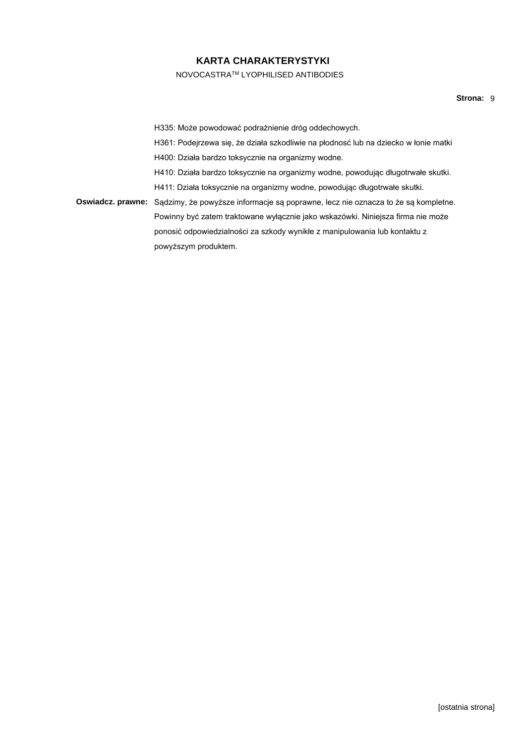H335: Może powodować podrażnienie dróg oddechowych.

H361: Podejrzewa się, że działa szkodliwie na płodnosć lub na dziecko w łonie matki

H400: Działa bardzo toksycznie na organizmy wodne.

H410: Działa bardzo toksycznie na organizmy wodne, powodując długotrwałe skutki.

H411: Działa toksycznie na organizmy wodne, powodując długotrwałe skutki.

**Oswiadcz. prawne:** Sądzimy, że powyższe informacje są poprawne, lecz nie oznacza to że są kompletne. Powinny być zatem traktowane wyłącznie jako wskazówki. Niniejsza firma nie może ponosić odpowiedzialności za szkody wynikłe z manipulowania lub kontaktu z powyższym produktem.

[ostatnia strona]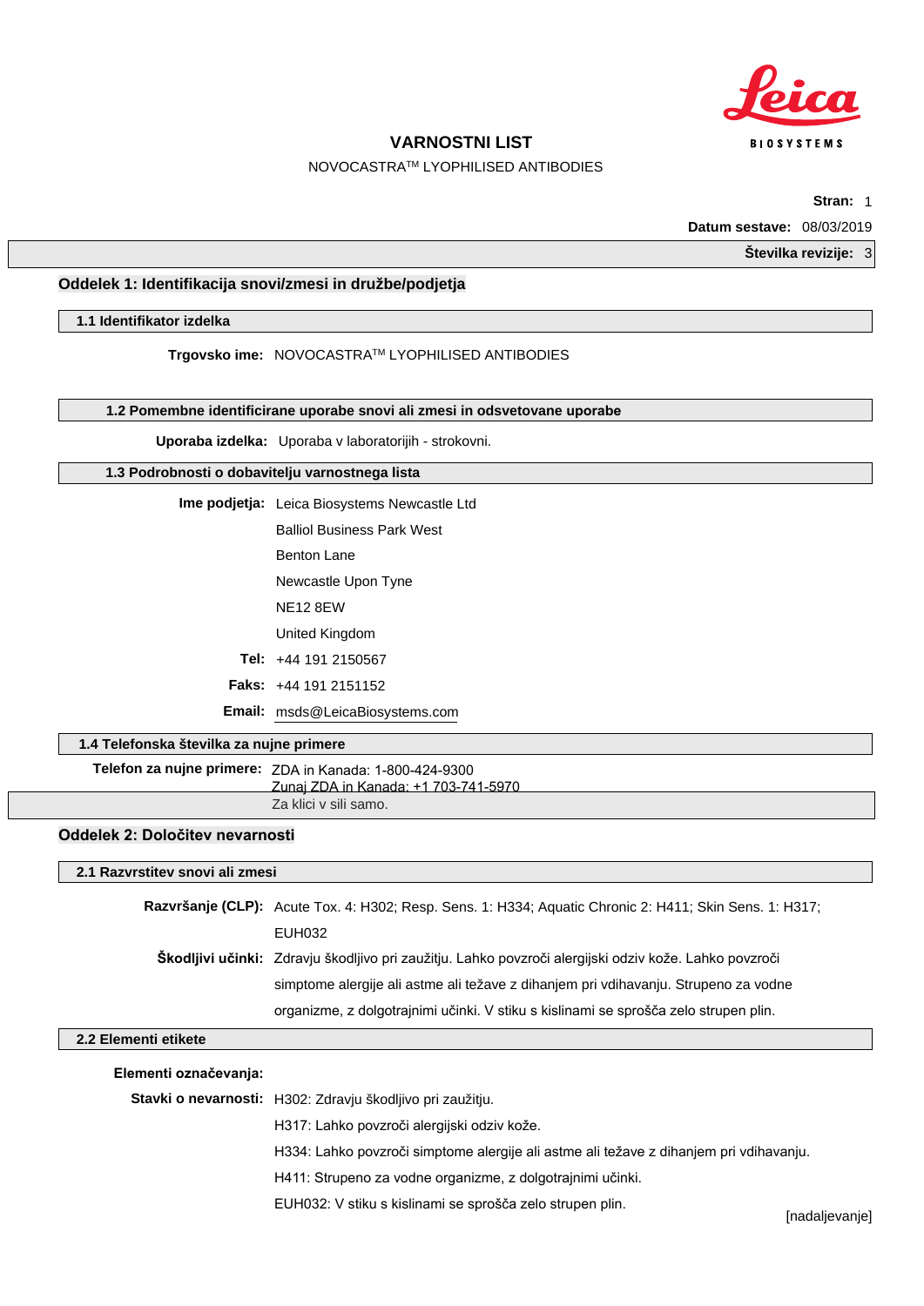# VARNOSTNI LIST

NOVOCASTRA™ LYOPHILISED ANTIBODIES

**Stran:** 1

**Datum sestave:** 08/03/2019

**Številka revizije:** 3

## Oddelek 1: Identifikacija snovi/zmesi in družbe/podjetja

### 1.1 Identifikator izdelka

**Trgovsko ime:** NOVOCASTRA™ LYOPHILISED ANTIBODIES

### 1.2 Pomembne identificirane uporabe snovi ali zmesi in odsvetovane uporabe

**Uporaba izdelka:** Uporaba v laboratorijih - strokovni.

### 1.3 Podrobnosti o dobavitelju varnostnega lista

**Ime podjetja:** Leica Biosystems Newcastle Ltd

Balliol Business Park West

Benton Lane

Newcastle Upon Tyne

NE12 8EW

United Kingdom

**Tel:** +44 191 2150567

**Faks:** +44 191 2151152

**Email:** msds@LeicaBiosystems.com

### 1.4 Telefonska številka za nujne primere

**Telefon za nujne primere:** ZDA in Kanada: 1-800-424-9300

Zunaj ZDA in Kanada: +1 703-741-5970

Za klici v sili samo.

## Oddelek 2: Določitev nevarnosti

### 2.1 Razvrstitev snovi ali zmesi

**Razvršanje (CLP):** Acute Tox. 4: H302; Resp. Sens. 1: H334; Aquatic Chronic 2: H411; Skin Sens. 1: H317; EUH032

**Škodljivi učinki:** Zdravju škodljivo pri zaužitju. Lahko povzroči alergijski odziv kože. Lahko povzroči simptome alergije ali astme ali težave z dihanjem pri vdihavanju. Strupeno za vodne organizme, z dolgotrajnimi učinki. V stiku s kislinami se sprošča zelo strupen plin.

### 2.2 Elementi etikete

**Elementi označevanja:**

**Stavki o nevarnosti:** H302: Zdravju škodljivo pri zaužitju.

H317: Lahko povzroči alergijski odziv kože.

H334: Lahko povzroči simptome alergije ali astme ali težave z dihanjem pri vdihavanju.

H411: Strupeno za vodne organizme, z dolgotrajnimi učinki.

EUH032: V stiku s kislinami se sprošča zelo strupen plin.

[nadaljevanje]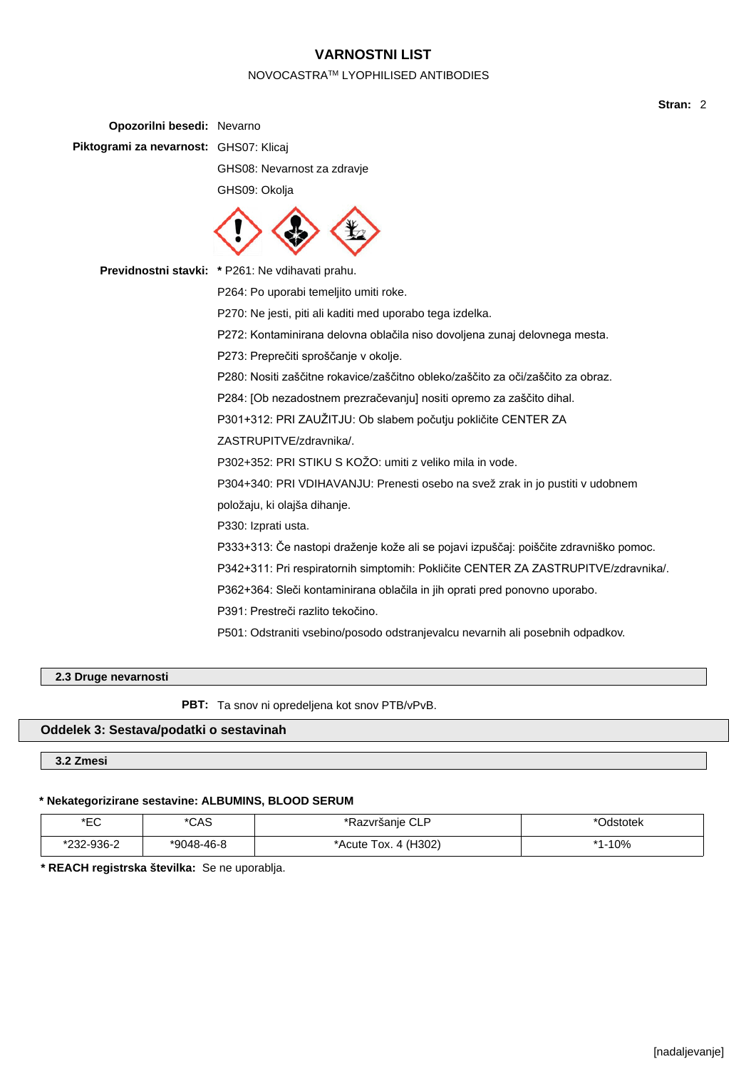**Opozorilni besedi:** Nevarno

**Piktogrami za nevarnost:** GHS07: Klicaj

GHS08: Nevarnost za zdravje

GHS09: Okolja

**Previdnostni stavki:** * P261: Ne vdihavati prahu.

P264: Po uporabi temeljito umiti roke.

P270: Ne jesti, piti ali kaditi med uporabo tega izdelka.

P272: Kontaminirana delovna oblačila niso dovoljena zunaj delovnega mesta.

P273: Preprečiti sproščanje v okolje.

P280: Nositi zaščitne rokavice/zaščitno obleko/zaščito za oči/zaščito za obraz.

P284: [Ob nezadostnem prezračevanju] nositi opremo za zaščito dihal.

P301+312: PRI ZAUŽITJU: Ob slabem počutju pokličite CENTER ZA ZASTRUPITVE/zdravnika/.

P302+352: PRI STIKU S KOŽO: umiti z veliko mila in vode.

P304+340: PRI VDIHAVANJU: Prenesti osebo na svež zrak in jo pustiti v udobnem položaju, ki olajša dihanje.

P330: Izprati usta.

P333+313: Če nastopi draženje kože ali se pojavi izpuščaj: poiščite zdravniško pomoc.

P342+311: Pri respiratornih simptomih: Pokličite CENTER ZA ZASTRUPITVE/zdravnika/.

P362+364: Sleči kontaminirana oblačila in jih oprati pred ponovno uporabo.

P391: Prestreči razlito tekočino.

P501: Odstraniti vsebino/posodo odstranjevalcu nevarnih ali posebnih odpadkov.

### 2.3 Druge nevarnosti

**PBT:** Ta snov ni opredeljena kot snov PTB/vPvB.

## Oddelek 3: Sestava/podatki o sestavinah

### 3.2 Zmesi

**\* Nekategorizirane sestavine: ALBUMINS, BLOOD SERUM**

| *EC | *CAS | *Razvršanje CLP | *Odstotek |
|---|---|---|---|
| *232-936-2 | *9048-46-8 | *Acute Tox. 4 (H302) | *1-10% |

**\* REACH registrska številka:** Se ne uporablja.

[nadaljevanje]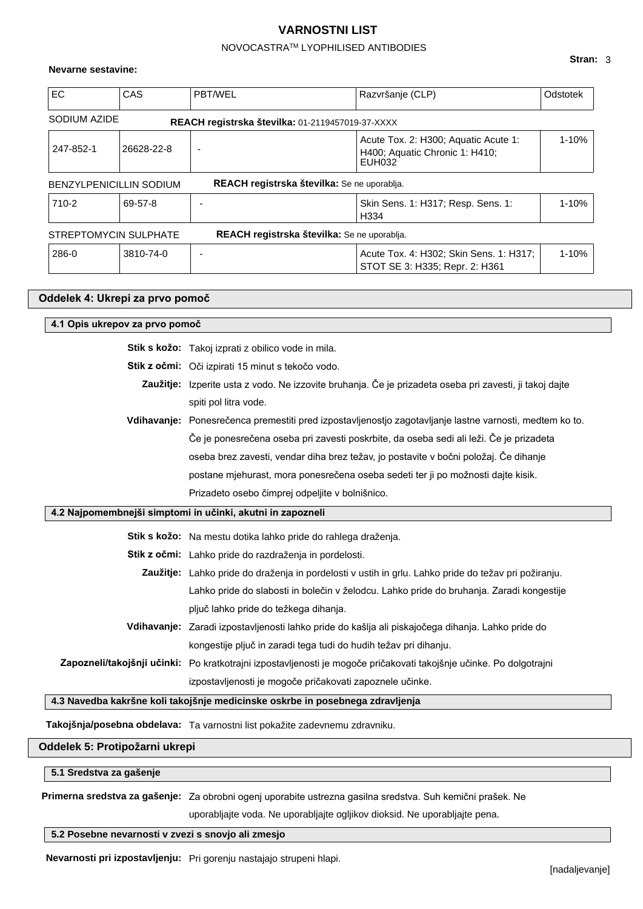**Nevarne sestavine:**

| EC | CAS | PBT/WEL | Razvršanje (CLP) | Odstotek |
|---|---|---|---|---|
| SODIUM AZIDE | | **REACH registrska številka:** 01-2119457019-37-XXXX | | |
| 247-852-1 | 26628-22-8 | - | Acute Tox. 2: H300; Aquatic Acute 1: H400; Aquatic Chronic 1: H410; EUH032 | 1-10% |
| BENZYLPENICILLIN SODIUM | | **REACH registrska številka:** Se ne uporablja. | | |
| 710-2 | 69-57-8 | - | Skin Sens. 1: H317; Resp. Sens. 1: H334 | 1-10% |
| STREPTOMYCIN SULPHATE | | **REACH registrska številka:** Se ne uporablja. | | |
| 286-0 | 3810-74-0 | - | Acute Tox. 4: H302; Skin Sens. 1: H317; STOT SE 3: H335; Repr. 2: H361 | 1-10% |

## Oddelek 4: Ukrepi za prvo pomoč

### 4.1 Opis ukrepov za prvo pomoč

**Stik s kožo:** Takoj izprati z obilico vode in mila.

**Stik z očmi:** Oči izpirati 15 minut s tekočo vodo.

**Zaužitje:** Izperite usta z vodo. Ne izzovite bruhanja. Če je prizadeta oseba pri zavesti, ji takoj dajte spiti pol litra vode.

**Vdihavanje:** Ponesrečenca premestiti pred izpostavljenostjo zagotavljanje lastne varnosti, medtem ko to. Če je ponesrečena oseba pri zavesti poskrbite, da oseba sedi ali leži. Če je prizadeta oseba brez zavesti, vendar diha brez težav, jo postavite v bočni položaj. Če dihanje postane mjehurast, mora ponesrečena oseba sedeti ter ji po možnosti dajte kisik. Prizadeto osebo čimprej odpeljite v bolnišnico.

### 4.2 Najpomembnejši simptomi in učinki, akutni in zapozneli

**Stik s kožo:** Na mestu dotika lahko pride do rahlega draženja.

**Stik z očmi:** Lahko pride do razdraženja in pordelosti.

**Zaužitje:** Lahko pride do draženja in pordelosti v ustih in grlu. Lahko pride do težav pri požiranju. Lahko pride do slabosti in bolečin v želodcu. Lahko pride do bruhanja. Zaradi kongestije pljuč lahko pride do težkega dihanja.

**Vdihavanje:** Zaradi izpostavljenosti lahko pride do kašlja ali piskajočega dihanja. Lahko pride do kongestije pljuč in zaradi tega tudi do hudih težav pri dihanju.

**Zapozneli/takojšnji učinki:** Po kratkotrajni izpostavljenosti je mogoče pričakovati takojšnje učinke. Po dolgotrajni izpostavljenosti je mogoče pričakovati zapoznele učinke.

### 4.3 Navedba kakršne koli takojšnje medicinske oskrbe in posebnega zdravljenja

**Takojšnja/posebna obdelava:** Ta varnostni list pokažite zadevnemu zdravniku.

## Oddelek 5: Protipožarni ukrepi

### 5.1 Sredstva za gašenje

**Primerna sredstva za gašenje:** Za obrobni ogenj uporabite ustrezna gasilna sredstva. Suh kemični prašek. Ne uporabljajte voda. Ne uporabljajte ogljikov dioksid. Ne uporabljajte pena.

### 5.2 Posebne nevarnosti v zvezi s snovjo ali zmesjo

**Nevarnosti pri izpostavljenju:** Pri gorenju nastajajo strupeni hlapi.

[nadaljevanje]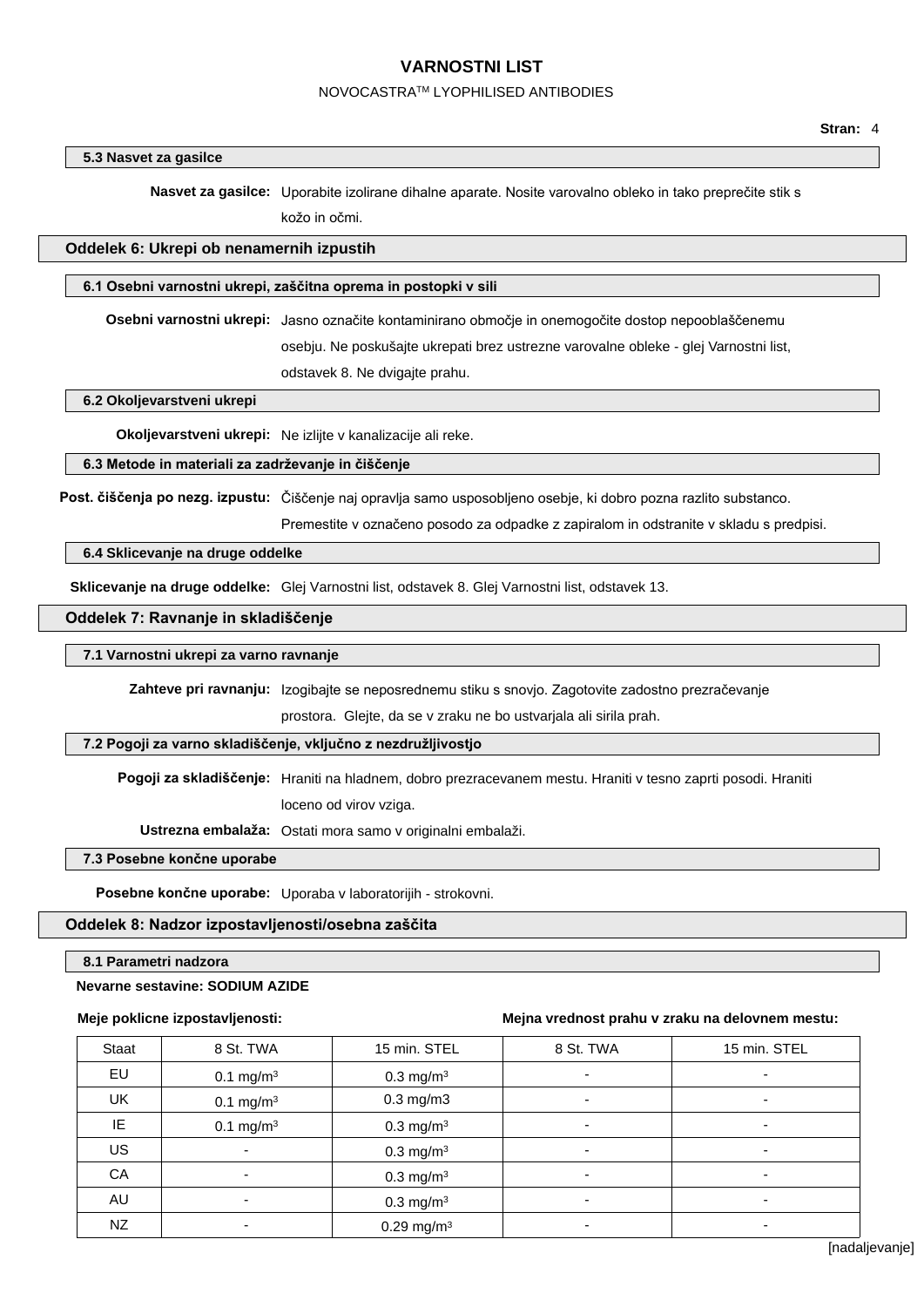### 5.3 Nasvet za gasilce

**Nasvet za gasilce:** Uporabite izolirane dihalne aparate. Nosite varovalno obleko in tako preprečite stik s kožo in očmi.

## Oddelek 6: Ukrepi ob nenamernih izpustih

### 6.1 Osebni varnostni ukrepi, zaščitna oprema in postopki v sili

**Osebni varnostni ukrepi:** Jasno označite kontaminirano območje in onemogočite dostop nepooblaščenemu osebju. Ne poskušajte ukrepati brez ustrezne varovalne obleke - glej Varnostni list, odstavek 8. Ne dvigajte prahu.

### 6.2 Okoljevarstveni ukrepi

**Okoljevarstveni ukrepi:** Ne izlijte v kanalizacije ali reke.

### 6.3 Metode in materiali za zadrževanje in čiščenje

**Post. čiščenja po nezg. izpustu:** Čiščenje naj opravlja samo usposobljeno osebje, ki dobro pozna razlito substanco. Premestite v označeno posodo za odpadke z zapiralom in odstranite v skladu s predpisi.

### 6.4 Sklicevanje na druge oddelke

**Sklicevanje na druge oddelke:** Glej Varnostni list, odstavek 8. Glej Varnostni list, odstavek 13.

## Oddelek 7: Ravnanje in skladiščenje

### 7.1 Varnostni ukrepi za varno ravnanje

**Zahteve pri ravnanju:** Izogibajte se neposrednemu stiku s snovjo. Zagotovite zadostno prezračevanje prostora. Glejte, da se v zraku ne bo ustvarjala ali sirila prah.

### 7.2 Pogoji za varno skladiščenje, vključno z nezdružljivostjo

**Pogoji za skladiščenje:** Hraniti na hladnem, dobro prezracevanem mestu. Hraniti v tesno zaprti posodi. Hraniti loceno od virov vziga.

**Ustrezna embalaža:** Ostati mora samo v originalni embalaži.

### 7.3 Posebne končne uporabe

**Posebne končne uporabe:** Uporaba v laboratorijih - strokovni.

## Oddelek 8: Nadzor izpostavljenosti/osebna zaščita

### 8.1 Parametri nadzora

**Nevarne sestavine: SODIUM AZIDE**

**Meje poklicne izpostavljenosti:** / **Mejna vrednost prahu v zraku na delovnem mestu:**

| Staat | 8 St. TWA | 15 min. STEL | 8 St. TWA | 15 min. STEL |
|---|---|---|---|---|
| EU | 0.1 mg/m³ | 0.3 mg/m³ | - | - |
| UK | 0.1 mg/m³ | 0.3 mg/m3 | - | - |
| IE | 0.1 mg/m³ | 0.3 mg/m³ | - | - |
| US | - | 0.3 mg/m³ | - | - |
| CA | - | 0.3 mg/m³ | - | - |
| AU | - | 0.3 mg/m³ | - | - |
| NZ | - | 0.29 mg/m³ | - | - |

[nadaljevanje]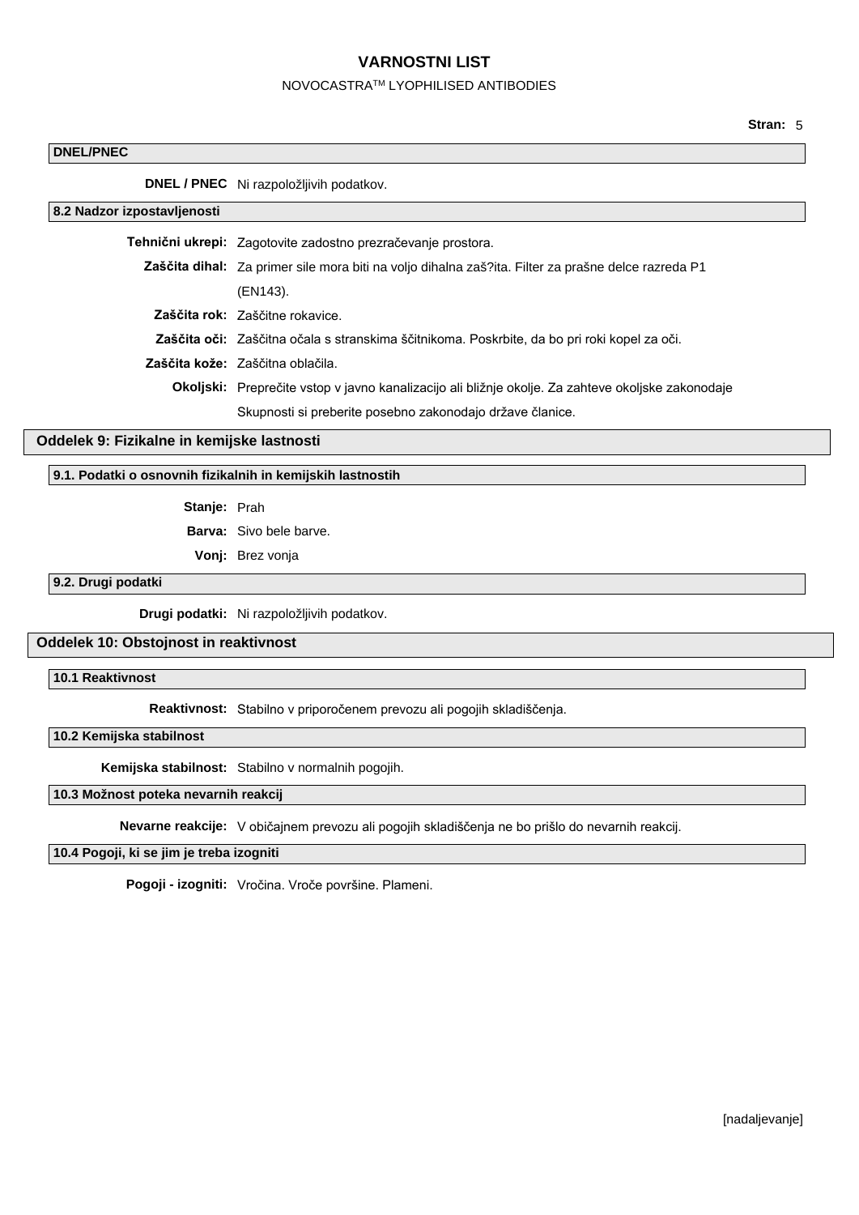### DNEL/PNEC

**DNEL / PNEC** Ni razpoložljivih podatkov.

### 8.2 Nadzor izpostavljenosti

**Tehnični ukrepi:** Zagotovite zadostno prezračevanje prostora.

**Zaščita dihal:** Za primer sile mora biti na voljo dihalna zaš?ita. Filter za prašne delce razreda P1 (EN143).

**Zaščita rok:** Zaščitne rokavice.

**Zaščita oči:** Zaščitna očala s stranskima ščitnikoma. Poskrbite, da bo pri roki kopel za oči.

**Zaščita kože:** Zaščitna oblačila.

**Okoljski:** Preprečite vstop v javno kanalizacijo ali bližnje okolje. Za zahteve okoljske zakonodaje Skupnosti si preberite posebno zakonodajo države članice.

## Oddelek 9: Fizikalne in kemijske lastnosti

### 9.1. Podatki o osnovnih fizikalnih in kemijskih lastnostih

**Stanje:** Prah

**Barva:** Sivo bele barve.

**Vonj:** Brez vonja

### 9.2. Drugi podatki

**Drugi podatki:** Ni razpoložljivih podatkov.

## Oddelek 10: Obstojnost in reaktivnost

### 10.1 Reaktivnost

**Reaktivnost:** Stabilno v priporočenem prevozu ali pogojih skladiščenja.

### 10.2 Kemijska stabilnost

**Kemijska stabilnost:** Stabilno v normalnih pogojih.

### 10.3 Možnost poteka nevarnih reakcij

**Nevarne reakcije:** V običajnem prevozu ali pogojih skladiščenja ne bo prišlo do nevarnih reakcij.

### 10.4 Pogoji, ki se jim je treba izogniti

**Pogoji - izogniti:** Vročina. Vroče površine. Plameni.

[nadaljevanje]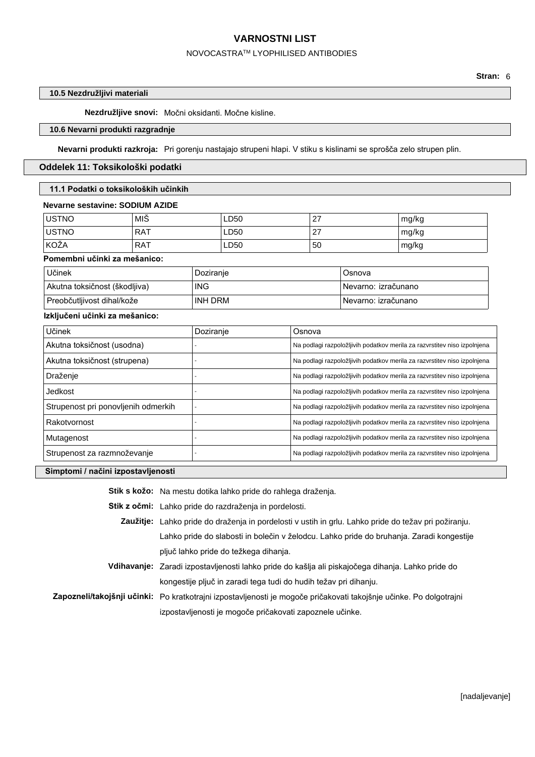### 10.5 Nezdružljivi materiali

**Nezdružljive snovi:** Močni oksidanti. Močne kisline.

### 10.6 Nevarni produkti razgradnje

**Nevarni produkti razkroja:** Pri gorenju nastajajo strupeni hlapi. V stiku s kislinami se sprošča zelo strupen plin.

## Oddelek 11: Toksikološki podatki

### 11.1 Podatki o toksikoloških učinkih

**Nevarne sestavine: SODIUM AZIDE**

| | | | | |
|---|---|---|---|---|
| USTNO | MIŠ | LD50 | 27 | mg/kg |
| USTNO | RAT | LD50 | 27 | mg/kg |
| KOŽA | RAT | LD50 | 50 | mg/kg |

**Pomembni učinki za mešanico:**

| Učinek | Doziranje | Osnova |
|---|---|---|
| Akutna toksičnost (škodljiva) | ING | Nevarno: izračunano |
| Preobčutljivost dihal/kože | INH DRM | Nevarno: izračunano |

**Izključeni učinki za mešanico:**

| Učinek | Doziranje | Osnova |
|---|---|---|
| Akutna toksičnost (usodna) | - | Na podlagi razpoložljivih podatkov merila za razvrstitev niso izpolnjena |
| Akutna toksičnost (strupena) | - | Na podlagi razpoložljivih podatkov merila za razvrstitev niso izpolnjena |
| Draženje | - | Na podlagi razpoložljivih podatkov merila za razvrstitev niso izpolnjena |
| Jedkost | - | Na podlagi razpoložljivih podatkov merila za razvrstitev niso izpolnjena |
| Strupenost pri ponovljenih odmerkih | - | Na podlagi razpoložljivih podatkov merila za razvrstitev niso izpolnjena |
| Rakotvornost | - | Na podlagi razpoložljivih podatkov merila za razvrstitev niso izpolnjena |
| Mutagenost | - | Na podlagi razpoložljivih podatkov merila za razvrstitev niso izpolnjena |
| Strupenost za razmnoževanje | - | Na podlagi razpoložljivih podatkov merila za razvrstitev niso izpolnjena |

### Simptomi / načini izpostavljenosti

**Stik s kožo:** Na mestu dotika lahko pride do rahlega draženja.

**Stik z očmi:** Lahko pride do razdraženja in pordelosti.

**Zaužitje:** Lahko pride do draženja in pordelosti v ustih in grlu. Lahko pride do težav pri požiranju. Lahko pride do slabosti in bolečin v želodcu. Lahko pride do bruhanja. Zaradi kongestije pljuč lahko pride do težkega dihanja.

**Vdihavanje:** Zaradi izpostavljenosti lahko pride do kašlja ali piskajočega dihanja. Lahko pride do kongestije pljuč in zaradi tega tudi do hudih težav pri dihanju.

**Zapozneli/takojšnji učinki:** Po kratkotrajni izpostavljenosti je mogoče pričakovati takojšnje učinke. Po dolgotrajni izpostavljenosti je mogoče pričakovati zapoznele učinke.

[nadaljevanje]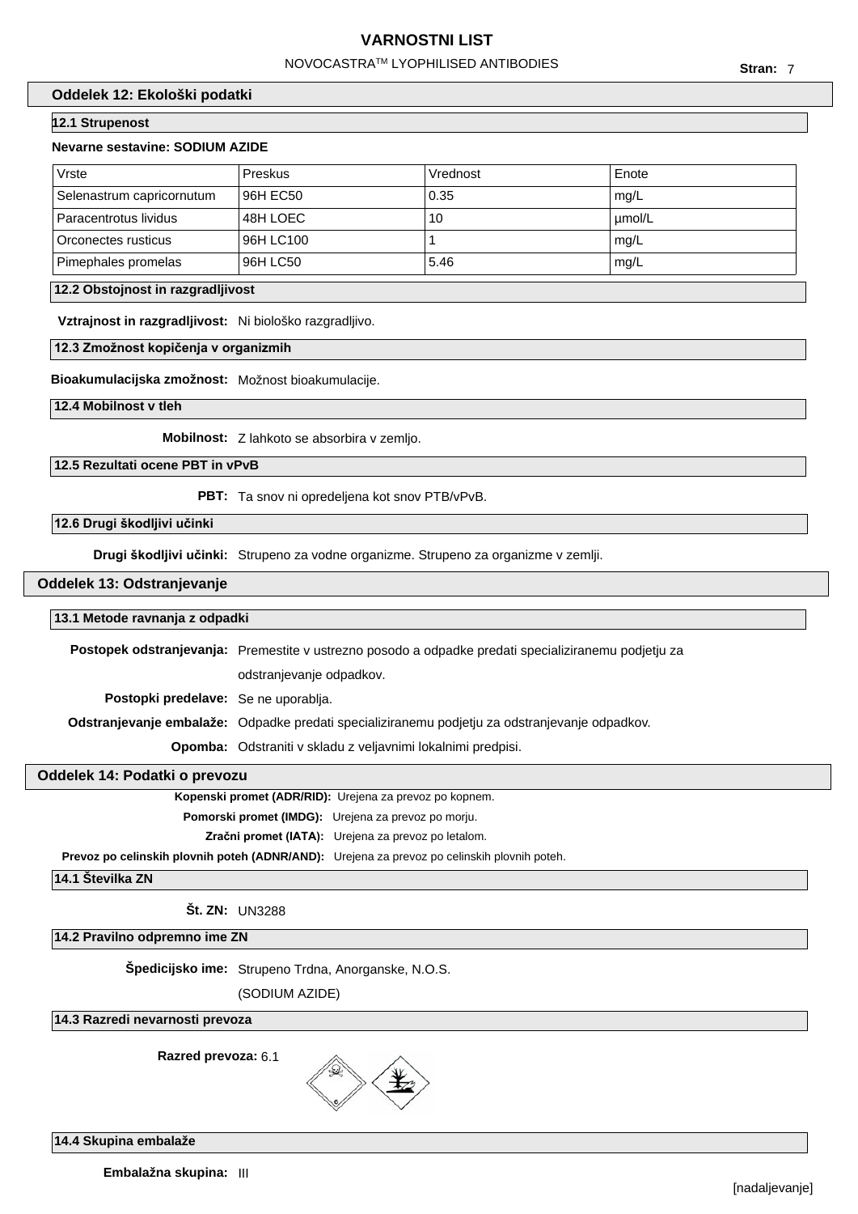## Oddelek 12: Ekološki podatki

### 12.1 Strupenost

**Nevarne sestavine: SODIUM AZIDE**

| Vrste | Preskus | Vrednost | Enote |
|---|---|---|---|
| Selenastrum capricornutum | 96H EC50 | 0.35 | mg/L |
| Paracentrotus lividus | 48H LOEC | 10 | μmol/L |
| Orconectes rusticus | 96H LC100 | 1 | mg/L |
| Pimephales promelas | 96H LC50 | 5.46 | mg/L |

### 12.2 Obstojnost in razgradljivost

**Vztrajnost in razgradljivost:** Ni biološko razgradljivo.

### 12.3 Zmožnost kopičenja v organizmih

**Bioakumulacijska zmožnost:** Možnost bioakumulacije.

### 12.4 Mobilnost v tleh

**Mobilnost:** Z lahkoto se absorbira v zemljo.

### 12.5 Rezultati ocene PBT in vPvB

**PBT:** Ta snov ni opredeljena kot snov PTB/vPvB.

### 12.6 Drugi škodljivi učinki

**Drugi škodljivi učinki:** Strupeno za vodne organizme. Strupeno za organizme v zemlji.

## Oddelek 13: Odstranjevanje

### 13.1 Metode ravnanja z odpadki

**Postopek odstranjevanja:** Premestite v ustrezno posodo a odpadke predati specializiranemu podjetju za odstranjevanje odpadkov.

**Postopki predelave:** Se ne uporablja.

**Odstranjevanje embalaže:** Odpadke predati specializiranemu podjetju za odstranjevanje odpadkov.

**Opomba:** Odstraniti v skladu z veljavnimi lokalnimi predpisi.

## Oddelek 14: Podatki o prevozu

**Kopenski promet (ADR/RID):** Urejena za prevoz po kopnem.

**Pomorski promet (IMDG):** Urejena za prevoz po morju.

**Zračni promet (IATA):** Urejena za prevoz po letalom.

**Prevoz po celinskih plovnih poteh (ADNR/AND):** Urejena za prevoz po celinskih plovnih poteh.

### 14.1 Številka ZN

**Št. ZN:** UN3288

### 14.2 Pravilno odpremno ime ZN

**Špedicijsko ime:** Strupeno Trdna, Anorganske, N.O.S. (SODIUM AZIDE)

### 14.3 Razredi nevarnosti prevoza

**Razred prevoza:** 6.1

### 14.4 Skupina embalaže

**Embalažna skupina:** III

[nadaljevanje]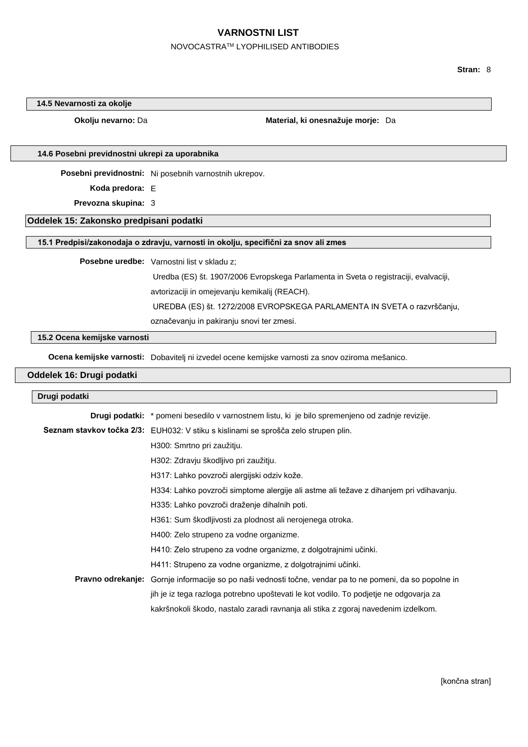### 14.5 Nevarnosti za okolje

**Okolju nevarno:** Da

**Material, ki onesnažuje morje:** Da

### 14.6 Posebni previdnostni ukrepi za uporabnika

**Posebni previdnostni:** Ni posebnih varnostnih ukrepov.

**Koda predora:** E

**Prevozna skupina:** 3

## Oddelek 15: Zakonsko predpisani podatki

### 15.1 Predpisi/zakonodaja o zdravju, varnosti in okolju, specifični za snov ali zmes

**Posebne uredbe:** Varnostni list v skladu z;

Uredba (ES) št. 1907/2006 Evropskega Parlamenta in Sveta o registraciji, evalvaciji, avtorizaciji in omejevanju kemikalij (REACH).

UREDBA (ES) št. 1272/2008 EVROPSKEGA PARLAMENTA IN SVETA o razvrščanju, označevanju in pakiranju snovi ter zmesi.

### 15.2 Ocena kemijske varnosti

**Ocena kemijske varnosti:** Dobavitelj ni izvedel ocene kemijske varnosti za snov oziroma mešanico.

## Oddelek 16: Drugi podatki

### Drugi podatki

**Drugi podatki:** * pomeni besedilo v varnostnem listu, ki je bilo spremenjeno od zadnje revizije.

**Seznam stavkov točka 2/3:** EUH032: V stiku s kislinami se sprošča zelo strupen plin.

H300: Smrtno pri zaužitju.

H302: Zdravju škodljivo pri zaužitju.

H317: Lahko povzroči alergijski odziv kože.

H334: Lahko povzroči simptome alergije ali astme ali težave z dihanjem pri vdihavanju.

H335: Lahko povzroči draženje dihalnih poti.

H361: Sum škodljivosti za plodnost ali nerojenega otroka.

H400: Zelo strupeno za vodne organizme.

H410: Zelo strupeno za vodne organizme, z dolgotrajnimi učinki.

H411: Strupeno za vodne organizme, z dolgotrajnimi učinki.

**Pravno odrekanje:** Gornje informacije so po naši vednosti točne, vendar pa to ne pomeni, da so popolne in jih je iz tega razloga potrebno upoštevati le kot vodilo. To podjetje ne odgovarja za kakršnokoli škodo, nastalo zaradi ravnanja ali stika z zgoraj navedenim izdelkom.

[končna stran]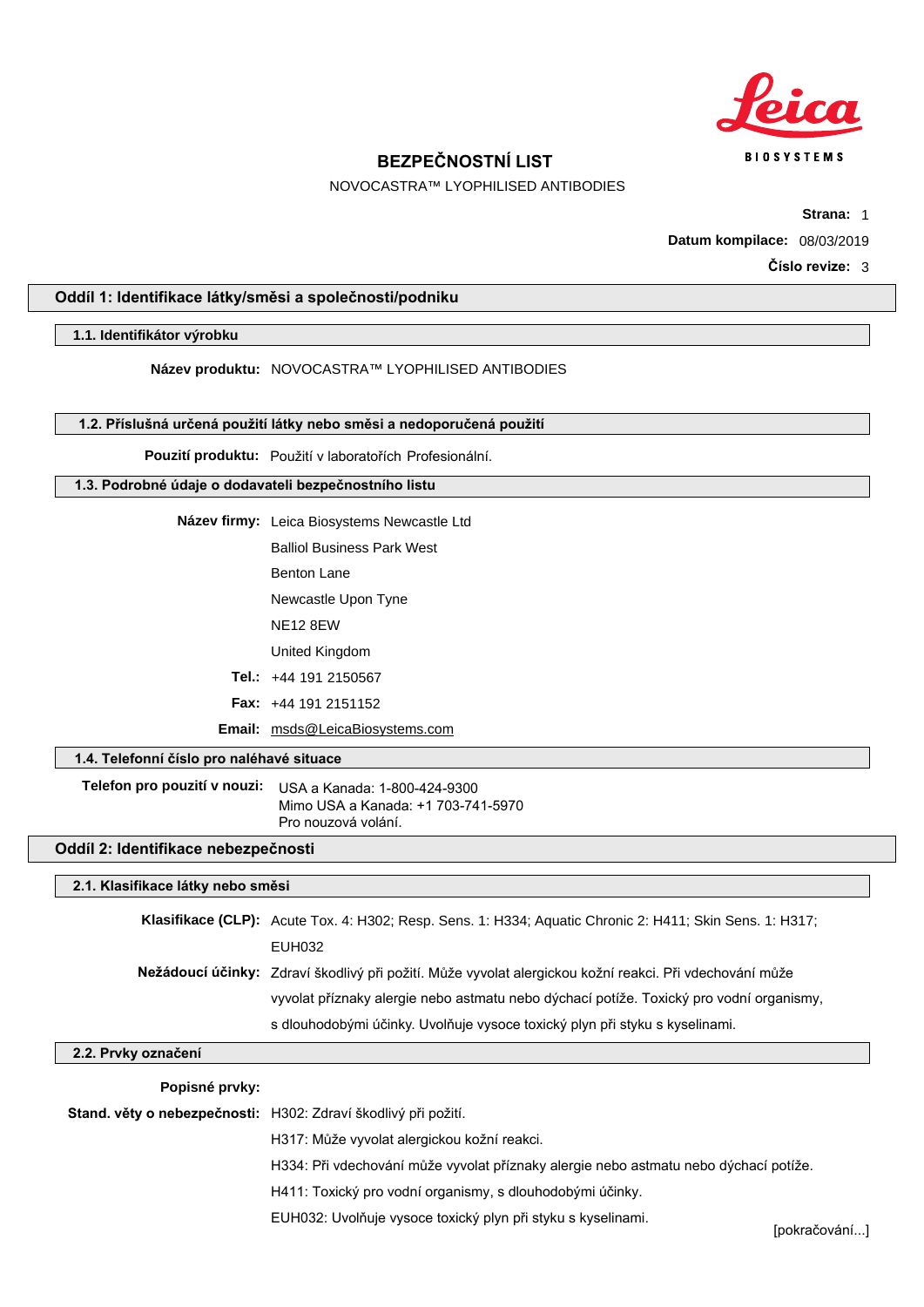# BEZPEČNOSTNÍ LIST

NOVOCASTRA™ LYOPHILISED ANTIBODIES

**Strana:** 1

**Datum kompilace:** 08/03/2019

**Číslo revize:** 3

## Oddíl 1: Identifikace látky/směsi a společnosti/podniku

### 1.1. Identifikátor výrobku

**Název produktu:** NOVOCASTRA™ LYOPHILISED ANTIBODIES

### 1.2. Příslušná určená použití látky nebo směsi a nedoporučená použití

**Použití produktu:** Použití v laboratořích Profesionální.

### 1.3. Podrobné údaje o dodavateli bezpečnostního listu

**Název firmy:** Leica Biosystems Newcastle Ltd
Balliol Business Park West
Benton Lane
Newcastle Upon Tyne
NE12 8EW
United Kingdom

**Tel.:** +44 191 2150567

**Fax:** +44 191 2151152

**Email:** msds@LeicaBiosystems.com

### 1.4. Telefonní číslo pro naléhavé situace

**Telefon pro použití v nouzi:** USA a Kanada: 1-800-424-9300
Mimo USA a Kanada: +1 703-741-5970
Pro nouzová volání.

## Oddíl 2: Identifikace nebezpečnosti

### 2.1. Klasifikace látky nebo směsi

**Klasifikace (CLP):** Acute Tox. 4: H302; Resp. Sens. 1: H334; Aquatic Chronic 2: H411; Skin Sens. 1: H317; EUH032

**Nežádoucí účinky:** Zdraví škodlivý při požití. Může vyvolat alergickou kožní reakci. Při vdechování může vyvolat příznaky alergie nebo astmatu nebo dýchací potíže. Toxický pro vodní organismy, s dlouhodobými účinky. Uvolňuje vysoce toxický plyn při styku s kyselinami.

### 2.2. Prvky označení

**Popisné prvky:**

**Stand. věty o nebezpečnosti:** H302: Zdraví škodlivý při požití.
H317: Může vyvolat alergickou kožní reakci.
H334: Při vdechování může vyvolat příznaky alergie nebo astmatu nebo dýchací potíže.
H411: Toxický pro vodní organismy, s dlouhodobými účinky.
EUH032: Uvolňuje vysoce toxický plyn při styku s kyselinami.

[pokračování...]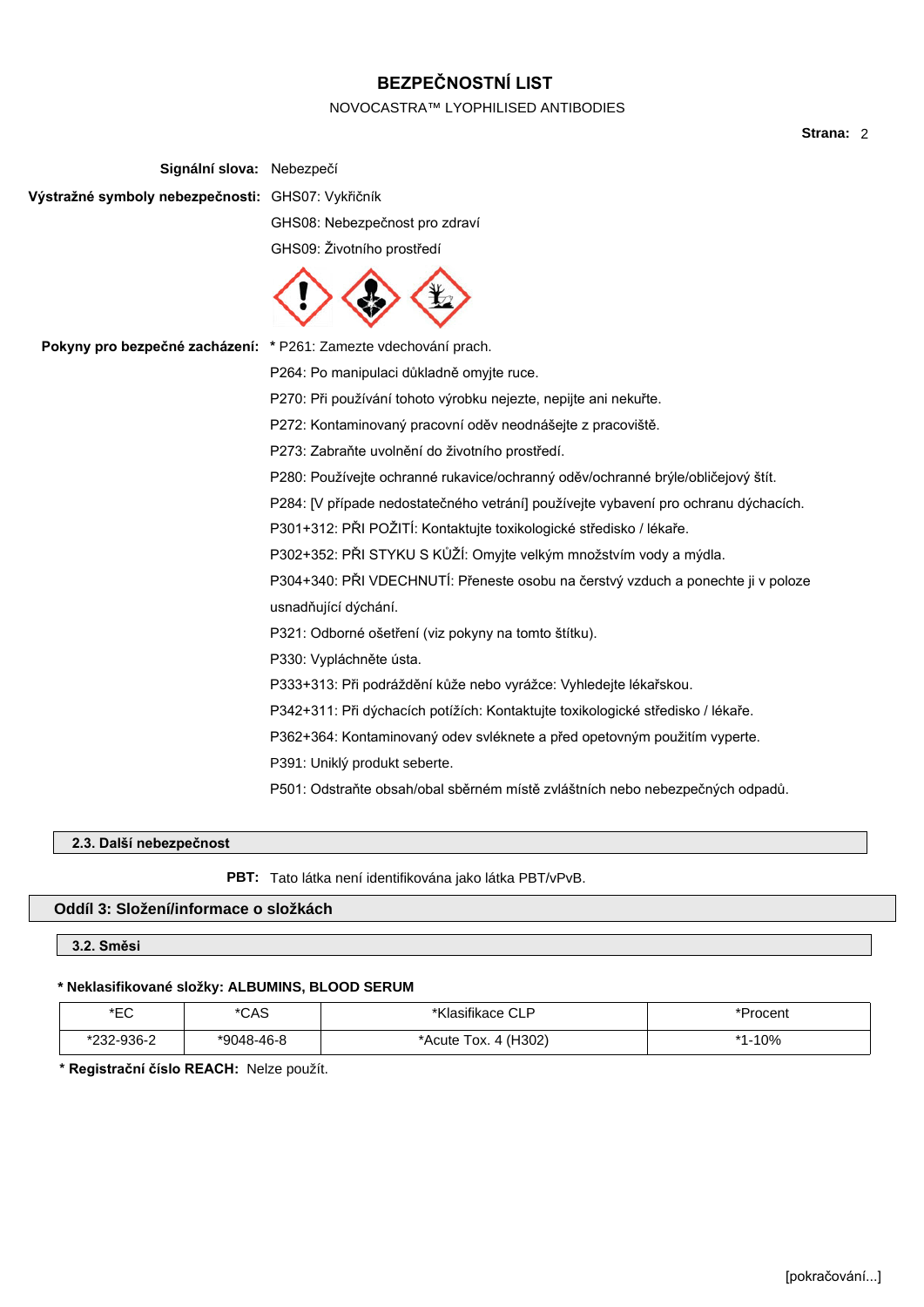**Signální slova:** Nebezpečí

**Výstražné symboly nebezpečnosti:** GHS07: Vykřičník

GHS08: Nebezpečnost pro zdraví

GHS09: Životního prostředí

**Pokyny pro bezpečné zacházení:** * P261: Zamezte vdechování prach.

P264: Po manipulaci důkladně omyjte ruce.

P270: Při používání tohoto výrobku nejezte, nepijte ani nekuřte.

P272: Kontaminovaný pracovní oděv neodnášejte z pracoviště.

P273: Zabraňte uvolnění do životního prostředí.

P280: Používejte ochranné rukavice/ochranný oděv/ochranné brýle/obličejový štít.

P284: [V případe nedostatečného vetrání] používejte vybavení pro ochranu dýchacích.

P301+312: PŘI POŽITÍ: Kontaktujte toxikologické středisko / lékaře.

P302+352: PŘI STYKU S KŮŽÍ: Omyjte velkým množstvím vody a mýdla.

P304+340: PŘI VDECHNUTÍ: Přeneste osobu na čerstvý vzduch a ponechte ji v poloze usnadňující dýchání.

P321: Odborné ošetření (viz pokyny na tomto štítku).

P330: Vypláchněte ústa.

P333+313: Při podráždění kůže nebo vyrážce: Vyhledejte lékařskou.

P342+311: Při dýchacích potížích: Kontaktujte toxikologické středisko / lékaře.

P362+364: Kontaminovaný odev svléknete a před opetovným použitím vyperte.

P391: Uniklý produkt seberte.

P501: Odstraňte obsah/obal sběrném místě zvláštních nebo nebezpečných odpadů.

### 2.3. Další nebezpečnost

**PBT:** Tato látka není identifikována jako látka PBT/vPvB.

## Oddíl 3: Složení/informace o složkách

### 3.2. Směsi

**\* Neklasifikované složky: ALBUMINS, BLOOD SERUM**

| *EC | *CAS | *Klasifikace CLP | *Procent |
|---|---|---|---|
| *232-936-2 | *9048-46-8 | *Acute Tox. 4 (H302) | *1-10% |

**\* Registrační číslo REACH:** Nelze použít.

[pokračování...]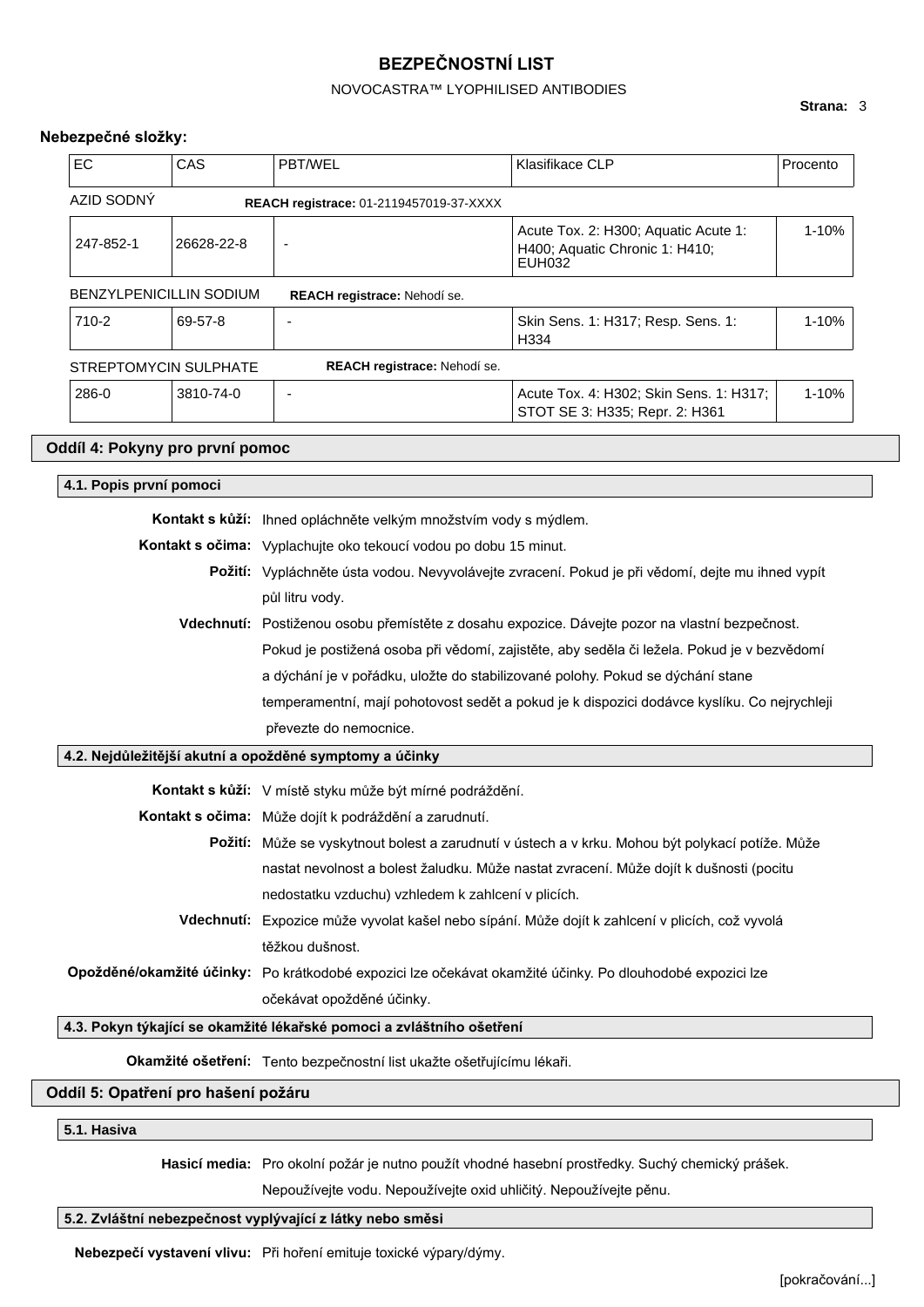**Nebezpečné složky:**

| EC | CAS | PBT/WEL | Klasifikace CLP | Procento |
|---|---|---|---|---|
| AZID SODNÝ | | **REACH registrace:** 01-2119457019-37-XXXX | | |
| 247-852-1 | 26628-22-8 | - | Acute Tox. 2: H300; Aquatic Acute 1: H400; Aquatic Chronic 1: H410; EUH032 | 1-10% |
| BENZYLPENICILLIN SODIUM | | **REACH registrace:** Nehodí se. | | |
| 710-2 | 69-57-8 | - | Skin Sens. 1: H317; Resp. Sens. 1: H334 | 1-10% |
| STREPTOMYCIN SULPHATE | | **REACH registrace:** Nehodí se. | | |
| 286-0 | 3810-74-0 | - | Acute Tox. 4: H302; Skin Sens. 1: H317; STOT SE 3: H335; Repr. 2: H361 | 1-10% |

## Oddíl 4: Pokyny pro první pomoc

### 4.1. Popis první pomoci

**Kontakt s kůží:** Ihned opláchněte velkým množstvím vody s mýdlem.

**Kontakt s očima:** Vyplachujte oko tekoucí vodou po dobu 15 minut.

**Požití:** Vypláchněte ústa vodou. Nevyvolávejte zvracení. Pokud je při vědomí, dejte mu ihned vypít půl litru vody.

**Vdechnutí:** Postiženou osobu přemístěte z dosahu expozice. Dávejte pozor na vlastní bezpečnost. Pokud je postižená osoba při vědomí, zajistěte, aby seděla či ležela. Pokud je v bezvědomí a dýchání je v pořádku, uložte do stabilizované polohy. Pokud se dýchání stane temperamentní, mají pohotovost sedět a pokud je k dispozici dodávce kyslíku. Co nejrychleji převezte do nemocnice.

### 4.2. Nejdůležitější akutní a opožděné symptomy a účinky

**Kontakt s kůží:** V místě styku může být mírné podráždění.

**Kontakt s očima:** Může dojít k podráždění a zarudnutí.

**Požití:** Může se vyskytnout bolest a zarudnutí v ústech a v krku. Mohou být polykací potíže. Může nastat nevolnost a bolest žaludku. Může nastat zvracení. Může dojít k dušnosti (pocitu nedostatku vzduchu) vzhledem k zahlcení v plicích.

**Vdechnutí:** Expozice může vyvolat kašel nebo sípání. Může dojít k zahlcení v plicích, což vyvolá těžkou dušnost.

**Opožděné/okamžité účinky:** Po krátkodobé expozici lze očekávat okamžité účinky. Po dlouhodobé expozici lze očekávat opožděné účinky.

### 4.3. Pokyn týkající se okamžité lékařské pomoci a zvláštního ošetření

**Okamžité ošetření:** Tento bezpečnostní list ukažte ošetřujícímu lékaři.

## Oddíl 5: Opatření pro hašení požáru

### 5.1. Hasiva

**Hasicí media:** Pro okolní požár je nutno použít vhodné hasební prostředky. Suchý chemický prášek. Nepoužívejte vodu. Nepoužívejte oxid uhličitý. Nepoužívejte pěnu.

### 5.2. Zvláštní nebezpečnost vyplývající z látky nebo směsi

**Nebezpečí vystavení vlivu:** Při hoření emituje toxické výpary/dýmy.

[pokračování...]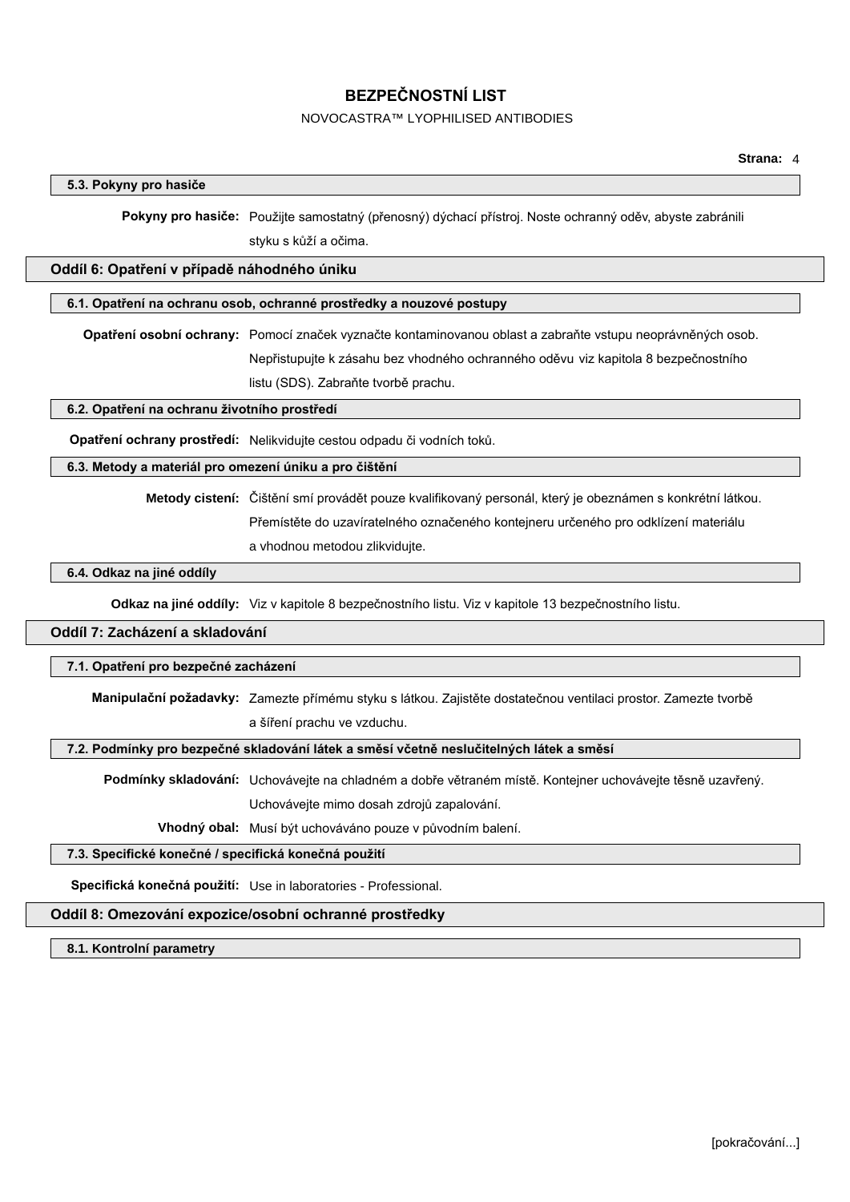### 5.3. Pokyny pro hasiče

**Pokyny pro hasiče:** Použijte samostatný (přenosný) dýchací přístroj. Noste ochranný oděv, abyste zabránili styku s kůží a očima.

## Oddíl 6: Opatření v případě náhodného úniku

### 6.1. Opatření na ochranu osob, ochranné prostředky a nouzové postupy

**Opatření osobní ochrany:** Pomocí značek vyznačte kontaminovanou oblast a zabraňte vstupu neoprávněných osob. Nepřistupujte k zásahu bez vhodného ochranného oděvu viz kapitola 8 bezpečnostního listu (SDS). Zabraňte tvorbě prachu.

### 6.2. Opatření na ochranu životního prostředí

**Opatření ochrany prostředí:** Nelikvidujte cestou odpadu či vodních toků.

### 6.3. Metody a materiál pro omezení úniku a pro čištění

**Metody cistení:** Čištění smí provádět pouze kvalifikovaný personál, který je obeznámen s konkrétní látkou. Přemístěte do uzavíratelného označeného kontejneru určeného pro odklízení materiálu a vhodnou metodou zlikvidujte.

### 6.4. Odkaz na jiné oddíly

**Odkaz na jiné oddíly:** Viz v kapitole 8 bezpečnostního listu. Viz v kapitole 13 bezpečnostního listu.

## Oddíl 7: Zacházení a skladování

### 7.1. Opatření pro bezpečné zacházení

**Manipulační požadavky:** Zamezte přímému styku s látkou. Zajistěte dostatečnou ventilaci prostor. Zamezte tvorbě a šíření prachu ve vzduchu.

### 7.2. Podmínky pro bezpečné skladování látek a směsí včetně neslučitelných látek a směsí

**Podmínky skladování:** Uchovávejte na chladném a dobře větraném místě. Kontejner uchovávejte těsně uzavřený. Uchovávejte mimo dosah zdrojů zapalování.

**Vhodný obal:** Musí být uchováváno pouze v původním balení.

### 7.3. Specifické konečné / specifická konečná použití

**Specifická konečná použití:** Use in laboratories - Professional.

## Oddíl 8: Omezování expozice/osobní ochranné prostředky

### 8.1. Kontrolní parametry

[pokračování...]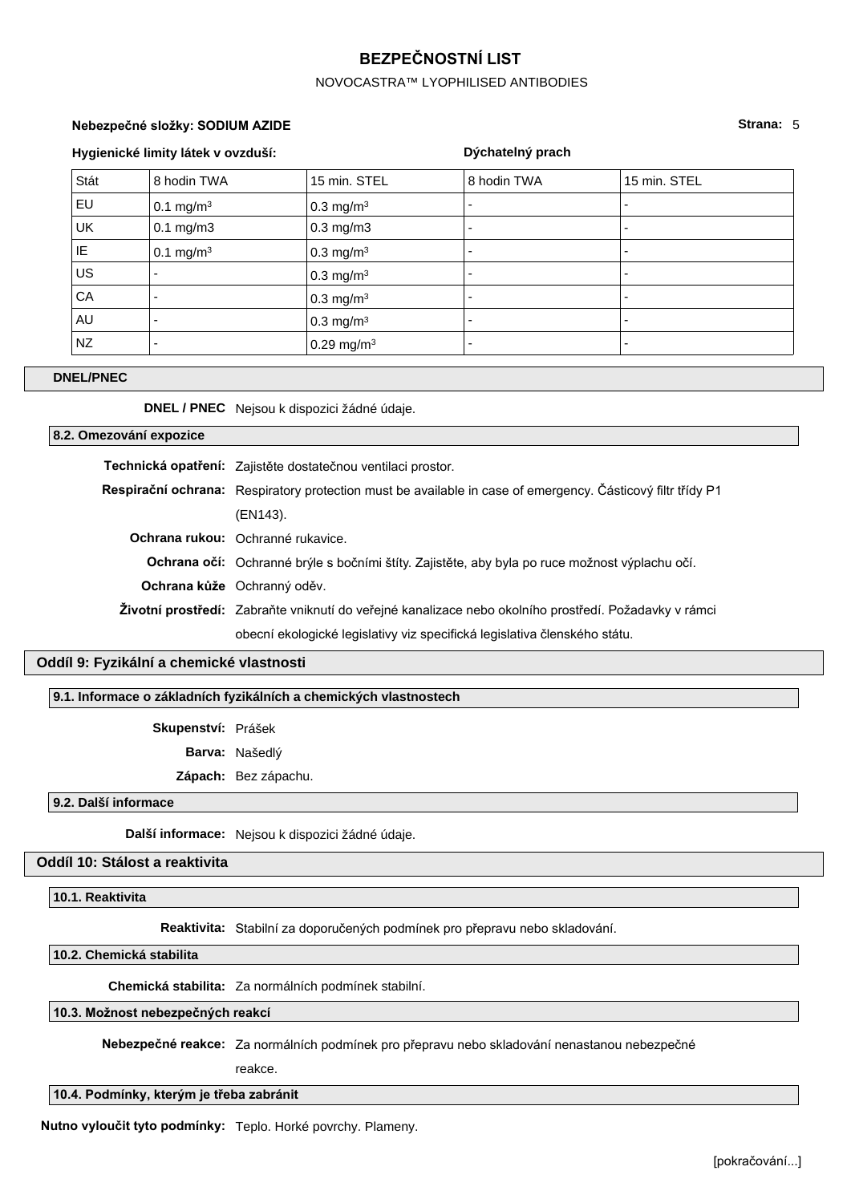**Nebezpečné složky: SODIUM AZIDE**

**Hygienické limity látek v ovzduší:** | **Dýchatelný prach**

| Stát | 8 hodin TWA | 15 min. STEL | 8 hodin TWA | 15 min. STEL |
|---|---|---|---|---|
| EU | 0.1 mg/m$^3$ | 0.3 mg/m$^3$ | - | - |
| UK | 0.1 mg/m3 | 0.3 mg/m3 | - | - |
| IE | 0.1 mg/m$^3$ | 0.3 mg/m$^3$ | - | - |
| US | - | 0.3 mg/m$^3$ | - | - |
| CA | - | 0.3 mg/m$^3$ | - | - |
| AU | - | 0.3 mg/m$^3$ | - | - |
| NZ | - | 0.29 mg/m$^3$ | - | - |

### DNEL/PNEC

**DNEL / PNEC** Nejsou k dispozici žádné údaje.

### 8.2. Omezování expozice

**Technická opatření:** Zajistěte dostatečnou ventilaci prostor.

**Respirační ochrana:** Respiratory protection must be available in case of emergency. Částicový filtr třídy P1 (EN143).

**Ochrana rukou:** Ochranné rukavice.

**Ochrana očí:** Ochranné brýle s bočními štíty. Zajistěte, aby byla po ruce možnost výplachu očí.

**Ochrana kůže** Ochranný oděv.

**Životní prostředí:** Zabraňte vniknutí do veřejné kanalizace nebo okolního prostředí. Požadavky v rámci obecní ekologické legislativy viz specifická legislativa členského státu.

## Oddíl 9: Fyzikální a chemické vlastnosti

### 9.1. Informace o základních fyzikálních a chemických vlastnostech

**Skupenství:** Prášek

**Barva:** Našedlý

**Zápach:** Bez zápachu.

### 9.2. Další informace

**Další informace:** Nejsou k dispozici žádné údaje.

## Oddíl 10: Stálost a reaktivita

### 10.1. Reaktivita

**Reaktivita:** Stabilní za doporučených podmínek pro přepravu nebo skladování.

### 10.2. Chemická stabilita

**Chemická stabilita:** Za normálních podmínek stabilní.

### 10.3. Možnost nebezpečných reakcí

**Nebezpečné reakce:** Za normálních podmínek pro přepravu nebo skladování nenastanou nebezpečné reakce.

### 10.4. Podmínky, kterým je třeba zabránit

**Nutno vyloučit tyto podmínky:** Teplo. Horké povrchy. Plameny.

[pokračování...]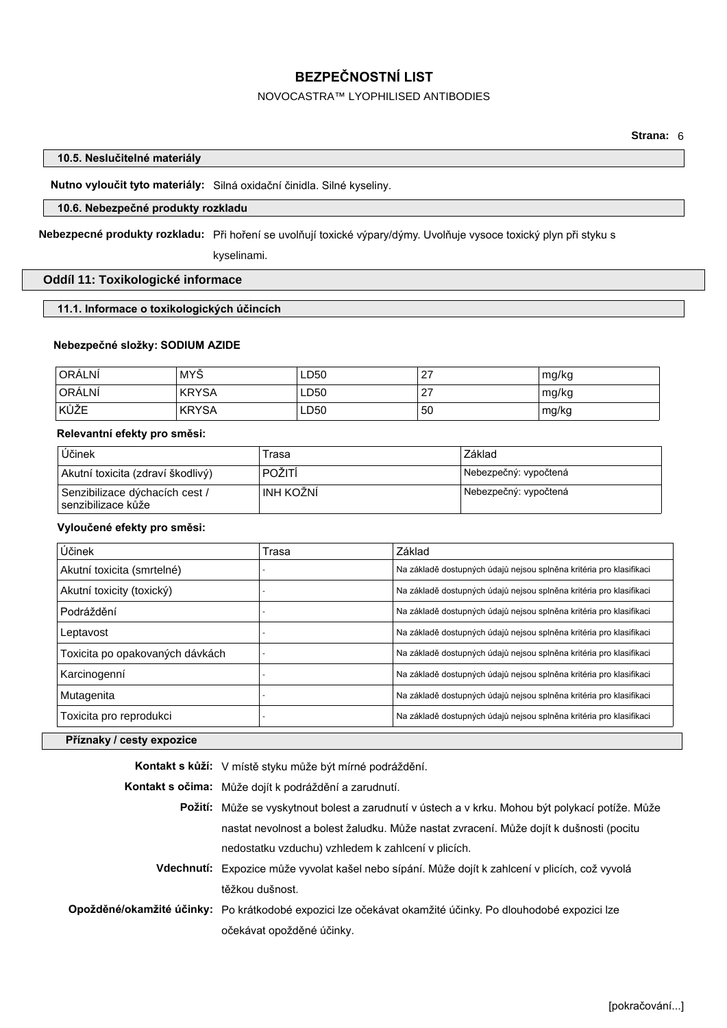### 10.5. Neslučitelné materiály

**Nutno vyloučit tyto materiály:** Silná oxidační činidla. Silné kyseliny.

### 10.6. Nebezpečné produkty rozkladu

**Nebezpečné produkty rozkladu:** Při hoření se uvolňují toxické výpary/dýmy. Uvolňuje vysoce toxický plyn při styku s kyselinami.

## Oddíl 11: Toxikologické informace

### 11.1. Informace o toxikologických účincích

**Nebezpečné složky: SODIUM AZIDE**

| | | | | |
|---|---|---|---|---|
| ORÁLNÍ | MYŠ | LD50 | 27 | mg/kg |
| ORÁLNÍ | KRYSA | LD50 | 27 | mg/kg |
| KŮŽE | KRYSA | LD50 | 50 | mg/kg |

**Relevantní efekty pro směsi:**

| Účinek | Trasa | Základ |
|---|---|---|
| Akutní toxicita (zdraví škodlivý) | POŽITÍ | Nebezpečný: vypočtená |
| Senzibilizace dýchacích cest / senzibilizace kůže | INH KOŽNÍ | Nebezpečný: vypočtená |

**Vyloučené efekty pro směsi:**

| Účinek | Trasa | Základ |
|---|---|---|
| Akutní toxicita (smrtelné) | - | Na základě dostupných údajů nejsou splněna kritéria pro klasifikaci |
| Akutní toxicity (toxický) | - | Na základě dostupných údajů nejsou splněna kritéria pro klasifikaci |
| Podráždění | - | Na základě dostupných údajů nejsou splněna kritéria pro klasifikaci |
| Leptavost | - | Na základě dostupných údajů nejsou splněna kritéria pro klasifikaci |
| Toxicita po opakovaných dávkách | - | Na základě dostupných údajů nejsou splněna kritéria pro klasifikaci |
| Karcinogenní | - | Na základě dostupných údajů nejsou splněna kritéria pro klasifikaci |
| Mutagenita | - | Na základě dostupných údajů nejsou splněna kritéria pro klasifikaci |
| Toxicita pro reprodukci | - | Na základě dostupných údajů nejsou splněna kritéria pro klasifikaci |

### Příznaky / cesty expozice

**Kontakt s kůží:** V místě styku může být mírné podráždění.

**Kontakt s očima:** Může dojít k podráždění a zarudnutí.

**Požití:** Může se vyskytnout bolest a zarudnutí v ústech a v krku. Mohou být polykací potíže. Může nastat nevolnost a bolest žaludku. Může nastat zvracení. Může dojít k dušnosti (pocitu nedostatku vzduchu) vzhledem k zahlcení v plicích.

**Vdechnutí:** Expozice může vyvolat kašel nebo sípání. Může dojít k zahlcení v plicích, což vyvolá těžkou dušnost.

**Opožděné/okamžité účinky:** Po krátkodobé expozici lze očekávat okamžité účinky. Po dlouhodobé expozici lze očekávat opožděné účinky.

[pokračování...]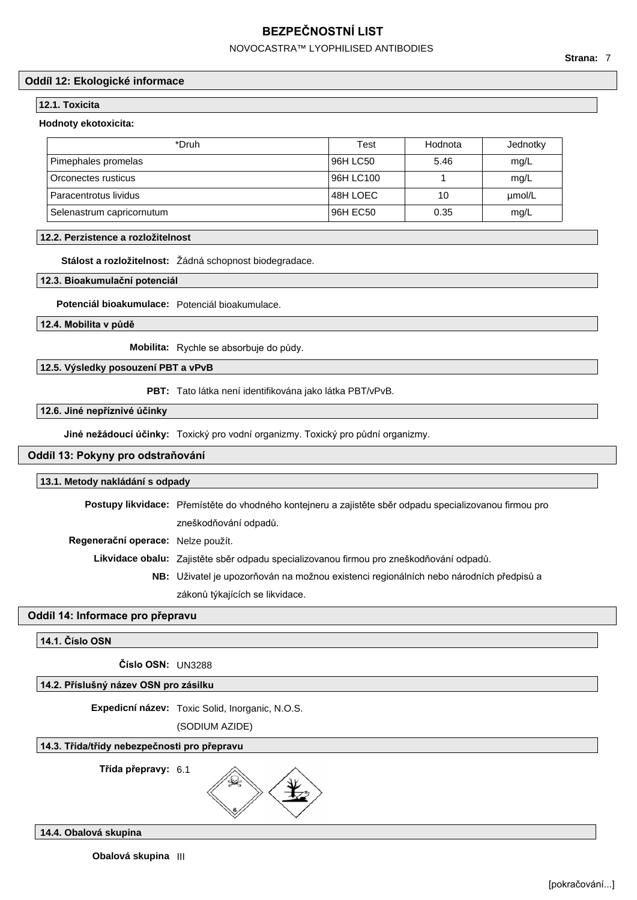## Oddíl 12: Ekologické informace

### 12.1. Toxicita

**Hodnoty ekotoxicita:**

| *Druh | Test | Hodnota | Jednotky |
|---|---|---|---|
| Pimephales promelas | 96H LC50 | 5.46 | mg/L |
| Orconectes rusticus | 96H LC100 | 1 | mg/L |
| Paracentrotus lividus | 48H LOEC | 10 | µmol/L |
| Selenastrum capricornutum | 96H EC50 | 0.35 | mg/L |

### 12.2. Perzistence a rozložitelnost

**Stálost a rozložitelnost:** Žádná schopnost biodegradace.

### 12.3. Bioakumulační potenciál

**Potenciál bioakumulace:** Potenciál bioakumulace.

### 12.4. Mobilita v půdě

**Mobilita:** Rychle se absorbuje do půdy.

### 12.5. Výsledky posouzení PBT a vPvB

**PBT:** Tato látka není identifikována jako látka PBT/vPvB.

### 12.6. Jiné nepříznivé účinky

**Jiné nežádoucí účinky:** Toxický pro vodní organizmy. Toxický pro půdní organizmy.

## Oddíl 13: Pokyny pro odstraňování

### 13.1. Metody nakládání s odpady

**Postupy likvidace:** Přemístěte do vhodného kontejneru a zajistěte sběr odpadu specializovanou firmou pro zneškodňování odpadů.

**Regenerační operace:** Nelze použít.

**Likvidace obalu:** Zajistěte sběr odpadu specializovanou firmou pro zneškodňování odpadů.

**NB:** Uživatel je upozorňován na možnou existenci regionálních nebo národních předpisů a zákonů týkajících se likvidace.

## Oddíl 14: Informace pro přepravu

### 14.1. Číslo OSN

**Číslo OSN:** UN3288

### 14.2. Příslušný název OSN pro zásilku

**Expediční název:** Toxic Solid, Inorganic, N.O.S. (SODIUM AZIDE)

### 14.3. Třída/třídy nebezpečnosti pro přepravu

**Třída přepravy:** 6.1

### 14.4. Obalová skupina

**Obalová skupina** III

[pokračování...]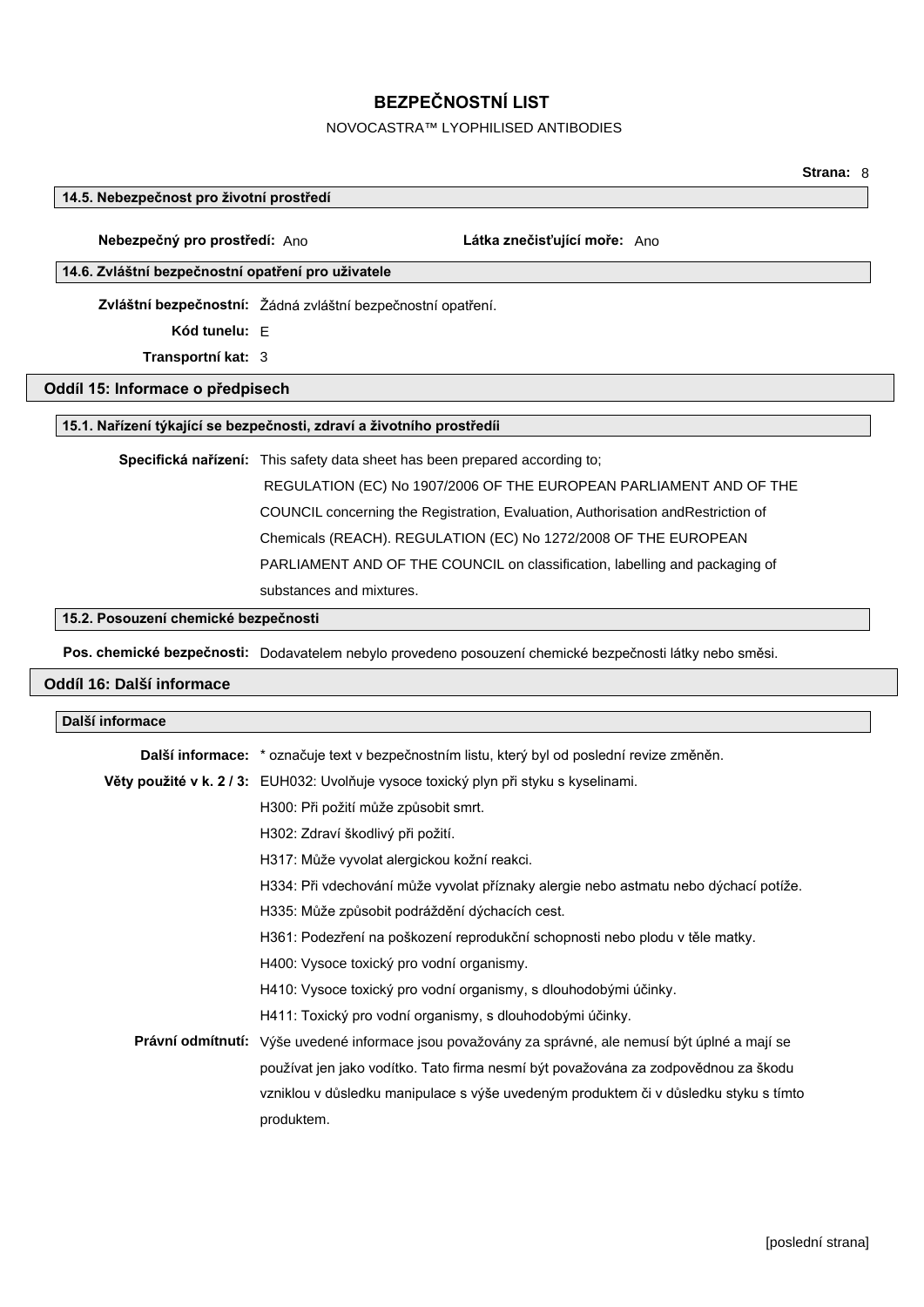#### 14.5. Nebezpečnost pro životní prostředí

**Nebezpečný pro prostředí:** Ano  **Látka znečisťující moře:** Ano

#### 14.6. Zvláštní bezpečnostní opatření pro uživatele

**Zvláštní bezpečnostní:** Žádná zvláštní bezpečnostní opatření.

**Kód tunelu:** E

**Transportní kat:** 3

## Oddíl 15: Informace o předpisech

#### 15.1. Nařízení týkající se bezpečnosti, zdraví a životního prostředíi

**Specifická nařízení:** This safety data sheet has been prepared according to; REGULATION (EC) No 1907/2006 OF THE EUROPEAN PARLIAMENT AND OF THE COUNCIL concerning the Registration, Evaluation, Authorisation andRestriction of Chemicals (REACH). REGULATION (EC) No 1272/2008 OF THE EUROPEAN PARLIAMENT AND OF THE COUNCIL on classification, labelling and packaging of substances and mixtures.

#### 15.2. Posouzení chemické bezpečnosti

**Pos. chemické bezpečnosti:** Dodavatelem nebylo provedeno posouzení chemické bezpečnosti látky nebo směsi.

## Oddíl 16: Další informace

#### Další informace

**Další informace:** * označuje text v bezpečnostním listu, který byl od poslední revize změněn.

**Věty použité v k. 2 / 3:** EUH032: Uvolňuje vysoce toxický plyn při styku s kyselinami.

H300: Při požití může způsobit smrt.

H302: Zdraví škodlivý při požití.

H317: Může vyvolat alergickou kožní reakci.

H334: Při vdechování může vyvolat příznaky alergie nebo astmatu nebo dýchací potíže.

H335: Může způsobit podráždění dýchacích cest.

H361: Podezření na poškození reprodukční schopnosti nebo plodu v těle matky.

H400: Vysoce toxický pro vodní organismy.

H410: Vysoce toxický pro vodní organismy, s dlouhodobými účinky.

H411: Toxický pro vodní organismy, s dlouhodobými účinky.

**Právní odmítnutí:** Výše uvedené informace jsou považovány za správné, ale nemusí být úplné a mají se používat jen jako vodítko. Tato firma nesmí být považována za zodpovědnou za škodu vzniklou v důsledku manipulace s výše uvedeným produktem či v důsledku styku s tímto produktem.

[poslední strana]